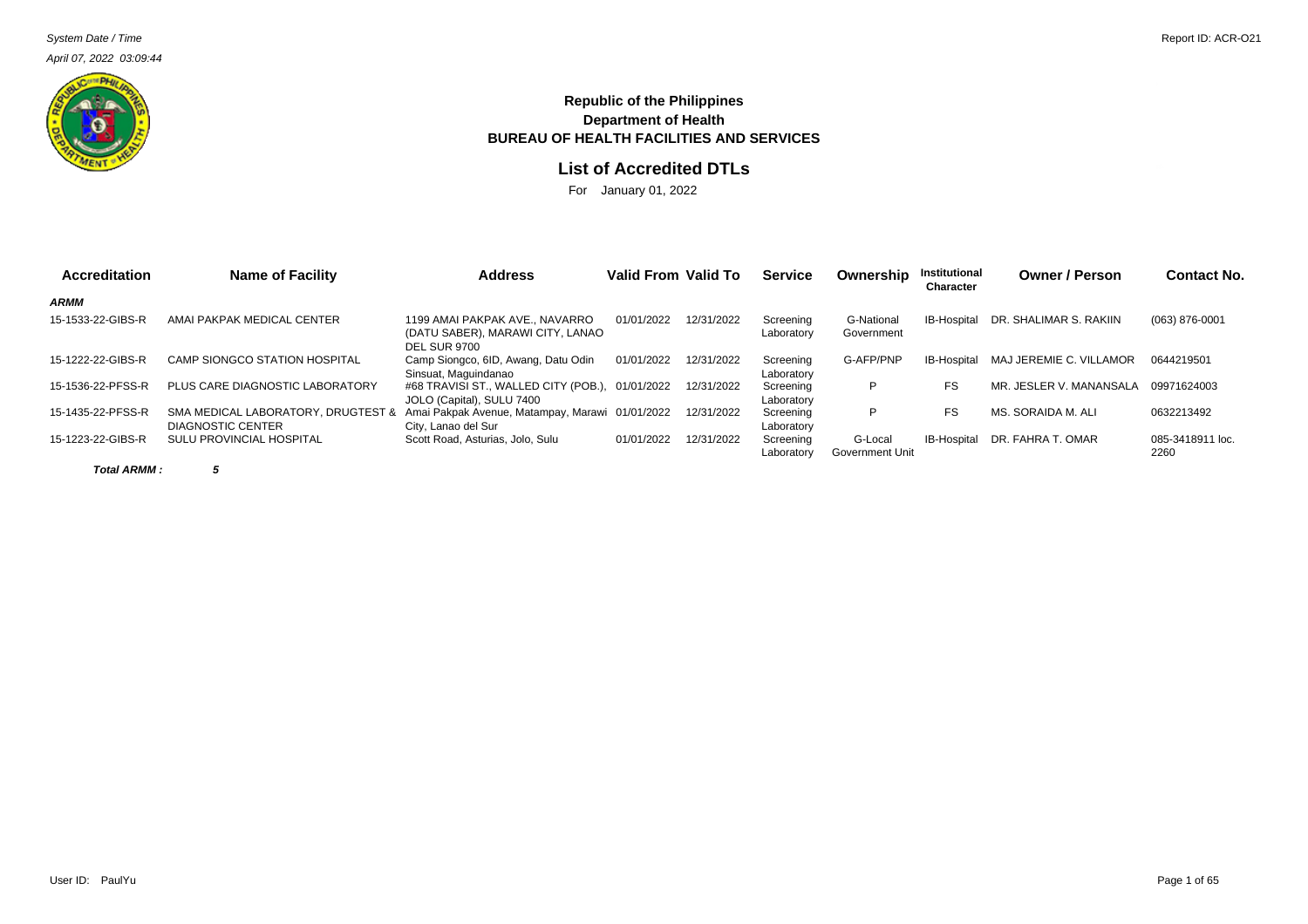System Date / Time
April 07, 2022 03:09:44

Report ID: ACR-O21

**Republic of the Philippines**
**Department of Health**
**BUREAU OF HEALTH FACILITIES AND SERVICES**

## List of Accredited DTLs

For January 01, 2022

| Accreditation | Name of Facility | Address | Valid From | Valid To | Service | Ownership | Institutional Character | Owner / Person | Contact No. |
|---|---|---|---|---|---|---|---|---|---|
| ***ARMM*** | | | | | | | | | |
| 15-1533-22-GIBS-R | AMAI PAKPAK MEDICAL CENTER | 1199 AMAI PAKPAK AVE., NAVARRO (DATU SABER), MARAWI CITY, LANAO DEL SUR 9700 | 01/01/2022 | 12/31/2022 | Screening Laboratory | G-National Government | IB-Hospital | DR. SHALIMAR S. RAKIIN | (063) 876-0001 |
| 15-1222-22-GIBS-R | CAMP SIONGCO STATION HOSPITAL | Camp Siongco, 6ID, Awang, Datu Odin Sinsuat, Maguindanao | 01/01/2022 | 12/31/2022 | Screening Laboratory | G-AFP/PNP | IB-Hospital | MAJ JEREMIE C. VILLAMOR | 0644219501 |
| 15-1536-22-PFSS-R | PLUS CARE DIAGNOSTIC LABORATORY | #68 TRAVISI ST., WALLED CITY (POB.), JOLO (Capital), SULU 7400 | 01/01/2022 | 12/31/2022 | Screening Laboratory | P | FS | MR. JESLER V. MANANSALA | 09971624003 |
| 15-1435-22-PFSS-R | SMA MEDICAL LABORATORY, DRUGTEST & DIAGNOSTIC CENTER | Amai Pakpak Avenue, Matampay, Marawi City, Lanao del Sur | 01/01/2022 | 12/31/2022 | Screening Laboratory | P | FS | MS. SORAIDA M. ALI | 0632213492 |
| 15-1223-22-GIBS-R | SULU PROVINCIAL HOSPITAL | Scott Road, Asturias, Jolo, Sulu | 01/01/2022 | 12/31/2022 | Screening Laboratory | G-Local Government Unit | IB-Hospital | DR. FAHRA T. OMAR | 085-3418911 loc. 2260 |

***Total ARMM :*** ***5***

User ID: PaulYu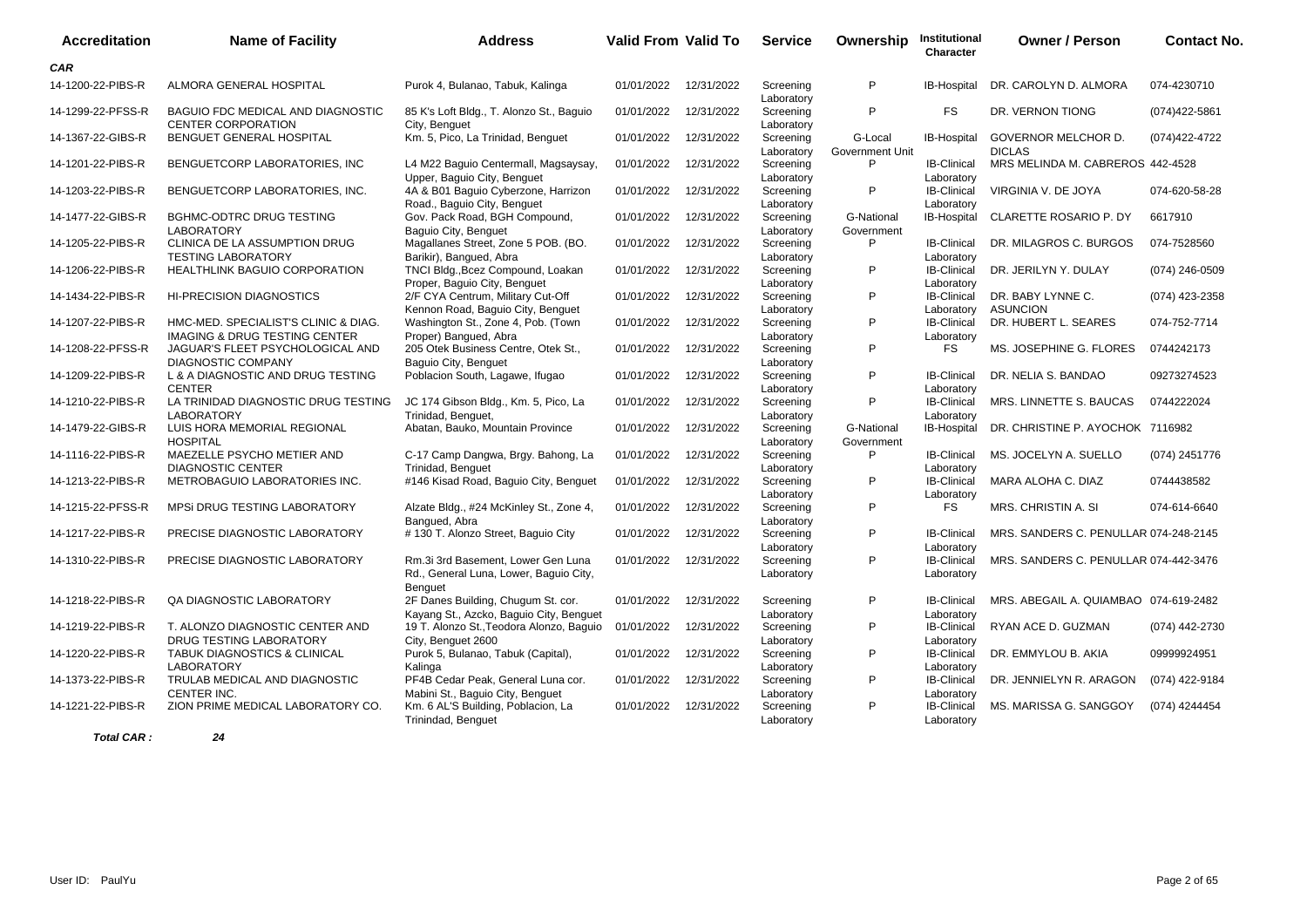| Accreditation | Name of Facility | Address | Valid From | Valid To | Service | Ownership | Institutional Character | Owner / Person | Contact No. |
|---|---|---|---|---|---|---|---|---|---|
| ***CAR*** | | | | | | | | | |
| 14-1200-22-PIBS-R | ALMORA GENERAL HOSPITAL | Purok 4, Bulanao, Tabuk, Kalinga | 01/01/2022 | 12/31/2022 | Screening Laboratory | P | IB-Hospital | DR. CAROLYN D. ALMORA | 074-4230710 |
| 14-1299-22-PFSS-R | BAGUIO FDC MEDICAL AND DIAGNOSTIC CENTER CORPORATION | 85 K's Loft Bldg., T. Alonzo St., Baguio City, Benguet | 01/01/2022 | 12/31/2022 | Screening Laboratory | P | FS | DR. VERNON TIONG | (074)422-5861 |
| 14-1367-22-GIBS-R | BENGUET GENERAL HOSPITAL | Km. 5, Pico, La Trinidad, Benguet | 01/01/2022 | 12/31/2022 | Screening Laboratory | G-Local Government Unit | IB-Hospital | GOVERNOR MELCHOR D. DICLAS | (074)422-4722 |
| 14-1201-22-PIBS-R | BENGUETCORP LABORATORIES, INC | L4 M22 Baguio Centermall, Magsaysay, Upper, Baguio City, Benguet | 01/01/2022 | 12/31/2022 | Screening Laboratory | P | IB-Clinical Laboratory | MRS MELINDA M. CABREROS | 442-4528 |
| 14-1203-22-PIBS-R | BENGUETCORP LABORATORIES, INC. | 4A & B01 Baguio Cyberzone, Harrizon Road., Baguio City, Benguet | 01/01/2022 | 12/31/2022 | Screening Laboratory | P | IB-Clinical Laboratory | VIRGINIA V. DE JOYA | 074-620-58-28 |
| 14-1477-22-GIBS-R | BGHMC-ODTRC DRUG TESTING LABORATORY | Gov. Pack Road, BGH Compound, Baguio City, Benguet | 01/01/2022 | 12/31/2022 | Screening Laboratory | G-National Government | IB-Hospital | CLARETTE ROSARIO P. DY | 6617910 |
| 14-1205-22-PIBS-R | CLINICA DE LA ASSUMPTION DRUG TESTING LABORATORY | Magallanes Street, Zone 5 POB. (BO. Barikir), Bangued, Abra | 01/01/2022 | 12/31/2022 | Screening Laboratory | P | IB-Clinical Laboratory | DR. MILAGROS C. BURGOS | 074-7528560 |
| 14-1206-22-PIBS-R | HEALTHLINK BAGUIO CORPORATION | TNCI Bldg.,Bcez Compound, Loakan Proper, Baguio City, Benguet | 01/01/2022 | 12/31/2022 | Screening Laboratory | P | IB-Clinical Laboratory | DR. JERILYN Y. DULAY | (074) 246-0509 |
| 14-1434-22-PIBS-R | HI-PRECISION DIAGNOSTICS | 2/F CYA Centrum, Military Cut-Off Kennon Road, Baguio City, Benguet | 01/01/2022 | 12/31/2022 | Screening Laboratory | P | IB-Clinical Laboratory | DR. BABY LYNNE C. ASUNCION | (074) 423-2358 |
| 14-1207-22-PIBS-R | HMC-MED. SPECIALIST'S CLINIC & DIAG. IMAGING & DRUG TESTING CENTER | Washington St., Zone 4, Pob. (Town Proper) Bangued, Abra | 01/01/2022 | 12/31/2022 | Screening Laboratory | P | IB-Clinical Laboratory | DR. HUBERT L. SEARES | 074-752-7714 |
| 14-1208-22-PFSS-R | JAGUAR'S FLEET PSYCHOLOGICAL AND DIAGNOSTIC COMPANY | 205 Otek Business Centre, Otek St., Baguio City, Benguet | 01/01/2022 | 12/31/2022 | Screening Laboratory | P | FS | MS. JOSEPHINE G. FLORES | 0744242173 |
| 14-1209-22-PIBS-R | L & A DIAGNOSTIC AND DRUG TESTING CENTER | Poblacion South, Lagawe, Ifugao | 01/01/2022 | 12/31/2022 | Screening Laboratory | P | IB-Clinical Laboratory | DR. NELIA S. BANDAO | 09273274523 |
| 14-1210-22-PIBS-R | LA TRINIDAD DIAGNOSTIC DRUG TESTING LABORATORY | JC 174 Gibson Bldg., Km. 5, Pico, La Trinidad, Benguet, | 01/01/2022 | 12/31/2022 | Screening Laboratory | P | IB-Clinical Laboratory | MRS. LINNETTE S. BAUCAS | 0744222024 |
| 14-1479-22-GIBS-R | LUIS HORA MEMORIAL REGIONAL HOSPITAL | Abatan, Bauko, Mountain Province | 01/01/2022 | 12/31/2022 | Screening Laboratory | G-National Government | IB-Hospital | DR. CHRISTINE P. AYOCHOK | 7116982 |
| 14-1116-22-PIBS-R | MAEZELLE PSYCHO METIER AND DIAGNOSTIC CENTER | C-17 Camp Dangwa, Brgy. Bahong, La Trinidad, Benguet | 01/01/2022 | 12/31/2022 | Screening Laboratory | P | IB-Clinical Laboratory | MS. JOCELYN A. SUELLO | (074) 2451776 |
| 14-1213-22-PIBS-R | METROBAGUIO LABORATORIES INC. | #146 Kisad Road, Baguio City, Benguet | 01/01/2022 | 12/31/2022 | Screening Laboratory | P | IB-Clinical Laboratory | MARA ALOHA C. DIAZ | 0744438582 |
| 14-1215-22-PFSS-R | MPSi DRUG TESTING LABORATORY | Alzate Bldg., #24 McKinley St., Zone 4, Bangued, Abra | 01/01/2022 | 12/31/2022 | Screening Laboratory | P | FS | MRS. CHRISTIN A. SI | 074-614-6640 |
| 14-1217-22-PIBS-R | PRECISE DIAGNOSTIC LABORATORY | # 130 T. Alonzo Street, Baguio City | 01/01/2022 | 12/31/2022 | Screening Laboratory | P | IB-Clinical Laboratory | MRS. SANDERS C. PENULLAR | 074-248-2145 |
| 14-1310-22-PIBS-R | PRECISE DIAGNOSTIC LABORATORY | Rm.3i 3rd Basement, Lower Gen Luna Rd., General Luna, Lower, Baguio City, Benguet | 01/01/2022 | 12/31/2022 | Screening Laboratory | P | IB-Clinical Laboratory | MRS. SANDERS C. PENULLAR | 074-442-3476 |
| 14-1218-22-PIBS-R | QA DIAGNOSTIC LABORATORY | 2F Danes Building, Chugum St. cor. Kayang St., Azcko, Baguio City, Benguet | 01/01/2022 | 12/31/2022 | Screening Laboratory | P | IB-Clinical Laboratory | MRS. ABEGAIL A. QUIAMBAO | 074-619-2482 |
| 14-1219-22-PIBS-R | T. ALONZO DIAGNOSTIC CENTER AND DRUG TESTING LABORATORY | 19 T. Alonzo St.,Teodora Alonzo, Baguio City, Benguet 2600 | 01/01/2022 | 12/31/2022 | Screening Laboratory | P | IB-Clinical Laboratory | RYAN ACE D. GUZMAN | (074) 442-2730 |
| 14-1220-22-PIBS-R | TABUK DIAGNOSTICS & CLINICAL LABORATORY | Purok 5, Bulanao, Tabuk (Capital), Kalinga | 01/01/2022 | 12/31/2022 | Screening Laboratory | P | IB-Clinical Laboratory | DR. EMMYLOU B. AKIA | 09999924951 |
| 14-1373-22-PIBS-R | TRULAB MEDICAL AND DIAGNOSTIC CENTER INC. | PF4B Cedar Peak, General Luna cor. Mabini St., Baguio City, Benguet | 01/01/2022 | 12/31/2022 | Screening Laboratory | P | IB-Clinical Laboratory | DR. JENNIELYN R. ARAGON | (074) 422-9184 |
| 14-1221-22-PIBS-R | ZION PRIME MEDICAL LABORATORY CO. | Km. 6 AL'S Building, Poblacion, La Trinindad, Benguet | 01/01/2022 | 12/31/2022 | Screening Laboratory | P | IB-Clinical Laboratory | MS. MARISSA G. SANGGOY | (074) 4244454 |

***Total CAR :*** ***24***

User ID: PaulYu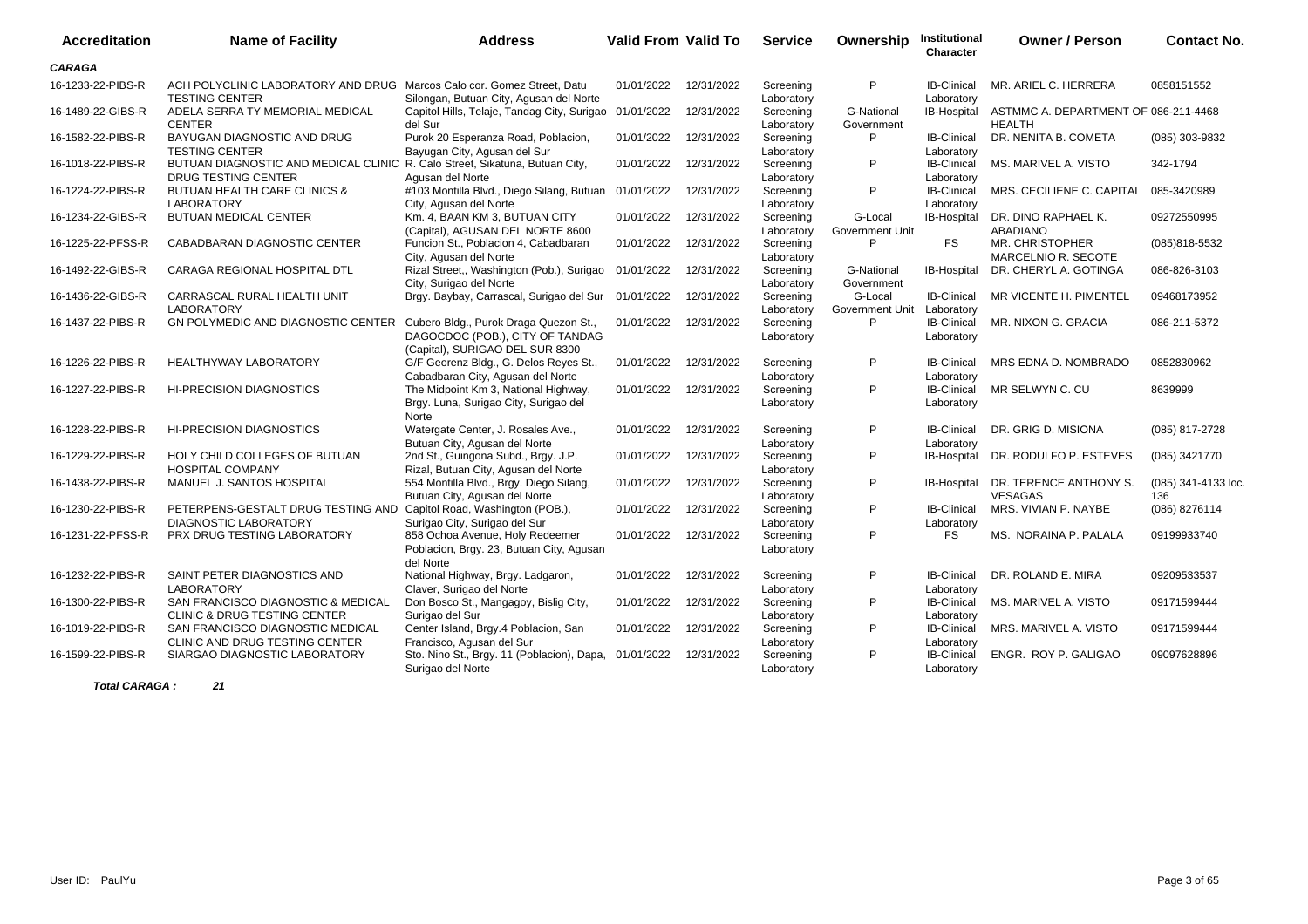| Accreditation | Name of Facility | Address | Valid From | Valid To | Service | Ownership | Institutional Character | Owner / Person | Contact No. |
|---|---|---|---|---|---|---|---|---|---|
| ***CARAGA*** | | | | | | | | | |
| 16-1233-22-PIBS-R | ACH POLYCLINIC LABORATORY AND DRUG TESTING CENTER | Marcos Calo cor. Gomez Street, Datu Silongan, Butuan City, Agusan del Norte | 01/01/2022 | 12/31/2022 | Screening Laboratory | P | IB-Clinical Laboratory | MR. ARIEL C. HERRERA | 0858151552 |
| 16-1489-22-GIBS-R | ADELA SERRA TY MEMORIAL MEDICAL CENTER | Capitol Hills, Telaje, Tandag City, Surigao del Sur | 01/01/2022 | 12/31/2022 | Screening Laboratory | G-National Government | IB-Hospital | ASTMMC A. DEPARTMENT OF HEALTH | 086-211-4468 |
| 16-1582-22-PIBS-R | BAYUGAN DIAGNOSTIC AND DRUG TESTING CENTER | Purok 20 Esperanza Road, Poblacion, Bayugan City, Agusan del Sur | 01/01/2022 | 12/31/2022 | Screening Laboratory | P | IB-Clinical Laboratory | DR. NENITA B. COMETA | (085) 303-9832 |
| 16-1018-22-PIBS-R | BUTUAN DIAGNOSTIC AND MEDICAL CLINIC DRUG TESTING CENTER | R. Calo Street, Sikatuna, Butuan City, Agusan del Norte | 01/01/2022 | 12/31/2022 | Screening Laboratory | P | IB-Clinical Laboratory | MS. MARIVEL A. VISTO | 342-1794 |
| 16-1224-22-PIBS-R | BUTUAN HEALTH CARE CLINICS & LABORATORY | #103 Montilla Blvd., Diego Silang, Butuan City, Agusan del Norte | 01/01/2022 | 12/31/2022 | Screening Laboratory | P | IB-Clinical Laboratory | MRS. CECILIENE C. CAPITAL | 085-3420989 |
| 16-1234-22-GIBS-R | BUTUAN MEDICAL CENTER | Km. 4, BAAN KM 3, BUTUAN CITY (Capital), AGUSAN DEL NORTE 8600 | 01/01/2022 | 12/31/2022 | Screening Laboratory | G-Local Government Unit | IB-Hospital | DR. DINO RAPHAEL K. ABADIANO | 09272550995 |
| 16-1225-22-PFSS-R | CABADBARAN DIAGNOSTIC CENTER | Funcion St., Poblacion 4, Cabadbaran City, Agusan del Norte | 01/01/2022 | 12/31/2022 | Screening Laboratory | P | FS | MR. CHRISTOPHER MARCELNIO R. SECOTE | (085)818-5532 |
| 16-1492-22-GIBS-R | CARAGA REGIONAL HOSPITAL DTL | Rizal Street,, Washington (Pob.), Surigao City, Surigao del Norte | 01/01/2022 | 12/31/2022 | Screening Laboratory | G-National Government | IB-Hospital | DR. CHERYL A. GOTINGA | 086-826-3103 |
| 16-1436-22-GIBS-R | CARRASCAL RURAL HEALTH UNIT LABORATORY | Brgy. Baybay, Carrascal, Surigao del Sur | 01/01/2022 | 12/31/2022 | Screening Laboratory | G-Local Government Unit | IB-Clinical Laboratory | MR VICENTE H. PIMENTEL | 09468173952 |
| 16-1437-22-PIBS-R | GN POLYMEDIC AND DIAGNOSTIC CENTER | Cubero Bldg., Purok Draga Quezon St., DAGOCDOC (POB.), CITY OF TANDAG (Capital), SURIGAO DEL SUR 8300 | 01/01/2022 | 12/31/2022 | Screening Laboratory | P | IB-Clinical Laboratory | MR. NIXON G. GRACIA | 086-211-5372 |
| 16-1226-22-PIBS-R | HEALTHYWAY LABORATORY | G/F Georenz Bldg., G. Delos Reyes St., Cabadbaran City, Agusan del Norte | 01/01/2022 | 12/31/2022 | Screening Laboratory | P | IB-Clinical Laboratory | MRS EDNA D. NOMBRADO | 0852830962 |
| 16-1227-22-PIBS-R | HI-PRECISION DIAGNOSTICS | The Midpoint Km 3, National Highway, Brgy. Luna, Surigao City, Surigao del Norte | 01/01/2022 | 12/31/2022 | Screening Laboratory | P | IB-Clinical Laboratory | MR SELWYN C. CU | 8639999 |
| 16-1228-22-PIBS-R | HI-PRECISION DIAGNOSTICS | Watergate Center, J. Rosales Ave., Butuan City, Agusan del Norte | 01/01/2022 | 12/31/2022 | Screening Laboratory | P | IB-Clinical Laboratory | DR. GRIG D. MISIONA | (085) 817-2728 |
| 16-1229-22-PIBS-R | HOLY CHILD COLLEGES OF BUTUAN HOSPITAL COMPANY | 2nd St., Guingona Subd., Brgy. J.P. Rizal, Butuan City, Agusan del Norte | 01/01/2022 | 12/31/2022 | Screening Laboratory | P | IB-Hospital | DR. RODULFO P. ESTEVES | (085) 3421770 |
| 16-1438-22-PIBS-R | MANUEL J. SANTOS HOSPITAL | 554 Montilla Blvd., Brgy. Diego Silang, Butuan City, Agusan del Norte | 01/01/2022 | 12/31/2022 | Screening Laboratory | P | IB-Hospital | DR. TERENCE ANTHONY S. VESAGAS | (085) 341-4133 loc. 136 |
| 16-1230-22-PIBS-R | PETERPENS-GESTALT DRUG TESTING AND DIAGNOSTIC LABORATORY | Capitol Road, Washington (POB.), Surigao City, Surigao del Sur | 01/01/2022 | 12/31/2022 | Screening Laboratory | P | IB-Clinical Laboratory | MRS. VIVIAN P. NAYBE | (086) 8276114 |
| 16-1231-22-PFSS-R | PRX DRUG TESTING LABORATORY | 858 Ochoa Avenue, Holy Redeemer Poblacion, Brgy. 23, Butuan City, Agusan del Norte | 01/01/2022 | 12/31/2022 | Screening Laboratory | P | FS | MS. NORAINA P. PALALA | 09199933740 |
| 16-1232-22-PIBS-R | SAINT PETER DIAGNOSTICS AND LABORATORY | National Highway, Brgy. Ladgaron, Claver, Surigao del Norte | 01/01/2022 | 12/31/2022 | Screening Laboratory | P | IB-Clinical Laboratory | DR. ROLAND E. MIRA | 09209533537 |
| 16-1300-22-PIBS-R | SAN FRANCISCO DIAGNOSTIC & MEDICAL CLINIC & DRUG TESTING CENTER | Don Bosco St., Mangagoy, Bislig City, Surigao del Sur | 01/01/2022 | 12/31/2022 | Screening Laboratory | P | IB-Clinical Laboratory | MS. MARIVEL A. VISTO | 09171599444 |
| 16-1019-22-PIBS-R | SAN FRANCISCO DIAGNOSTIC MEDICAL CLINIC AND DRUG TESTING CENTER | Center Island, Brgy.4 Poblacion, San Francisco, Agusan del Sur | 01/01/2022 | 12/31/2022 | Screening Laboratory | P | IB-Clinical Laboratory | MRS. MARIVEL A. VISTO | 09171599444 |
| 16-1599-22-PIBS-R | SIARGAO DIAGNOSTIC LABORATORY | Sto. Nino St., Brgy. 11 (Poblacion), Dapa, Surigao del Norte | 01/01/2022 | 12/31/2022 | Screening Laboratory | P | IB-Clinical Laboratory | ENGR. ROY P. GALIGAO | 09097628896 |

***Total CARAGA : 21***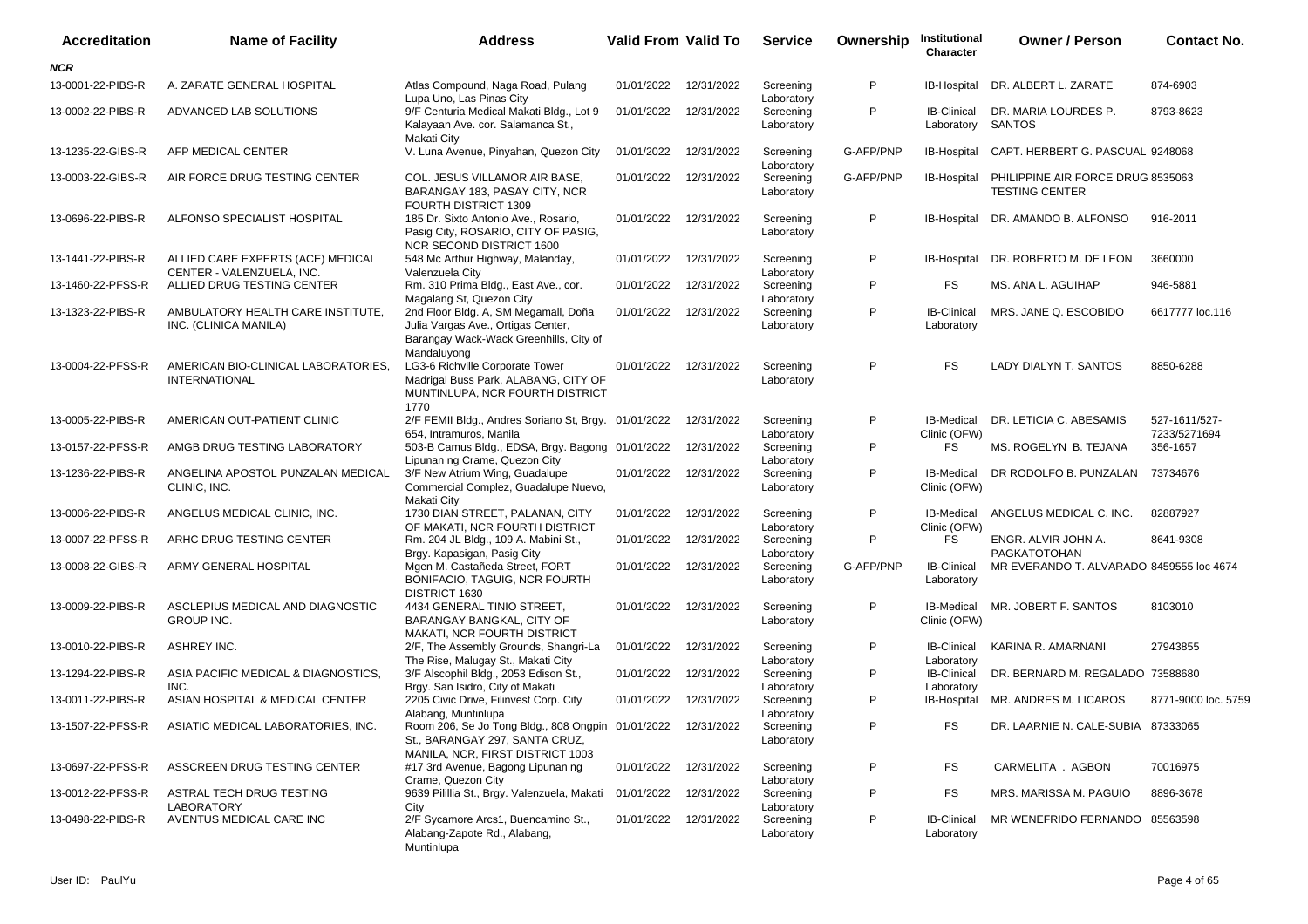| Accreditation | Name of Facility | Address | Valid From | Valid To | Service | Ownership | Institutional Character | Owner / Person | Contact No. |
|---|---|---|---|---|---|---|---|---|---|
| ***NCR*** | | | | | | | | | |
| 13-0001-22-PIBS-R | A. ZARATE GENERAL HOSPITAL | Atlas Compound, Naga Road, Pulang Lupa Uno, Las Pinas City | 01/01/2022 | 12/31/2022 | Screening Laboratory | P | IB-Hospital | DR. ALBERT L. ZARATE | 874-6903 |
| 13-0002-22-PIBS-R | ADVANCED LAB SOLUTIONS | 9/F Centuria Medical Makati Bldg., Lot 9 Kalayaan Ave. cor. Salamanca St., Makati City | 01/01/2022 | 12/31/2022 | Screening Laboratory | P | IB-Clinical Laboratory | DR. MARIA LOURDES P. SANTOS | 8793-8623 |
| 13-1235-22-GIBS-R | AFP MEDICAL CENTER | V. Luna Avenue, Pinyahan, Quezon City | 01/01/2022 | 12/31/2022 | Screening Laboratory | G-AFP/PNP | IB-Hospital | CAPT. HERBERT G. PASCUAL | 9248068 |
| 13-0003-22-GIBS-R | AIR FORCE DRUG TESTING CENTER | COL. JESUS VILLAMOR AIR BASE, BARANGAY 183, PASAY CITY, NCR FOURTH DISTRICT 1309 | 01/01/2022 | 12/31/2022 | Screening Laboratory | G-AFP/PNP | IB-Hospital | PHILIPPINE AIR FORCE DRUG TESTING CENTER | 8535063 |
| 13-0696-22-PIBS-R | ALFONSO SPECIALIST HOSPITAL | 185 Dr. Sixto Antonio Ave., Rosario, Pasig City, ROSARIO, CITY OF PASIG, NCR SECOND DISTRICT 1600 | 01/01/2022 | 12/31/2022 | Screening Laboratory | P | IB-Hospital | DR. AMANDO B. ALFONSO | 916-2011 |
| 13-1441-22-PIBS-R | ALLIED CARE EXPERTS (ACE) MEDICAL CENTER - VALENZUELA, INC. | 548 Mc Arthur Highway, Malanday, Valenzuela City | 01/01/2022 | 12/31/2022 | Screening Laboratory | P | IB-Hospital | DR. ROBERTO M. DE LEON | 3660000 |
| 13-1460-22-PFSS-R | ALLIED DRUG TESTING CENTER | Rm. 310 Prima Bldg., East Ave., cor. Magalang St, Quezon City | 01/01/2022 | 12/31/2022 | Screening Laboratory | P | FS | MS. ANA L. AGUIHAP | 946-5881 |
| 13-1323-22-PIBS-R | AMBULATORY HEALTH CARE INSTITUTE, INC. (CLINICA MANILA) | 2nd Floor Bldg. A, SM Megamall, Doña Julia Vargas Ave., Ortigas Center, Barangay Wack-Wack Greenhills, City of Mandaluyong | 01/01/2022 | 12/31/2022 | Screening Laboratory | P | IB-Clinical Laboratory | MRS. JANE Q. ESCOBIDO | 6617777 loc.116 |
| 13-0004-22-PFSS-R | AMERICAN BIO-CLINICAL LABORATORIES, INTERNATIONAL | LG3-6 Richville Corporate Tower Madrigal Buss Park, ALABANG, CITY OF MUNTINLUPA, NCR FOURTH DISTRICT 1770 | 01/01/2022 | 12/31/2022 | Screening Laboratory | P | FS | LADY DIALYN T. SANTOS | 8850-6288 |
| 13-0005-22-PIBS-R | AMERICAN OUT-PATIENT CLINIC | 2/F FEMII Bldg., Andres Soriano St, Brgy. 654, Intramuros, Manila | 01/01/2022 | 12/31/2022 | Screening Laboratory | P | IB-Medical Clinic (OFW) | DR. LETICIA C. ABESAMIS | 527-1611/527-7233/5271694 |
| 13-0157-22-PFSS-R | AMGB DRUG TESTING LABORATORY | 503-B Camus Bldg., EDSA, Brgy. Bagong Lipunan ng Crame, Quezon City | 01/01/2022 | 12/31/2022 | Screening Laboratory | P | FS | MS. ROGELYN B. TEJANA | 356-1657 |
| 13-1236-22-PIBS-R | ANGELINA APOSTOL PUNZALAN MEDICAL CLINIC, INC. | 3/F New Atrium Wing, Guadalupe Commercial Complez, Guadalupe Nuevo, Makati City | 01/01/2022 | 12/31/2022 | Screening Laboratory | P | IB-Medical Clinic (OFW) | DR RODOLFO B. PUNZALAN | 73734676 |
| 13-0006-22-PIBS-R | ANGELUS MEDICAL CLINIC, INC. | 1730 DIAN STREET, PALANAN, CITY OF MAKATI, NCR FOURTH DISTRICT | 01/01/2022 | 12/31/2022 | Screening Laboratory | P | IB-Medical Clinic (OFW) | ANGELUS MEDICAL C. INC. | 82887927 |
| 13-0007-22-PFSS-R | ARHC DRUG TESTING CENTER | Rm. 204 JL Bldg., 109 A. Mabini St., Brgy. Kapasigan, Pasig City | 01/01/2022 | 12/31/2022 | Screening Laboratory | P | FS | ENGR. ALVIR JOHN A. PAGKATOTOHAN | 8641-9308 |
| 13-0008-22-GIBS-R | ARMY GENERAL HOSPITAL | Mgen M. Castañeda Street, FORT BONIFACIO, TAGUIG, NCR FOURTH DISTRICT 1630 | 01/01/2022 | 12/31/2022 | Screening Laboratory | G-AFP/PNP | IB-Clinical Laboratory | MR EVERANDO T. ALVARADO | 8459555 loc 4674 |
| 13-0009-22-PIBS-R | ASCLEPIUS MEDICAL AND DIAGNOSTIC GROUP INC. | 4434 GENERAL TINIO STREET, BARANGAY BANGKAL, CITY OF MAKATI, NCR FOURTH DISTRICT | 01/01/2022 | 12/31/2022 | Screening Laboratory | P | IB-Medical Clinic (OFW) | MR. JOBERT F. SANTOS | 8103010 |
| 13-0010-22-PIBS-R | ASHREY INC. | 2/F, The Assembly Grounds, Shangri-La The Rise, Malugay St., Makati City | 01/01/2022 | 12/31/2022 | Screening Laboratory | P | IB-Clinical Laboratory | KARINA R. AMARNANI | 27943855 |
| 13-1294-22-PIBS-R | ASIA PACIFIC MEDICAL & DIAGNOSTICS, INC. | 3/F Alscophil Bldg., 2053 Edison St., Brgy. San Isidro, City of Makati | 01/01/2022 | 12/31/2022 | Screening Laboratory | P | IB-Clinical Laboratory | DR. BERNARD M. REGALADO | 73588680 |
| 13-0011-22-PIBS-R | ASIAN HOSPITAL & MEDICAL CENTER | 2205 Civic Drive, Filinvest Corp. City Alabang, Muntinlupa | 01/01/2022 | 12/31/2022 | Screening Laboratory | P | IB-Hospital | MR. ANDRES M. LICAROS | 8771-9000 loc. 5759 |
| 13-1507-22-PFSS-R | ASIATIC MEDICAL LABORATORIES, INC. | Room 206, Se Jo Tong Bldg., 808 Ongpin St., BARANGAY 297, SANTA CRUZ, MANILA, NCR, FIRST DISTRICT 1003 | 01/01/2022 | 12/31/2022 | Screening Laboratory | P | FS | DR. LAARNIE N. CALE-SUBIA | 87333065 |
| 13-0697-22-PFSS-R | ASSCREEN DRUG TESTING CENTER | #17 3rd Avenue, Bagong Lipunan ng Crame, Quezon City | 01/01/2022 | 12/31/2022 | Screening Laboratory | P | FS | CARMELITA . AGBON | 70016975 |
| 13-0012-22-PFSS-R | ASTRAL TECH DRUG TESTING LABORATORY | 9639 Pilillia St., Brgy. Valenzuela, Makati City | 01/01/2022 | 12/31/2022 | Screening Laboratory | P | FS | MRS. MARISSA M. PAGUIO | 8896-3678 |
| 13-0498-22-PIBS-R | AVENTUS MEDICAL CARE INC | 2/F Sycamore Arcs1, Buencamino St., Alabang-Zapote Rd., Alabang, Muntinlupa | 01/01/2022 | 12/31/2022 | Screening Laboratory | P | IB-Clinical Laboratory | MR WENEFRIDO FERNANDO | 85563598 |

User ID: PaulYu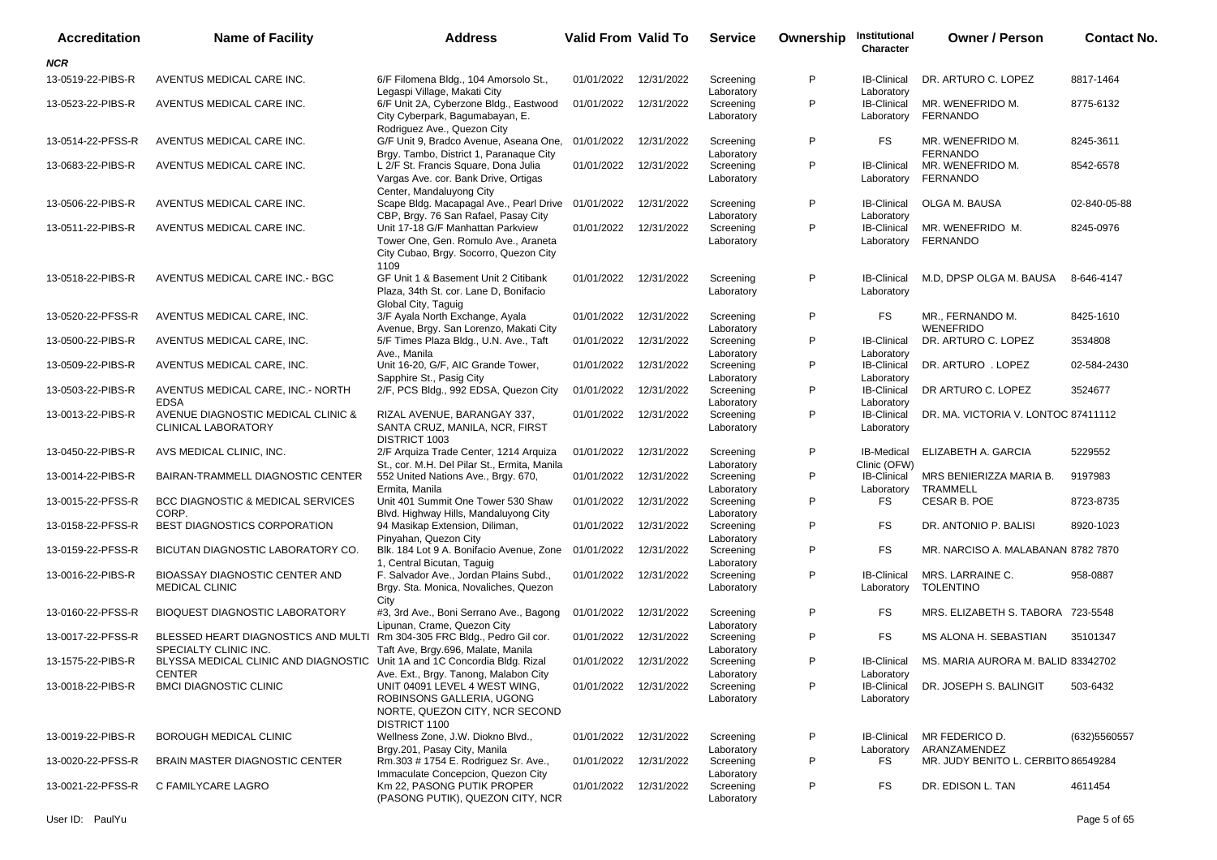| Accreditation | Name of Facility | Address | Valid From | Valid To | Service | Ownership | Institutional Character | Owner / Person | Contact No. |
|---|---|---|---|---|---|---|---|---|---|
| ***NCR*** | | | | | | | | | |
| 13-0519-22-PIBS-R | AVENTUS MEDICAL CARE INC. | 6/F Filomena Bldg., 104 Amorsolo St., Legaspi Village, Makati City | 01/01/2022 | 12/31/2022 | Screening Laboratory | P | IB-Clinical Laboratory | DR. ARTURO C. LOPEZ | 8817-1464 |
| 13-0523-22-PIBS-R | AVENTUS MEDICAL CARE INC. | 6/F Unit 2A, Cyberzone Bldg., Eastwood City Cyberpark, Bagumabayan, E. Rodriguez Ave., Quezon City | 01/01/2022 | 12/31/2022 | Screening Laboratory | P | IB-Clinical Laboratory | MR. WENEFRIDO M. FERNANDO | 8775-6132 |
| 13-0514-22-PFSS-R | AVENTUS MEDICAL CARE INC. | G/F Unit 9, Bradco Avenue, Aseana One, Brgy. Tambo, District 1, Paranaque City | 01/01/2022 | 12/31/2022 | Screening Laboratory | P | FS | MR. WENEFRIDO M. FERNANDO | 8245-3611 |
| 13-0683-22-PIBS-R | AVENTUS MEDICAL CARE INC. | L 2/F St. Francis Square, Dona Julia Vargas Ave. cor. Bank Drive, Ortigas Center, Mandaluyong City | 01/01/2022 | 12/31/2022 | Screening Laboratory | P | IB-Clinical Laboratory | MR. WENEFRIDO M. FERNANDO | 8542-6578 |
| 13-0506-22-PIBS-R | AVENTUS MEDICAL CARE INC. | Scape Bldg. Macapagal Ave., Pearl Drive CBP, Brgy. 76 San Rafael, Pasay City | 01/01/2022 | 12/31/2022 | Screening Laboratory | P | IB-Clinical Laboratory | OLGA M. BAUSA | 02-840-05-88 |
| 13-0511-22-PIBS-R | AVENTUS MEDICAL CARE INC. | Unit 17-18 G/F Manhattan Parkview Tower One, Gen. Romulo Ave., Araneta City Cubao, Brgy. Socorro, Quezon City 1109 | 01/01/2022 | 12/31/2022 | Screening Laboratory | P | IB-Clinical Laboratory | MR. WENEFRIDO M. FERNANDO | 8245-0976 |
| 13-0518-22-PIBS-R | AVENTUS MEDICAL CARE INC.- BGC | GF Unit 1 & Basement Unit 2 Citibank Plaza, 34th St. cor. Lane D, Bonifacio Global City, Taguig | 01/01/2022 | 12/31/2022 | Screening Laboratory | P | IB-Clinical Laboratory | M.D, DPSP OLGA M. BAUSA | 8-646-4147 |
| 13-0520-22-PFSS-R | AVENTUS MEDICAL CARE, INC. | 3/F Ayala North Exchange, Ayala Avenue, Brgy. San Lorenzo, Makati City | 01/01/2022 | 12/31/2022 | Screening Laboratory | P | FS | MR., FERNANDO M. WENEFRIDO | 8425-1610 |
| 13-0500-22-PIBS-R | AVENTUS MEDICAL CARE, INC. | 5/F Times Plaza Bldg., U.N. Ave., Taft Ave., Manila | 01/01/2022 | 12/31/2022 | Screening Laboratory | P | IB-Clinical Laboratory | DR. ARTURO C. LOPEZ | 3534808 |
| 13-0509-22-PIBS-R | AVENTUS MEDICAL CARE, INC. | Unit 16-20, G/F, AIC Grande Tower, Sapphire St., Pasig City | 01/01/2022 | 12/31/2022 | Screening Laboratory | P | IB-Clinical Laboratory | DR. ARTURO . LOPEZ | 02-584-2430 |
| 13-0503-22-PIBS-R | AVENTUS MEDICAL CARE, INC.- NORTH EDSA | 2/F, PCS Bldg., 992 EDSA, Quezon City | 01/01/2022 | 12/31/2022 | Screening Laboratory | P | IB-Clinical Laboratory | DR ARTURO C. LOPEZ | 3524677 |
| 13-0013-22-PIBS-R | AVENUE DIAGNOSTIC MEDICAL CLINIC & CLINICAL LABORATORY | RIZAL AVENUE, BARANGAY 337, SANTA CRUZ, MANILA, NCR, FIRST DISTRICT 1003 | 01/01/2022 | 12/31/2022 | Screening Laboratory | P | IB-Clinical Laboratory | DR. MA. VICTORIA V. LONTOC | 87411112 |
| 13-0450-22-PIBS-R | AVS MEDICAL CLINIC, INC. | 2/F Arquiza Trade Center, 1214 Arquiza St., cor. M.H. Del Pilar St., Ermita, Manila | 01/01/2022 | 12/31/2022 | Screening Laboratory | P | IB-Medical Clinic (OFW) | ELIZABETH A. GARCIA | 5229552 |
| 13-0014-22-PIBS-R | BAIRAN-TRAMMELL DIAGNOSTIC CENTER | 552 United Nations Ave., Brgy. 670, Ermita, Manila | 01/01/2022 | 12/31/2022 | Screening Laboratory | P | IB-Clinical Laboratory | MRS BENIERIZZA MARIA B. TRAMMELL | 9197983 |
| 13-0015-22-PFSS-R | BCC DIAGNOSTIC & MEDICAL SERVICES CORP. | Unit 401 Summit One Tower 530 Shaw Blvd. Highway Hills, Mandaluyong City | 01/01/2022 | 12/31/2022 | Screening Laboratory | P | FS | CESAR B. POE | 8723-8735 |
| 13-0158-22-PFSS-R | BEST DIAGNOSTICS CORPORATION | 94 Masikap Extension, Diliman, Pinyahan, Quezon City | 01/01/2022 | 12/31/2022 | Screening Laboratory | P | FS | DR. ANTONIO P. BALISI | 8920-1023 |
| 13-0159-22-PFSS-R | BICUTAN DIAGNOSTIC LABORATORY CO. | Blk. 184 Lot 9 A. Bonifacio Avenue, Zone 1, Central Bicutan, Taguig | 01/01/2022 | 12/31/2022 | Screening Laboratory | P | FS | MR. NARCISO A. MALABANAN | 8782 7870 |
| 13-0016-22-PIBS-R | BIOASSAY DIAGNOSTIC CENTER AND MEDICAL CLINIC | F. Salvador Ave., Jordan Plains Subd., Brgy. Sta. Monica, Novaliches, Quezon City | 01/01/2022 | 12/31/2022 | Screening Laboratory | P | IB-Clinical Laboratory | MRS. LARRAINE C. TOLENTINO | 958-0887 |
| 13-0160-22-PFSS-R | BIOQUEST DIAGNOSTIC LABORATORY | #3, 3rd Ave., Boni Serrano Ave., Bagong Lipunan, Crame, Quezon City | 01/01/2022 | 12/31/2022 | Screening Laboratory | P | FS | MRS. ELIZABETH S. TABORA | 723-5548 |
| 13-0017-22-PFSS-R | BLESSED HEART DIAGNOSTICS AND MULTI SPECIALTY CLINIC INC. | Rm 304-305 FRC Bldg., Pedro Gil cor. Taft Ave, Brgy.696, Malate, Manila | 01/01/2022 | 12/31/2022 | Screening Laboratory | P | FS | MS ALONA H. SEBASTIAN | 35101347 |
| 13-1575-22-PIBS-R | BLYSSA MEDICAL CLINIC AND DIAGNOSTIC CENTER | Unit 1A and 1C Concordia Bldg. Rizal Ave. Ext., Brgy. Tanong, Malabon City | 01/01/2022 | 12/31/2022 | Screening Laboratory | P | IB-Clinical Laboratory | MS. MARIA AURORA M. BALID | 83342702 |
| 13-0018-22-PIBS-R | BMCI DIAGNOSTIC CLINIC | UNIT 04091 LEVEL 4 WEST WING, ROBINSONS GALLERIA, UGONG NORTE, QUEZON CITY, NCR SECOND DISTRICT 1100 | 01/01/2022 | 12/31/2022 | Screening Laboratory | P | IB-Clinical Laboratory | DR. JOSEPH S. BALINGIT | 503-6432 |
| 13-0019-22-PIBS-R | BOROUGH MEDICAL CLINIC | Wellness Zone, J.W. Diokno Blvd., Brgy.201, Pasay City, Manila | 01/01/2022 | 12/31/2022 | Screening Laboratory | P | IB-Clinical Laboratory | MR FEDERICO D. ARANZAMENDEZ | (632)5560557 |
| 13-0020-22-PFSS-R | BRAIN MASTER DIAGNOSTIC CENTER | Rm.303 # 1754 E. Rodriguez Sr. Ave., Immaculate Concepcion, Quezon City | 01/01/2022 | 12/31/2022 | Screening Laboratory | P | FS | MR. JUDY BENITO L. CERBITO | 86549284 |
| 13-0021-22-PFSS-R | C FAMILYCARE LAGRO | Km 22, PASONG PUTIK PROPER (PASONG PUTIK), QUEZON CITY, NCR | 01/01/2022 | 12/31/2022 | Screening Laboratory | P | FS | DR. EDISON L. TAN | 4611454 |

User ID: PaulYu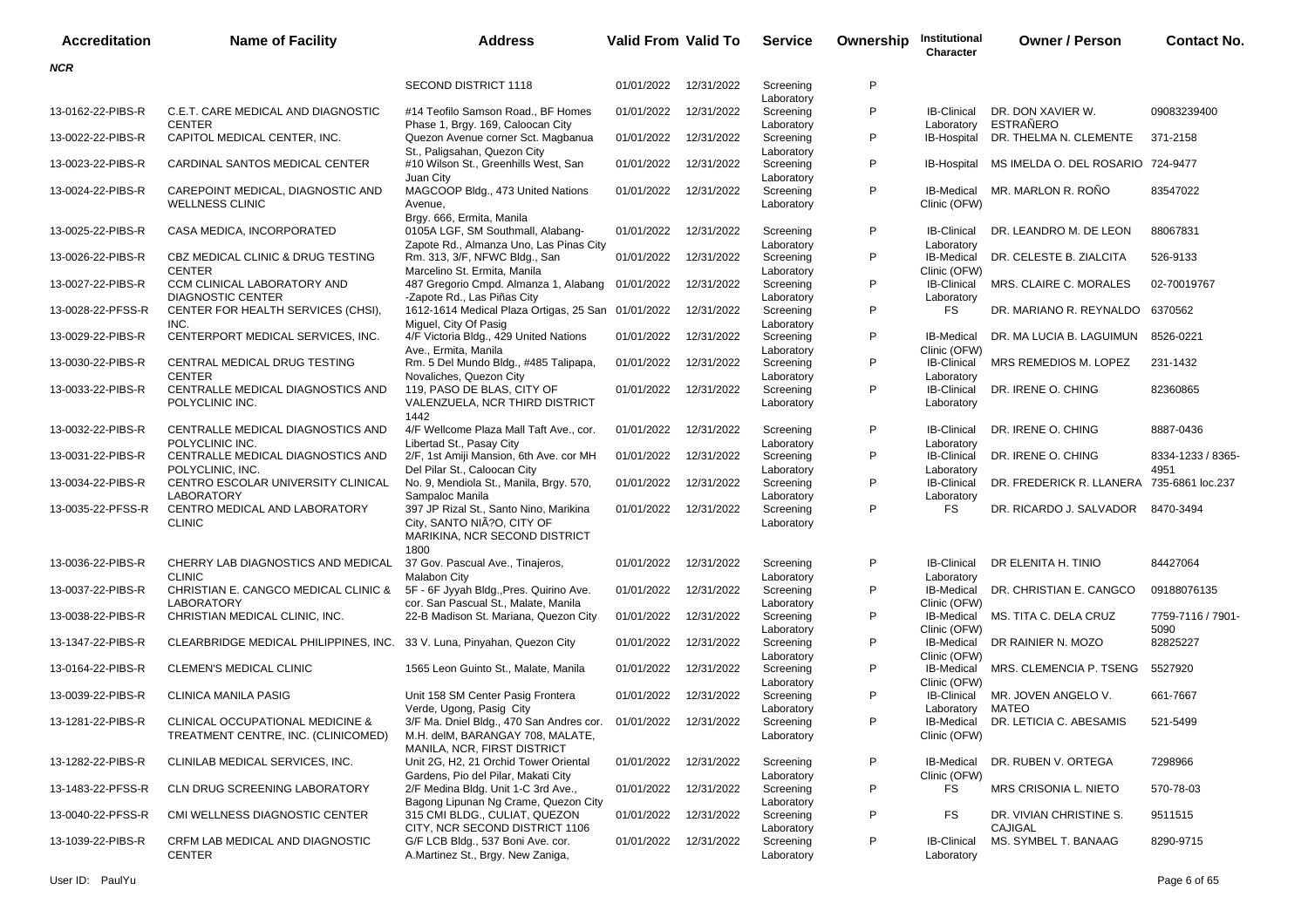| Accreditation | Name of Facility | Address | Valid From | Valid To | Service | Ownership | Institutional Character | Owner / Person | Contact No. |
|---|---|---|---|---|---|---|---|---|---|
| ***NCR*** | | | | | | | | | |
| | | SECOND DISTRICT 1118 | 01/01/2022 | 12/31/2022 | Screening Laboratory | P | | | |
| 13-0162-22-PIBS-R | C.E.T. CARE MEDICAL AND DIAGNOSTIC CENTER | #14 Teofilo Samson Road., BF Homes Phase 1, Brgy. 169, Caloocan City | 01/01/2022 | 12/31/2022 | Screening Laboratory | P | IB-Clinical Laboratory | DR. DON XAVIER W. ESTRAÑERO | 09083239400 |
| 13-0022-22-PIBS-R | CAPITOL MEDICAL CENTER, INC. | Quezon Avenue corner Sct. Magbanua St., Paligsahan, Quezon City | 01/01/2022 | 12/31/2022 | Screening Laboratory | P | IB-Hospital | DR. THELMA N. CLEMENTE | 371-2158 |
| 13-0023-22-PIBS-R | CARDINAL SANTOS MEDICAL CENTER | #10 Wilson St., Greenhills West, San Juan City | 01/01/2022 | 12/31/2022 | Screening Laboratory | P | IB-Hospital | MS IMELDA O. DEL ROSARIO | 724-9477 |
| 13-0024-22-PIBS-R | CAREPOINT MEDICAL, DIAGNOSTIC AND WELLNESS CLINIC | MAGCOOP Bldg., 473 United Nations Avenue, Brgy. 666, Ermita, Manila | 01/01/2022 | 12/31/2022 | Screening Laboratory | P | IB-Medical Clinic (OFW) | MR. MARLON R. ROÑO | 83547022 |
| 13-0025-22-PIBS-R | CASA MEDICA, INCORPORATED | 0105A LGF, SM Southmall, Alabang-Zapote Rd., Almanza Uno, Las Pinas City | 01/01/2022 | 12/31/2022 | Screening Laboratory | P | IB-Clinical Laboratory | DR. LEANDRO M. DE LEON | 88067831 |
| 13-0026-22-PIBS-R | CBZ MEDICAL CLINIC & DRUG TESTING CENTER | Rm. 313, 3/F, NFWC Bldg., San Marcelino St. Ermita, Manila | 01/01/2022 | 12/31/2022 | Screening Laboratory | P | IB-Medical Clinic (OFW) | DR. CELESTE B. ZIALCITA | 526-9133 |
| 13-0027-22-PIBS-R | CCM CLINICAL LABORATORY AND DIAGNOSTIC CENTER | 487 Gregorio Cmpd. Almanza 1, Alabang -Zapote Rd., Las Piñas City | 01/01/2022 | 12/31/2022 | Screening Laboratory | P | IB-Clinical Laboratory | MRS. CLAIRE C. MORALES | 02-70019767 |
| 13-0028-22-PFSS-R | CENTER FOR HEALTH SERVICES (CHSI), INC. | 1612-1614 Medical Plaza Ortigas, 25 San Miguel, City Of Pasig | 01/01/2022 | 12/31/2022 | Screening Laboratory | P | FS | DR. MARIANO R. REYNALDO | 6370562 |
| 13-0029-22-PIBS-R | CENTERPORT MEDICAL SERVICES, INC. | 4/F Victoria Bldg., 429 United Nations Ave., Ermita, Manila | 01/01/2022 | 12/31/2022 | Screening Laboratory | P | IB-Medical Clinic (OFW) | DR. MA LUCIA B. LAGUIMUN | 8526-0221 |
| 13-0030-22-PIBS-R | CENTRAL MEDICAL DRUG TESTING CENTER | Rm. 5 Del Mundo Bldg., #485 Talipapa, Novaliches, Quezon City | 01/01/2022 | 12/31/2022 | Screening Laboratory | P | IB-Clinical Laboratory | MRS REMEDIOS M. LOPEZ | 231-1432 |
| 13-0033-22-PIBS-R | CENTRALLE MEDICAL DIAGNOSTICS AND POLYCLINIC INC. | 119, PASO DE BLAS, CITY OF VALENZUELA, NCR THIRD DISTRICT 1442 | 01/01/2022 | 12/31/2022 | Screening Laboratory | P | IB-Clinical Laboratory | DR. IRENE O. CHING | 82360865 |
| 13-0032-22-PIBS-R | CENTRALLE MEDICAL DIAGNOSTICS AND POLYCLINIC INC. | 4/F Wellcome Plaza Mall Taft Ave., cor. Libertad St., Pasay City | 01/01/2022 | 12/31/2022 | Screening Laboratory | P | IB-Clinical Laboratory | DR. IRENE O. CHING | 8887-0436 |
| 13-0031-22-PIBS-R | CENTRALLE MEDICAL DIAGNOSTICS AND POLYCLINIC, INC. | 2/F, 1st Amiji Mansion, 6th Ave. cor MH Del Pilar St., Caloocan City | 01/01/2022 | 12/31/2022 | Screening Laboratory | P | IB-Clinical Laboratory | DR. IRENE O. CHING | 8334-1233 / 8365-4951 |
| 13-0034-22-PIBS-R | CENTRO ESCOLAR UNIVERSITY CLINICAL LABORATORY | No. 9, Mendiola St., Manila, Brgy. 570, Sampaloc Manila | 01/01/2022 | 12/31/2022 | Screening Laboratory | P | IB-Clinical Laboratory | DR. FREDERICK R. LLANERA | 735-6861 loc.237 |
| 13-0035-22-PFSS-R | CENTRO MEDICAL AND LABORATORY CLINIC | 397 JP Rizal St., Santo Nino, Marikina City, SANTO NIÃ?O, CITY OF MARIKINA, NCR SECOND DISTRICT 1800 | 01/01/2022 | 12/31/2022 | Screening Laboratory | P | FS | DR. RICARDO J. SALVADOR | 8470-3494 |
| 13-0036-22-PIBS-R | CHERRY LAB DIAGNOSTICS AND MEDICAL CLINIC | 37 Gov. Pascual Ave., Tinajeros, Malabon City | 01/01/2022 | 12/31/2022 | Screening Laboratory | P | IB-Clinical Laboratory | DR ELENITA H. TINIO | 84427064 |
| 13-0037-22-PIBS-R | CHRISTIAN E. CANGCO MEDICAL CLINIC & LABORATORY | 5F - 6F Jyyah Bldg.,Pres. Quirino Ave. cor. San Pascual St., Malate, Manila | 01/01/2022 | 12/31/2022 | Screening Laboratory | P | IB-Medical Clinic (OFW) | DR. CHRISTIAN E. CANGCO | 09188076135 |
| 13-0038-22-PIBS-R | CHRISTIAN MEDICAL CLINIC, INC. | 22-B Madison St. Mariana, Quezon City | 01/01/2022 | 12/31/2022 | Screening Laboratory | P | IB-Medical Clinic (OFW) | MS. TITA C. DELA CRUZ | 7759-7116 / 7901-5090 |
| 13-1347-22-PIBS-R | CLEARBRIDGE MEDICAL PHILIPPINES, INC. | 33 V. Luna, Pinyahan, Quezon City | 01/01/2022 | 12/31/2022 | Screening Laboratory | P | IB-Medical Clinic (OFW) | DR RAINIER N. MOZO | 82825227 |
| 13-0164-22-PIBS-R | CLEMEN'S MEDICAL CLINIC | 1565 Leon Guinto St., Malate, Manila | 01/01/2022 | 12/31/2022 | Screening Laboratory | P | IB-Medical Clinic (OFW) | MRS. CLEMENCIA P. TSENG | 5527920 |
| 13-0039-22-PIBS-R | CLINICA MANILA PASIG | Unit 158 SM Center Pasig Frontera Verde, Ugong, Pasig City | 01/01/2022 | 12/31/2022 | Screening Laboratory | P | IB-Clinical Laboratory | MR. JOVEN ANGELO V. MATEO | 661-7667 |
| 13-1281-22-PIBS-R | CLINICAL OCCUPATIONAL MEDICINE & TREATMENT CENTER, INC. (CLINICOMED) | 3/F Ma. Dniel Bldg., 470 San Andres cor. M.H. delM, BARANGAY 708, MALATE, MANILA, NCR, FIRST DISTRICT | 01/01/2022 | 12/31/2022 | Screening Laboratory | P | IB-Medical Clinic (OFW) | DR. LETICIA C. ABESAMIS | 521-5499 |
| 13-1282-22-PIBS-R | CLINILAB MEDICAL SERVICES, INC. | Unit 2G, H2, 21 Orchid Tower Oriental Gardens, Pio del Pilar, Makati City | 01/01/2022 | 12/31/2022 | Screening Laboratory | P | IB-Medical Clinic (OFW) | DR. RUBEN V. ORTEGA | 7298966 |
| 13-1483-22-PFSS-R | CLN DRUG SCREENING LABORATORY | 2/F Medina Bldg. Unit 1-C 3rd Ave., Bagong Lipunan Ng Crame, Quezon City | 01/01/2022 | 12/31/2022 | Screening Laboratory | P | FS | MRS CRISONIA L. NIETO | 570-78-03 |
| 13-0040-22-PFSS-R | CMI WELLNESS DIAGNOSTIC CENTER | 315 CMI BLDG., CULIAT, QUEZON CITY, NCR SECOND DISTRICT 1106 | 01/01/2022 | 12/31/2022 | Screening Laboratory | P | FS | DR. VIVIAN CHRISTINE S. CAJIGAL | 9511515 |
| 13-1039-22-PIBS-R | CRFM LAB MEDICAL AND DIAGNOSTIC CENTER | G/F LCB Bldg., 537 Boni Ave. cor. A.Martinez St., Brgy. New Zaniga, | 01/01/2022 | 12/31/2022 | Screening Laboratory | P | IB-Clinical Laboratory | MS. SYMBEL T. BANAAG | 8290-9715 |

User ID: PaulYu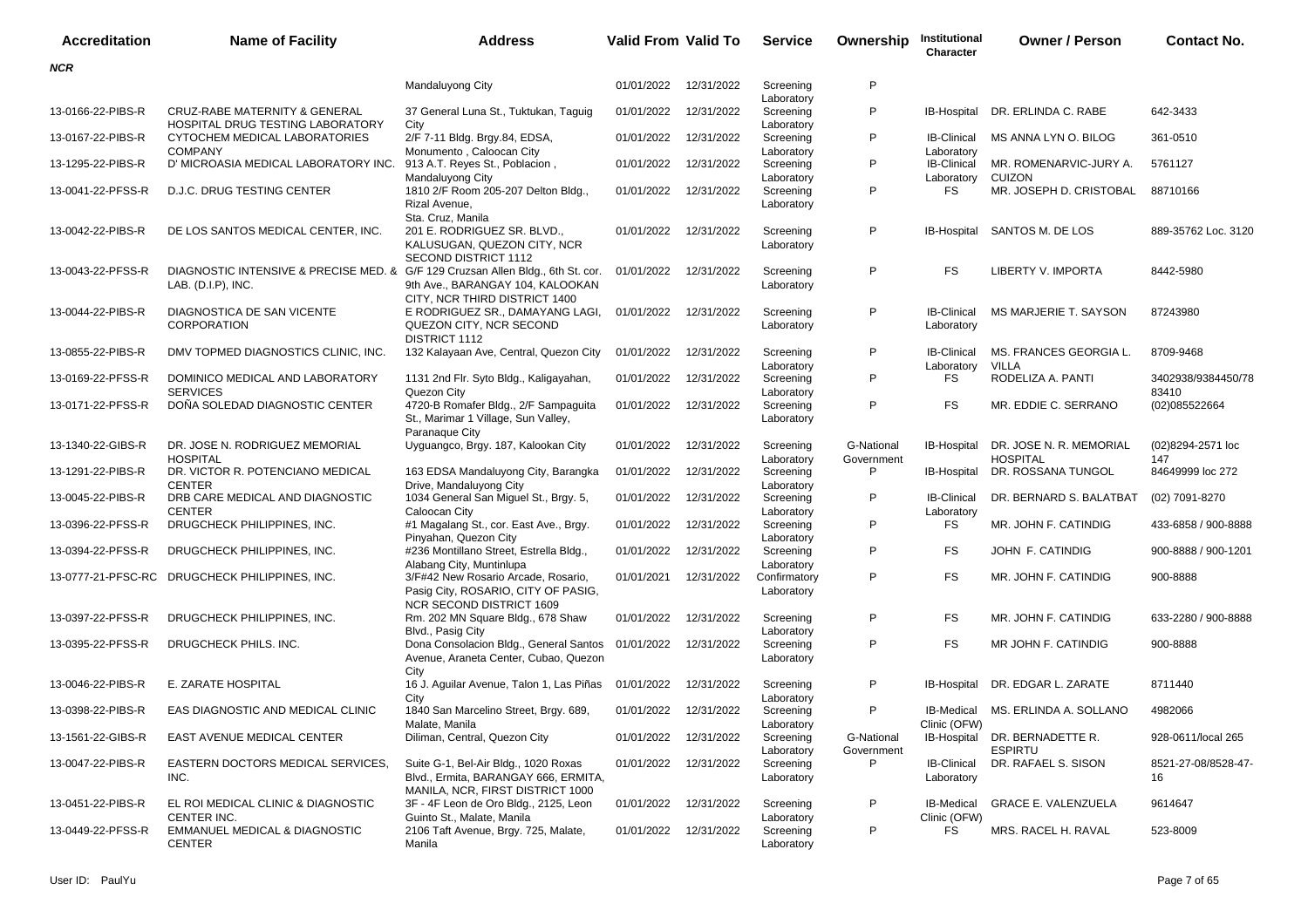| Accreditation | Name of Facility | Address | Valid From | Valid To | Service | Ownership | Institutional Character | Owner / Person | Contact No. |
|---|---|---|---|---|---|---|---|---|---|
| ***NCR*** | | | | | | | | | |
| | | Mandaluyong City | 01/01/2022 | 12/31/2022 | Screening Laboratory | P | | | |
| 13-0166-22-PIBS-R | CRUZ-RABE MATERNITY & GENERAL HOSPITAL DRUG TESTING LABORATORY | 37 General Luna St., Tuktukan, Taguig City | 01/01/2022 | 12/31/2022 | Screening Laboratory | P | IB-Hospital | DR. ERLINDA C. RABE | 642-3433 |
| 13-0167-22-PIBS-R | CYTOCHEM MEDICAL LABORATORIES COMPANY | 2/F 7-11 Bldg. Brgy.84, EDSA, Monumento , Caloocan City | 01/01/2022 | 12/31/2022 | Screening Laboratory | P | IB-Clinical Laboratory | MS ANNA LYN O. BILOG | 361-0510 |
| 13-1295-22-PIBS-R | D' MICROASIA MEDICAL LABORATORY INC. | 913 A.T. Reyes St., Poblacion , Mandaluyong City | 01/01/2022 | 12/31/2022 | Screening Laboratory | P | IB-Clinical Laboratory | MR. ROMENARVIC-JURY A. CUIZON | 5761127 |
| 13-0041-22-PFSS-R | D.J.C. DRUG TESTING CENTER | 1810 2/F Room 205-207 Delton Bldg., Rizal Avenue, Sta. Cruz, Manila | 01/01/2022 | 12/31/2022 | Screening Laboratory | P | FS | MR. JOSEPH D. CRISTOBAL | 88710166 |
| 13-0042-22-PIBS-R | DE LOS SANTOS MEDICAL CENTER, INC. | 201 E. RODRIGUEZ SR. BLVD., KALUSUGAN, QUEZON CITY, NCR SECOND DISTRICT 1112 | 01/01/2022 | 12/31/2022 | Screening Laboratory | P | IB-Hospital | SANTOS M. DE LOS | 889-35762 Loc. 3120 |
| 13-0043-22-PFSS-R | DIAGNOSTIC INTENSIVE & PRECISE MED. & LAB. (D.I.P), INC. | G/F 129 Cruzsan Allen Bldg., 6th St. cor. 9th Ave., BARANGAY 104, KALOOKAN CITY, NCR THIRD DISTRICT 1400 | 01/01/2022 | 12/31/2022 | Screening Laboratory | P | FS | LIBERTY V. IMPORTA | 8442-5980 |
| 13-0044-22-PIBS-R | DIAGNOSTICA DE SAN VICENTE CORPORATION | E RODRIGUEZ SR., DAMAYANG LAGI, QUEZON CITY, NCR SECOND DISTRICT 1112 | 01/01/2022 | 12/31/2022 | Screening Laboratory | P | IB-Clinical Laboratory | MS MARJERIE T. SAYSON | 87243980 |
| 13-0855-22-PIBS-R | DMV TOPMED DIAGNOSTICS CLINIC, INC. | 132 Kalayaan Ave, Central, Quezon City | 01/01/2022 | 12/31/2022 | Screening Laboratory | P | IB-Clinical Laboratory | MS. FRANCES GEORGIA L. VILLA | 8709-9468 |
| 13-0169-22-PFSS-R | DOMINICO MEDICAL AND LABORATORY SERVICES | 1131 2nd Flr. Syto Bldg., Kaligayahan, Quezon City | 01/01/2022 | 12/31/2022 | Screening Laboratory | P | FS | RODELIZA A. PANTI | 3402938/9384450/7883410 |
| 13-0171-22-PFSS-R | DOÑA SOLEDAD DIAGNOSTIC CENTER | 4720-B Romafer Bldg., 2/F Sampaguita St., Marimar 1 Village, Sun Valley, Paranaque City | 01/01/2022 | 12/31/2022 | Screening Laboratory | P | FS | MR. EDDIE C. SERRANO | (02)085522664 |
| 13-1340-22-GIBS-R | DR. JOSE N. RODRIGUEZ MEMORIAL HOSPITAL | Uyguangco, Brgy. 187, Kalookan City | 01/01/2022 | 12/31/2022 | Screening Laboratory | G-National Government | IB-Hospital | DR. JOSE N. R. MEMORIAL HOSPITAL | (02)8294-2571 loc 147 |
| 13-1291-22-PIBS-R | DR. VICTOR R. POTENCIANO MEDICAL CENTER | 163 EDSA Mandaluyong City, Barangka Drive, Mandaluyong City | 01/01/2022 | 12/31/2022 | Screening Laboratory | P | IB-Hospital | DR. ROSSANA TUNGOL | 84649999 loc 272 |
| 13-0045-22-PIBS-R | DRB CARE MEDICAL AND DIAGNOSTIC CENTER | 1034 General San Miguel St., Brgy. 5, Caloocan City | 01/01/2022 | 12/31/2022 | Screening Laboratory | P | IB-Clinical Laboratory | DR. BERNARD S. BALATBAT | (02) 7091-8270 |
| 13-0396-22-PFSS-R | DRUGCHECK PHILIPPINES, INC. | #1 Magalang St., cor. East Ave., Brgy. Pinyahan, Quezon City | 01/01/2022 | 12/31/2022 | Screening Laboratory | P | FS | MR. JOHN F. CATINDIG | 433-6858 / 900-8888 |
| 13-0394-22-PFSS-R | DRUGCHECK PHILIPPINES, INC. | #236 Montillano Street, Estrella Bldg., Alabang City, Muntinlupa | 01/01/2022 | 12/31/2022 | Screening Laboratory | P | FS | JOHN F. CATINDIG | 900-8888 / 900-1201 |
| 13-0777-21-PFSC-RC | DRUGCHECK PHILIPPINES, INC. | 3/F#42 New Rosario Arcade, Rosario, Pasig City, ROSARIO, CITY OF PASIG, NCR SECOND DISTRICT 1609 | 01/01/2021 | 12/31/2022 | Confirmatory Laboratory | P | FS | MR. JOHN F. CATINDIG | 900-8888 |
| 13-0397-22-PFSS-R | DRUGCHECK PHILIPPINES, INC. | Rm. 202 MN Square Bldg., 678 Shaw Blvd., Pasig City | 01/01/2022 | 12/31/2022 | Screening Laboratory | P | FS | MR. JOHN F. CATINDIG | 633-2280 / 900-8888 |
| 13-0395-22-PFSS-R | DRUGCHECK PHILS. INC. | Dona Consolacion Bldg., General Santos Avenue, Araneta Center, Cubao, Quezon City | 01/01/2022 | 12/31/2022 | Screening Laboratory | P | FS | MR JOHN F. CATINDIG | 900-8888 |
| 13-0046-22-PIBS-R | E. ZARATE HOSPITAL | 16 J. Aguilar Avenue, Talon 1, Las Piñas City | 01/01/2022 | 12/31/2022 | Screening Laboratory | P | IB-Hospital | DR. EDGAR L. ZARATE | 8711440 |
| 13-0398-22-PIBS-R | EAS DIAGNOSTIC AND MEDICAL CLINIC | 1840 San Marcelino Street, Brgy. 689, Malate, Manila | 01/01/2022 | 12/31/2022 | Screening Laboratory | P | IB-Medical Clinic (OFW) | MS. ERLINDA A. SOLLANO | 4982066 |
| 13-1561-22-GIBS-R | EAST AVENUE MEDICAL CENTER | Diliman, Central, Quezon City | 01/01/2022 | 12/31/2022 | Screening Laboratory | G-National Government | IB-Hospital | DR. BERNADETTE R. ESPIRTU | 928-0611/local 265 |
| 13-0047-22-PIBS-R | EASTERN DOCTORS MEDICAL SERVICES, INC. | Suite G-1, Bel-Air Bldg., 1020 Roxas Blvd., Ermita, BARANGAY 666, ERMITA, MANILA, NCR, FIRST DISTRICT 1000 | 01/01/2022 | 12/31/2022 | Screening Laboratory | P | IB-Clinical Laboratory | DR. RAFAEL S. SISON | 8521-27-08/8528-47-16 |
| 13-0451-22-PIBS-R | EL ROI MEDICAL CLINIC & DIAGNOSTIC CENTER INC. | 3F - 4F Leon de Oro Bldg., 2125, Leon Guinto St., Malate, Manila | 01/01/2022 | 12/31/2022 | Screening Laboratory | P | IB-Medical Clinic (OFW) | GRACE E. VALENZUELA | 9614647 |
| 13-0449-22-PFSS-R | EMMANUEL MEDICAL & DIAGNOSTIC CENTER | 2106 Taft Avenue, Brgy. 725, Malate, Manila | 01/01/2022 | 12/31/2022 | Screening Laboratory | P | FS | MRS. RACEL H. RAVAL | 523-8009 |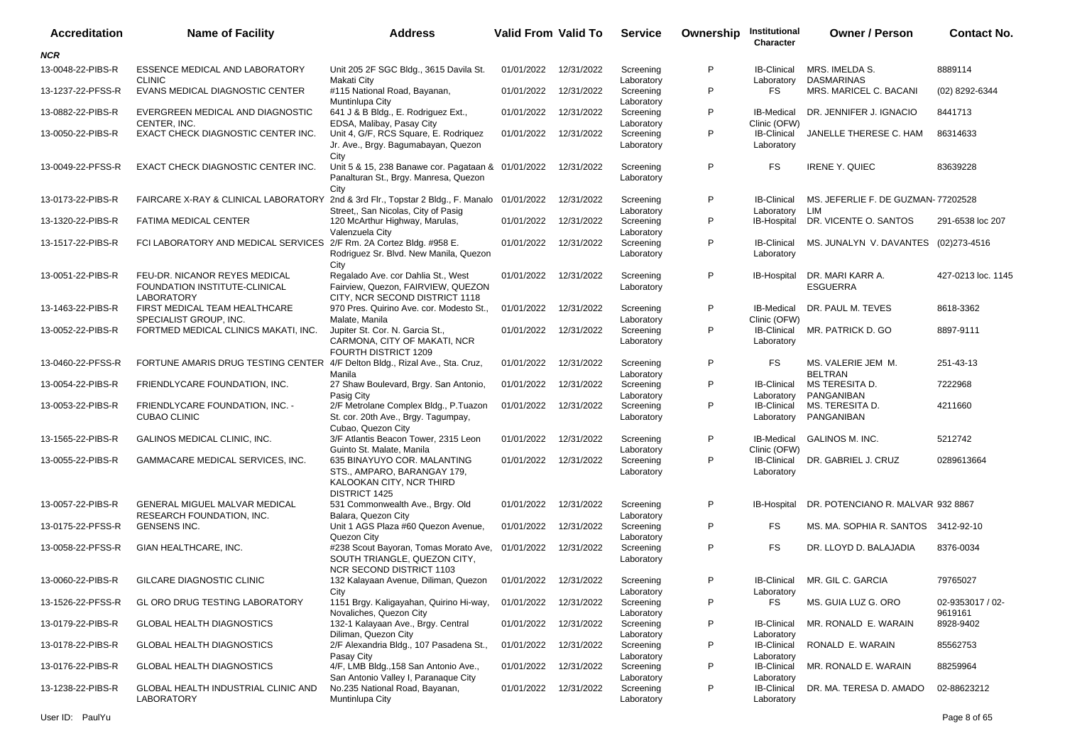| Accreditation | Name of Facility | Address | Valid From | Valid To | Service | Ownership | Institutional Character | Owner / Person | Contact No. |
|---|---|---|---|---|---|---|---|---|---|
| ***NCR*** | | | | | | | | | |
| 13-0048-22-PIBS-R | ESSENCE MEDICAL AND LABORATORY CLINIC | Unit 205 2F SGC Bldg., 3615 Davila St. Makati City | 01/01/2022 | 12/31/2022 | Screening Laboratory | P | IB-Clinical Laboratory | MRS. IMELDA S. DASMARINAS | 8889114 |
| 13-1237-22-PFSS-R | EVANS MEDICAL DIAGNOSTIC CENTER | #115 National Road, Bayanan, Muntinlupa City | 01/01/2022 | 12/31/2022 | Screening Laboratory | P | FS | MRS. MARICEL C. BACANI | (02) 8292-6344 |
| 13-0882-22-PIBS-R | EVERGREEN MEDICAL AND DIAGNOSTIC CENTER, INC. | 641 J & B Bldg., E. Rodriguez Ext., EDSA, Malibay, Pasay City | 01/01/2022 | 12/31/2022 | Screening Laboratory | P | IB-Medical Clinic (OFW) | DR. JENNIFER J. IGNACIO | 8441713 |
| 13-0050-22-PIBS-R | EXACT CHECK DIAGNOSTIC CENTER INC. | Unit 4, G/F, RCS Square, E. Rodriquez Jr. Ave., Brgy. Bagumabayan, Quezon City | 01/01/2022 | 12/31/2022 | Screening Laboratory | P | IB-Clinical Laboratory | JANELLE THERESE C. HAM | 86314633 |
| 13-0049-22-PFSS-R | EXACT CHECK DIAGNOSTIC CENTER INC. | Unit 5 & 15, 238 Banawe cor. Pagataan & Panalturan St., Brgy. Manresa, Quezon City | 01/01/2022 | 12/31/2022 | Screening Laboratory | P | FS | IRENE Y. QUIEC | 83639228 |
| 13-0173-22-PIBS-R | FAIRCARE X-RAY & CLINICAL LABORATORY | 2nd & 3rd Flr., Topstar 2 Bldg., F. Manalo Street,, San Nicolas, City of Pasig | 01/01/2022 | 12/31/2022 | Screening Laboratory | P | IB-Clinical Laboratory | MS. JEFERLIE F. DE GUZMAN-LIM | 77202528 |
| 13-1320-22-PIBS-R | FATIMA MEDICAL CENTER | 120 McArthur Highway, Marulas, Valenzuela City | 01/01/2022 | 12/31/2022 | Screening Laboratory | P | IB-Hospital | DR. VICENTE O. SANTOS | 291-6538 loc 207 |
| 13-1517-22-PIBS-R | FCI LABORATORY AND MEDICAL SERVICES | 2/F Rm. 2A Cortez Bldg. #958 E. Rodriguez Sr. Blvd. New Manila, Quezon City | 01/01/2022 | 12/31/2022 | Screening Laboratory | P | IB-Clinical Laboratory | MS. JUNALYN V. DAVANTES | (02)273-4516 |
| 13-0051-22-PIBS-R | FEU-DR. NICANOR REYES MEDICAL FOUNDATION INSTITUTE-CLINICAL LABORATORY | Regalado Ave. cor Dahlia St., West Fairview, Quezon, FAIRVIEW, QUEZON CITY, NCR SECOND DISTRICT 1118 | 01/01/2022 | 12/31/2022 | Screening Laboratory | P | IB-Hospital | DR. MARI KARR A. ESGUERRA | 427-0213 loc. 1145 |
| 13-1463-22-PIBS-R | FIRST MEDICAL TEAM HEALTHCARE SPECIALIST GROUP, INC. | 970 Pres. Quirino Ave. cor. Modesto St., Malate, Manila | 01/01/2022 | 12/31/2022 | Screening Laboratory | P | IB-Medical Clinic (OFW) | DR. PAUL M. TEVES | 8618-3362 |
| 13-0052-22-PIBS-R | FORTMED MEDICAL CLINICS MAKATI, INC. | Jupiter St. Cor. N. Garcia St., CARMONA, CITY OF MAKATI, NCR FOURTH DISTRICT 1209 | 01/01/2022 | 12/31/2022 | Screening Laboratory | P | IB-Clinical Laboratory | MR. PATRICK D. GO | 8897-9111 |
| 13-0460-22-PFSS-R | FORTUNE AMARIS DRUG TESTING CENTER | 4/F Delton Bldg., Rizal Ave., Sta. Cruz, Manila | 01/01/2022 | 12/31/2022 | Screening Laboratory | P | FS | MS. VALERIE JEM M. BELTRAN | 251-43-13 |
| 13-0054-22-PIBS-R | FRIENDLYCARE FOUNDATION, INC. | 27 Shaw Boulevard, Brgy. San Antonio, Pasig City | 01/01/2022 | 12/31/2022 | Screening Laboratory | P | IB-Clinical Laboratory | MS TERESITA D. PANGANIBAN | 7222968 |
| 13-0053-22-PIBS-R | FRIENDLYCARE FOUNDATION, INC. - CUBAO CLINIC | 2/F Metrolane Complex Bldg., P.Tuazon St. cor. 20th Ave., Brgy. Tagumpay, Cubao, Quezon City | 01/01/2022 | 12/31/2022 | Screening Laboratory | P | IB-Clinical Laboratory | MS. TERESITA D. PANGANIBAN | 4211660 |
| 13-1565-22-PIBS-R | GALINOS MEDICAL CLINIC, INC. | 3/F Atlantis Beacon Tower, 2315 Leon Guinto St. Malate, Manila | 01/01/2022 | 12/31/2022 | Screening Laboratory | P | IB-Medical Clinic (OFW) | GALINOS M. INC. | 5212742 |
| 13-0055-22-PIBS-R | GAMMACARE MEDICAL SERVICES, INC. | 635 BINAYUYO COR. MALANTING STS., AMPARO, BARANGAY 179, KALOOKAN CITY, NCR THIRD DISTRICT 1425 | 01/01/2022 | 12/31/2022 | Screening Laboratory | P | IB-Clinical Laboratory | DR. GABRIEL J. CRUZ | 0289613664 |
| 13-0057-22-PIBS-R | GENERAL MIGUEL MALVAR MEDICAL RESEARCH FOUNDATION, INC. | 531 Commonwealth Ave., Brgy. Old Balara, Quezon City | 01/01/2022 | 12/31/2022 | Screening Laboratory | P | IB-Hospital | DR. POTENCIANO R. MALVAR | 932 8867 |
| 13-0175-22-PFSS-R | GENSENS INC. | Unit 1 AGS Plaza #60 Quezon Avenue, Quezon City | 01/01/2022 | 12/31/2022 | Screening Laboratory | P | FS | MS. MA. SOPHIA R. SANTOS | 3412-92-10 |
| 13-0058-22-PFSS-R | GIAN HEALTHCARE, INC. | #238 Scout Bayoran, Tomas Morato Ave, SOUTH TRIANGLE, QUEZON CITY, NCR SECOND DISTRICT 1103 | 01/01/2022 | 12/31/2022 | Screening Laboratory | P | FS | DR. LLOYD D. BALAJADIA | 8376-0034 |
| 13-0060-22-PIBS-R | GILCARE DIAGNOSTIC CLINIC | 132 Kalayaan Avenue, Diliman, Quezon City | 01/01/2022 | 12/31/2022 | Screening Laboratory | P | IB-Clinical Laboratory | MR. GIL C. GARCIA | 79765027 |
| 13-1526-22-PFSS-R | GL ORO DRUG TESTING LABORATORY | 1151 Brgy. Kaligayahan, Quirino Hi-way, Novaliches, Quezon City | 01/01/2022 | 12/31/2022 | Screening Laboratory | P | FS | MS. GUIA LUZ G. ORO | 02-9353017 / 02-9619161 |
| 13-0179-22-PIBS-R | GLOBAL HEALTH DIAGNOSTICS | 132-1 Kalayaan Ave., Brgy. Central Diliman, Quezon City | 01/01/2022 | 12/31/2022 | Screening Laboratory | P | IB-Clinical Laboratory | MR. RONALD E. WARAIN | 8928-9402 |
| 13-0178-22-PIBS-R | GLOBAL HEALTH DIAGNOSTICS | 2/F Alexandria Bldg., 107 Pasadena St., Pasay City | 01/01/2022 | 12/31/2022 | Screening Laboratory | P | IB-Clinical Laboratory | RONALD E. WARAIN | 85562753 |
| 13-0176-22-PIBS-R | GLOBAL HEALTH DIAGNOSTICS | 4/F, LMB Bldg.,158 San Antonio Ave., San Antonio Valley I, Paranaque City | 01/01/2022 | 12/31/2022 | Screening Laboratory | P | IB-Clinical Laboratory | MR. RONALD E. WARAIN | 88259964 |
| 13-1238-22-PIBS-R | GLOBAL HEALTH INDUSTRIAL CLINIC AND LABORATORY | No.235 National Road, Bayanan, Muntinlupa City | 01/01/2022 | 12/31/2022 | Screening Laboratory | P | IB-Clinical Laboratory | DR. MA. TERESA D. AMADO | 02-88623212 |

User ID: PaulYu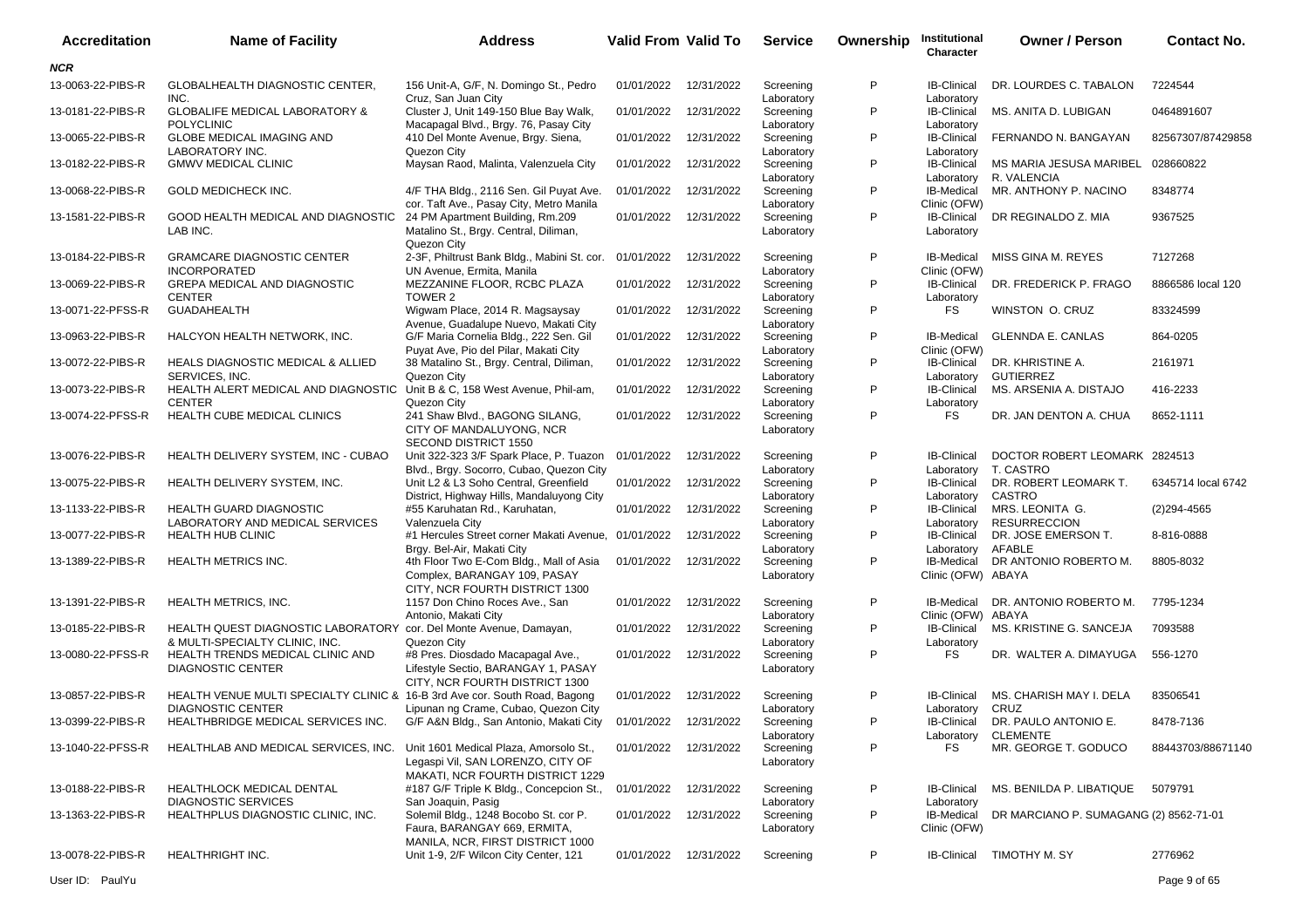| Accreditation | Name of Facility | Address | Valid From | Valid To | Service | Ownership | Institutional Character | Owner / Person | Contact No. |
|---|---|---|---|---|---|---|---|---|---|
| ***NCR*** | | | | | | | | | |
| 13-0063-22-PIBS-R | GLOBALHEALTH DIAGNOSTIC CENTER, INC. | 156 Unit-A, G/F, N. Domingo St., Pedro Cruz, San Juan City | 01/01/2022 | 12/31/2022 | Screening Laboratory | P | IB-Clinical Laboratory | DR. LOURDES C. TABALON | 7224544 |
| 13-0181-22-PIBS-R | GLOBALIFE MEDICAL LABORATORY & POLYCLINIC | Cluster J, Unit 149-150 Blue Bay Walk, Macapagal Blvd., Brgy. 76, Pasay City | 01/01/2022 | 12/31/2022 | Screening Laboratory | P | IB-Clinical Laboratory | MS. ANITA D. LUBIGAN | 0464891607 |
| 13-0065-22-PIBS-R | GLOBE MEDICAL IMAGING AND LABORATORY INC. | 410 Del Monte Avenue, Brgy. Siena, Quezon City | 01/01/2022 | 12/31/2022 | Screening Laboratory | P | IB-Clinical Laboratory | FERNANDO N. BANGAYAN | 82567307/87429858 |
| 13-0182-22-PIBS-R | GMWV MEDICAL CLINIC | Maysan Raod, Malinta, Valenzuela City | 01/01/2022 | 12/31/2022 | Screening Laboratory | P | IB-Clinical Laboratory | MS MARIA JESUSA MARIBEL R. VALENCIA | 028660822 |
| 13-0068-22-PIBS-R | GOLD MEDICHECK INC. | 4/F THA Bldg., 2116 Sen. Gil Puyat Ave. cor. Taft Ave., Pasay City, Metro Manila | 01/01/2022 | 12/31/2022 | Screening Laboratory | P | IB-Medical Clinic (OFW) | MR. ANTHONY P. NACINO | 8348774 |
| 13-1581-22-PIBS-R | GOOD HEALTH MEDICAL AND DIAGNOSTIC LAB INC. | 24 PM Apartment Building, Rm.209 Matalino St., Brgy. Central, Diliman, Quezon City | 01/01/2022 | 12/31/2022 | Screening Laboratory | P | IB-Clinical Laboratory | DR REGINALDO Z. MIA | 9367525 |
| 13-0184-22-PIBS-R | GRAMCARE DIAGNOSTIC CENTER INCORPORATED | 2-3F, Philtrust Bank Bldg., Mabini St. cor. UN Avenue, Ermita, Manila | 01/01/2022 | 12/31/2022 | Screening Laboratory | P | IB-Medical Clinic (OFW) | MISS GINA M. REYES | 7127268 |
| 13-0069-22-PIBS-R | GREPA MEDICAL AND DIAGNOSTIC CENTER | MEZZANINE FLOOR, RCBC PLAZA TOWER 2 | 01/01/2022 | 12/31/2022 | Screening Laboratory | P | IB-Clinical Laboratory | DR. FREDERICK P. FRAGO | 8866586 local 120 |
| 13-0071-22-PFSS-R | GUADAHEALTH | Wigwam Place, 2014 R. Magsaysay Avenue, Guadalupe Nuevo, Makati City | 01/01/2022 | 12/31/2022 | Screening Laboratory | P | FS | WINSTON O. CRUZ | 83324599 |
| 13-0963-22-PIBS-R | HALCYON HEALTH NETWORK, INC. | G/F Maria Cornelia Bldg., 222 Sen. Gil Puyat Ave, Pio del Pilar, Makati City | 01/01/2022 | 12/31/2022 | Screening Laboratory | P | IB-Medical Clinic (OFW) | GLENNDA E. CANLAS | 864-0205 |
| 13-0072-22-PIBS-R | HEALS DIAGNOSTIC MEDICAL & ALLIED SERVICES, INC. | 38 Matalino St., Brgy. Central, Diliman, Quezon City | 01/01/2022 | 12/31/2022 | Screening Laboratory | P | IB-Clinical Laboratory | DR. KHRISTINE A. GUTIERREZ | 2161971 |
| 13-0073-22-PIBS-R | HEALTH ALERT MEDICAL AND DIAGNOSTIC CENTER | Unit B & C, 158 West Avenue, Phil-am, Quezon City | 01/01/2022 | 12/31/2022 | Screening Laboratory | P | IB-Clinical Laboratory | MS. ARSENIA A. DISTAJO | 416-2233 |
| 13-0074-22-PFSS-R | HEALTH CUBE MEDICAL CLINICS | 241 Shaw Blvd., BAGONG SILANG, CITY OF MANDALUYONG, NCR SECOND DISTRICT 1550 | 01/01/2022 | 12/31/2022 | Screening Laboratory | P | FS | DR. JAN DENTON A. CHUA | 8652-1111 |
| 13-0076-22-PIBS-R | HEALTH DELIVERY SYSTEM, INC - CUBAO | Unit 322-323 3/F Spark Place, P. Tuazon Blvd., Brgy. Socorro, Cubao, Quezon City | 01/01/2022 | 12/31/2022 | Screening Laboratory | P | IB-Clinical Laboratory | DOCTOR ROBERT LEOMARK T. CASTRO | 2824513 |
| 13-0075-22-PIBS-R | HEALTH DELIVERY SYSTEM, INC. | Unit L2 & L3 Soho Central, Greenfield District, Highway Hills, Mandaluyong City | 01/01/2022 | 12/31/2022 | Screening Laboratory | P | IB-Clinical Laboratory | DR. ROBERT LEOMARK T. CASTRO | 6345714 local 6742 |
| 13-1133-22-PIBS-R | HEALTH GUARD DIAGNOSTIC LABORATORY AND MEDICAL SERVICES | #55 Karuhatan Rd., Karuhatan, Valenzuela City | 01/01/2022 | 12/31/2022 | Screening Laboratory | P | IB-Clinical Laboratory | MRS. LEONITA G. RESURRECCION | (2)294-4565 |
| 13-0077-22-PIBS-R | HEALTH HUB CLINIC | #1 Hercules Street corner Makati Avenue, Brgy. Bel-Air, Makati City | 01/01/2022 | 12/31/2022 | Screening Laboratory | P | IB-Clinical Laboratory | DR. JOSE EMERSON T. AFABLE | 8-816-0888 |
| 13-1389-22-PIBS-R | HEALTH METRICS INC. | 4th Floor Two E-Com Bldg., Mall of Asia Complex, BARANGAY 109, PASAY CITY, NCR FOURTH DISTRICT 1300 | 01/01/2022 | 12/31/2022 | Screening Laboratory | P | IB-Medical Clinic (OFW) | DR ANTONIO ROBERTO M. ABAYA | 8805-8032 |
| 13-1391-22-PIBS-R | HEALTH METRICS, INC. | 1157 Don Chino Roces Ave., San Antonio, Makati City | 01/01/2022 | 12/31/2022 | Screening Laboratory | P | IB-Medical Clinic (OFW) | DR. ANTONIO ROBERTO M. ABAYA | 7795-1234 |
| 13-0185-22-PIBS-R | HEALTH QUEST DIAGNOSTIC LABORATORY & MULTI-SPECIALTY CLINIC, INC. | cor. Del Monte Avenue, Damayan, Quezon City | 01/01/2022 | 12/31/2022 | Screening Laboratory | P | IB-Clinical Laboratory | MS. KRISTINE G. SANCEJA | 7093588 |
| 13-0080-22-PFSS-R | HEALTH TRENDS MEDICAL CLINIC AND DIAGNOSTIC CENTER | #8 Pres. Diosdado Macapagal Ave., Lifestyle Sectio, BARANGAY 1, PASAY CITY, NCR FOURTH DISTRICT 1300 | 01/01/2022 | 12/31/2022 | Screening Laboratory | P | FS | DR. WALTER A. DIMAYUGA | 556-1270 |
| 13-0857-22-PIBS-R | HEALTH VENUE MULTI SPECIALTY CLINIC & DIAGNOSTIC CENTER | 16-B 3rd Ave cor. South Road, Bagong Lipunan ng Crame, Cubao, Quezon City | 01/01/2022 | 12/31/2022 | Screening Laboratory | P | IB-Clinical Laboratory | MS. CHARISH MAY I. DELA CRUZ | 83506541 |
| 13-0399-22-PIBS-R | HEALTHBRIDGE MEDICAL SERVICES INC. | G/F A&N Bldg., San Antonio, Makati City | 01/01/2022 | 12/31/2022 | Screening Laboratory | P | IB-Clinical Laboratory | DR. PAULO ANTONIO E. CLEMENTE | 8478-7136 |
| 13-1040-22-PFSS-R | HEALTHLAB AND MEDICAL SERVICES, INC. | Unit 1601 Medical Plaza, Amorsolo St., Legaspi Vil, SAN LORENZO, CITY OF MAKATI, NCR FOURTH DISTRICT 1229 | 01/01/2022 | 12/31/2022 | Screening Laboratory | P | FS | MR. GEORGE T. GODUCO | 88443703/88671140 |
| 13-0188-22-PIBS-R | HEALTHLOCK MEDICAL DENTAL DIAGNOSTIC SERVICES | #187 G/F Triple K Bldg., Concepcion St., San Joaquin, Pasig | 01/01/2022 | 12/31/2022 | Screening Laboratory | P | IB-Clinical Laboratory | MS. BENILDA P. LIBATIQUE | 5079791 |
| 13-1363-22-PIBS-R | HEALTHPLUS DIAGNOSTIC CLINIC, INC. | Solemil Bldg., 1248 Bocobo St. cor P. Faura, BARANGAY 669, ERMITA, MANILA, NCR, FIRST DISTRICT 1000 | 01/01/2022 | 12/31/2022 | Screening Laboratory | P | IB-Medical Clinic (OFW) | DR MARCIANO P. SUMAGANG | (2) 8562-71-01 |
| 13-0078-22-PIBS-R | HEALTHRIGHT INC. | Unit 1-9, 2/F Wilcon City Center, 121 | 01/01/2022 | 12/31/2022 | Screening | P | IB-Clinical | TIMOTHY M. SY | 2776962 |

User ID: PaulYu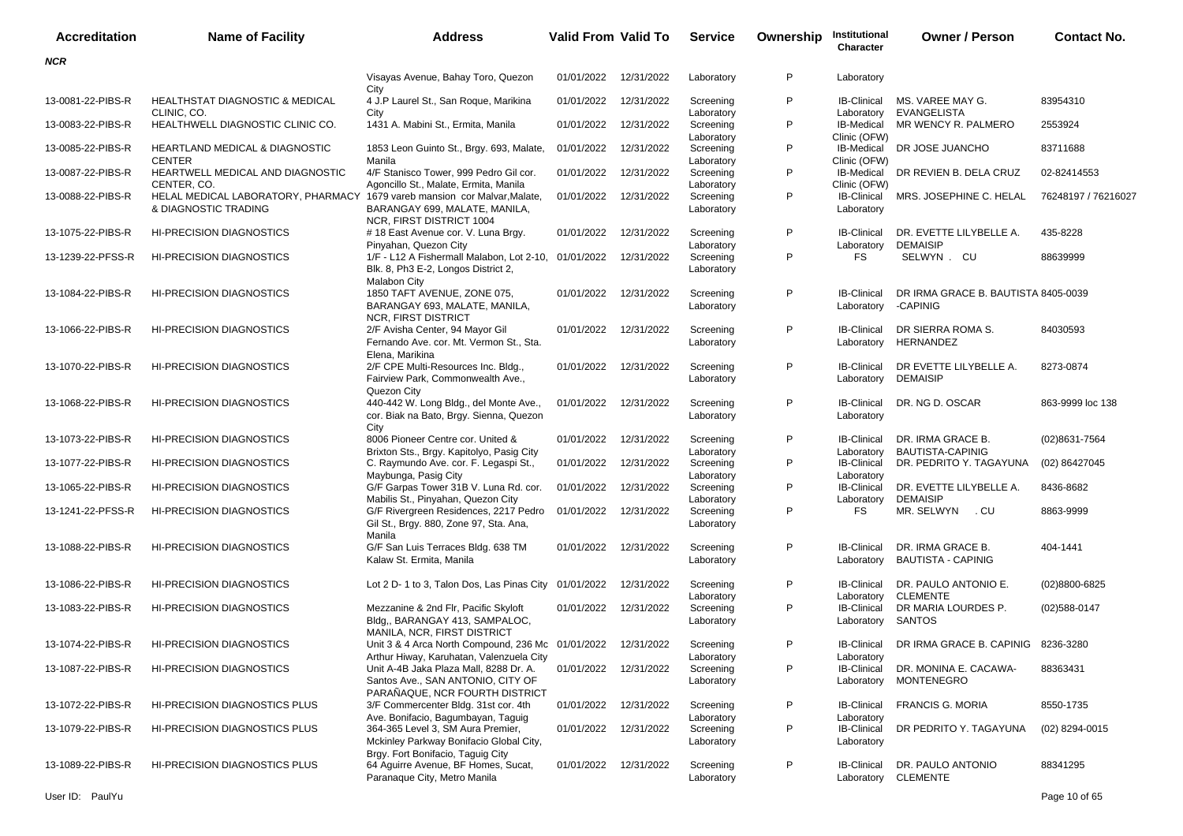| Accreditation | Name of Facility | Address | Valid From | Valid To | Service | Ownership | Institutional Character | Owner / Person | Contact No. |
|---|---|---|---|---|---|---|---|---|---|
| *NCR* | | | | | | | | | |
| | | Visayas Avenue, Bahay Toro, Quezon City | 01/01/2022 | 12/31/2022 | Laboratory | P | Laboratory | | |
| 13-0081-22-PIBS-R | HEALTHSTAT DIAGNOSTIC & MEDICAL CLINIC, CO. | 4 J.P Laurel St., San Roque, Marikina City | 01/01/2022 | 12/31/2022 | Screening Laboratory | P | IB-Clinical Laboratory | MS. VAREE MAY G. EVANGELISTA | 83954310 |
| 13-0083-22-PIBS-R | HEALTHWELL DIAGNOSTIC CLINIC CO. | 1431 A. Mabini St., Ermita, Manila | 01/01/2022 | 12/31/2022 | Screening Laboratory | P | IB-Medical Clinic (OFW) | MR WENCY R. PALMERO | 2553924 |
| 13-0085-22-PIBS-R | HEARTLAND MEDICAL & DIAGNOSTIC CENTER | 1853 Leon Guinto St., Brgy. 693, Malate, Manila | 01/01/2022 | 12/31/2022 | Screening Laboratory | P | IB-Medical Clinic (OFW) | DR JOSE JUANCHO | 83711688 |
| 13-0087-22-PIBS-R | HEARTWELL MEDICAL AND DIAGNOSTIC CENTER, CO. | 4/F Stanisco Tower, 999 Pedro Gil cor. Agoncillo St., Malate, Ermita, Manila | 01/01/2022 | 12/31/2022 | Screening Laboratory | P | IB-Medical Clinic (OFW) | DR REVIEN B. DELA CRUZ | 02-82414553 |
| 13-0088-22-PIBS-R | HELAL MEDICAL LABORATORY, PHARMACY & DIAGNOSTIC TRADING | 1679 vareb mansion cor Malvar,Malate, BARANGAY 699, MALATE, MANILA, NCR, FIRST DISTRICT 1004 | 01/01/2022 | 12/31/2022 | Screening Laboratory | P | IB-Clinical Laboratory | MRS. JOSEPHINE C. HELAL | 76248197 / 76216027 |
| 13-1075-22-PIBS-R | HI-PRECISION DIAGNOSTICS | # 18 East Avenue cor. V. Luna Brgy. Pinyahan, Quezon City | 01/01/2022 | 12/31/2022 | Screening Laboratory | P | IB-Clinical Laboratory | DR. EVETTE LILYBELLE A. DEMAISIP | 435-8228 |
| 13-1239-22-PFSS-R | HI-PRECISION DIAGNOSTICS | 1/F - L12 A Fishermall Malabon, Lot 2-10, Blk. 8, Ph3 E-2, Longos District 2, Malabon City | 01/01/2022 | 12/31/2022 | Screening Laboratory | P | FS | SELWYN . CU | 88639999 |
| 13-1084-22-PIBS-R | HI-PRECISION DIAGNOSTICS | 1850 TAFT AVENUE, ZONE 075, BARANGAY 693, MALATE, MANILA, NCR, FIRST DISTRICT | 01/01/2022 | 12/31/2022 | Screening Laboratory | P | IB-Clinical Laboratory | DR IRMA GRACE B. BAUTISTA-CAPINIG | 8405-0039 |
| 13-1066-22-PIBS-R | HI-PRECISION DIAGNOSTICS | 2/F Avisha Center, 94 Mayor Gil Fernando Ave. cor. Mt. Vermon St., Sta. Elena, Marikina | 01/01/2022 | 12/31/2022 | Screening Laboratory | P | IB-Clinical Laboratory | DR SIERRA ROMA S. HERNANDEZ | 84030593 |
| 13-1070-22-PIBS-R | HI-PRECISION DIAGNOSTICS | 2/F CPE Multi-Resources Inc. Bldg., Fairview Park, Commonwealth Ave., Quezon City | 01/01/2022 | 12/31/2022 | Screening Laboratory | P | IB-Clinical Laboratory | DR EVETTE LILYBELLE A. DEMAISIP | 8273-0874 |
| 13-1068-22-PIBS-R | HI-PRECISION DIAGNOSTICS | 440-442 W. Long Bldg., del Monte Ave., cor. Biak na Bato, Brgy. Sienna, Quezon City | 01/01/2022 | 12/31/2022 | Screening Laboratory | P | IB-Clinical Laboratory | DR. NG D. OSCAR | 863-9999 loc 138 |
| 13-1073-22-PIBS-R | HI-PRECISION DIAGNOSTICS | 8006 Pioneer Centre cor. United & Brixton Sts., Brgy. Kapitolyo, Pasig City | 01/01/2022 | 12/31/2022 | Screening Laboratory | P | IB-Clinical Laboratory | DR. IRMA GRACE B. BAUTISTA-CAPINIG | (02)8631-7564 |
| 13-1077-22-PIBS-R | HI-PRECISION DIAGNOSTICS | C. Raymundo Ave. cor. F. Legaspi St., Maybunga, Pasig City | 01/01/2022 | 12/31/2022 | Screening Laboratory | P | IB-Clinical Laboratory | DR. PEDRITO Y. TAGAYUNA | (02) 86427045 |
| 13-1065-22-PIBS-R | HI-PRECISION DIAGNOSTICS | G/F Garpas Tower 31B V. Luna Rd. cor. Mabilis St., Pinyahan, Quezon City | 01/01/2022 | 12/31/2022 | Screening Laboratory | P | IB-Clinical Laboratory | DR. EVETTE LILYBELLE A. DEMAISIP | 8436-8682 |
| 13-1241-22-PFSS-R | HI-PRECISION DIAGNOSTICS | G/F Rivergreen Residences, 2217 Pedro Gil St., Brgy. 880, Zone 97, Sta. Ana, Manila | 01/01/2022 | 12/31/2022 | Screening Laboratory | P | FS | MR. SELWYN . CU | 8863-9999 |
| 13-1088-22-PIBS-R | HI-PRECISION DIAGNOSTICS | G/F San Luis Terraces Bldg. 638 TM Kalaw St. Ermita, Manila | 01/01/2022 | 12/31/2022 | Screening Laboratory | P | IB-Clinical Laboratory | DR. IRMA GRACE B. BAUTISTA - CAPINIG | 404-1441 |
| 13-1086-22-PIBS-R | HI-PRECISION DIAGNOSTICS | Lot 2 D- 1 to 3, Talon Dos, Las Pinas City | 01/01/2022 | 12/31/2022 | Screening Laboratory | P | IB-Clinical Laboratory | DR. PAULO ANTONIO E. CLEMENTE | (02)8800-6825 |
| 13-1083-22-PIBS-R | HI-PRECISION DIAGNOSTICS | Mezzanine & 2nd Flr, Pacific Skyloft Bldg,, BARANGAY 413, SAMPALOC, MANILA, NCR, FIRST DISTRICT | 01/01/2022 | 12/31/2022 | Screening Laboratory | P | IB-Clinical Laboratory | DR MARIA LOURDES P. SANTOS | (02)588-0147 |
| 13-1074-22-PIBS-R | HI-PRECISION DIAGNOSTICS | Unit 3 & 4 Arca North Compound, 236 Mc Arthur Hiway, Karuhatan, Valenzuela City | 01/01/2022 | 12/31/2022 | Screening Laboratory | P | IB-Clinical Laboratory | DR IRMA GRACE B. CAPINIG | 8236-3280 |
| 13-1087-22-PIBS-R | HI-PRECISION DIAGNOSTICS | Unit A-4B Jaka Plaza Mall, 8288 Dr. A. Santos Ave., SAN ANTONIO, CITY OF PARAÑAQUE, NCR FOURTH DISTRICT | 01/01/2022 | 12/31/2022 | Screening Laboratory | P | IB-Clinical Laboratory | DR. MONINA E. CACAWA-MONTENEGRO | 88363431 |
| 13-1072-22-PIBS-R | HI-PRECISION DIAGNOSTICS PLUS | 3/F Commercenter Bldg. 31st cor. 4th Ave. Bonifacio, Bagumbayan, Taguig | 01/01/2022 | 12/31/2022 | Screening Laboratory | P | IB-Clinical Laboratory | FRANCIS G. MORIA | 8550-1735 |
| 13-1079-22-PIBS-R | HI-PRECISION DIAGNOSTICS PLUS | 364-365 Level 3, SM Aura Premier, Mckinley Parkway Bonifacio Global City, Brgy. Fort Bonifacio, Taguig City | 01/01/2022 | 12/31/2022 | Screening Laboratory | P | IB-Clinical Laboratory | DR PEDRITO Y. TAGAYUNA | (02) 8294-0015 |
| 13-1089-22-PIBS-R | HI-PRECISION DIAGNOSTICS PLUS | 64 Aguirre Avenue, BF Homes, Sucat, Paranaque City, Metro Manila | 01/01/2022 | 12/31/2022 | Screening Laboratory | P | IB-Clinical Laboratory | DR. PAULO ANTONIO CLEMENTE | 88341295 |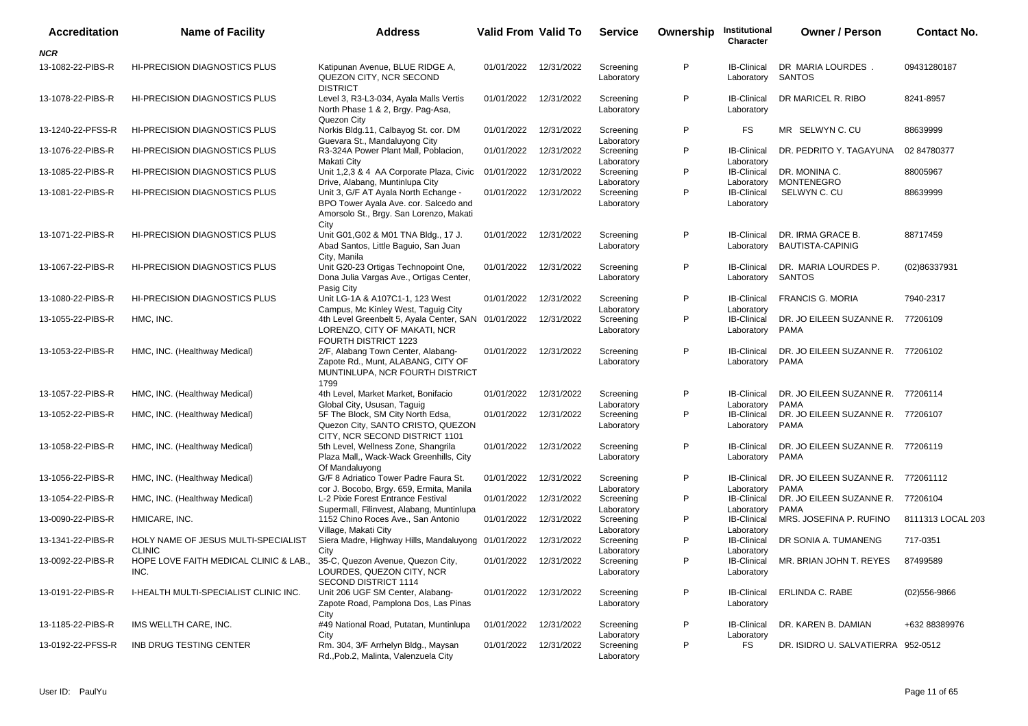| Accreditation | Name of Facility | Address | Valid From | Valid To | Service | Ownership | Institutional Character | Owner / Person | Contact No. |
|---|---|---|---|---|---|---|---|---|---|
| ***NCR*** | | | | | | | | | |
| 13-1082-22-PIBS-R | HI-PRECISION DIAGNOSTICS PLUS | Katipunan Avenue, BLUE RIDGE A, QUEZON CITY, NCR SECOND DISTRICT | 01/01/2022 | 12/31/2022 | Screening Laboratory | P | IB-Clinical Laboratory | DR MARIA LOURDES . SANTOS | 09431280187 |
| 13-1078-22-PIBS-R | HI-PRECISION DIAGNOSTICS PLUS | Level 3, R3-L3-034, Ayala Malls Vertis North Phase 1 & 2, Brgy. Pag-Asa, Quezon City | 01/01/2022 | 12/31/2022 | Screening Laboratory | P | IB-Clinical Laboratory | DR MARICEL R. RIBO | 8241-8957 |
| 13-1240-22-PFSS-R | HI-PRECISION DIAGNOSTICS PLUS | Norkis Bldg.11, Calbayog St. cor. DM Guevara St., Mandaluyong City | 01/01/2022 | 12/31/2022 | Screening Laboratory | P | FS | MR SELWYN C. CU | 88639999 |
| 13-1076-22-PIBS-R | HI-PRECISION DIAGNOSTICS PLUS | R3-324A Power Plant Mall, Poblacion, Makati City | 01/01/2022 | 12/31/2022 | Screening Laboratory | P | IB-Clinical Laboratory | DR. PEDRITO Y. TAGAYUNA | 02 84780377 |
| 13-1085-22-PIBS-R | HI-PRECISION DIAGNOSTICS PLUS | Unit 1,2,3 & 4 AA Corporate Plaza, Civic Drive, Alabang, Muntinlupa City | 01/01/2022 | 12/31/2022 | Screening Laboratory | P | IB-Clinical Laboratory | DR. MONINA C. MONTENEGRO | 88005967 |
| 13-1081-22-PIBS-R | HI-PRECISION DIAGNOSTICS PLUS | Unit 3, G/F AT Ayala North Echange - BPO Tower Ayala Ave. cor. Salcedo and Amorsolo St., Brgy. San Lorenzo, Makati City | 01/01/2022 | 12/31/2022 | Screening Laboratory | P | IB-Clinical Laboratory | SELWYN C. CU | 88639999 |
| 13-1071-22-PIBS-R | HI-PRECISION DIAGNOSTICS PLUS | Unit G01,G02 & M01 TNA Bldg., 17 J. Abad Santos, Little Baguio, San Juan City, Manila | 01/01/2022 | 12/31/2022 | Screening Laboratory | P | IB-Clinical Laboratory | DR. IRMA GRACE B. BAUTISTA-CAPINIG | 88717459 |
| 13-1067-22-PIBS-R | HI-PRECISION DIAGNOSTICS PLUS | Unit G20-23 Ortigas Technopoint One, Dona Julia Vargas Ave., Ortigas Center, Pasig City | 01/01/2022 | 12/31/2022 | Screening Laboratory | P | IB-Clinical Laboratory | DR. MARIA LOURDES P. SANTOS | (02)86337931 |
| 13-1080-22-PIBS-R | HI-PRECISION DIAGNOSTICS PLUS | Unit LG-1A & A107C1-1, 123 West Campus, Mc Kinley West, Taguig City | 01/01/2022 | 12/31/2022 | Screening Laboratory | P | IB-Clinical Laboratory | FRANCIS G. MORIA | 7940-2317 |
| 13-1055-22-PIBS-R | HMC, INC. | 4th Level Greenbelt 5, Ayala Center, SAN LORENZO, CITY OF MAKATI, NCR FOURTH DISTRICT 1223 | 01/01/2022 | 12/31/2022 | Screening Laboratory | P | IB-Clinical Laboratory | DR. JO EILEEN SUZANNE R. PAMA | 77206109 |
| 13-1053-22-PIBS-R | HMC, INC. (Healthway Medical) | 2/F, Alabang Town Center, Alabang-Zapote Rd., Munt, ALABANG, CITY OF MUNTINLUPA, NCR FOURTH DISTRICT 1799 | 01/01/2022 | 12/31/2022 | Screening Laboratory | P | IB-Clinical Laboratory | DR. JO EILEEN SUZANNE R. PAMA | 77206102 |
| 13-1057-22-PIBS-R | HMC, INC. (Healthway Medical) | 4th Level, Market Market, Bonifacio Global City, Ususan, Taguig | 01/01/2022 | 12/31/2022 | Screening Laboratory | P | IB-Clinical Laboratory | DR. JO EILEEN SUZANNE R. PAMA | 77206114 |
| 13-1052-22-PIBS-R | HMC, INC. (Healthway Medical) | 5F The Block, SM City North Edsa, Quezon City, SANTO CRISTO, QUEZON CITY, NCR SECOND DISTRICT 1101 | 01/01/2022 | 12/31/2022 | Screening Laboratory | P | IB-Clinical Laboratory | DR. JO EILEEN SUZANNE R. PAMA | 77206107 |
| 13-1058-22-PIBS-R | HMC, INC. (Healthway Medical) | 5th Level, Wellness Zone, Shangrila Plaza Mall,, Wack-Wack Greenhills, City Of Mandaluyong | 01/01/2022 | 12/31/2022 | Screening Laboratory | P | IB-Clinical Laboratory | DR. JO EILEEN SUZANNE R. PAMA | 77206119 |
| 13-1056-22-PIBS-R | HMC, INC. (Healthway Medical) | G/F 8 Adriatico Tower Padre Faura St. cor J. Bocobo, Brgy. 659, Ermita, Manila | 01/01/2022 | 12/31/2022 | Screening Laboratory | P | IB-Clinical Laboratory | DR. JO EILEEN SUZANNE R. PAMA | 772061112 |
| 13-1054-22-PIBS-R | HMC, INC. (Healthway Medical) | L-2 Pixie Forest Entrance Festival Supermall, Filinvest, Alabang, Muntinlupa | 01/01/2022 | 12/31/2022 | Screening Laboratory | P | IB-Clinical Laboratory | DR. JO EILEEN SUZANNE R. PAMA | 77206104 |
| 13-0090-22-PIBS-R | HMICARE, INC. | 1152 Chino Roces Ave., San Antonio Village, Makati City | 01/01/2022 | 12/31/2022 | Screening Laboratory | P | IB-Clinical Laboratory | MRS. JOSEFINA P. RUFINO | 8111313 LOCAL 203 |
| 13-1341-22-PIBS-R | HOLY NAME OF JESUS MULTI-SPECIALIST CLINIC | Siera Madre, Highway Hills, Mandaluyong City | 01/01/2022 | 12/31/2022 | Screening Laboratory | P | IB-Clinical Laboratory | DR SONIA A. TUMANENG | 717-0351 |
| 13-0092-22-PIBS-R | HOPE LOVE FAITH MEDICAL CLINIC & LAB., INC. | 35-C, Quezon Avenue, Quezon City, LOURDES, QUEZON CITY, NCR SECOND DISTRICT 1114 | 01/01/2022 | 12/31/2022 | Screening Laboratory | P | IB-Clinical Laboratory | MR. BRIAN JOHN T. REYES | 87499589 |
| 13-0191-22-PIBS-R | I-HEALTH MULTI-SPECIALIST CLINIC INC. | Unit 206 UGF SM Center, Alabang-Zapote Road, Pamplona Dos, Las Pinas City | 01/01/2022 | 12/31/2022 | Screening Laboratory | P | IB-Clinical Laboratory | ERLINDA C. RABE | (02)556-9866 |
| 13-1185-22-PIBS-R | IMS WELLTH CARE, INC. | #49 National Road, Putatan, Muntinlupa City | 01/01/2022 | 12/31/2022 | Screening Laboratory | P | IB-Clinical Laboratory | DR. KAREN B. DAMIAN | +632 88389976 |
| 13-0192-22-PFSS-R | INB DRUG TESTING CENTER | Rm. 304, 3/F Arrhelyn Bldg., Maysan Rd.,Pob.2, Malinta, Valenzuela City | 01/01/2022 | 12/31/2022 | Screening Laboratory | P | FS | DR. ISIDRO U. SALVATIERRA | 952-0512 |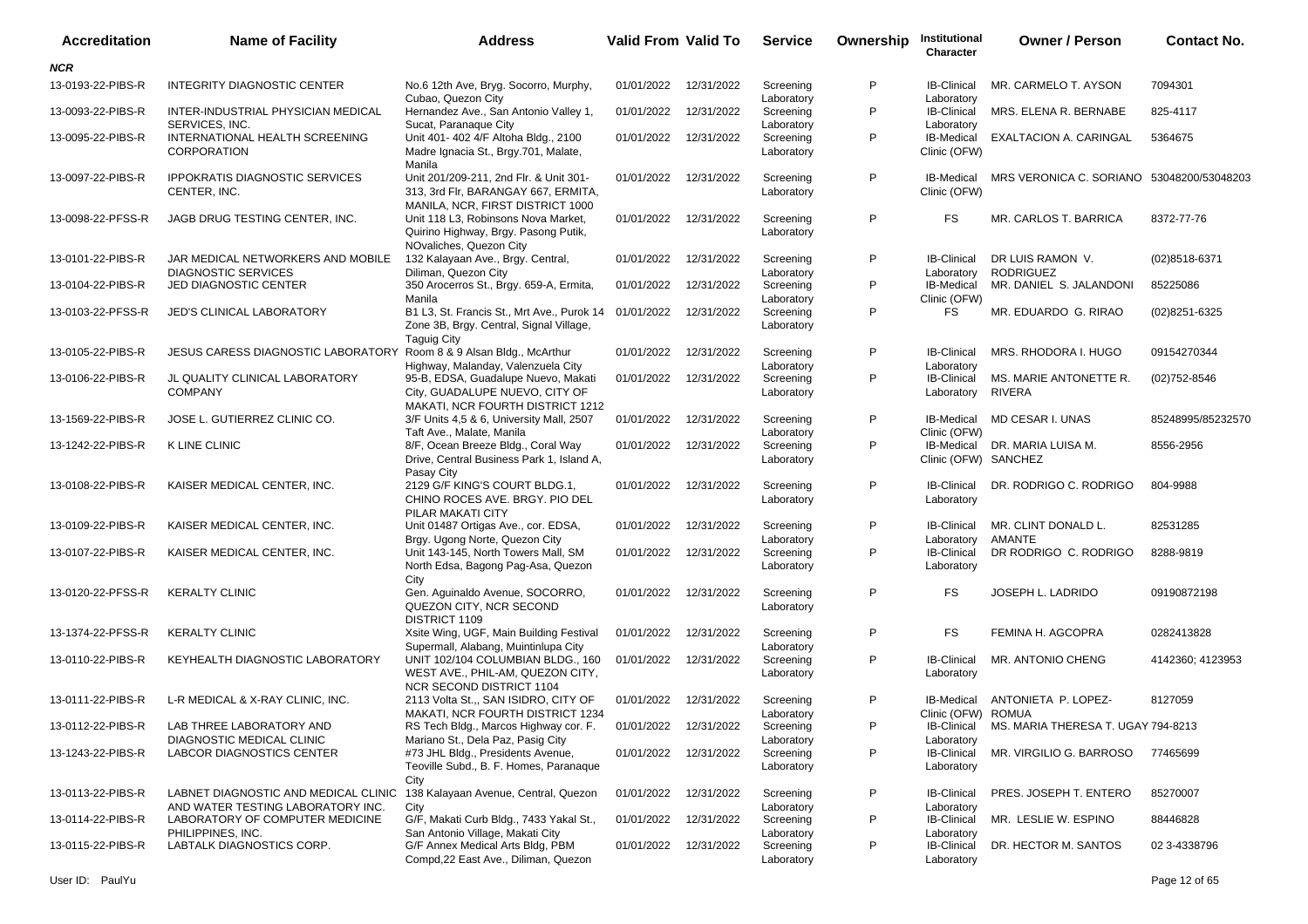| Accreditation | Name of Facility | Address | Valid From | Valid To | Service | Ownership | Institutional Character | Owner / Person | Contact No. |
|---|---|---|---|---|---|---|---|---|---|
| ***NCR*** | | | | | | | | | |
| 13-0193-22-PIBS-R | INTEGRITY DIAGNOSTIC CENTER | No.6 12th Ave, Bryg. Socorro, Murphy, Cubao, Quezon City | 01/01/2022 | 12/31/2022 | Screening Laboratory | P | IB-Clinical Laboratory | MR. CARMELO T. AYSON | 7094301 |
| 13-0093-22-PIBS-R | INTER-INDUSTRIAL PHYSICIAN MEDICAL SERVICES, INC. | Hernandez Ave., San Antonio Valley 1, Sucat, Paranaque City | 01/01/2022 | 12/31/2022 | Screening Laboratory | P | IB-Clinical Laboratory | MRS. ELENA R. BERNABE | 825-4117 |
| 13-0095-22-PIBS-R | INTERNATIONAL HEALTH SCREENING CORPORATION | Unit 401- 402 4/F Altoha Bldg., 2100 Madre Ignacia St., Brgy.701, Malate, Manila | 01/01/2022 | 12/31/2022 | Screening Laboratory | P | IB-Medical Clinic (OFW) | EXALTACION A. CARINGAL | 5364675 |
| 13-0097-22-PIBS-R | IPPOKRATIS DIAGNOSTIC SERVICES CENTER, INC. | Unit 201/209-211, 2nd Flr. & Unit 301-313, 3rd Flr, BARANGAY 667, ERMITA, MANILA, NCR, FIRST DISTRICT 1000 | 01/01/2022 | 12/31/2022 | Screening Laboratory | P | IB-Medical Clinic (OFW) | MRS VERONICA C. SORIANO | 53048200/53048203 |
| 13-0098-22-PFSS-R | JAGB DRUG TESTING CENTER, INC. | Unit 118 L3, Robinsons Nova Market, Quirino Highway, Brgy. Pasong Putik, NOvaliches, Quezon City | 01/01/2022 | 12/31/2022 | Screening Laboratory | P | FS | MR. CARLOS T. BARRICA | 8372-77-76 |
| 13-0101-22-PIBS-R | JAR MEDICAL NETWORKERS AND MOBILE DIAGNOSTIC SERVICES | 132 Kalayaan Ave., Brgy. Central, Diliman, Quezon City | 01/01/2022 | 12/31/2022 | Screening Laboratory | P | IB-Clinical Laboratory | DR LUIS RAMON V. RODRIGUEZ | (02)8518-6371 |
| 13-0104-22-PIBS-R | JED DIAGNOSTIC CENTER | 350 Arocerros St., Brgy. 659-A, Ermita, Manila | 01/01/2022 | 12/31/2022 | Screening Laboratory | P | IB-Medical Clinic (OFW) | MR. DANIEL S. JALANDONI | 85225086 |
| 13-0103-22-PFSS-R | JED'S CLINICAL LABORATORY | B1 L3, St. Francis St., Mrt Ave., Purok 14 Zone 3B, Brgy. Central, Signal Village, Taguig City | 01/01/2022 | 12/31/2022 | Screening Laboratory | P | FS | MR. EDUARDO G. RIRAO | (02)8251-6325 |
| 13-0105-22-PIBS-R | JESUS CARESS DIAGNOSTIC LABORATORY | Room 8 & 9 Alsan Bldg., McArthur Highway, Malanday, Valenzuela City | 01/01/2022 | 12/31/2022 | Screening Laboratory | P | IB-Clinical Laboratory | MRS. RHODORA I. HUGO | 09154270344 |
| 13-0106-22-PIBS-R | JL QUALITY CLINICAL LABORATORY COMPANY | 95-B, EDSA, Guadalupe Nuevo, Makati City, GUADALUPE NUEVO, CITY OF MAKATI, NCR FOURTH DISTRICT 1212 | 01/01/2022 | 12/31/2022 | Screening Laboratory | P | IB-Clinical Laboratory | MS. MARIE ANTONETTE R. RIVERA | (02)752-8546 |
| 13-1569-22-PIBS-R | JOSE L. GUTIERREZ CLINIC CO. | 3/F Units 4,5 & 6, University Mall, 2507 Taft Ave., Malate, Manila | 01/01/2022 | 12/31/2022 | Screening Laboratory | P | IB-Medical Clinic (OFW) | MD CESAR I. UNAS | 85248995/85232570 |
| 13-1242-22-PIBS-R | K LINE CLINIC | 8/F, Ocean Breeze Bldg., Coral Way Drive, Central Business Park 1, Island A, Pasay City | 01/01/2022 | 12/31/2022 | Screening Laboratory | P | IB-Medical Clinic (OFW) | DR. MARIA LUISA M. SANCHEZ | 8556-2956 |
| 13-0108-22-PIBS-R | KAISER MEDICAL CENTER, INC. | 2129 G/F KING'S COURT BLDG.1, CHINO ROCES AVE. BRGY. PIO DEL PILAR MAKATI CITY | 01/01/2022 | 12/31/2022 | Screening Laboratory | P | IB-Clinical Laboratory | DR. RODRIGO C. RODRIGO | 804-9988 |
| 13-0109-22-PIBS-R | KAISER MEDICAL CENTER, INC. | Unit 01487 Ortigas Ave., cor. EDSA, Brgy. Ugong Norte, Quezon City | 01/01/2022 | 12/31/2022 | Screening Laboratory | P | IB-Clinical Laboratory | MR. CLINT DONALD L. AMANTE | 82531285 |
| 13-0107-22-PIBS-R | KAISER MEDICAL CENTER, INC. | Unit 143-145, North Towers Mall, SM North Edsa, Bagong Pag-Asa, Quezon City | 01/01/2022 | 12/31/2022 | Screening Laboratory | P | IB-Clinical Laboratory | DR RODRIGO C. RODRIGO | 8288-9819 |
| 13-0120-22-PFSS-R | KERALTY CLINIC | Gen. Aguinaldo Avenue, SOCORRO, QUEZON CITY, NCR SECOND DISTRICT 1109 | 01/01/2022 | 12/31/2022 | Screening Laboratory | P | FS | JOSEPH L. LADRIDO | 09190872198 |
| 13-1374-22-PFSS-R | KERALTY CLINIC | Xsite Wing, UGF, Main Building Festival Supermall, Alabang, Muintinlupa City | 01/01/2022 | 12/31/2022 | Screening Laboratory | P | FS | FEMINA H. AGCOPRA | 0282413828 |
| 13-0110-22-PIBS-R | KEYHEALTH DIAGNOSTIC LABORATORY | UNIT 102/104 COLUMBIAN BLDG., 160 WEST AVE., PHIL-AM, QUEZON CITY, NCR SECOND DISTRICT 1104 | 01/01/2022 | 12/31/2022 | Screening Laboratory | P | IB-Clinical Laboratory | MR. ANTONIO CHENG | 4142360; 4123953 |
| 13-0111-22-PIBS-R | L-R MEDICAL & X-RAY CLINIC, INC. | 2113 Volta St.,, SAN ISIDRO, CITY OF MAKATI, NCR FOURTH DISTRICT 1234 | 01/01/2022 | 12/31/2022 | Screening Laboratory | P | IB-Medical Clinic (OFW) | ANTONIETA P. LOPEZ-ROMUA | 8127059 |
| 13-0112-22-PIBS-R | LAB THREE LABORATORY AND DIAGNOSTIC MEDICAL CLINIC | RS Tech Bldg., Marcos Highway cor. F. Mariano St., Dela Paz, Pasig City | 01/01/2022 | 12/31/2022 | Screening Laboratory | P | IB-Clinical Laboratory | MS. MARIA THERESA T. UGAY | 794-8213 |
| 13-1243-22-PIBS-R | LABCOR DIAGNOSTICS CENTER | #73 JHL Bldg., Presidents Avenue, Teoville Subd., B. F. Homes, Paranaque City | 01/01/2022 | 12/31/2022 | Screening Laboratory | P | IB-Clinical Laboratory | MR. VIRGILIO G. BARROSO | 77465699 |
| 13-0113-22-PIBS-R | LABNET DIAGNOSTIC AND MEDICAL CLINIC AND WATER TESTING LABORATORY INC. | 138 Kalayaan Avenue, Central, Quezon City | 01/01/2022 | 12/31/2022 | Screening Laboratory | P | IB-Clinical Laboratory | PRES. JOSEPH T. ENTERO | 85270007 |
| 13-0114-22-PIBS-R | LABORATORY OF COMPUTER MEDICINE PHILIPPINES, INC. | G/F, Makati Curb Bldg., 7433 Yakal St., San Antonio Village, Makati City | 01/01/2022 | 12/31/2022 | Screening Laboratory | P | IB-Clinical Laboratory | MR. LESLIE W. ESPINO | 88446828 |
| 13-0115-22-PIBS-R | LABTALK DIAGNOSTICS CORP. | G/F Annex Medical Arts Bldg, PBM Compd,22 East Ave., Diliman, Quezon | 01/01/2022 | 12/31/2022 | Screening Laboratory | P | IB-Clinical Laboratory | DR. HECTOR M. SANTOS | 02 3-4338796 |

User ID: PaulYu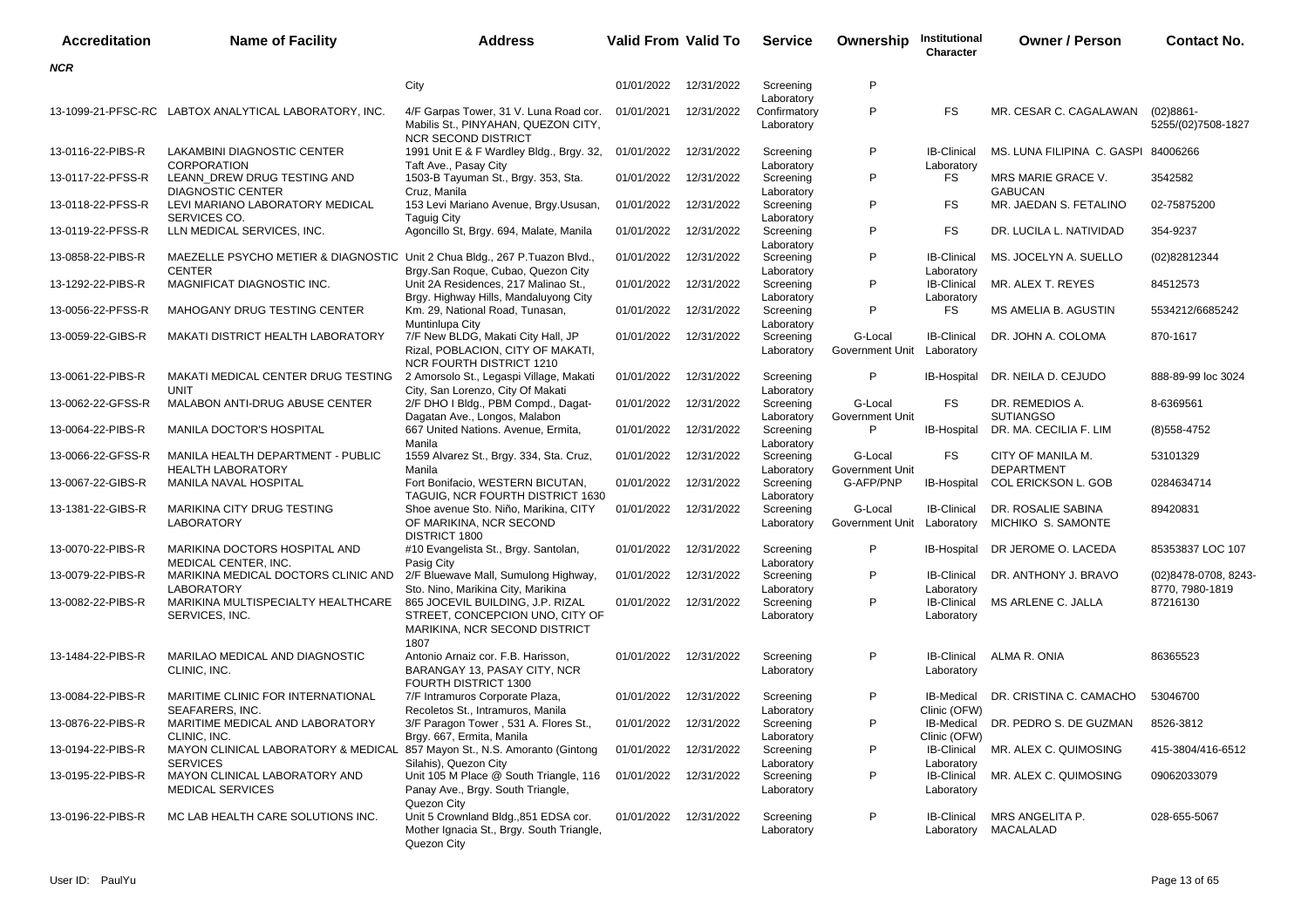| Accreditation | Name of Facility | Address | Valid From | Valid To | Service | Ownership | Institutional Character | Owner / Person | Contact No. |
|---|---|---|---|---|---|---|---|---|---|
| *NCR* | | | | | | | | | |
| | | City | 01/01/2022 | 12/31/2022 | Screening Laboratory | P | | | |
| 13-1099-21-PFSC-RC | LABTOX ANALYTICAL LABORATORY, INC. | 4/F Garpas Tower, 31 V. Luna Road cor. Mabilis St., PINYAHAN, QUEZON CITY, NCR SECOND DISTRICT | 01/01/2021 | 12/31/2022 | Confirmatory Laboratory | P | FS | MR. CESAR C. CAGALAWAN | (02)8861-5255/(02)7508-1827 |
| 13-0116-22-PIBS-R | LAKAMBINI DIAGNOSTIC CENTER CORPORATION | 1991 Unit E & F Wardley Bldg., Brgy. 32, Taft Ave., Pasay City | 01/01/2022 | 12/31/2022 | Screening Laboratory | P | IB-Clinical Laboratory | MS. LUNA FILIPINA C. GASPI | 84006266 |
| 13-0117-22-PFSS-R | LEANN_DREW DRUG TESTING AND DIAGNOSTIC CENTER | 1503-B Tayuman St., Brgy. 353, Sta. Cruz, Manila | 01/01/2022 | 12/31/2022 | Screening Laboratory | P | FS | MRS MARIE GRACE V. GABUCAN | 3542582 |
| 13-0118-22-PFSS-R | LEVI MARIANO LABORATORY MEDICAL SERVICES CO. | 153 Levi Mariano Avenue, Brgy.Ususan, Taguig City | 01/01/2022 | 12/31/2022 | Screening Laboratory | P | FS | MR. JAEDAN S. FETALINO | 02-75875200 |
| 13-0119-22-PFSS-R | LLN MEDICAL SERVICES, INC. | Agoncillo St, Brgy. 694, Malate, Manila | 01/01/2022 | 12/31/2022 | Screening Laboratory | P | FS | DR. LUCILA L. NATIVIDAD | 354-9237 |
| 13-0858-22-PIBS-R | MAEZELLE PSYCHO METIER & DIAGNOSTIC CENTER | Unit 2 Chua Bldg., 267 P.Tuazon Blvd., Brgy.San Roque, Cubao, Quezon City | 01/01/2022 | 12/31/2022 | Screening Laboratory | P | IB-Clinical Laboratory | MS. JOCELYN A. SUELLO | (02)82812344 |
| 13-1292-22-PIBS-R | MAGNIFICAT DIAGNOSTIC INC. | Unit 2A Residences, 217 Malinao St., Brgy. Highway Hills, Mandaluyong City | 01/01/2022 | 12/31/2022 | Screening Laboratory | P | IB-Clinical Laboratory | MR. ALEX T. REYES | 84512573 |
| 13-0056-22-PFSS-R | MAHOGANY DRUG TESTING CENTER | Km. 29, National Road, Tunasan, Muntinlupa City | 01/01/2022 | 12/31/2022 | Screening Laboratory | P | FS | MS AMELIA B. AGUSTIN | 5534212/6685242 |
| 13-0059-22-GIBS-R | MAKATI DISTRICT HEALTH LABORATORY | 7/F New BLDG, Makati City Hall, JP Rizal, POBLACION, CITY OF MAKATI, NCR FOURTH DISTRICT 1210 | 01/01/2022 | 12/31/2022 | Screening Laboratory | G-Local Government Unit | IB-Clinical Laboratory | DR. JOHN A. COLOMA | 870-1617 |
| 13-0061-22-PIBS-R | MAKATI MEDICAL CENTER DRUG TESTING UNIT | 2 Amorsolo St., Legaspi Village, Makati City, San Lorenzo, City Of Makati | 01/01/2022 | 12/31/2022 | Screening Laboratory | P | IB-Hospital | DR. NEILA D. CEJUDO | 888-89-99 loc 3024 |
| 13-0062-22-GFSS-R | MALABON ANTI-DRUG ABUSE CENTER | 2/F DHO I Bldg., PBM Compd., Dagat-Dagatan Ave., Longos, Malabon | 01/01/2022 | 12/31/2022 | Screening Laboratory | G-Local Government Unit | FS | DR. REMEDIOS A. SUTIANGSO | 8-6369561 |
| 13-0064-22-PIBS-R | MANILA DOCTOR'S HOSPITAL | 667 United Nations. Avenue, Ermita, Manila | 01/01/2022 | 12/31/2022 | Screening Laboratory | P | IB-Hospital | DR. MA. CECILIA F. LIM | (8)558-4752 |
| 13-0066-22-GFSS-R | MANILA HEALTH DEPARTMENT - PUBLIC HEALTH LABORATORY | 1559 Alvarez St., Brgy. 334, Sta. Cruz, Manila | 01/01/2022 | 12/31/2022 | Screening Laboratory | G-Local Government Unit | FS | CITY OF MANILA M. DEPARTMENT | 53101329 |
| 13-0067-22-GIBS-R | MANILA NAVAL HOSPITAL | Fort Bonifacio, WESTERN BICUTAN, TAGUIG, NCR FOURTH DISTRICT 1630 | 01/01/2022 | 12/31/2022 | Screening Laboratory | G-AFP/PNP | IB-Hospital | COL ERICKSON L. GOB | 0284634714 |
| 13-1381-22-GIBS-R | MARIKINA CITY DRUG TESTING LABORATORY | Shoe avenue Sto. Niño, Marikina, CITY OF MARIKINA, NCR SECOND DISTRICT 1800 | 01/01/2022 | 12/31/2022 | Screening Laboratory | G-Local Government Unit | IB-Clinical Laboratory | DR. ROSALIE SABINA MICHIKO S. SAMONTE | 89420831 |
| 13-0070-22-PIBS-R | MARIKINA DOCTORS HOSPITAL AND MEDICAL CENTER, INC. | #10 Evangelista St., Brgy. Santolan, Pasig City | 01/01/2022 | 12/31/2022 | Screening Laboratory | P | IB-Hospital | DR JEROME O. LACEDA | 85353837 LOC 107 |
| 13-0079-22-PIBS-R | MARIKINA MEDICAL DOCTORS CLINIC AND LABORATORY | 2/F Bluewave Mall, Sumulong Highway, Sto. Nino, Marikina City, Marikina | 01/01/2022 | 12/31/2022 | Screening Laboratory | P | IB-Clinical Laboratory | DR. ANTHONY J. BRAVO | (02)8478-0708, 8243-8770, 7980-1819 |
| 13-0082-22-PIBS-R | MARIKINA MULTISPECIALTY HEALTHCARE SERVICES, INC. | 865 JOCEVIL BUILDING, J.P. RIZAL STREET, CONCEPCION UNO, CITY OF MARIKINA, NCR SECOND DISTRICT 1807 | 01/01/2022 | 12/31/2022 | Screening Laboratory | P | IB-Clinical Laboratory | MS ARLENE C. JALLA | 87216130 |
| 13-1484-22-PIBS-R | MARILAO MEDICAL AND DIAGNOSTIC CLINIC, INC. | Antonio Arnaiz cor. F.B. Harisson, BARANGAY 13, PASAY CITY, NCR FOURTH DISTRICT 1300 | 01/01/2022 | 12/31/2022 | Screening Laboratory | P | IB-Clinical Laboratory | ALMA R. ONIA | 86365523 |
| 13-0084-22-PIBS-R | MARITIME CLINIC FOR INTERNATIONAL SEAFARERS, INC. | 7/F Intramuros Corporate Plaza, Recoletos St., Intramuros, Manila | 01/01/2022 | 12/31/2022 | Screening Laboratory | P | IB-Medical Clinic (OFW) | DR. CRISTINA C. CAMACHO | 53046700 |
| 13-0876-22-PIBS-R | MARITIME MEDICAL AND LABORATORY CLINIC, INC. | 3/F Paragon Tower , 531 A. Flores St., Brgy. 667, Ermita, Manila | 01/01/2022 | 12/31/2022 | Screening Laboratory | P | IB-Medical Clinic (OFW) | DR. PEDRO S. DE GUZMAN | 8526-3812 |
| 13-0194-22-PIBS-R | MAYON CLINICAL LABORATORY & MEDICAL SERVICES | 857 Mayon St., N.S. Amoranto (Gintong Silahis), Quezon City | 01/01/2022 | 12/31/2022 | Screening Laboratory | P | IB-Clinical Laboratory | MR. ALEX C. QUIMOSING | 415-3804/416-6512 |
| 13-0195-22-PIBS-R | MAYON CLINICAL LABORATORY AND MEDICAL SERVICES | Unit 105 M Place @ South Triangle, 116 Panay Ave., Brgy. South Triangle, Quezon City | 01/01/2022 | 12/31/2022 | Screening Laboratory | P | IB-Clinical Laboratory | MR. ALEX C. QUIMOSING | 09062033079 |
| 13-0196-22-PIBS-R | MC LAB HEALTH CARE SOLUTIONS INC. | Unit 5 Crownland Bldg.,851 EDSA cor. Mother Ignacia St., Brgy. South Triangle, Quezon City | 01/01/2022 | 12/31/2022 | Screening Laboratory | P | IB-Clinical Laboratory | MRS ANGELITA P. MACALALAD | 028-655-5067 |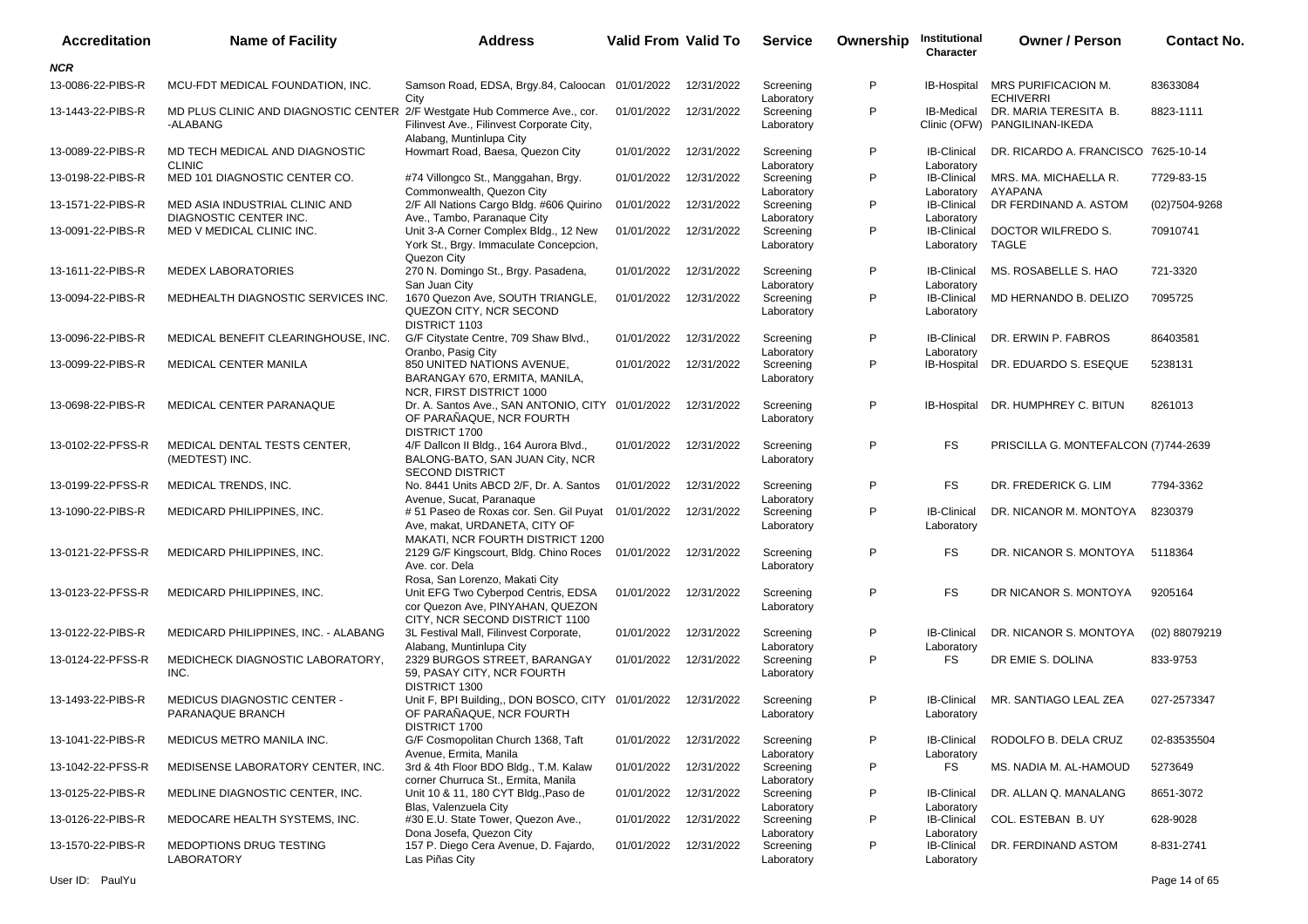| Accreditation | Name of Facility | Address | Valid From | Valid To | Service | Ownership | Institutional Character | Owner / Person | Contact No. |
|---|---|---|---|---|---|---|---|---|---|
| ***NCR*** | | | | | | | | | |
| 13-0086-22-PIBS-R | MCU-FDT MEDICAL FOUNDATION, INC. | Samson Road, EDSA, Brgy.84, Caloocan City | 01/01/2022 | 12/31/2022 | Screening Laboratory | P | IB-Hospital | MRS PURIFICACION M. ECHIVERRI | 83633084 |
| 13-1443-22-PIBS-R | MD PLUS CLINIC AND DIAGNOSTIC CENTER -ALABANG | 2/F Westgate Hub Commerce Ave., cor. Filinvest Ave., Filinvest Corporate City, Alabang, Muntinlupa City | 01/01/2022 | 12/31/2022 | Screening Laboratory | P | IB-Medical Clinic (OFW) | DR. MARIA TERESITA B. PANGILINAN-IKEDA | 8823-1111 |
| 13-0089-22-PIBS-R | MD TECH MEDICAL AND DIAGNOSTIC CLINIC | Howmart Road, Baesa, Quezon City | 01/01/2022 | 12/31/2022 | Screening Laboratory | P | IB-Clinical Laboratory | DR. RICARDO A. FRANCISCO | 7625-10-14 |
| 13-0198-22-PIBS-R | MED 101 DIAGNOSTIC CENTER CO. | #74 Villongco St., Manggahan, Brgy. Commonwealth, Quezon City | 01/01/2022 | 12/31/2022 | Screening Laboratory | P | IB-Clinical Laboratory | MRS. MA. MICHAELLA R. AYAPANA | 7729-83-15 |
| 13-1571-22-PIBS-R | MED ASIA INDUSTRIAL CLINIC AND DIAGNOSTIC CENTER INC. | 2/F All Nations Cargo Bldg. #606 Quirino Ave., Tambo, Paranaque City | 01/01/2022 | 12/31/2022 | Screening Laboratory | P | IB-Clinical Laboratory | DR FERDINAND A. ASTOM | (02)7504-9268 |
| 13-0091-22-PIBS-R | MED V MEDICAL CLINIC INC. | Unit 3-A Corner Complex Bldg., 12 New York St., Brgy. Immaculate Concepcion, Quezon City | 01/01/2022 | 12/31/2022 | Screening Laboratory | P | IB-Clinical Laboratory | DOCTOR WILFREDO S. TAGLE | 70910741 |
| 13-1611-22-PIBS-R | MEDEX LABORATORIES | 270 N. Domingo St., Brgy. Pasadena, San Juan City | 01/01/2022 | 12/31/2022 | Screening Laboratory | P | IB-Clinical Laboratory | MS. ROSABELLE S. HAO | 721-3320 |
| 13-0094-22-PIBS-R | MEDHEALTH DIAGNOSTIC SERVICES INC. | 1670 Quezon Ave, SOUTH TRIANGLE, QUEZON CITY, NCR SECOND DISTRICT 1103 | 01/01/2022 | 12/31/2022 | Screening Laboratory | P | IB-Clinical Laboratory | MD HERNANDO B. DELIZO | 7095725 |
| 13-0096-22-PIBS-R | MEDICAL BENEFIT CLEARINGHOUSE, INC. | G/F Citystate Centre, 709 Shaw Blvd., Oranbo, Pasig City | 01/01/2022 | 12/31/2022 | Screening Laboratory | P | IB-Clinical Laboratory | DR. ERWIN P. FABROS | 86403581 |
| 13-0099-22-PIBS-R | MEDICAL CENTER MANILA | 850 UNITED NATIONS AVENUE, BARANGAY 670, ERMITA, MANILA, NCR, FIRST DISTRICT 1000 | 01/01/2022 | 12/31/2022 | Screening Laboratory | P | IB-Hospital | DR. EDUARDO S. ESEQUE | 5238131 |
| 13-0698-22-PIBS-R | MEDICAL CENTER PARANAQUE | Dr. A. Santos Ave., SAN ANTONIO, CITY OF PARAÑAQUE, NCR FOURTH DISTRICT 1700 | 01/01/2022 | 12/31/2022 | Screening Laboratory | P | IB-Hospital | DR. HUMPHREY C. BITUN | 8261013 |
| 13-0102-22-PFSS-R | MEDICAL DENTAL TESTS CENTER, (MEDTEST) INC. | 4/F Dallcon II Bldg., 164 Aurora Blvd., BALONG-BATO, SAN JUAN City, NCR SECOND DISTRICT | 01/01/2022 | 12/31/2022 | Screening Laboratory | P | FS | PRISCILLA G. MONTEFALCON | (7)744-2639 |
| 13-0199-22-PFSS-R | MEDICAL TRENDS, INC. | No. 8441 Units ABCD 2/F, Dr. A. Santos Avenue, Sucat, Paranaque | 01/01/2022 | 12/31/2022 | Screening Laboratory | P | FS | DR. FREDERICK G. LIM | 7794-3362 |
| 13-1090-22-PIBS-R | MEDICARD PHILIPPINES, INC. | # 51 Paseo de Roxas cor. Sen. Gil Puyat Ave, makat, URDANETA, CITY OF MAKATI, NCR FOURTH DISTRICT 1200 | 01/01/2022 | 12/31/2022 | Screening Laboratory | P | IB-Clinical Laboratory | DR. NICANOR M. MONTOYA | 8230379 |
| 13-0121-22-PFSS-R | MEDICARD PHILIPPINES, INC. | 2129 G/F Kingscourt, Bldg. Chino Roces Ave. cor. Dela Rosa, San Lorenzo, Makati City | 01/01/2022 | 12/31/2022 | Screening Laboratory | P | FS | DR. NICANOR S. MONTOYA | 5118364 |
| 13-0123-22-PFSS-R | MEDICARD PHILIPPINES, INC. | Unit EFG Two Cyberpod Centris, EDSA cor Quezon Ave, PINYAHAN, QUEZON CITY, NCR SECOND DISTRICT 1100 | 01/01/2022 | 12/31/2022 | Screening Laboratory | P | FS | DR NICANOR S. MONTOYA | 9205164 |
| 13-0122-22-PIBS-R | MEDICARD PHILIPPINES, INC. - ALABANG | 3L Festival Mall, Filinvest Corporate, Alabang, Muntinlupa City | 01/01/2022 | 12/31/2022 | Screening Laboratory | P | IB-Clinical Laboratory | DR. NICANOR S. MONTOYA | (02) 88079219 |
| 13-0124-22-PFSS-R | MEDICHECK DIAGNOSTIC LABORATORY, INC. | 2329 BURGOS STREET, BARANGAY 59, PASAY CITY, NCR FOURTH DISTRICT 1300 | 01/01/2022 | 12/31/2022 | Screening Laboratory | P | FS | DR EMIE S. DOLINA | 833-9753 |
| 13-1493-22-PIBS-R | MEDICUS DIAGNOSTIC CENTER - PARANAQUE BRANCH | Unit F, BPI Building,, DON BOSCO, CITY OF PARAÑAQUE, NCR FOURTH DISTRICT 1700 | 01/01/2022 | 12/31/2022 | Screening Laboratory | P | IB-Clinical Laboratory | MR. SANTIAGO LEAL ZEA | 027-2573347 |
| 13-1041-22-PIBS-R | MEDICUS METRO MANILA INC. | G/F Cosmopolitan Church 1368, Taft Avenue, Ermita, Manila | 01/01/2022 | 12/31/2022 | Screening Laboratory | P | IB-Clinical Laboratory | RODOLFO B. DELA CRUZ | 02-83535504 |
| 13-1042-22-PFSS-R | MEDISENSE LABORATORY CENTER, INC. | 3rd & 4th Floor BDO Bldg., T.M. Kalaw corner Churruca St., Ermita, Manila | 01/01/2022 | 12/31/2022 | Screening Laboratory | P | FS | MS. NADIA M. AL-HAMOUD | 5273649 |
| 13-0125-22-PIBS-R | MEDLINE DIAGNOSTIC CENTER, INC. | Unit 10 & 11, 180 CYT Bldg.,Paso de Blas, Valenzuela City | 01/01/2022 | 12/31/2022 | Screening Laboratory | P | IB-Clinical Laboratory | DR. ALLAN Q. MANALANG | 8651-3072 |
| 13-0126-22-PIBS-R | MEDOCARE HEALTH SYSTEMS, INC. | #30 E.U. State Tower, Quezon Ave., Dona Josefa, Quezon City | 01/01/2022 | 12/31/2022 | Screening Laboratory | P | IB-Clinical Laboratory | COL. ESTEBAN B. UY | 628-9028 |
| 13-1570-22-PIBS-R | MEDOPTIONS DRUG TESTING LABORATORY | 157 P. Diego Cera Avenue, D. Fajardo, Las Piñas City | 01/01/2022 | 12/31/2022 | Screening Laboratory | P | IB-Clinical Laboratory | DR. FERDINAND ASTOM | 8-831-2741 |

User ID: PaulYu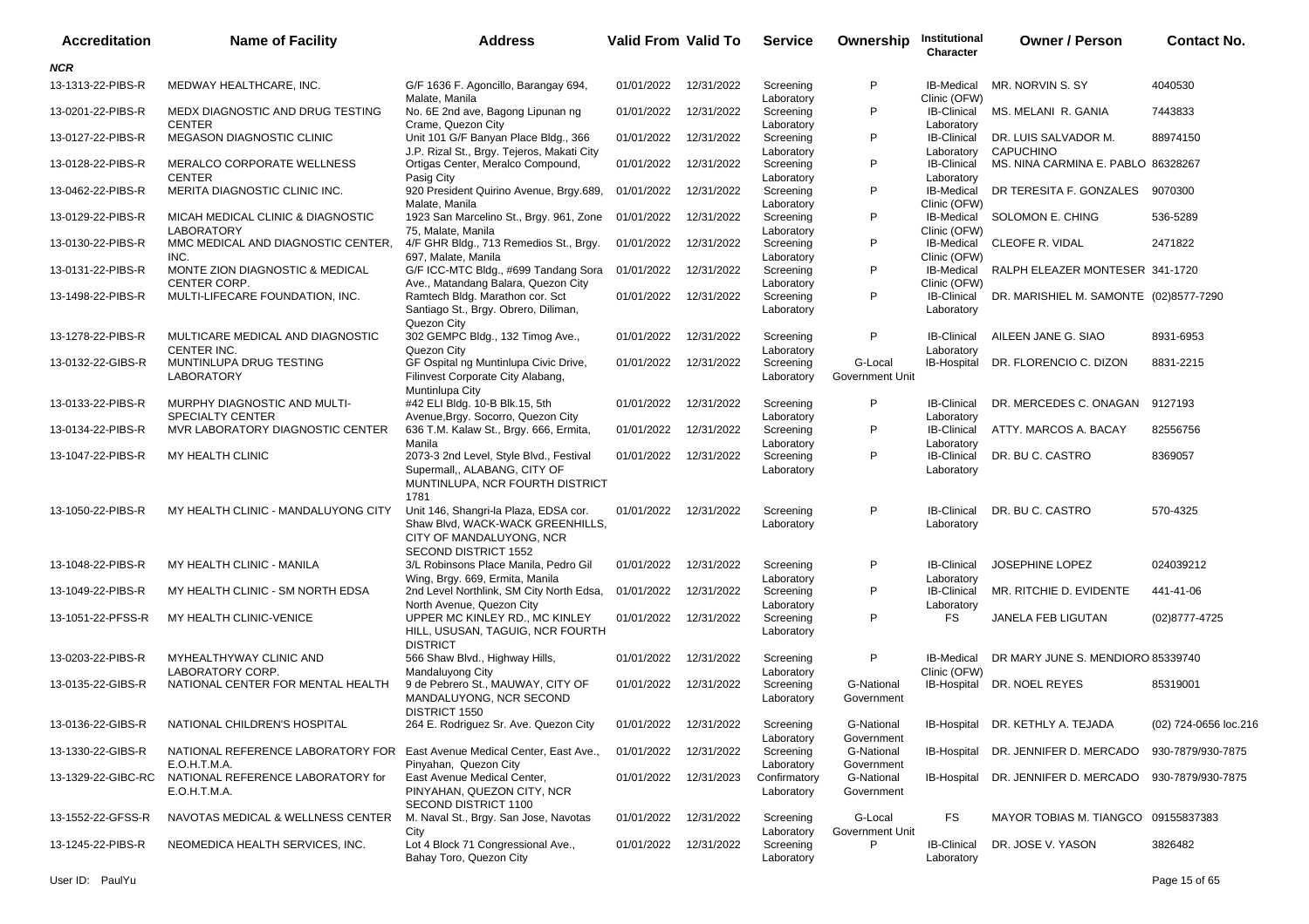| Accreditation | Name of Facility | Address | Valid From | Valid To | Service | Ownership | Institutional Character | Owner / Person | Contact No. |
|---|---|---|---|---|---|---|---|---|---|
| ***NCR*** | | | | | | | | | |
| 13-1313-22-PIBS-R | MEDWAY HEALTHCARE, INC. | G/F 1636 F. Agoncillo, Barangay 694, Malate, Manila | 01/01/2022 | 12/31/2022 | Screening Laboratory | P | IB-Medical Clinic (OFW) | MR. NORVIN S. SY | 4040530 |
| 13-0201-22-PIBS-R | MEDX DIAGNOSTIC AND DRUG TESTING CENTER | No. 6E 2nd ave, Bagong Lipunan ng Crame, Quezon City | 01/01/2022 | 12/31/2022 | Screening Laboratory | P | IB-Clinical Laboratory | MS. MELANI R. GANIA | 7443833 |
| 13-0127-22-PIBS-R | MEGASON DIAGNOSTIC CLINIC | Unit 101 G/F Banyan Place Bldg., 366 J.P. Rizal St., Brgy. Tejeros, Makati City | 01/01/2022 | 12/31/2022 | Screening Laboratory | P | IB-Clinical Laboratory | DR. LUIS SALVADOR M. CAPUCHINO | 88974150 |
| 13-0128-22-PIBS-R | MERALCO CORPORATE WELLNESS CENTER | Ortigas Center, Meralco Compound, Pasig City | 01/01/2022 | 12/31/2022 | Screening Laboratory | P | IB-Clinical Laboratory | MS. NINA CARMINA E. PABLO | 86328267 |
| 13-0462-22-PIBS-R | MERITA DIAGNOSTIC CLINIC INC. | 920 President Quirino Avenue, Brgy.689, Malate, Manila | 01/01/2022 | 12/31/2022 | Screening Laboratory | P | IB-Medical Clinic (OFW) | DR TERESITA F. GONZALES | 9070300 |
| 13-0129-22-PIBS-R | MICAH MEDICAL CLINIC & DIAGNOSTIC LABORATORY | 1923 San Marcelino St., Brgy. 961, Zone 75, Malate, Manila | 01/01/2022 | 12/31/2022 | Screening Laboratory | P | IB-Medical Clinic (OFW) | SOLOMON E. CHING | 536-5289 |
| 13-0130-22-PIBS-R | MMC MEDICAL AND DIAGNOSTIC CENTER, INC. | 4/F GHR Bldg., 713 Remedios St., Brgy. 697, Malate, Manila | 01/01/2022 | 12/31/2022 | Screening Laboratory | P | IB-Medical Clinic (OFW) | CLEOFE R. VIDAL | 2471822 |
| 13-0131-22-PIBS-R | MONTE ZION DIAGNOSTIC & MEDICAL CENTER CORP. | G/F ICC-MTC Bldg., #699 Tandang Sora Ave., Matandang Balara, Quezon City | 01/01/2022 | 12/31/2022 | Screening Laboratory | P | IB-Medical Clinic (OFW) | RALPH ELEAZER MONTESER | 341-1720 |
| 13-1498-22-PIBS-R | MULTI-LIFECARE FOUNDATION, INC. | Ramtech Bldg. Marathon cor. Sct Santiago St., Brgy. Obrero, Diliman, Quezon City | 01/01/2022 | 12/31/2022 | Screening Laboratory | P | IB-Clinical Laboratory | DR. MARISHIEL M. SAMONTE | (02)8577-7290 |
| 13-1278-22-PIBS-R | MULTICARE MEDICAL AND DIAGNOSTIC CENTER INC. | 302 GEMPC Bldg., 132 Timog Ave., Quezon City | 01/01/2022 | 12/31/2022 | Screening Laboratory | P | IB-Clinical Laboratory | AILEEN JANE G. SIAO | 8931-6953 |
| 13-0132-22-GIBS-R | MUNTINLUPA DRUG TESTING LABORATORY | GF Ospital ng Muntinlupa Civic Drive, Filinvest Corporate City Alabang, Muntinlupa City | 01/01/2022 | 12/31/2022 | Screening Laboratory | G-Local Government Unit | IB-Hospital | DR. FLORENCIO C. DIZON | 8831-2215 |
| 13-0133-22-PIBS-R | MURPHY DIAGNOSTIC AND MULTI-SPECIALTY CENTER | #42 ELI Bldg. 10-B Blk.15, 5th Avenue,Brgy. Socorro, Quezon City | 01/01/2022 | 12/31/2022 | Screening Laboratory | P | IB-Clinical Laboratory | DR. MERCEDES C. ONAGAN | 9127193 |
| 13-0134-22-PIBS-R | MVR LABORATORY DIAGNOSTIC CENTER | 636 T.M. Kalaw St., Brgy. 666, Ermita, Manila | 01/01/2022 | 12/31/2022 | Screening Laboratory | P | IB-Clinical Laboratory | ATTY. MARCOS A. BACAY | 82556756 |
| 13-1047-22-PIBS-R | MY HEALTH CLINIC | 2073-3 2nd Level, Style Blvd., Festival Supermall,, ALABANG, CITY OF MUNTINLUPA, NCR FOURTH DISTRICT 1781 | 01/01/2022 | 12/31/2022 | Screening Laboratory | P | IB-Clinical Laboratory | DR. BU C. CASTRO | 8369057 |
| 13-1050-22-PIBS-R | MY HEALTH CLINIC - MANDALUYONG CITY | Unit 146, Shangri-la Plaza, EDSA cor. Shaw Blvd, WACK-WACK GREENHILLS, CITY OF MANDALUYONG, NCR SECOND DISTRICT 1552 | 01/01/2022 | 12/31/2022 | Screening Laboratory | P | IB-Clinical Laboratory | DR. BU C. CASTRO | 570-4325 |
| 13-1048-22-PIBS-R | MY HEALTH CLINIC - MANILA | 3/L Robinsons Place Manila, Pedro Gil Wing, Brgy. 669, Ermita, Manila | 01/01/2022 | 12/31/2022 | Screening Laboratory | P | IB-Clinical Laboratory | JOSEPHINE LOPEZ | 024039212 |
| 13-1049-22-PIBS-R | MY HEALTH CLINIC - SM NORTH EDSA | 2nd Level Northlink, SM City North Edsa, North Avenue, Quezon City | 01/01/2022 | 12/31/2022 | Screening Laboratory | P | IB-Clinical Laboratory | MR. RITCHIE D. EVIDENTE | 441-41-06 |
| 13-1051-22-PFSS-R | MY HEALTH CLINIC-VENICE | UPPER MC KINLEY RD., MC KINLEY HILL, USUSAN, TAGUIG, NCR FOURTH DISTRICT | 01/01/2022 | 12/31/2022 | Screening Laboratory | P | FS | JANELA FEB LIGUTAN | (02)8777-4725 |
| 13-0203-22-PIBS-R | MYHEALTHYWAY CLINIC AND LABORATORY CORP. | 566 Shaw Blvd., Highway Hills, Mandaluyong City | 01/01/2022 | 12/31/2022 | Screening Laboratory | P | IB-Medical Clinic (OFW) | DR MARY JUNE S. MENDIORO | 85339740 |
| 13-0135-22-GIBS-R | NATIONAL CENTER FOR MENTAL HEALTH | 9 de Pebrero St., MAUWAY, CITY OF MANDALUYONG, NCR SECOND DISTRICT 1550 | 01/01/2022 | 12/31/2022 | Screening Laboratory | G-National Government | IB-Hospital | DR. NOEL REYES | 85319001 |
| 13-0136-22-GIBS-R | NATIONAL CHILDREN'S HOSPITAL | 264 E. Rodriguez Sr. Ave. Quezon City | 01/01/2022 | 12/31/2022 | Screening Laboratory | G-National Government | IB-Hospital | DR. KETHLY A. TEJADA | (02) 724-0656 loc.216 |
| 13-1330-22-GIBS-R | NATIONAL REFERENCE LABORATORY FOR E.O.H.T.M.A. | East Avenue Medical Center, East Ave., Pinyahan, Quezon City | 01/01/2022 | 12/31/2022 | Screening Laboratory | G-National Government | IB-Hospital | DR. JENNIFER D. MERCADO | 930-7879/930-7875 |
| 13-1329-22-GIBC-RC | NATIONAL REFERENCE LABORATORY for E.O.H.T.M.A. | East Avenue Medical Center, PINYAHAN, QUEZON CITY, NCR SECOND DISTRICT 1100 | 01/01/2022 | 12/31/2023 | Confirmatory Laboratory | G-National Government | IB-Hospital | DR. JENNIFER D. MERCADO | 930-7879/930-7875 |
| 13-1552-22-GFSS-R | NAVOTAS MEDICAL & WELLNESS CENTER | M. Naval St., Brgy. San Jose, Navotas City | 01/01/2022 | 12/31/2022 | Screening Laboratory | G-Local Government Unit | FS | MAYOR TOBIAS M. TIANGCO | 09155837383 |
| 13-1245-22-PIBS-R | NEOMEDICA HEALTH SERVICES, INC. | Lot 4 Block 71 Congressional Ave., Bahay Toro, Quezon City | 01/01/2022 | 12/31/2022 | Screening Laboratory | P | IB-Clinical Laboratory | DR. JOSE V. YASON | 3826482 |

User ID: PaulYu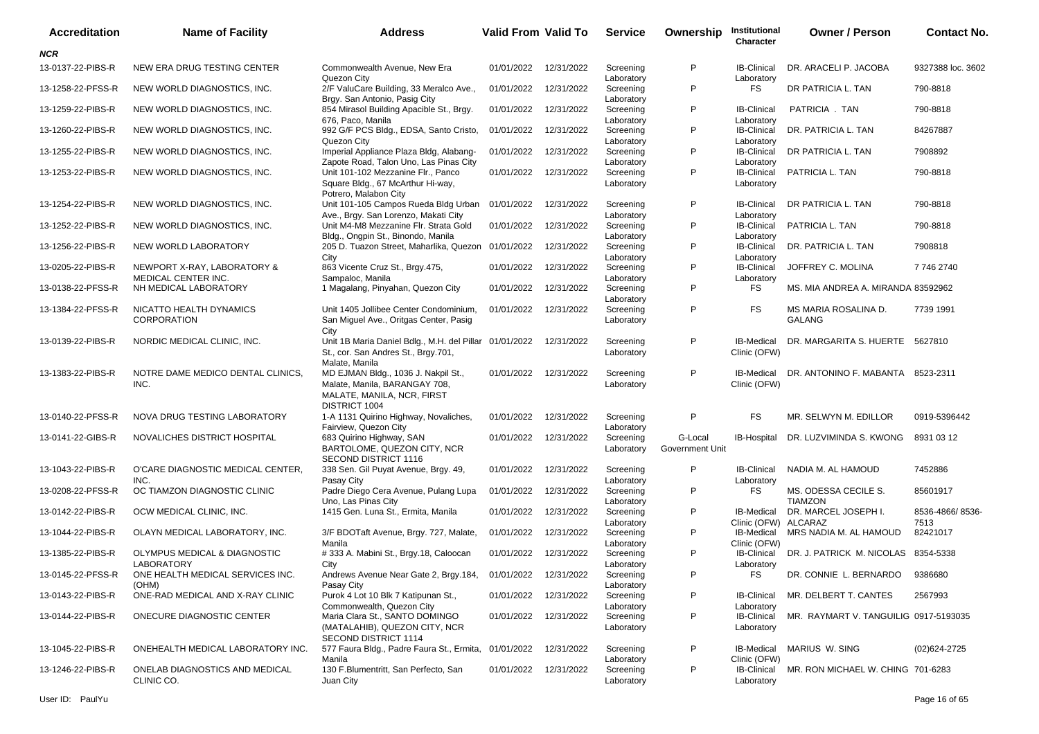| Accreditation | Name of Facility | Address | Valid From | Valid To | Service | Ownership | Institutional Character | Owner / Person | Contact No. |
|---|---|---|---|---|---|---|---|---|---|
| ***NCR*** | | | | | | | | | |
| 13-0137-22-PIBS-R | NEW ERA DRUG TESTING CENTER | Commonwealth Avenue, New Era Quezon City | 01/01/2022 | 12/31/2022 | Screening Laboratory | P | IB-Clinical Laboratory | DR. ARACELI P. JACOBA | 9327388 loc. 3602 |
| 13-1258-22-PFSS-R | NEW WORLD DIAGNOSTICS, INC. | 2/F ValuCare Building, 33 Meralco Ave., Brgy. San Antonio, Pasig City | 01/01/2022 | 12/31/2022 | Screening Laboratory | P | FS | DR PATRICIA L. TAN | 790-8818 |
| 13-1259-22-PIBS-R | NEW WORLD DIAGNOSTICS, INC. | 854 Mirasol Building Apacible St., Brgy. 676, Paco, Manila | 01/01/2022 | 12/31/2022 | Screening Laboratory | P | IB-Clinical Laboratory | PATRICIA . TAN | 790-8818 |
| 13-1260-22-PIBS-R | NEW WORLD DIAGNOSTICS, INC. | 992 G/F PCS Bldg., EDSA, Santo Cristo, Quezon City | 01/01/2022 | 12/31/2022 | Screening Laboratory | P | IB-Clinical Laboratory | DR. PATRICIA L. TAN | 84267887 |
| 13-1255-22-PIBS-R | NEW WORLD DIAGNOSTICS, INC. | Imperial Appliance Plaza Bldg, Alabang-Zapote Road, Talon Uno, Las Pinas City | 01/01/2022 | 12/31/2022 | Screening Laboratory | P | IB-Clinical Laboratory | DR PATRICIA L. TAN | 7908892 |
| 13-1253-22-PIBS-R | NEW WORLD DIAGNOSTICS, INC. | Unit 101-102 Mezzanine Flr., Panco Square Bldg., 67 McArthur Hi-way, Potrero, Malabon City | 01/01/2022 | 12/31/2022 | Screening Laboratory | P | IB-Clinical Laboratory | PATRICIA L. TAN | 790-8818 |
| 13-1254-22-PIBS-R | NEW WORLD DIAGNOSTICS, INC. | Unit 101-105 Campos Rueda Bldg Urban Ave., Brgy. San Lorenzo, Makati City | 01/01/2022 | 12/31/2022 | Screening Laboratory | P | IB-Clinical Laboratory | DR PATRICIA L. TAN | 790-8818 |
| 13-1252-22-PIBS-R | NEW WORLD DIAGNOSTICS, INC. | Unit M4-M8 Mezzanine Flr. Strata Gold Bldg., Ongpin St., Binondo, Manila | 01/01/2022 | 12/31/2022 | Screening Laboratory | P | IB-Clinical Laboratory | PATRICIA L. TAN | 790-8818 |
| 13-1256-22-PIBS-R | NEW WORLD LABORATORY | 205 D. Tuazon Street, Maharlika, Quezon City | 01/01/2022 | 12/31/2022 | Screening Laboratory | P | IB-Clinical Laboratory | DR. PATRICIA L. TAN | 7908818 |
| 13-0205-22-PIBS-R | NEWPORT X-RAY, LABORATORY & MEDICAL CENTER INC. | 863 Vicente Cruz St., Brgy.475, Sampaloc, Manila | 01/01/2022 | 12/31/2022 | Screening Laboratory | P | IB-Clinical Laboratory | JOFFREY C. MOLINA | 7 746 2740 |
| 13-0138-22-PFSS-R | NH MEDICAL LABORATORY | 1 Magalang, Pinyahan, Quezon City | 01/01/2022 | 12/31/2022 | Screening Laboratory | P | FS | MS. MIA ANDREA A. MIRANDA | 83592962 |
| 13-1384-22-PFSS-R | NICATTO HEALTH DYNAMICS CORPORATION | Unit 1405 Jollibee Center Condominium, San Miguel Ave., Oritgas Center, Pasig City | 01/01/2022 | 12/31/2022 | Screening Laboratory | P | FS | MS MARIA ROSALINA D. GALANG | 7739 1991 |
| 13-0139-22-PIBS-R | NORDIC MEDICAL CLINIC, INC. | Unit 1B Maria Daniel Bdlg., M.H. del Pillar St., cor. San Andres St., Brgy.701, Malate, Manila | 01/01/2022 | 12/31/2022 | Screening Laboratory | P | IB-Medical Clinic (OFW) | DR. MARGARITA S. HUERTE | 5627810 |
| 13-1383-22-PIBS-R | NOTRE DAME MEDICO DENTAL CLINICS, INC. | MD EJMAN Bldg., 1036 J. Nakpil St., Malate, Manila, BARANGAY 708, MALATE, MANILA, NCR, FIRST DISTRICT 1004 | 01/01/2022 | 12/31/2022 | Screening Laboratory | P | IB-Medical Clinic (OFW) | DR. ANTONINO F. MABANTA | 8523-2311 |
| 13-0140-22-PFSS-R | NOVA DRUG TESTING LABORATORY | 1-A 1131 Quirino Highway, Novaliches, Fairview, Quezon City | 01/01/2022 | 12/31/2022 | Screening Laboratory | P | FS | MR. SELWYN M. EDILLOR | 0919-5396442 |
| 13-0141-22-GIBS-R | NOVALICHES DISTRICT HOSPITAL | 683 Quirino Highway, SAN BARTOLOME, QUEZON CITY, NCR SECOND DISTRICT 1116 | 01/01/2022 | 12/31/2022 | Screening Laboratory | G-Local Government Unit | IB-Hospital | DR. LUZVIMINDA S. KWONG | 8931 03 12 |
| 13-1043-22-PIBS-R | O'CARE DIAGNOSTIC MEDICAL CENTER, INC. | 338 Sen. Gil Puyat Avenue, Brgy. 49, Pasay City | 01/01/2022 | 12/31/2022 | Screening Laboratory | P | IB-Clinical Laboratory | NADIA M. AL HAMOUD | 7452886 |
| 13-0208-22-PFSS-R | OC TIAMZON DIAGNOSTIC CLINIC | Padre Diego Cera Avenue, Pulang Lupa Uno, Las Pinas City | 01/01/2022 | 12/31/2022 | Screening Laboratory | P | FS | MS. ODESSA CECILE S. TIAMZON | 85601917 |
| 13-0142-22-PIBS-R | OCW MEDICAL CLINIC, INC. | 1415 Gen. Luna St., Ermita, Manila | 01/01/2022 | 12/31/2022 | Screening Laboratory | P | IB-Medical Clinic (OFW) | DR. MARCEL JOSEPH I. ALCARAZ | 8536-4866/ 8536-7513 |
| 13-1044-22-PIBS-R | OLAYN MEDICAL LABORATORY, INC. | 3/F BDOTaft Avenue, Brgy. 727, Malate, Manila | 01/01/2022 | 12/31/2022 | Screening Laboratory | P | IB-Medical Clinic (OFW) | MRS NADIA M. AL HAMOUD | 82421017 |
| 13-1385-22-PIBS-R | OLYMPUS MEDICAL & DIAGNOSTIC LABORATORY | # 333 A. Mabini St., Brgy.18, Caloocan City | 01/01/2022 | 12/31/2022 | Screening Laboratory | P | IB-Clinical Laboratory | DR. J. PATRICK M. NICOLAS | 8354-5338 |
| 13-0145-22-PFSS-R | ONE HEALTH MEDICAL SERVICES INC. (OHM) | Andrews Avenue Near Gate 2, Brgy.184, Pasay City | 01/01/2022 | 12/31/2022 | Screening Laboratory | P | FS | DR. CONNIE L. BERNARDO | 9386680 |
| 13-0143-22-PIBS-R | ONE-RAD MEDICAL AND X-RAY CLINIC | Purok 4 Lot 10 Blk 7 Katipunan St., Commonwealth, Quezon City | 01/01/2022 | 12/31/2022 | Screening Laboratory | P | IB-Clinical Laboratory | MR. DELBERT T. CANTES | 2567993 |
| 13-0144-22-PIBS-R | ONECURE DIAGNOSTIC CENTER | Maria Clara St., SANTO DOMINGO (MATALAHIB), QUEZON CITY, NCR SECOND DISTRICT 1114 | 01/01/2022 | 12/31/2022 | Screening Laboratory | P | IB-Clinical Laboratory | MR. RAYMART V. TANGUILIG | 0917-5193035 |
| 13-1045-22-PIBS-R | ONEHEALTH MEDICAL LABORATORY INC. | 577 Faura Bldg., Padre Faura St., Ermita, Manila | 01/01/2022 | 12/31/2022 | Screening Laboratory | P | IB-Medical Clinic (OFW) | MARIUS W. SING | (02)624-2725 |
| 13-1246-22-PIBS-R | ONELAB DIAGNOSTICS AND MEDICAL CLINIC CO. | 130 F.Blumentritt, San Perfecto, San Juan City | 01/01/2022 | 12/31/2022 | Screening Laboratory | P | IB-Clinical Laboratory | MR. RON MICHAEL W. CHING | 701-6283 |

User ID: PaulYu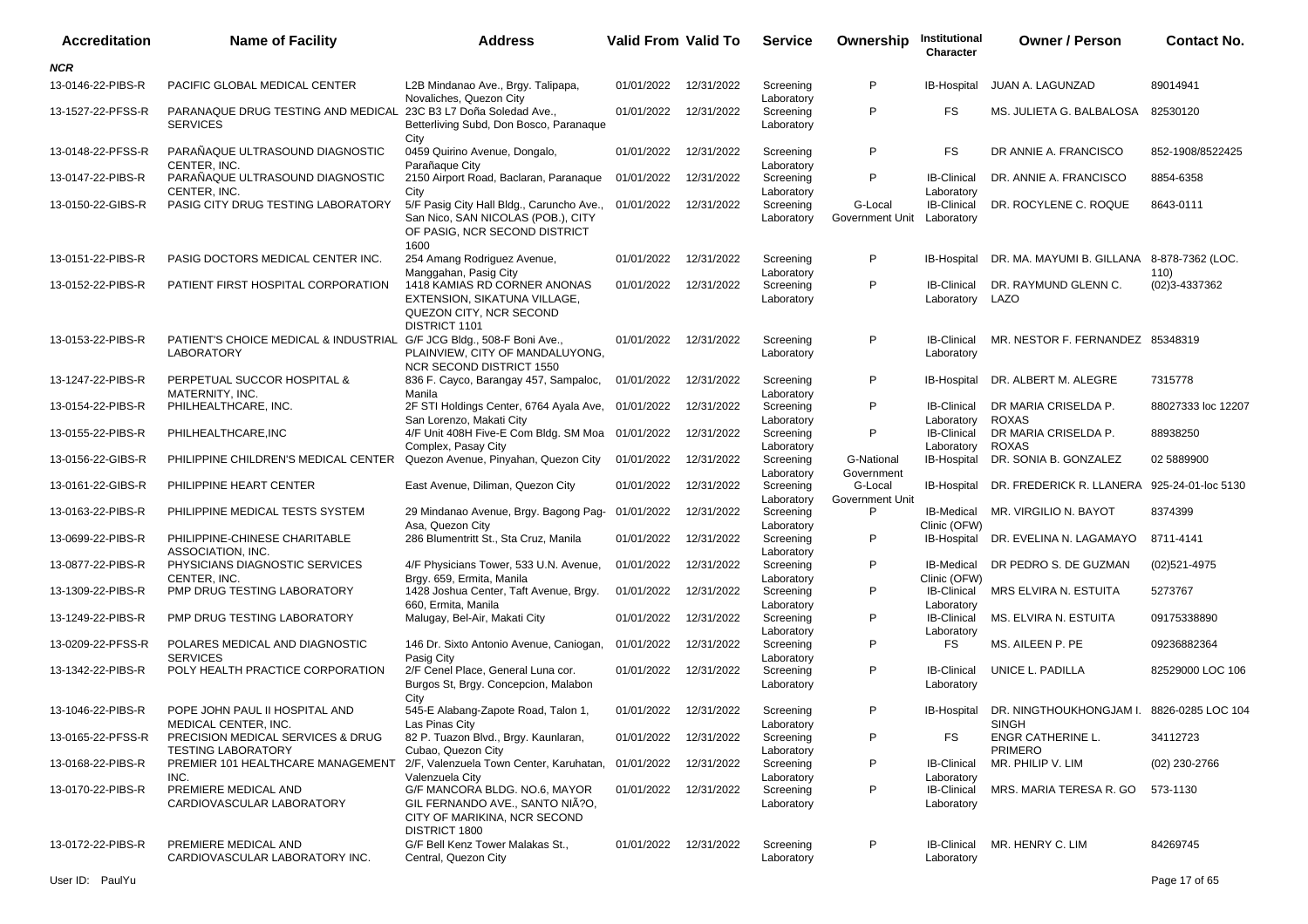| Accreditation | Name of Facility | Address | Valid From | Valid To | Service | Ownership | Institutional Character | Owner / Person | Contact No. |
|---|---|---|---|---|---|---|---|---|---|
| ***NCR*** | | | | | | | | | |
| 13-0146-22-PIBS-R | PACIFIC GLOBAL MEDICAL CENTER | L2B Mindanao Ave., Brgy. Talipapa, Novaliches, Quezon City | 01/01/2022 | 12/31/2022 | Screening Laboratory | P | IB-Hospital | JUAN A. LAGUNZAD | 89014941 |
| 13-1527-22-PFSS-R | PARANAQUE DRUG TESTING AND MEDICAL SERVICES | 23C B3 L7 Doña Soledad Ave., Betterliving Subd, Don Bosco, Paranaque City | 01/01/2022 | 12/31/2022 | Screening Laboratory | P | FS | MS. JULIETA G. BALBALOSA | 82530120 |
| 13-0148-22-PFSS-R | PARAÑAQUE ULTRASOUND DIAGNOSTIC CENTER, INC. | 0459 Quirino Avenue, Dongalo, Parañaque City | 01/01/2022 | 12/31/2022 | Screening Laboratory | P | FS | DR ANNIE A. FRANCISCO | 852-1908/8522425 |
| 13-0147-22-PIBS-R | PARAÑAQUE ULTRASOUND DIAGNOSTIC CENTER, INC. | 2150 Airport Road, Baclaran, Paranaque City | 01/01/2022 | 12/31/2022 | Screening Laboratory | P | IB-Clinical Laboratory | DR. ANNIE A. FRANCISCO | 8854-6358 |
| 13-0150-22-GIBS-R | PASIG CITY DRUG TESTING LABORATORY | 5/F Pasig City Hall Bldg., Caruncho Ave., San Nico, SAN NICOLAS (POB.), CITY OF PASIG, NCR SECOND DISTRICT 1600 | 01/01/2022 | 12/31/2022 | Screening Laboratory | G-Local Government Unit | IB-Clinical Laboratory | DR. ROCYLENE C. ROQUE | 8643-0111 |
| 13-0151-22-PIBS-R | PASIG DOCTORS MEDICAL CENTER INC. | 254 Amang Rodriguez Avenue, Manggahan, Pasig City | 01/01/2022 | 12/31/2022 | Screening Laboratory | P | IB-Hospital | DR. MA. MAYUMI B. GILLANA | 8-878-7362 (LOC. 110) |
| 13-0152-22-PIBS-R | PATIENT FIRST HOSPITAL CORPORATION | 1418 KAMIAS RD CORNER ANONAS EXTENSION, SIKATUNA VILLAGE, QUEZON CITY, NCR SECOND DISTRICT 1101 | 01/01/2022 | 12/31/2022 | Screening Laboratory | P | IB-Clinical Laboratory | DR. RAYMUND GLENN C. LAZO | (02)3-4337362 |
| 13-0153-22-PIBS-R | PATIENT'S CHOICE MEDICAL & INDUSTRIAL LABORATORY | G/F JCG Bldg., 508-F Boni Ave., PLAINVIEW, CITY OF MANDALUYONG, NCR SECOND DISTRICT 1550 | 01/01/2022 | 12/31/2022 | Screening Laboratory | P | IB-Clinical Laboratory | MR. NESTOR F. FERNANDEZ | 85348319 |
| 13-1247-22-PIBS-R | PERPETUAL SUCCOR HOSPITAL & MATERNITY, INC. | 836 F. Cayco, Barangay 457, Sampaloc, Manila | 01/01/2022 | 12/31/2022 | Screening Laboratory | P | IB-Hospital | DR. ALBERT M. ALEGRE | 7315778 |
| 13-0154-22-PIBS-R | PHILHEALTHCARE, INC. | 2F STI Holdings Center, 6764 Ayala Ave, San Lorenzo, Makati City | 01/01/2022 | 12/31/2022 | Screening Laboratory | P | IB-Clinical Laboratory | DR MARIA CRISELDA P. ROXAS | 88027333 loc 12207 |
| 13-0155-22-PIBS-R | PHILHEALTHCARE,INC | 4/F Unit 408H Five-E Com Bldg. SM Moa Complex, Pasay City | 01/01/2022 | 12/31/2022 | Screening Laboratory | P | IB-Clinical Laboratory | DR MARIA CRISELDA P. ROXAS | 88938250 |
| 13-0156-22-GIBS-R | PHILIPPINE CHILDREN'S MEDICAL CENTER | Quezon Avenue, Pinyahan, Quezon City | 01/01/2022 | 12/31/2022 | Screening Laboratory | G-National Government | IB-Hospital | DR. SONIA B. GONZALEZ | 02 5889900 |
| 13-0161-22-GIBS-R | PHILIPPINE HEART CENTER | East Avenue, Diliman, Quezon City | 01/01/2022 | 12/31/2022 | Screening Laboratory | G-Local Government Unit | IB-Hospital | DR. FREDERICK R. LLANERA | 925-24-01-loc 5130 |
| 13-0163-22-PIBS-R | PHILIPPINE MEDICAL TESTS SYSTEM | 29 Mindanao Avenue, Brgy. Bagong Pag-Asa, Quezon City | 01/01/2022 | 12/31/2022 | Screening Laboratory | P | IB-Medical Clinic (OFW) | MR. VIRGILIO N. BAYOT | 8374399 |
| 13-0699-22-PIBS-R | PHILIPPINE-CHINESE CHARITABLE ASSOCIATION, INC. | 286 Blumentritt St., Sta Cruz, Manila | 01/01/2022 | 12/31/2022 | Screening Laboratory | P | IB-Hospital | DR. EVELINA N. LAGAMAYO | 8711-4141 |
| 13-0877-22-PIBS-R | PHYSICIANS DIAGNOSTIC SERVICES CENTER, INC. | 4/F Physicians Tower, 533 U.N. Avenue, Brgy. 659, Ermita, Manila | 01/01/2022 | 12/31/2022 | Screening Laboratory | P | IB-Medical Clinic (OFW) | DR PEDRO S. DE GUZMAN | (02)521-4975 |
| 13-1309-22-PIBS-R | PMP DRUG TESTING LABORATORY | 1428 Joshua Center, Taft Avenue, Brgy. 660, Ermita, Manila | 01/01/2022 | 12/31/2022 | Screening Laboratory | P | IB-Clinical Laboratory | MRS ELVIRA N. ESTUITA | 5273767 |
| 13-1249-22-PIBS-R | PMP DRUG TESTING LABORATORY | Malugay, Bel-Air, Makati City | 01/01/2022 | 12/31/2022 | Screening Laboratory | P | IB-Clinical Laboratory | MS. ELVIRA N. ESTUITA | 09175338890 |
| 13-0209-22-PFSS-R | POLARES MEDICAL AND DIAGNOSTIC SERVICES | 146 Dr. Sixto Antonio Avenue, Caniogan, Pasig City | 01/01/2022 | 12/31/2022 | Screening Laboratory | P | FS | MS. AILEEN P. PE | 09236882364 |
| 13-1342-22-PIBS-R | POLY HEALTH PRACTICE CORPORATION | 2/F Cenel Place, General Luna cor. Burgos St, Brgy. Concepcion, Malabon City | 01/01/2022 | 12/31/2022 | Screening Laboratory | P | IB-Clinical Laboratory | UNICE L. PADILLA | 82529000 LOC 106 |
| 13-1046-22-PIBS-R | POPE JOHN PAUL II HOSPITAL AND MEDICAL CENTER, INC. | 545-E Alabang-Zapote Road, Talon 1, Las Pinas City | 01/01/2022 | 12/31/2022 | Screening Laboratory | P | IB-Hospital | DR. NINGTHOUKHONGJAM I. SINGH | 8826-0285 LOC 104 |
| 13-0165-22-PFSS-R | PRECISION MEDICAL SERVICES & DRUG TESTING LABORATORY | 82 P. Tuazon Blvd., Brgy. Kaunlaran, Cubao, Quezon City | 01/01/2022 | 12/31/2022 | Screening Laboratory | P | FS | ENGR CATHERINE L. PRIMERO | 34112723 |
| 13-0168-22-PIBS-R | PREMIER 101 HEALTHCARE MANAGEMENT INC. | 2/F, Valenzuela Town Center, Karuhatan, Valenzuela City | 01/01/2022 | 12/31/2022 | Screening Laboratory | P | IB-Clinical Laboratory | MR. PHILIP V. LIM | (02) 230-2766 |
| 13-0170-22-PIBS-R | PREMIERE MEDICAL AND CARDIOVASCULAR LABORATORY | G/F MANCORA BLDG. NO.6, MAYOR GIL FERNANDO AVE., SANTO NIÃ?O, CITY OF MARIKINA, NCR SECOND DISTRICT 1800 | 01/01/2022 | 12/31/2022 | Screening Laboratory | P | IB-Clinical Laboratory | MRS. MARIA TERESA R. GO | 573-1130 |
| 13-0172-22-PIBS-R | PREMIERE MEDICAL AND CARDIOVASCULAR LABORATORY INC. | G/F Bell Kenz Tower Malakas St., Central, Quezon City | 01/01/2022 | 12/31/2022 | Screening Laboratory | P | IB-Clinical Laboratory | MR. HENRY C. LIM | 84269745 |

User ID: PaulYu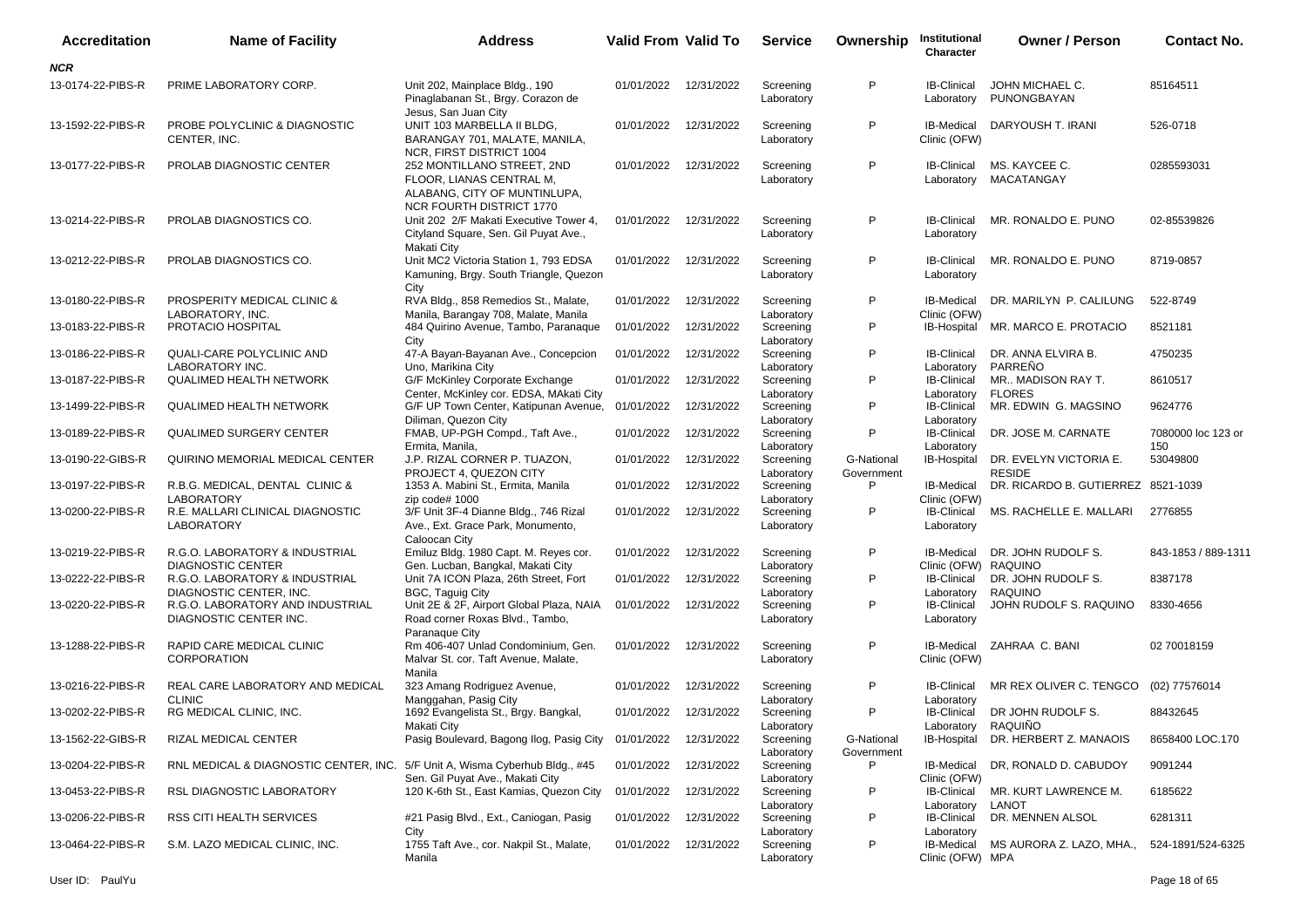| Accreditation | Name of Facility | Address | Valid From | Valid To | Service | Ownership | Institutional Character | Owner / Person | Contact No. |
|---|---|---|---|---|---|---|---|---|---|
| ***NCR*** | | | | | | | | | |
| 13-0174-22-PIBS-R | PRIME LABORATORY CORP. | Unit 202, Mainplace Bldg., 190 Pinaglabanan St., Brgy. Corazon de Jesus, San Juan City | 01/01/2022 | 12/31/2022 | Screening Laboratory | P | IB-Clinical Laboratory | JOHN MICHAEL C. PUNONGBAYAN | 85164511 |
| 13-1592-22-PIBS-R | PROBE POLYCLINIC & DIAGNOSTIC CENTER, INC. | UNIT 103 MARBELLA II BLDG, BARANGAY 701, MALATE, MANILA, NCR, FIRST DISTRICT 1004 | 01/01/2022 | 12/31/2022 | Screening Laboratory | P | IB-Medical Clinic (OFW) | DARYOUSH T. IRANI | 526-0718 |
| 13-0177-22-PIBS-R | PROLAB DIAGNOSTIC CENTER | 252 MONTILLANO STREET, 2ND FLOOR, LIANAS CENTRAL M, ALABANG, CITY OF MUNTINLUPA, NCR FOURTH DISTRICT 1770 | 01/01/2022 | 12/31/2022 | Screening Laboratory | P | IB-Clinical Laboratory | MS. KAYCEE C. MACATANGAY | 0285593031 |
| 13-0214-22-PIBS-R | PROLAB DIAGNOSTICS CO. | Unit 202 2/F Makati Executive Tower 4, Cityland Square, Sen. Gil Puyat Ave., Makati City | 01/01/2022 | 12/31/2022 | Screening Laboratory | P | IB-Clinical Laboratory | MR. RONALDO E. PUNO | 02-85539826 |
| 13-0212-22-PIBS-R | PROLAB DIAGNOSTICS CO. | Unit MC2 Victoria Station 1, 793 EDSA Kamuning, Brgy. South Triangle, Quezon City | 01/01/2022 | 12/31/2022 | Screening Laboratory | P | IB-Clinical Laboratory | MR. RONALDO E. PUNO | 8719-0857 |
| 13-0180-22-PIBS-R | PROSPERITY MEDICAL CLINIC & LABORATORY, INC. | RVA Bldg., 858 Remedios St., Malate, Manila, Barangay 708, Malate, Manila | 01/01/2022 | 12/31/2022 | Screening Laboratory | P | IB-Medical Clinic (OFW) | DR. MARILYN P. CALILUNG | 522-8749 |
| 13-0183-22-PIBS-R | PROTACIO HOSPITAL | 484 Quirino Avenue, Tambo, Paranaque City | 01/01/2022 | 12/31/2022 | Screening Laboratory | P | IB-Hospital | MR. MARCO E. PROTACIO | 8521181 |
| 13-0186-22-PIBS-R | QUALI-CARE POLYCLINIC AND LABORATORY INC. | 47-A Bayan-Bayanan Ave., Concepcion Uno, Marikina City | 01/01/2022 | 12/31/2022 | Screening Laboratory | P | IB-Clinical Laboratory | DR. ANNA ELVIRA B. PARREÑO | 4750235 |
| 13-0187-22-PIBS-R | QUALIMED HEALTH NETWORK | G/F McKinley Corporate Exchange Center, McKinley cor. EDSA, MAkati City | 01/01/2022 | 12/31/2022 | Screening Laboratory | P | IB-Clinical Laboratory | MR.. MADISON RAY T. FLORES | 8610517 |
| 13-1499-22-PIBS-R | QUALIMED HEALTH NETWORK | G/F UP Town Center, Katipunan Avenue, Diliman, Quezon City | 01/01/2022 | 12/31/2022 | Screening Laboratory | P | IB-Clinical Laboratory | MR. EDWIN G. MAGSINO | 9624776 |
| 13-0189-22-PIBS-R | QUALIMED SURGERY CENTER | FMAB, UP-PGH Compd., Taft Ave., Ermita, Manila, | 01/01/2022 | 12/31/2022 | Screening Laboratory | P | IB-Clinical Laboratory | DR. JOSE M. CARNATE | 7080000 loc 123 or 150 |
| 13-0190-22-GIBS-R | QUIRINO MEMORIAL MEDICAL CENTER | J.P. RIZAL CORNER P. TUAZON, PROJECT 4, QUEZON CITY | 01/01/2022 | 12/31/2022 | Screening Laboratory | G-National Government | IB-Hospital | DR. EVELYN VICTORIA E. RESIDE | 53049800 |
| 13-0197-22-PIBS-R | R.B.G. MEDICAL, DENTAL CLINIC & LABORATORY | 1353 A. Mabini St., Ermita, Manila zip code# 1000 | 01/01/2022 | 12/31/2022 | Screening Laboratory | P | IB-Medical Clinic (OFW) | DR. RICARDO B. GUTIERREZ | 8521-1039 |
| 13-0200-22-PIBS-R | R.E. MALLARI CLINICAL DIAGNOSTIC LABORATORY | 3/F Unit 3F-4 Dianne Bldg., 746 Rizal Ave., Ext. Grace Park, Monumento, Caloocan City | 01/01/2022 | 12/31/2022 | Screening Laboratory | P | IB-Clinical Laboratory | MS. RACHELLE E. MALLARI | 2776855 |
| 13-0219-22-PIBS-R | R.G.O. LABORATORY & INDUSTRIAL DIAGNOSTIC CENTER | Emiluz Bldg. 1980 Capt. M. Reyes cor. Gen. Lucban, Bangkal, Makati City | 01/01/2022 | 12/31/2022 | Screening Laboratory | P | IB-Medical Clinic (OFW) | DR. JOHN RUDOLF S. RAQUINO | 843-1853 / 889-1311 |
| 13-0222-22-PIBS-R | R.G.O. LABORATORY & INDUSTRIAL DIAGNOSTIC CENTER, INC. | Unit 7A ICON Plaza, 26th Street, Fort BGC, Taguig City | 01/01/2022 | 12/31/2022 | Screening Laboratory | P | IB-Clinical Laboratory | DR. JOHN RUDOLF S. RAQUINO | 8387178 |
| 13-0220-22-PIBS-R | R.G.O. LABORATORY AND INDUSTRIAL DIAGNOSTIC CENTER INC. | Unit 2E & 2F, Airport Global Plaza, NAIA Road corner Roxas Blvd., Tambo, Paranaque City | 01/01/2022 | 12/31/2022 | Screening Laboratory | P | IB-Clinical Laboratory | JOHN RUDOLF S. RAQUINO | 8330-4656 |
| 13-1288-22-PIBS-R | RAPID CARE MEDICAL CLINIC CORPORATION | Rm 406-407 Unlad Condominium, Gen. Malvar St. cor. Taft Avenue, Malate, Manila | 01/01/2022 | 12/31/2022 | Screening Laboratory | P | IB-Medical Clinic (OFW) | ZAHRAA C. BANI | 02 70018159 |
| 13-0216-22-PIBS-R | REAL CARE LABORATORY AND MEDICAL CLINIC | 323 Amang Rodriguez Avenue, Manggahan, Pasig City | 01/01/2022 | 12/31/2022 | Screening Laboratory | P | IB-Clinical Laboratory | MR REX OLIVER C. TENGCO | (02) 77576014 |
| 13-0202-22-PIBS-R | RG MEDICAL CLINIC, INC. | 1692 Evangelista St., Brgy. Bangkal, Makati City | 01/01/2022 | 12/31/2022 | Screening Laboratory | P | IB-Clinical Laboratory | DR JOHN RUDOLF S. RAQUIÑO | 88432645 |
| 13-1562-22-GIBS-R | RIZAL MEDICAL CENTER | Pasig Boulevard, Bagong Ilog, Pasig City | 01/01/2022 | 12/31/2022 | Screening Laboratory | G-National Government | IB-Hospital | DR. HERBERT Z. MANAOIS | 8658400 LOC.170 |
| 13-0204-22-PIBS-R | RNL MEDICAL & DIAGNOSTIC CENTER, INC. | 5/F Unit A, Wisma Cyberhub Bldg., #45 Sen. Gil Puyat Ave., Makati City | 01/01/2022 | 12/31/2022 | Screening Laboratory | P | IB-Medical Clinic (OFW) | DR, RONALD D. CABUDOY | 9091244 |
| 13-0453-22-PIBS-R | RSL DIAGNOSTIC LABORATORY | 120 K-6th St., East Kamias, Quezon City | 01/01/2022 | 12/31/2022 | Screening Laboratory | P | IB-Clinical Laboratory | MR. KURT LAWRENCE M. LANOT | 6185622 |
| 13-0206-22-PIBS-R | RSS CITI HEALTH SERVICES | #21 Pasig Blvd., Ext., Caniogan, Pasig City | 01/01/2022 | 12/31/2022 | Screening Laboratory | P | IB-Clinical Laboratory | DR. MENNEN ALSOL | 6281311 |
| 13-0464-22-PIBS-R | S.M. LAZO MEDICAL CLINIC, INC. | 1755 Taft Ave., cor. Nakpil St., Malate, Manila | 01/01/2022 | 12/31/2022 | Screening Laboratory | P | IB-Medical Clinic (OFW) | MS AURORA Z. LAZO, MHA., MPA | 524-1891/524-6325 |

User ID: PaulYu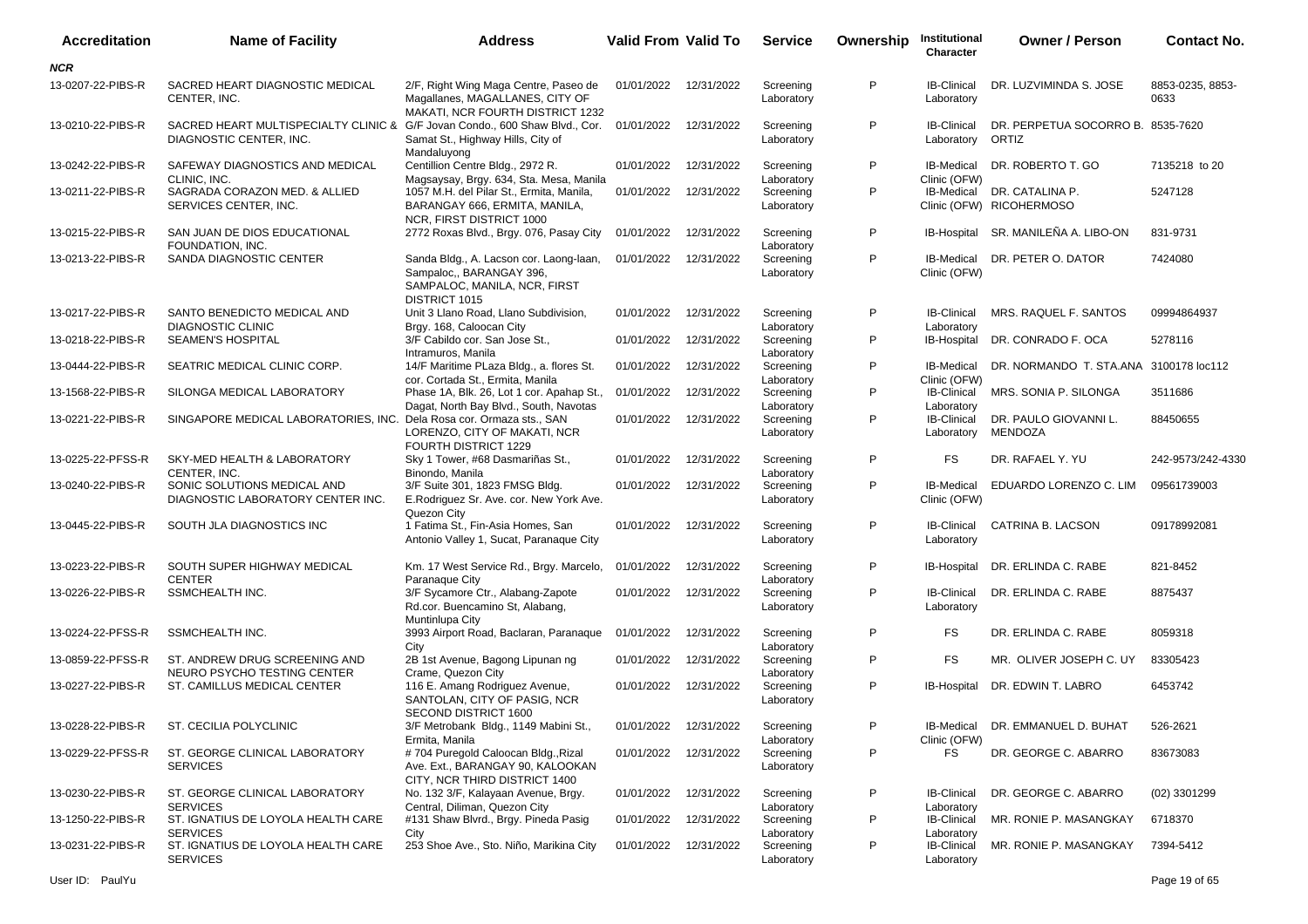| Accreditation | Name of Facility | Address | Valid From | Valid To | Service | Ownership | Institutional Character | Owner / Person | Contact No. |
|---|---|---|---|---|---|---|---|---|---|
| ***NCR*** | | | | | | | | | |
| 13-0207-22-PIBS-R | SACRED HEART DIAGNOSTIC MEDICAL CENTER, INC. | 2/F, Right Wing Maga Centre, Paseo de Magallanes, MAGALLANES, CITY OF MAKATI, NCR FOURTH DISTRICT 1232 | 01/01/2022 | 12/31/2022 | Screening Laboratory | P | IB-Clinical Laboratory | DR. LUZVIMINDA S. JOSE | 8853-0235, 8853-0633 |
| 13-0210-22-PIBS-R | SACRED HEART MULTISPECIALTY CLINIC & DIAGNOSTIC CENTER, INC. | G/F Jovan Condo., 600 Shaw Blvd., Cor. Samat St., Highway Hills, City of Mandaluyong | 01/01/2022 | 12/31/2022 | Screening Laboratory | P | IB-Clinical Laboratory | DR. PERPETUA SOCORRO B. ORTIZ | 8535-7620 |
| 13-0242-22-PIBS-R | SAFEWAY DIAGNOSTICS AND MEDICAL CLINIC, INC. | Centillion Centre Bldg., 2972 R. Magsaysay, Brgy. 634, Sta. Mesa, Manila | 01/01/2022 | 12/31/2022 | Screening Laboratory | P | IB-Medical Clinic (OFW) | DR. ROBERTO T. GO | 7135218 to 20 |
| 13-0211-22-PIBS-R | SAGRADA CORAZON MED. & ALLIED SERVICES CENTER, INC. | 1057 M.H. del Pilar St., Ermita, Manila, BARANGAY 666, ERMITA, MANILA, NCR, FIRST DISTRICT 1000 | 01/01/2022 | 12/31/2022 | Screening Laboratory | P | IB-Medical Clinic (OFW) | DR. CATALINA P. RICOHERMOSO | 5247128 |
| 13-0215-22-PIBS-R | SAN JUAN DE DIOS EDUCATIONAL FOUNDATION, INC. | 2772 Roxas Blvd., Brgy. 076, Pasay City | 01/01/2022 | 12/31/2022 | Screening Laboratory | P | IB-Hospital | SR. MANILEÑA A. LIBO-ON | 831-9731 |
| 13-0213-22-PIBS-R | SANDA DIAGNOSTIC CENTER | Sanda Bldg., A. Lacson cor. Laong-laan, Sampaloc,, BARANGAY 396, SAMPALOC, MANILA, NCR, FIRST DISTRICT 1015 | 01/01/2022 | 12/31/2022 | Screening Laboratory | P | IB-Medical Clinic (OFW) | DR. PETER O. DATOR | 7424080 |
| 13-0217-22-PIBS-R | SANTO BENEDICTO MEDICAL AND DIAGNOSTIC CLINIC | Unit 3 Llano Road, Llano Subdivision, Brgy. 168, Caloocan City | 01/01/2022 | 12/31/2022 | Screening Laboratory | P | IB-Clinical Laboratory | MRS. RAQUEL F. SANTOS | 09994864937 |
| 13-0218-22-PIBS-R | SEAMEN'S HOSPITAL | 3/F Cabildo cor. San Jose St., Intramuros, Manila | 01/01/2022 | 12/31/2022 | Screening Laboratory | P | IB-Hospital | DR. CONRADO F. OCA | 5278116 |
| 13-0444-22-PIBS-R | SEATRIC MEDICAL CLINIC CORP. | 14/F Maritime PLaza Bldg., a. flores St. cor. Cortada St., Ermita, Manila | 01/01/2022 | 12/31/2022 | Screening Laboratory | P | IB-Medical Clinic (OFW) | DR. NORMANDO T. STA.ANA | 3100178 loc112 |
| 13-1568-22-PIBS-R | SILONGA MEDICAL LABORATORY | Phase 1A, Blk. 26, Lot 1 cor. Apahap St., Dagat, North Bay Blvd., South, Navotas | 01/01/2022 | 12/31/2022 | Screening Laboratory | P | IB-Clinical Laboratory | MRS. SONIA P. SILONGA | 3511686 |
| 13-0221-22-PIBS-R | SINGAPORE MEDICAL LABORATORIES, INC. | Dela Rosa cor. Ormaza sts., SAN LORENZO, CITY OF MAKATI, NCR FOURTH DISTRICT 1229 | 01/01/2022 | 12/31/2022 | Screening Laboratory | P | IB-Clinical Laboratory | DR. PAULO GIOVANNI L. MENDOZA | 88450655 |
| 13-0225-22-PFSS-R | SKY-MED HEALTH & LABORATORY CENTER, INC. | Sky 1 Tower, #68 Dasmariñas St., Binondo, Manila | 01/01/2022 | 12/31/2022 | Screening Laboratory | P | FS | DR. RAFAEL Y. YU | 242-9573/242-4330 |
| 13-0240-22-PIBS-R | SONIC SOLUTIONS MEDICAL AND DIAGNOSTIC LABORATORY CENTER INC. | 3/F Suite 301, 1823 FMSG Bldg. E.Rodriguez Sr. Ave. cor. New York Ave. Quezon City | 01/01/2022 | 12/31/2022 | Screening Laboratory | P | IB-Medical Clinic (OFW) | EDUARDO LORENZO C. LIM | 09561739003 |
| 13-0445-22-PIBS-R | SOUTH JLA DIAGNOSTICS INC | 1 Fatima St., Fin-Asia Homes, San Antonio Valley 1, Sucat, Paranaque City | 01/01/2022 | 12/31/2022 | Screening Laboratory | P | IB-Clinical Laboratory | CATRINA B. LACSON | 09178992081 |
| 13-0223-22-PIBS-R | SOUTH SUPER HIGHWAY MEDICAL CENTER | Km. 17 West Service Rd., Brgy. Marcelo, Paranaque City | 01/01/2022 | 12/31/2022 | Screening Laboratory | P | IB-Hospital | DR. ERLINDA C. RABE | 821-8452 |
| 13-0226-22-PIBS-R | SSMCHEALTH INC. | 3/F Sycamore Ctr., Alabang-Zapote Rd.cor. Buencamino St, Alabang, Muntinlupa City | 01/01/2022 | 12/31/2022 | Screening Laboratory | P | IB-Clinical Laboratory | DR. ERLINDA C. RABE | 8875437 |
| 13-0224-22-PFSS-R | SSMCHEALTH INC. | 3993 Airport Road, Baclaran, Paranaque City | 01/01/2022 | 12/31/2022 | Screening Laboratory | P | FS | DR. ERLINDA C. RABE | 8059318 |
| 13-0859-22-PFSS-R | ST. ANDREW DRUG SCREENING AND NEURO PSYCHO TESTING CENTER | 2B 1st Avenue, Bagong Lipunan ng Crame, Quezon City | 01/01/2022 | 12/31/2022 | Screening Laboratory | P | FS | MR. OLIVER JOSEPH C. UY | 83305423 |
| 13-0227-22-PIBS-R | ST. CAMILLUS MEDICAL CENTER | 116 E. Amang Rodriguez Avenue, SANTOLAN, CITY OF PASIG, NCR SECOND DISTRICT 1600 | 01/01/2022 | 12/31/2022 | Screening Laboratory | P | IB-Hospital | DR. EDWIN T. LABRO | 6453742 |
| 13-0228-22-PIBS-R | ST. CECILIA POLYCLINIC | 3/F Metrobank Bldg., 1149 Mabini St., Ermita, Manila | 01/01/2022 | 12/31/2022 | Screening Laboratory | P | IB-Medical Clinic (OFW) | DR. EMMANUEL D. BUHAT | 526-2621 |
| 13-0229-22-PFSS-R | ST. GEORGE CLINICAL LABORATORY SERVICES | # 704 Puregold Caloocan Bldg.,Rizal Ave. Ext., BARANGAY 90, KALOOKAN CITY, NCR THIRD DISTRICT 1400 | 01/01/2022 | 12/31/2022 | Screening Laboratory | P | FS | DR. GEORGE C. ABARRO | 83673083 |
| 13-0230-22-PIBS-R | ST. GEORGE CLINICAL LABORATORY SERVICES | No. 132 3/F, Kalayaan Avenue, Brgy. Central, Diliman, Quezon City | 01/01/2022 | 12/31/2022 | Screening Laboratory | P | IB-Clinical Laboratory | DR. GEORGE C. ABARRO | (02) 3301299 |
| 13-1250-22-PIBS-R | ST. IGNATIUS DE LOYOLA HEALTH CARE SERVICES | #131 Shaw Blvrd., Brgy. Pineda Pasig City | 01/01/2022 | 12/31/2022 | Screening Laboratory | P | IB-Clinical Laboratory | MR. RONIE P. MASANGKAY | 6718370 |
| 13-0231-22-PIBS-R | ST. IGNATIUS DE LOYOLA HEALTH CARE SERVICES | 253 Shoe Ave., Sto. Niño, Marikina City | 01/01/2022 | 12/31/2022 | Screening Laboratory | P | IB-Clinical Laboratory | MR. RONIE P. MASANGKAY | 7394-5412 |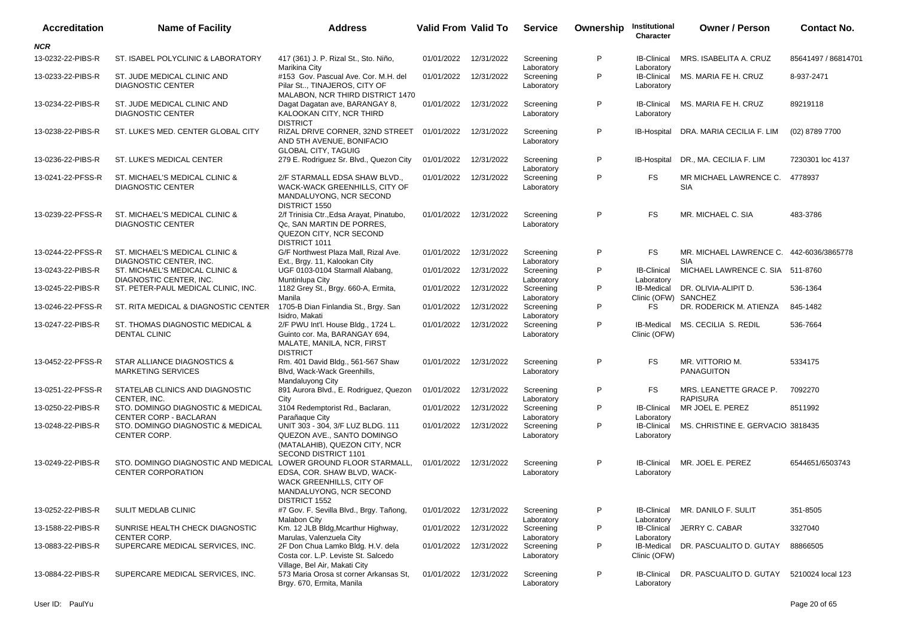| Accreditation | Name of Facility | Address | Valid From | Valid To | Service | Ownership | Institutional Character | Owner / Person | Contact No. |
|---|---|---|---|---|---|---|---|---|---|
| ***NCR*** | | | | | | | | | |
| 13-0232-22-PIBS-R | ST. ISABEL POLYCLINIC & LABORATORY | 417 (361) J. P. Rizal St., Sto. Niño, Marikina City | 01/01/2022 | 12/31/2022 | Screening Laboratory | P | IB-Clinical Laboratory | MRS. ISABELITA A. CRUZ | 85641497 / 86814701 |
| 13-0233-22-PIBS-R | ST. JUDE MEDICAL CLINIC AND DIAGNOSTIC CENTER | #153 Gov. Pascual Ave. Cor. M.H. del Pilar St.., TINAJEROS, CITY OF MALABON, NCR THIRD DISTRICT 1470 | 01/01/2022 | 12/31/2022 | Screening Laboratory | P | IB-Clinical Laboratory | MS. MARIA FE H. CRUZ | 8-937-2471 |
| 13-0234-22-PIBS-R | ST. JUDE MEDICAL CLINIC AND DIAGNOSTIC CENTER | Dagat Dagatan ave, BARANGAY 8, KALOOKAN CITY, NCR THIRD DISTRICT | 01/01/2022 | 12/31/2022 | Screening Laboratory | P | IB-Clinical Laboratory | MS. MARIA FE H. CRUZ | 89219118 |
| 13-0238-22-PIBS-R | ST. LUKE'S MED. CENTER GLOBAL CITY | RIZAL DRIVE CORNER, 32ND STREET AND 5TH AVENUE, BONIFACIO GLOBAL CITY, TAGUIG | 01/01/2022 | 12/31/2022 | Screening Laboratory | P | IB-Hospital | DRA. MARIA CECILIA F. LIM | (02) 8789 7700 |
| 13-0236-22-PIBS-R | ST. LUKE'S MEDICAL CENTER | 279 E. Rodriguez Sr. Blvd., Quezon City | 01/01/2022 | 12/31/2022 | Screening Laboratory | P | IB-Hospital | DR., MA. CECILIA F. LIM | 7230301 loc 4137 |
| 13-0241-22-PFSS-R | ST. MICHAEL'S MEDICAL CLINIC & DIAGNOSTIC CENTER | 2/F STARMALL EDSA SHAW BLVD., WACK-WACK GREENHILLS, CITY OF MANDALUYONG, NCR SECOND DISTRICT 1550 | 01/01/2022 | 12/31/2022 | Screening Laboratory | P | FS | MR MICHAEL LAWRENCE C. SIA | 4778937 |
| 13-0239-22-PFSS-R | ST. MICHAEL'S MEDICAL CLINIC & DIAGNOSTIC CENTER | 2/f Trinisia Ctr.,Edsa Arayat, Pinatubo, Qc, SAN MARTIN DE PORRES, QUEZON CITY, NCR SECOND DISTRICT 1011 | 01/01/2022 | 12/31/2022 | Screening Laboratory | P | FS | MR. MICHAEL C. SIA | 483-3786 |
| 13-0244-22-PFSS-R | ST. MICHAEL'S MEDICAL CLINIC & DIAGNOSTIC CENTER, INC. | G/F Northwest Plaza Mall, Rizal Ave. Ext., Brgy. 11, Kalookan City | 01/01/2022 | 12/31/2022 | Screening Laboratory | P | FS | MR. MICHAEL LAWRENCE C. SIA | 442-6036/3865778 |
| 13-0243-22-PIBS-R | ST. MICHAEL'S MEDICAL CLINIC & DIAGNOSTIC CENTER, INC. | UGF 0103-0104 Starmall Alabang, Muntinlupa City | 01/01/2022 | 12/31/2022 | Screening Laboratory | P | IB-Clinical Laboratory | MICHAEL LAWRENCE C. SIA | 511-8760 |
| 13-0245-22-PIBS-R | ST. PETER-PAUL MEDICAL CLINIC, INC. | 1182 Grey St., Brgy. 660-A, Ermita, Manila | 01/01/2022 | 12/31/2022 | Screening Laboratory | P | IB-Medical Clinic (OFW) | DR. OLIVIA-ALIPIT D. SANCHEZ | 536-1364 |
| 13-0246-22-PFSS-R | ST. RITA MEDICAL & DIAGNOSTIC CENTER | 1705-B Dian Finlandia St., Brgy. San Isidro, Makati | 01/01/2022 | 12/31/2022 | Screening Laboratory | P | FS | DR. RODERICK M. ATIENZA | 845-1482 |
| 13-0247-22-PIBS-R | ST. THOMAS DIAGNOSTIC MEDICAL & DENTAL CLINIC | 2/F PWU Int'l. House Bldg., 1724 L. Guinto cor. Ma, BARANGAY 694, MALATE, MANILA, NCR, FIRST DISTRICT | 01/01/2022 | 12/31/2022 | Screening Laboratory | P | IB-Medical Clinic (OFW) | MS. CECILIA S. REDIL | 536-7664 |
| 13-0452-22-PFSS-R | STAR ALLIANCE DIAGNOSTICS & MARKETING SERVICES | Rm. 401 David Bldg., 561-567 Shaw Blvd, Wack-Wack Greenhills, Mandaluyong City | 01/01/2022 | 12/31/2022 | Screening Laboratory | P | FS | MR. VITTORIO M. PANAGUITON | 5334175 |
| 13-0251-22-PFSS-R | STATELAB CLINICS AND DIAGNOSTIC CENTER, INC. | 891 Aurora Blvd., E. Rodriguez, Quezon City | 01/01/2022 | 12/31/2022 | Screening Laboratory | P | FS | MRS. LEANETTE GRACE P. RAPISURA | 7092270 |
| 13-0250-22-PIBS-R | STO. DOMINGO DIAGNOSTIC & MEDICAL CENTER CORP - BACLARAN | 3104 Redemptorist Rd., Baclaran, Parañaque City | 01/01/2022 | 12/31/2022 | Screening Laboratory | P | IB-Clinical Laboratory | MR JOEL E. PEREZ | 8511992 |
| 13-0248-22-PIBS-R | STO. DOMINGO DIAGNOSTIC & MEDICAL CENTER CORP. | UNIT 303 - 304, 3/F LUZ BLDG. 111 QUEZON AVE., SANTO DOMINGO (MATALAHIB), QUEZON CITY, NCR SECOND DISTRICT 1101 | 01/01/2022 | 12/31/2022 | Screening Laboratory | P | IB-Clinical Laboratory | MS. CHRISTINE E. GERVACIO | 3818435 |
| 13-0249-22-PIBS-R | STO. DOMINGO DIAGNOSTIC AND MEDICAL CENTER CORPORATION | LOWER GROUND FLOOR STARMALL, EDSA, COR. SHAW BLVD, WACK-WACK GREENHILLS, CITY OF MANDALUYONG, NCR SECOND DISTRICT 1552 | 01/01/2022 | 12/31/2022 | Screening Laboratory | P | IB-Clinical Laboratory | MR. JOEL E. PEREZ | 6544651/6503743 |
| 13-0252-22-PIBS-R | SULIT MEDLAB CLINIC | #7 Gov. F. Sevilla Blvd., Brgy. Tañong, Malabon City | 01/01/2022 | 12/31/2022 | Screening Laboratory | P | IB-Clinical Laboratory | MR. DANILO F. SULIT | 351-8505 |
| 13-1588-22-PIBS-R | SUNRISE HEALTH CHECK DIAGNOSTIC CENTER CORP. | Km. 12 JLB Bldg,Mcarthur Highway, Marulas, Valenzuela City | 01/01/2022 | 12/31/2022 | Screening Laboratory | P | IB-Clinical Laboratory | JERRY C. CABAR | 3327040 |
| 13-0883-22-PIBS-R | SUPERCARE MEDICAL SERVICES, INC. | 2F Don Chua Lamko Bldg. H.V. dela Costa cor. L.P. Leviste St. Salcedo Village, Bel Air, Makati City | 01/01/2022 | 12/31/2022 | Screening Laboratory | P | IB-Medical Clinic (OFW) | DR. PASCUALITO D. GUTAY | 88866505 |
| 13-0884-22-PIBS-R | SUPERCARE MEDICAL SERVICES, INC. | 573 Maria Orosa st corner Arkansas St, Brgy. 670, Ermita, Manila | 01/01/2022 | 12/31/2022 | Screening Laboratory | P | IB-Clinical Laboratory | DR. PASCUALITO D. GUTAY | 5210024 local 123 |

User ID: PaulYu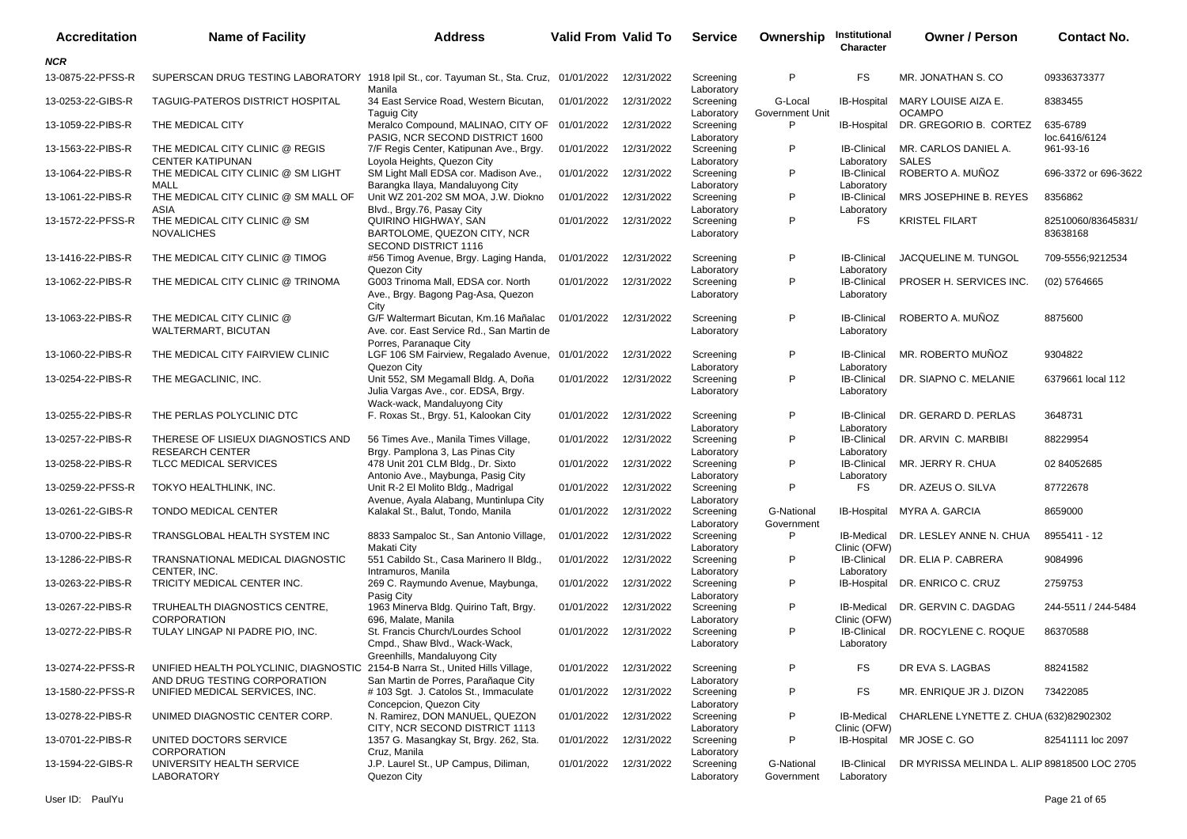| Accreditation | Name of Facility | Address | Valid From | Valid To | Service | Ownership | Institutional Character | Owner / Person | Contact No. |
|---|---|---|---|---|---|---|---|---|---|
| ***NCR*** | | | | | | | | | |
| 13-0875-22-PFSS-R | SUPERSCAN DRUG TESTING LABORATORY | 1918 Ipil St., cor. Tayuman St., Sta. Cruz, Manila | 01/01/2022 | 12/31/2022 | Screening Laboratory | P | FS | MR. JONATHAN S. CO | 09336373377 |
| 13-0253-22-GIBS-R | TAGUIG-PATEROS DISTRICT HOSPITAL | 34 East Service Road, Western Bicutan, Taguig City | 01/01/2022 | 12/31/2022 | Screening Laboratory | G-Local Government Unit | IB-Hospital | MARY LOUISE AIZA E. OCAMPO | 8383455 |
| 13-1059-22-PIBS-R | THE MEDICAL CITY | Meralco Compound, MALINAO, CITY OF PASIG, NCR SECOND DISTRICT 1600 | 01/01/2022 | 12/31/2022 | Screening Laboratory | P | IB-Hospital | DR. GREGORIO B. CORTEZ | 635-6789 loc.6416/6124 |
| 13-1563-22-PIBS-R | THE MEDICAL CITY CLINIC @ REGIS CENTER KATIPUNAN | 7/F Regis Center, Katipunan Ave., Brgy. Loyola Heights, Quezon City | 01/01/2022 | 12/31/2022 | Screening Laboratory | P | IB-Clinical Laboratory | MR. CARLOS DANIEL A. SALES | 961-93-16 |
| 13-1064-22-PIBS-R | THE MEDICAL CITY CLINIC @ SM LIGHT MALL | SM Light Mall EDSA cor. Madison Ave., Barangka Ilaya, Mandaluyong City | 01/01/2022 | 12/31/2022 | Screening Laboratory | P | IB-Clinical Laboratory | ROBERTO A. MUÑOZ | 696-3372 or 696-3622 |
| 13-1061-22-PIBS-R | THE MEDICAL CITY CLINIC @ SM MALL OF ASIA | Unit WZ 201-202 SM MOA, J.W. Diokno Blvd., Brgy.76, Pasay City | 01/01/2022 | 12/31/2022 | Screening Laboratory | P | IB-Clinical Laboratory | MRS JOSEPHINE B. REYES | 8356862 |
| 13-1572-22-PFSS-R | THE MEDICAL CITY CLINIC @ SM NOVALICHES | QUIRINO HIGHWAY, SAN BARTOLOME, QUEZON CITY, NCR SECOND DISTRICT 1116 | 01/01/2022 | 12/31/2022 | Screening Laboratory | P | FS | KRISTEL FILART | 82510060/83645831/ 83638168 |
| 13-1416-22-PIBS-R | THE MEDICAL CITY CLINIC @ TIMOG | #56 Timog Avenue, Brgy. Laging Handa, Quezon City | 01/01/2022 | 12/31/2022 | Screening Laboratory | P | IB-Clinical Laboratory | JACQUELINE M. TUNGOL | 709-5556;9212534 |
| 13-1062-22-PIBS-R | THE MEDICAL CITY CLINIC @ TRINOMA | G003 Trinoma Mall, EDSA cor. North Ave., Brgy. Bagong Pag-Asa, Quezon City | 01/01/2022 | 12/31/2022 | Screening Laboratory | P | IB-Clinical Laboratory | PROSER H. SERVICES INC. | (02) 5764665 |
| 13-1063-22-PIBS-R | THE MEDICAL CITY CLINIC @ WALTERMART, BICUTAN | G/F Waltermart Bicutan, Km.16 Mañalac Ave. cor. East Service Rd., San Martin de Porres, Paranaque City | 01/01/2022 | 12/31/2022 | Screening Laboratory | P | IB-Clinical Laboratory | ROBERTO A. MUÑOZ | 8875600 |
| 13-1060-22-PIBS-R | THE MEDICAL CITY FAIRVIEW CLINIC | LGF 106 SM Fairview, Regalado Avenue, Quezon City | 01/01/2022 | 12/31/2022 | Screening Laboratory | P | IB-Clinical Laboratory | MR. ROBERTO MUÑOZ | 9304822 |
| 13-0254-22-PIBS-R | THE MEGACLINIC, INC. | Unit 552, SM Megamall Bldg. A, Doña Julia Vargas Ave., cor. EDSA, Brgy. Wack-wack, Mandaluyong City | 01/01/2022 | 12/31/2022 | Screening Laboratory | P | IB-Clinical Laboratory | DR. SIAPNO C. MELANIE | 6379661 local 112 |
| 13-0255-22-PIBS-R | THE PERLAS POLYCLINIC DTC | F. Roxas St., Brgy. 51, Kalookan City | 01/01/2022 | 12/31/2022 | Screening Laboratory | P | IB-Clinical Laboratory | DR. GERARD D. PERLAS | 3648731 |
| 13-0257-22-PIBS-R | THERESE OF LISIEUX DIAGNOSTICS AND RESEARCH CENTER | 56 Times Ave., Manila Times Village, Brgy. Pamplona 3, Las Pinas City | 01/01/2022 | 12/31/2022 | Screening Laboratory | P | IB-Clinical Laboratory | DR. ARVIN C. MARBIBI | 88229954 |
| 13-0258-22-PIBS-R | TLCC MEDICAL SERVICES | 478 Unit 201 CLM Bldg., Dr. Sixto Antonio Ave., Maybunga, Pasig City | 01/01/2022 | 12/31/2022 | Screening Laboratory | P | IB-Clinical Laboratory | MR. JERRY R. CHUA | 02 84052685 |
| 13-0259-22-PFSS-R | TOKYO HEALTHLINK, INC. | Unit R-2 El Molito Bldg., Madrigal Avenue, Ayala Alabang, Muntinlupa City | 01/01/2022 | 12/31/2022 | Screening Laboratory | P | FS | DR. AZEUS O. SILVA | 87722678 |
| 13-0261-22-GIBS-R | TONDO MEDICAL CENTER | Kalakal St., Balut, Tondo, Manila | 01/01/2022 | 12/31/2022 | Screening Laboratory | G-National Government | IB-Hospital | MYRA A. GARCIA | 8659000 |
| 13-0700-22-PIBS-R | TRANSGLOBAL HEALTH SYSTEM INC | 8833 Sampaloc St., San Antonio Village, Makati City | 01/01/2022 | 12/31/2022 | Screening Laboratory | P | IB-Medical Clinic (OFW) | DR. LESLEY ANNE N. CHUA | 8955411 - 12 |
| 13-1286-22-PIBS-R | TRANSNATIONAL MEDICAL DIAGNOSTIC CENTER, INC. | 551 Cabildo St., Casa Marinero II Bldg., Intramuros, Manila | 01/01/2022 | 12/31/2022 | Screening Laboratory | P | IB-Clinical Laboratory | DR. ELIA P. CABRERA | 9084996 |
| 13-0263-22-PIBS-R | TRICITY MEDICAL CENTER INC. | 269 C. Raymundo Avenue, Maybunga, Pasig City | 01/01/2022 | 12/31/2022 | Screening Laboratory | P | IB-Hospital | DR. ENRICO C. CRUZ | 2759753 |
| 13-0267-22-PIBS-R | TRUHEALTH DIAGNOSTICS CENTRE, CORPORATION | 1963 Minerva Bldg. Quirino Taft, Brgy. 696, Malate, Manila | 01/01/2022 | 12/31/2022 | Screening Laboratory | P | IB-Medical Clinic (OFW) | DR. GERVIN C. DAGDAG | 244-5511 / 244-5484 |
| 13-0272-22-PIBS-R | TULAY LINGAP NI PADRE PIO, INC. | St. Francis Church/Lourdes School Cmpd., Shaw Blvd., Wack-Wack, Greenhills, Mandaluyong City | 01/01/2022 | 12/31/2022 | Screening Laboratory | P | IB-Clinical Laboratory | DR. ROCYLENE C. ROQUE | 86370588 |
| 13-0274-22-PFSS-R | UNIFIED HEALTH POLYCLINIC, DIAGNOSTIC AND DRUG TESTING CORPORATION | 2154-B Narra St., United Hills Village, San Martin de Porres, Parañaque City | 01/01/2022 | 12/31/2022 | Screening Laboratory | P | FS | DR EVA S. LAGBAS | 88241582 |
| 13-1580-22-PFSS-R | UNIFIED MEDICAL SERVICES, INC. | # 103 Sgt. J. Catolos St., Immaculate Concepcion, Quezon City | 01/01/2022 | 12/31/2022 | Screening Laboratory | P | FS | MR. ENRIQUE JR J. DIZON | 73422085 |
| 13-0278-22-PIBS-R | UNIMED DIAGNOSTIC CENTER CORP. | N. Ramirez, DON MANUEL, QUEZON CITY, NCR SECOND DISTRICT 1113 | 01/01/2022 | 12/31/2022 | Screening Laboratory | P | IB-Medical Clinic (OFW) | CHARLENE LYNETTE Z. CHUA | (632)82902302 |
| 13-0701-22-PIBS-R | UNITED DOCTORS SERVICE CORPORATION | 1357 G. Masangkay St, Brgy. 262, Sta. Cruz, Manila | 01/01/2022 | 12/31/2022 | Screening Laboratory | P | IB-Hospital | MR JOSE C. GO | 82541111 loc 2097 |
| 13-1594-22-GIBS-R | UNIVERSITY HEALTH SERVICE LABORATORY | J.P. Laurel St., UP Campus, Diliman, Quezon City | 01/01/2022 | 12/31/2022 | Screening Laboratory | G-National Government | IB-Clinical Laboratory | DR MYRISSA MELINDA L. ALIP | 89818500 LOC 2705 |

User ID: PaulYu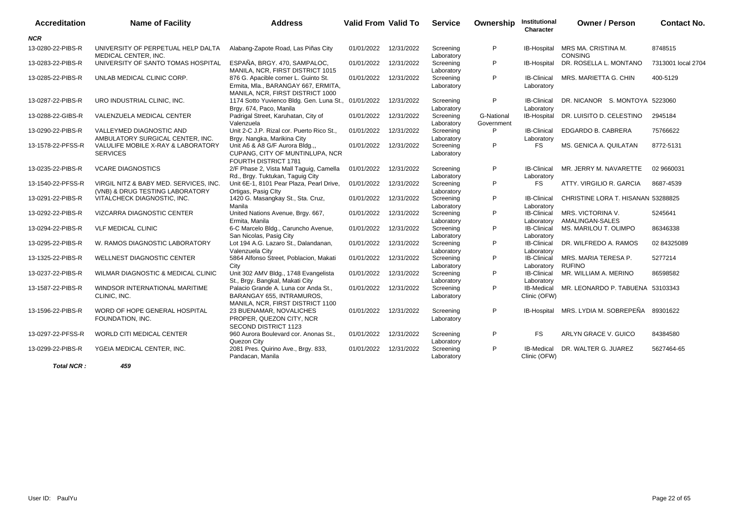| Accreditation | Name of Facility | Address | Valid From | Valid To | Service | Ownership | Institutional Character | Owner / Person | Contact No. |
|---|---|---|---|---|---|---|---|---|---|
| ***NCR*** | | | | | | | | | |
| 13-0280-22-PIBS-R | UNIVERSITY OF PERPETUAL HELP DALTA MEDICAL CENTER, INC. | Alabang-Zapote Road, Las Piñas City | 01/01/2022 | 12/31/2022 | Screening Laboratory | P | IB-Hospital | MRS MA. CRISTINA M. CONSING | 8748515 |
| 13-0283-22-PIBS-R | UNIVERSITY OF SANTO TOMAS HOSPITAL | ESPAÑA, BRGY. 470, SAMPALOC, MANILA, NCR, FIRST DISTRICT 1015 | 01/01/2022 | 12/31/2022 | Screening Laboratory | P | IB-Hospital | DR. ROSELLA L. MONTANO | 7313001 local 2704 |
| 13-0285-22-PIBS-R | UNLAB MEDICAL CLINIC CORP. | 876 G. Apacible corner L. Guinto St. Ermita, Mla., BARANGAY 667, ERMITA, MANILA, NCR, FIRST DISTRICT 1000 | 01/01/2022 | 12/31/2022 | Screening Laboratory | P | IB-Clinical Laboratory | MRS. MARIETTA G. CHIN | 400-5129 |
| 13-0287-22-PIBS-R | URO INDUSTRIAL CLINIC, INC. | 1174 Sotto Yuvienco Bldg. Gen. Luna St., Brgy. 674, Paco, Manila | 01/01/2022 | 12/31/2022 | Screening Laboratory | P | IB-Clinical Laboratory | DR. NICANOR S. MONTOYA | 5223060 |
| 13-0288-22-GIBS-R | VALENZUELA MEDICAL CENTER | Padrigal Street, Karuhatan, City of Valenzuela | 01/01/2022 | 12/31/2022 | Screening Laboratory | G-National Government | IB-Hospital | DR. LUISITO D. CELESTINO | 2945184 |
| 13-0290-22-PIBS-R | VALLEYMED DIAGNOSTIC AND AMBULATORY SURGICAL CENTER, INC. | Unit 2-C J.P. Rizal cor. Puerto Rico St., Brgy. Nangka, Marikina City | 01/01/2022 | 12/31/2022 | Screening Laboratory | P | IB-Clinical Laboratory | EDGARDO B. CABRERA | 75766622 |
| 13-1578-22-PFSS-R | VALULIFE MOBILE X-RAY & LABORATORY SERVICES | Unit A6 & A8 G/F Aurora Bldg.,, CUPANG, CITY OF MUNTINLUPA, NCR FOURTH DISTRICT 1781 | 01/01/2022 | 12/31/2022 | Screening Laboratory | P | FS | MS. GENICA A. QUILATAN | 8772-5131 |
| 13-0235-22-PIBS-R | VCARE DIAGNOSTICS | 2/F Phase 2, Vista Mall Taguig, Camella Rd., Brgy. Tuktukan, Taguig City | 01/01/2022 | 12/31/2022 | Screening Laboratory | P | IB-Clinical Laboratory | MR. JERRY M. NAVARETTE | 02 9660031 |
| 13-1540-22-PFSS-R | VIRGIL NITZ & BABY MED. SERVICES, INC. (VNB) & DRUG TESTING LABORATORY | Unit 6E-1, 8101 Pear Plaza, Pearl Drive, Ortigas, Pasig CIty | 01/01/2022 | 12/31/2022 | Screening Laboratory | P | FS | ATTY. VIRGILIO R. GARCIA | 8687-4539 |
| 13-0291-22-PIBS-R | VITALCHECK DIAGNOSTIC, INC. | 1420 G. Masangkay St., Sta. Cruz, Manila | 01/01/2022 | 12/31/2022 | Screening Laboratory | P | IB-Clinical Laboratory | CHRISTINE LORA T. HISANAN | 53288825 |
| 13-0292-22-PIBS-R | VIZCARRA DIAGNOSTIC CENTER | United Nations Avenue, Brgy. 667, Ermita, Manila | 01/01/2022 | 12/31/2022 | Screening Laboratory | P | IB-Clinical Laboratory | MRS. VICTORINA V. AMALINGAN-SALES | 5245641 |
| 13-0294-22-PIBS-R | VLF MEDICAL CLINIC | 6-C Marcelo Bldg., Caruncho Avenue, San Nicolas, Pasig City | 01/01/2022 | 12/31/2022 | Screening Laboratory | P | IB-Clinical Laboratory | MS. MARILOU T. OLIMPO | 86346338 |
| 13-0295-22-PIBS-R | W. RAMOS DIAGNOSTIC LABORATORY | Lot 194 A.G. Lazaro St., Dalandanan, Valenzuela City | 01/01/2022 | 12/31/2022 | Screening Laboratory | P | IB-Clinical Laboratory | DR. WILFREDO A. RAMOS | 02 84325089 |
| 13-1325-22-PIBS-R | WELLNEST DIAGNOSTIC CENTER | 5864 Alfonso Street, Poblacion, Makati City | 01/01/2022 | 12/31/2022 | Screening Laboratory | P | IB-Clinical Laboratory | MRS. MARIA TERESA P. RUFINO | 5277214 |
| 13-0237-22-PIBS-R | WILMAR DIAGNOSTIC & MEDICAL CLINIC | Unit 302 AMV Bldg., 1748 Evangelista St., Brgy. Bangkal, Makati City | 01/01/2022 | 12/31/2022 | Screening Laboratory | P | IB-Clinical Laboratory | MR. WILLIAM A. MERINO | 86598582 |
| 13-1587-22-PIBS-R | WINDSOR INTERNATIONAL MARITIME CLINIC, INC. | Palacio Grande A. Luna cor Anda St., BARANGAY 655, INTRAMUROS, MANILA, NCR, FIRST DISTRICT 1100 | 01/01/2022 | 12/31/2022 | Screening Laboratory | P | IB-Medical Clinic (OFW) | MR. LEONARDO P. TABUENA | 53103343 |
| 13-1596-22-PIBS-R | WORD OF HOPE GENERAL HOSPITAL FOUNDATION, INC. | 23 BUENAMAR, NOVALICHES PROPER, QUEZON CITY, NCR SECOND DISTRICT 1123 | 01/01/2022 | 12/31/2022 | Screening Laboratory | P | IB-Hospital | MRS. LYDIA M. SOBREPEÑA | 89301622 |
| 13-0297-22-PFSS-R | WORLD CITI MEDICAL CENTER | 960 Aurora Boulevard cor. Anonas St., Quezon City | 01/01/2022 | 12/31/2022 | Screening Laboratory | P | FS | ARLYN GRACE V. GUICO | 84384580 |
| 13-0299-22-PIBS-R | YGEIA MEDICAL CENTER, INC. | 2081 Pres. Quirino Ave., Brgy. 833, Pandacan, Manila | 01/01/2022 | 12/31/2022 | Screening Laboratory | P | IB-Medical Clinic (OFW) | DR. WALTER G. JUAREZ | 5627464-65 |
| ***Total NCR :*** | ***459*** | | | | | | | | |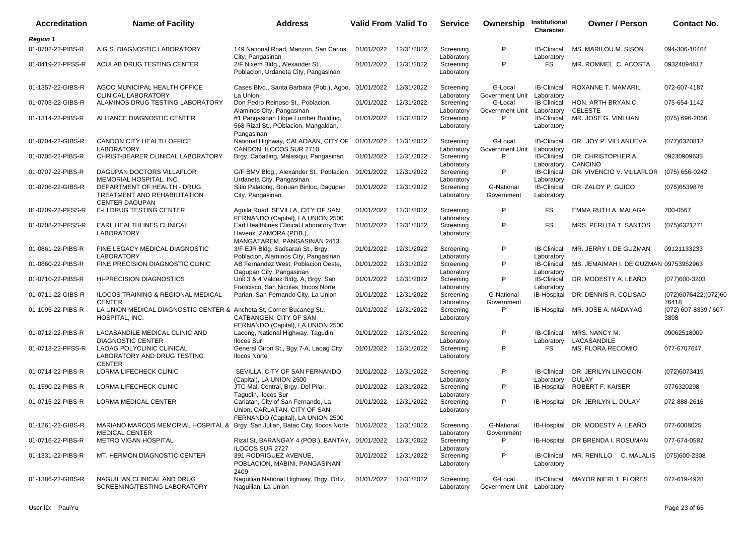| Accreditation | Name of Facility | Address | Valid From | Valid To | Service | Ownership | Institutional Character | Owner / Person | Contact No. |
|---|---|---|---|---|---|---|---|---|---|
| ***Region 1*** | | | | | | | | | |
| 01-0702-22-PIBS-R | A.G.S. DIAGNOSTIC LABORATORY | 149 National Road, Manzon, San Carlos City, Pangasinan | 01/01/2022 | 12/31/2022 | Screening Laboratory | P | IB-Clinical Laboratory | MS. MARILOU M. SISON | 094-306-10464 |
| 01-0419-22-PFSS-R | ACULAB DRUG TESTING CENTER | 2/F Nixem Bldg., Alexander St., Poblacion, Urdaneta City, Pangasinan | 01/01/2022 | 12/31/2022 | Screening Laboratory | P | FS | MR. ROMMEL C. ACOSTA | 09324094617 |
| 01-1357-22-GIBS-R | AGOO MUNICIPAL HEALTH OFFICE CLINICAL LABORATORY | Cases Blvd., Santa Barbara (Pob.), Agoo, La Union | 01/01/2022 | 12/31/2022 | Screening Laboratory | G-Local Government Unit | IB-Clinical Laboratory | ROXANNE T. MAMARIL | 072-607-4187 |
| 01-0703-22-GIBS-R | ALAMINOS DRUG TESTING LABORATORY | Don Pedro Reinoso St., Poblacion, Alaminos City, Pangasinan | 01/01/2022 | 12/31/2022 | Screening Laboratory | G-Local Government Unit | IB-Clinical Laboratory | HON. ARTH BRYAN C. CELESTE | 075-654-1142 |
| 01-1314-22-PIBS-R | ALLIANCE DIAGNOSTIC CENTER | #1 Pangasinan Hope Lumber Building, 568 Rizal St., POblacion, Mangaldan, Pangasinan | 01/01/2022 | 12/31/2022 | Screening Laboratory | P | IB-Clinical Laboratory | MR. JOSE G. VINLUAN | (075) 696-2066 |
| 01-0704-22-GIBS-R | CANDON CITY HEALTH OFFICE LABORATORY | National Highway, CALAOAAN, CITY OF CANDON, ILOCOS SUR 2710 | 01/01/2022 | 12/31/2022 | Screening Laboratory | G-Local Government Unit | IB-Clinical Laboratory | DR. JOY P. VILLANUEVA | (077)6320812 |
| 01-0705-22-PIBS-R | CHRIST-BEARER CLINICAL LABORATORY | Brgy. Cabatling, Malasiqui, Pangasinan | 01/01/2022 | 12/31/2022 | Screening Laboratory | P | IB-Clinical Laboratory | DR. CHRISTOPHER A. CANCINO | 09230909635 |
| 01-0707-22-PIBS-R | DAGUPAN DOCTORS VILLAFLOR MEMORIAL HOSPITAL, INC. | G/F BMV Bldg., Alexander St., Poblacion, Urdaneta City, Pangasinan | 01/01/2022 | 12/31/2022 | Screening Laboratory | P | IB-Clinical Laboratory | DR. VIVENCIO V. VILLAFLOR | (075) 656-0242 |
| 01-0706-22-GIBS-R | DEPARTMENT OF HEALTH - DRUG TREATMENT AND REHABILITATION CENTER DAGUPAN | Sitio Palatong, Bonuan Binloc, Dagupan City, Pangasinan | 01/01/2022 | 12/31/2022 | Screening Laboratory | G-National Government | IB-Clinical Laboratory | DR. ZALDY P. GUICO | (075)6539876 |
| 01-0709-22-PFSS-R | E-LI DRUG TESTING CENTER | Aguila Road, SEVILLA, CITY OF SAN FERNANDO (Capital), LA UNION 2500 | 01/01/2022 | 12/31/2022 | Screening Laboratory | P | FS | EMMA RUTH A. MALAGA | 700-0567 |
| 01-0708-22-PFSS-R | EARL HEALTHLINES CLINICAL LABORATORY | Earl Healthlines Clinical Laboratory Twin Havens, ZAMORA (POB.), MANGATAREM, PANGASINAN 2413 | 01/01/2022 | 12/31/2022 | Screening Laboratory | P | FS | MRS. PERLITA T. SANTOS | (075)6321271 |
| 01-0861-22-PIBS-R | FINE LEGACY MEDICAL DIAGNOSTIC LABORATORY | 3/F EJR Bldg. Sadsaran St., Brgy. Poblacion, Alaminos City, Pangasinan | 01/01/2022 | 12/31/2022 | Screening Laboratory | P | IB-Clinical Laboratory | MR. JERRY I. DE GUZMAN | 09121133233 |
| 01-0860-22-PIBS-R | FINE PRECISION DIAGNOSTIC CLINIC | AB Fernandez West, Poblacion Oeste, Dagupan City, Pangasinan | 01/01/2022 | 12/31/2022 | Screening Laboratory | P | IB-Clinical Laboratory | MS. JEMAIMAH I. DE GUZMAN | 09753952963 |
| 01-0710-22-PIBS-R | HI-PRECISION DIAGNOSTICS | Unit 3 & 4 Valdez Bldg. A, Brgy. San Francisco, San Nicolas, Ilocos Norte | 01/01/2022 | 12/31/2022 | Screening Laboratory | P | IB-Clinical Laboratory | DR. MODESTY A. LEAÑO | (077)600-3203 |
| 01-0711-22-GIBS-R | ILOCOS TRAINING & REGIONAL MEDICAL CENTER | Parian, San Fernando City, La Union | 01/01/2022 | 12/31/2022 | Screening Laboratory | G-National Government | IB-Hospital | DR. DENNIS R. COLISAO | (072)6076422;(072)6076418 |
| 01-1095-22-PIBS-R | LA UNION MEDICAL DIAGNOSTIC CENTER & HOSPITAL, INC. | Ancheta St, Corner Bucaneg St., CATBANGEN, CITY OF SAN FERNANDO (Capital), LA UNION 2500 | 01/01/2022 | 12/31/2022 | Screening Laboratory | P | IB-Hospital | MR. JOSE A. MADAYAG | (072) 607-8339 / 607-3898 |
| 01-0712-22-PIBS-R | LACASANDILE MEDICAL CLINIC AND DIAGNOSTIC CENTER | Lacong, National Highway, Tagudin, Ilocos Sur | 01/01/2022 | 12/31/2022 | Screening Laboratory | P | IB-Clinical Laboratory | MRS. NANCY M. LACASANDILE | 09062518009 |
| 01-0713-22-PFSS-R | LAOAG POLYCLINIC CLINICAL LABORATORY AND DRUG TESTING CENTER | General Giron St., Bgy.7-A, Laoag City, Ilocos Norte | 01/01/2022 | 12/31/2022 | Screening Laboratory | P | FS | MS. FLORA RECOMIO | 077-6707647 |
| 01-0714-22-PIBS-R | LORMA LIFECHECK CLINIC | SEVILLA, CITY OF SAN FERNANDO (Capital), LA UNION 2500 | 01/01/2022 | 12/31/2022 | Screening Laboratory | P | IB-Clinical Laboratory | DR. JERILYN LINGGON-DULAY | (072)6073419 |
| 01-1590-22-PIBS-R | LORMA LIFECHECK CLINIC | JTC Mall Central, Brgy. Del Pilar, Tagudin, Ilocos Sur | 01/01/2022 | 12/31/2022 | Screening Laboratory | P | IB-Hospital | ROBERT F. KAISER | 0776320298 |
| 01-0715-22-PIBS-R | LORMA MEDICAL CENTER | Carlatan, City of San Fernando, La Union, CARLATAN, CITY OF SAN FERNANDO (Capital), LA UNION 2500 | 01/01/2022 | 12/31/2022 | Screening Laboratory | P | IB-Hospital | DR. JERILYN L. DULAY | 072-888-2616 |
| 01-1261-22-GIBS-R | MARIANO MARCOS MEMORIAL HOSPITAL & MEDICAL CENTER | Brgy. San Julian, Batac City, Ilocos Norte | 01/01/2022 | 12/31/2022 | Screening Laboratory | G-National Government | IB-Hospital | DR. MODESTY A. LEAÑO | 077-6008025 |
| 01-0716-22-PIBS-R | METRO VIGAN HOSPITAL | Rizal St, BARANGAY 4 (POB.), BANTAY, ILOCOS SUR 2727 | 01/01/2022 | 12/31/2022 | Screening Laboratory | P | IB-Hospital | DR BRENDA I. ROSUMAN | 077-674-0587 |
| 01-1331-22-PIBS-R | MT. HERMON DIAGNOSTIC CENTER | 391 RODRIGUEZ AVENUE, POBLACION, MABINI, PANGASINAN 2409 | 01/01/2022 | 12/31/2022 | Screening Laboratory | P | IB-Clinical Laboratory | MR. RENILLO C. MALALIS | (075)600-2308 |
| 01-1386-22-GIBS-R | NAGUILIAN CLINICAL AND DRUG SCREENING/TESTING LABORATORY | Naguilian National Highway, Brgy. Ortiz, Naguilian, La Union | 01/01/2022 | 12/31/2022 | Screening Laboratory | G-Local Government Unit | IB-Clinical Laboratory | MAYOR NIERI T. FLORES | 072-619-4928 |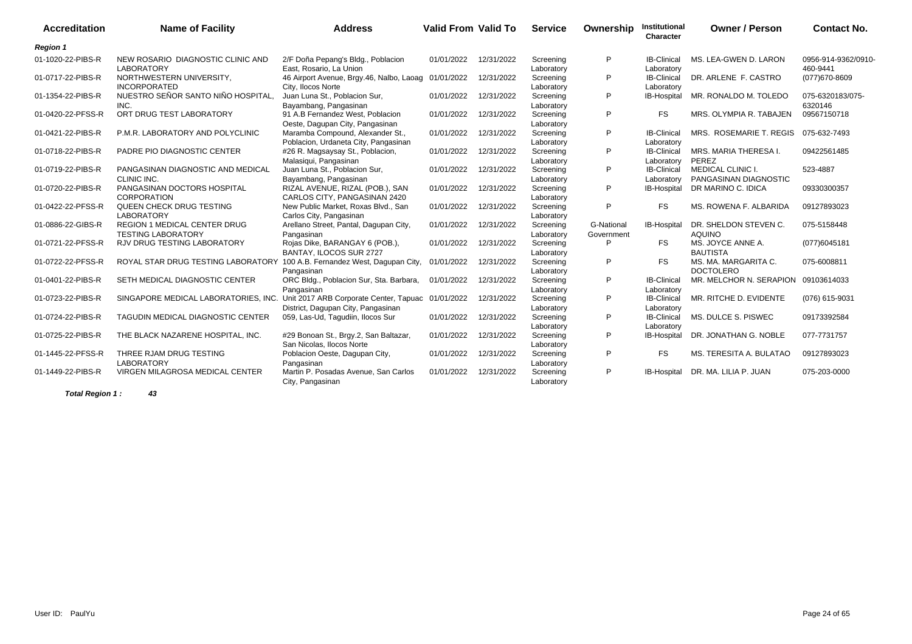| Accreditation | Name of Facility | Address | Valid From | Valid To | Service | Ownership | Institutional Character | Owner / Person | Contact No. |
|---|---|---|---|---|---|---|---|---|---|
| ***Region 1*** | | | | | | | | | |
| 01-1020-22-PIBS-R | NEW ROSARIO DIAGNOSTIC CLINIC AND LABORATORY | 2/F Doña Pepang's Bldg., Poblacion East, Rosario, La Union | 01/01/2022 | 12/31/2022 | Screening Laboratory | P | IB-Clinical Laboratory | MS. LEA-GWEN D. LARON | 0956-914-9362/0910-460-9441 |
| 01-0717-22-PIBS-R | NORTHWESTERN UNIVERSITY, INCORPORATED | 46 Airport Avenue, Brgy.46, Nalbo, Laoag City, Ilocos Norte | 01/01/2022 | 12/31/2022 | Screening Laboratory | P | IB-Clinical Laboratory | DR. ARLENE F. CASTRO | (077)670-8609 |
| 01-1354-22-PIBS-R | NUESTRO SEÑOR SANTO NIÑO HOSPITAL, INC. | Juan Luna St., Poblacion Sur, Bayambang, Pangasinan | 01/01/2022 | 12/31/2022 | Screening Laboratory | P | IB-Hospital | MR. RONALDO M. TOLEDO | 075-6320183/075-6320146 |
| 01-0420-22-PFSS-R | ORT DRUG TEST LABORATORY | 91 A.B Fernandez West, Poblacion Oeste, Dagupan City, Pangasinan | 01/01/2022 | 12/31/2022 | Screening Laboratory | P | FS | MRS. OLYMPIA R. TABAJEN | 09567150718 |
| 01-0421-22-PIBS-R | P.M.R. LABORATORY AND POLYCLINIC | Maramba Compound, Alexander St., Poblacion, Urdaneta City, Pangasinan | 01/01/2022 | 12/31/2022 | Screening Laboratory | P | IB-Clinical Laboratory | MRS. ROSEMARIE T. REGIS | 075-632-7493 |
| 01-0718-22-PIBS-R | PADRE PIO DIAGNOSTIC CENTER | #26 R. Magsaysay St., Poblacion, Malasiqui, Pangasinan | 01/01/2022 | 12/31/2022 | Screening Laboratory | P | IB-Clinical Laboratory | MRS. MARIA THERESA I. PEREZ | 09422561485 |
| 01-0719-22-PIBS-R | PANGASINAN DIAGNOSTIC AND MEDICAL CLINIC INC. | Juan Luna St., Poblacion Sur, Bayambang, Pangasinan | 01/01/2022 | 12/31/2022 | Screening Laboratory | P | IB-Clinical Laboratory | MEDICAL CLINIC I. PANGASINAN DIAGNOSTIC | 523-4887 |
| 01-0720-22-PIBS-R | PANGASINAN DOCTORS HOSPITAL CORPORATION | RIZAL AVENUE, RIZAL (POB.), SAN CARLOS CITY, PANGASINAN 2420 | 01/01/2022 | 12/31/2022 | Screening Laboratory | P | IB-Hospital | DR MARINO C. IDICA | 09330300357 |
| 01-0422-22-PFSS-R | QUEEN CHECK DRUG TESTING LABORATORY | New Public Market, Roxas Blvd., San Carlos City, Pangasinan | 01/01/2022 | 12/31/2022 | Screening Laboratory | P | FS | MS. ROWENA F. ALBARIDA | 09127893023 |
| 01-0886-22-GIBS-R | REGION 1 MEDICAL CENTER DRUG TESTING LABORATORY | Arellano Street, Pantal, Dagupan City, Pangasinan | 01/01/2022 | 12/31/2022 | Screening Laboratory | G-National Government | IB-Hospital | DR. SHELDON STEVEN C. AQUINO | 075-5158448 |
| 01-0721-22-PFSS-R | RJV DRUG TESTING LABORATORY | Rojas Dike, BARANGAY 6 (POB.), BANTAY, ILOCOS SUR 2727 | 01/01/2022 | 12/31/2022 | Screening Laboratory | P | FS | MS. JOYCE ANNE A. BAUTISTA | (077)6045181 |
| 01-0722-22-PFSS-R | ROYAL STAR DRUG TESTING LABORATORY | 100 A.B. Fernandez West, Dagupan City, Pangasinan | 01/01/2022 | 12/31/2022 | Screening Laboratory | P | FS | MS. MA. MARGARITA C. DOCTOLERO | 075-6008811 |
| 01-0401-22-PIBS-R | SETH MEDICAL DIAGNOSTIC CENTER | ORC Bldg., Poblacion Sur, Sta. Barbara, Pangasinan | 01/01/2022 | 12/31/2022 | Screening Laboratory | P | IB-Clinical Laboratory | MR. MELCHOR N. SERAPION | 09103614033 |
| 01-0723-22-PIBS-R | SINGAPORE MEDICAL LABORATORIES, INC. | Unit 2017 ARB Corporate Center, Tapuac District, Dagupan City, Pangasinan | 01/01/2022 | 12/31/2022 | Screening Laboratory | P | IB-Clinical Laboratory | MR. RITCHE D. EVIDENTE | (076) 615-9031 |
| 01-0724-22-PIBS-R | TAGUDIN MEDICAL DIAGNOSTIC CENTER | 059, Las-Ud, Tagudiin, Ilocos Sur | 01/01/2022 | 12/31/2022 | Screening Laboratory | P | IB-Clinical Laboratory | MS. DULCE S. PISWEC | 09173392584 |
| 01-0725-22-PIBS-R | THE BLACK NAZARENE HOSPITAL, INC. | #29 Bonoan St., Brgy.2, San Baltazar, San Nicolas, Ilocos Norte | 01/01/2022 | 12/31/2022 | Screening Laboratory | P | IB-Hospital | DR. JONATHAN G. NOBLE | 077-7731757 |
| 01-1445-22-PFSS-R | THREE RJAM DRUG TESTING LABORATORY | Poblacion Oeste, Dagupan City, Pangasinan | 01/01/2022 | 12/31/2022 | Screening Laboratory | P | FS | MS. TERESITA A. BULATAO | 09127893023 |
| 01-1449-22-PIBS-R | VIRGEN MILAGROSA MEDICAL CENTER | Martin P. Posadas Avenue, San Carlos City, Pangasinan | 01/01/2022 | 12/31/2022 | Screening Laboratory | P | IB-Hospital | DR. MA. LILIA P. JUAN | 075-203-0000 |

***Total Region 1 :*** ***43***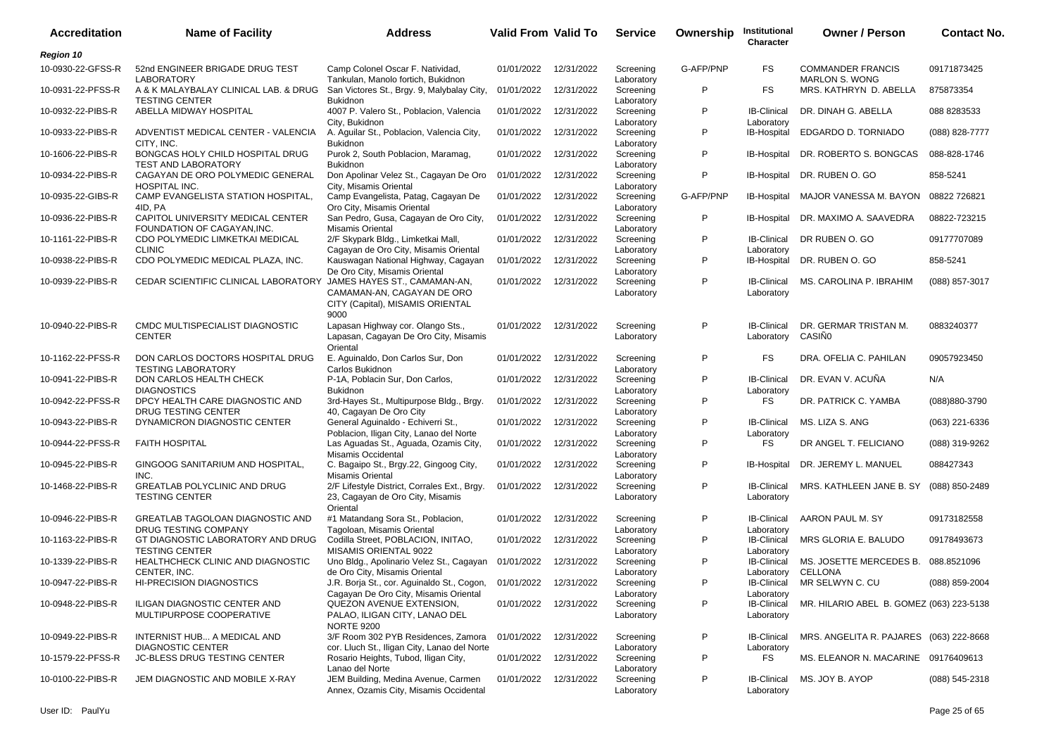| Accreditation | Name of Facility | Address | Valid From | Valid To | Service | Ownership | Institutional Character | Owner / Person | Contact No. |
|---|---|---|---|---|---|---|---|---|---|
| ***Region 10*** | | | | | | | | | |
| 10-0930-22-GFSS-R | 52nd ENGINEER BRIGADE DRUG TEST LABORATORY | Camp Colonel Oscar F. Natividad, Tankulan, Manolo fortich, Bukidnon | 01/01/2022 | 12/31/2022 | Screening Laboratory | G-AFP/PNP | FS | COMMANDER FRANCIS MARLON S. WONG | 09171873425 |
| 10-0931-22-PFSS-R | A & K MALAYBALAY CLINICAL LAB. & DRUG TESTING CENTER | San Victores St., Brgy. 9, Malybalay City, Bukidnon | 01/01/2022 | 12/31/2022 | Screening Laboratory | P | FS | MRS. KATHRYN D. ABELLA | 875873354 |
| 10-0932-22-PIBS-R | ABELLA MIDWAY HOSPITAL | 4007 P. Valero St., Poblacion, Valencia City, Bukidnon | 01/01/2022 | 12/31/2022 | Screening Laboratory | P | IB-Clinical Laboratory | DR. DINAH G. ABELLA | 088 8283533 |
| 10-0933-22-PIBS-R | ADVENTIST MEDICAL CENTER - VALENCIA CITY, INC. | A. Aguilar St., Poblacion, Valencia City, Bukidnon | 01/01/2022 | 12/31/2022 | Screening Laboratory | P | IB-Hospital | EDGARDO D. TORNIADO | (088) 828-7777 |
| 10-1606-22-PIBS-R | BONGCAS HOLY CHILD HOSPITAL DRUG TEST AND LABORATORY | Purok 2, South Poblacion, Maramag, Bukidnon | 01/01/2022 | 12/31/2022 | Screening Laboratory | P | IB-Hospital | DR. ROBERTO S. BONGCAS | 088-828-1746 |
| 10-0934-22-PIBS-R | CAGAYAN DE ORO POLYMEDIC GENERAL HOSPITAL INC. | Don Apolinar Velez St., Cagayan De Oro City, Misamis Oriental | 01/01/2022 | 12/31/2022 | Screening Laboratory | P | IB-Hospital | DR. RUBEN O. GO | 858-5241 |
| 10-0935-22-GIBS-R | CAMP EVANGELISTA STATION HOSPITAL, 4ID, PA | Camp Evangelista, Patag, Cagayan De Oro City, Misamis Oriental | 01/01/2022 | 12/31/2022 | Screening Laboratory | G-AFP/PNP | IB-Hospital | MAJOR VANESSA M. BAYON | 08822 726821 |
| 10-0936-22-PIBS-R | CAPITOL UNIVERSITY MEDICAL CENTER FOUNDATION OF CAGAYAN,INC. | San Pedro, Gusa, Cagayan de Oro City, Misamis Oriental | 01/01/2022 | 12/31/2022 | Screening Laboratory | P | IB-Hospital | DR. MAXIMO A. SAAVEDRA | 08822-723215 |
| 10-1161-22-PIBS-R | CDO POLYMEDIC LIMKETKAI MEDICAL CLINIC | 2/F Skypark Bldg., Limketkai Mall, Cagayan de Oro City, Misamis Oriental | 01/01/2022 | 12/31/2022 | Screening Laboratory | P | IB-Clinical Laboratory | DR RUBEN O. GO | 09177707089 |
| 10-0938-22-PIBS-R | CDO POLYMEDIC MEDICAL PLAZA, INC. | Kauswagan National Highway, Cagayan De Oro City, Misamis Oriental | 01/01/2022 | 12/31/2022 | Screening Laboratory | P | IB-Hospital | DR. RUBEN O. GO | 858-5241 |
| 10-0939-22-PIBS-R | CEDAR SCIENTIFIC CLINICAL LABORATORY | JAMES HAYES ST., CAMAMAN-AN, CAMAMAN-AN, CAGAYAN DE ORO CITY (Capital), MISAMIS ORIENTAL 9000 | 01/01/2022 | 12/31/2022 | Screening Laboratory | P | IB-Clinical Laboratory | MS. CAROLINA P. IBRAHIM | (088) 857-3017 |
| 10-0940-22-PIBS-R | CMDC MULTISPECIALIST DIAGNOSTIC CENTER | Lapasan Highway cor. Olango Sts., Lapasan, Cagayan De Oro City, Misamis Oriental | 01/01/2022 | 12/31/2022 | Screening Laboratory | P | IB-Clinical Laboratory | DR. GERMAR TRISTAN M. CASIÑ0 | 0883240377 |
| 10-1162-22-PFSS-R | DON CARLOS DOCTORS HOSPITAL DRUG TESTING LABORATORY | E. Aguinaldo, Don Carlos Sur, Don Carlos Bukidnon | 01/01/2022 | 12/31/2022 | Screening Laboratory | P | FS | DRA. OFELIA C. PAHILAN | 09057923450 |
| 10-0941-22-PIBS-R | DON CARLOS HEALTH CHECK DIAGNOSTICS | P-1A, Poblacin Sur, Don Carlos, Bukidnon | 01/01/2022 | 12/31/2022 | Screening Laboratory | P | IB-Clinical Laboratory | DR. EVAN V. ACUÑA | N/A |
| 10-0942-22-PFSS-R | DPCY HEALTH CARE DIAGNOSTIC AND DRUG TESTING CENTER | 3rd-Hayes St., Multipurpose Bldg., Brgy. 40, Cagayan De Oro City | 01/01/2022 | 12/31/2022 | Screening Laboratory | P | FS | DR. PATRICK C. YAMBA | (088)880-3790 |
| 10-0943-22-PIBS-R | DYNAMICRON DIAGNOSTIC CENTER | General Aguinaldo - Echiverri St., Poblacion, Iligan City, Lanao del Norte | 01/01/2022 | 12/31/2022 | Screening Laboratory | P | IB-Clinical Laboratory | MS. LIZA S. ANG | (063) 221-6336 |
| 10-0944-22-PFSS-R | FAITH HOSPITAL | Las Aguadas St., Aguada, Ozamis City, Misamis Occidental | 01/01/2022 | 12/31/2022 | Screening Laboratory | P | FS | DR ANGEL T. FELICIANO | (088) 319-9262 |
| 10-0945-22-PIBS-R | GINGOOG SANITARIUM AND HOSPITAL, INC. | C. Bagaipo St., Brgy.22, Gingoog City, Misamis Oriental | 01/01/2022 | 12/31/2022 | Screening Laboratory | P | IB-Hospital | DR. JEREMY L. MANUEL | 088427343 |
| 10-1468-22-PIBS-R | GREATLAB POLYCLINIC AND DRUG TESTING CENTER | 2/F Lifestyle District, Corrales Ext., Brgy. 23, Cagayan de Oro City, Misamis Oriental | 01/01/2022 | 12/31/2022 | Screening Laboratory | P | IB-Clinical Laboratory | MRS. KATHLEEN JANE B. SY | (088) 850-2489 |
| 10-0946-22-PIBS-R | GREATLAB TAGOLOAN DIAGNOSTIC AND DRUG TESTING COMPANY | #1 Matandang Sora St., Poblacion, Tagoloan, Misamis Oriental | 01/01/2022 | 12/31/2022 | Screening Laboratory | P | IB-Clinical Laboratory | AARON PAUL M. SY | 09173182558 |
| 10-1163-22-PIBS-R | GT DIAGNOSTIC LABORATORY AND DRUG TESTING CENTER | Codilla Street, POBLACION, INITAO, MISAMIS ORIENTAL 9022 | 01/01/2022 | 12/31/2022 | Screening Laboratory | P | IB-Clinical Laboratory | MRS GLORIA E. BALUDO | 09178493673 |
| 10-1339-22-PIBS-R | HEALTHCHECK CLINIC AND DIAGNOSTIC CENTER, INC. | Uno Bldg., Apolinario Velez St., Cagayan de Oro City, Misamis Oriental | 01/01/2022 | 12/31/2022 | Screening Laboratory | P | IB-Clinical Laboratory | MS. JOSETTE MERCEDES B. CELLONA | 088.8521096 |
| 10-0947-22-PIBS-R | HI-PRECISION DIAGNOSTICS | J.R. Borja St., cor. Aguinaldo St., Cogon, Cagayan De Oro City, Misamis Oriental | 01/01/2022 | 12/31/2022 | Screening Laboratory | P | IB-Clinical Laboratory | MR SELWYN C. CU | (088) 859-2004 |
| 10-0948-22-PIBS-R | ILIGAN DIAGNOSTIC CENTER AND MULTIPURPOSE COOPERATIVE | QUEZON AVENUE EXTENSION, PALAO, ILIGAN CITY, LANAO DEL NORTE 9200 | 01/01/2022 | 12/31/2022 | Screening Laboratory | P | IB-Clinical Laboratory | MR. HILARIO ABEL B. GOMEZ | (063) 223-5138 |
| 10-0949-22-PIBS-R | INTERNIST HUB... A MEDICAL AND DIAGNOSTIC CENTER | 3/F Room 302 PYB Residences, Zamora cor. Lluch St., Iligan City, Lanao del Norte | 01/01/2022 | 12/31/2022 | Screening Laboratory | P | IB-Clinical Laboratory | MRS. ANGELITA R. PAJARES | (063) 222-8668 |
| 10-1579-22-PFSS-R | JC-BLESS DRUG TESTING CENTER | Rosario Heights, Tubod, Iligan City, Lanao del Norte | 01/01/2022 | 12/31/2022 | Screening Laboratory | P | FS | MS. ELEANOR N. MACARINE | 09176409613 |
| 10-0100-22-PIBS-R | JEM DIAGNOSTIC AND MOBILE X-RAY | JEM Building, Medina Avenue, Carmen Annex, Ozamis City, Misamis Occidental | 01/01/2022 | 12/31/2022 | Screening Laboratory | P | IB-Clinical Laboratory | MS. JOY B. AYOP | (088) 545-2318 |

User ID: PaulYu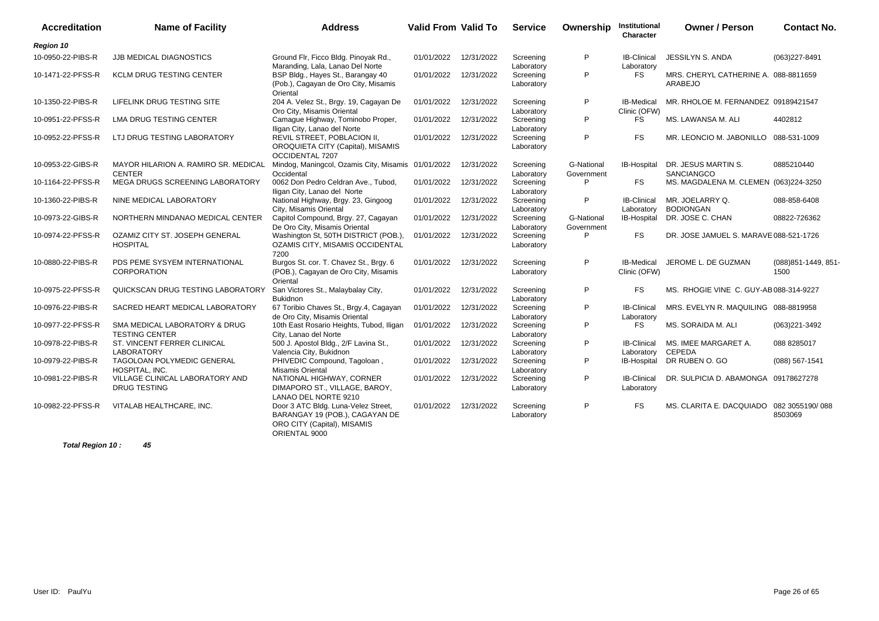| Accreditation | Name of Facility | Address | Valid From | Valid To | Service | Ownership | Institutional Character | Owner / Person | Contact No. |
|---|---|---|---|---|---|---|---|---|---|
| ***Region 10*** | | | | | | | | | |
| 10-0950-22-PIBS-R | JJB MEDICAL DIAGNOSTICS | Ground Flr, Ficco Bldg. Pinoyak Rd., Maranding, Lala, Lanao Del Norte | 01/01/2022 | 12/31/2022 | Screening Laboratory | P | IB-Clinical Laboratory | JESSILYN S. ANDA | (063)227-8491 |
| 10-1471-22-PFSS-R | KCLM DRUG TESTING CENTER | BSP Bldg., Hayes St., Barangay 40 (Pob.), Cagayan de Oro City, Misamis Oriental | 01/01/2022 | 12/31/2022 | Screening Laboratory | P | FS | MRS. CHERYL CATHERINE A. ARABEJO | 088-8811659 |
| 10-1350-22-PIBS-R | LIFELINK DRUG TESTING SITE | 204 A. Velez St., Brgy. 19, Cagayan De Oro City, Misamis Oriental | 01/01/2022 | 12/31/2022 | Screening Laboratory | P | IB-Medical Clinic (OFW) | MR. RHOLOE M. FERNANDEZ | 09189421547 |
| 10-0951-22-PFSS-R | LMA DRUG TESTING CENTER | Camague Highway, Tominobo Proper, Iligan City, Lanao del Norte | 01/01/2022 | 12/31/2022 | Screening Laboratory | P | FS | MS. LAWANSA M. ALI | 4402812 |
| 10-0952-22-PFSS-R | LTJ DRUG TESTING LABORATORY | REVIL STREET, POBLACION II, OROQUIETA CITY (Capital), MISAMIS OCCIDENTAL 7207 | 01/01/2022 | 12/31/2022 | Screening Laboratory | P | FS | MR. LEONCIO M. JABONILLO | 088-531-1009 |
| 10-0953-22-GIBS-R | MAYOR HILARION A. RAMIRO SR. MEDICAL CENTER | Mindog, Maningcol, Ozamis City, Misamis Occidental | 01/01/2022 | 12/31/2022 | Screening Laboratory | G-National Government | IB-Hospital | DR. JESUS MARTIN S. SANCIANGCO | 0885210440 |
| 10-1164-22-PFSS-R | MEGA DRUGS SCREENING LABORATORY | 0062 Don Pedro Celdran Ave., Tubod, Iligan City, Lanao del Norte | 01/01/2022 | 12/31/2022 | Screening Laboratory | P | FS | MS. MAGDALENA M. CLEMEN | (063)224-3250 |
| 10-1360-22-PIBS-R | NINE MEDICAL LABORATORY | National Highway, Brgy. 23, Gingoog City, Misamis Oriental | 01/01/2022 | 12/31/2022 | Screening Laboratory | P | IB-Clinical Laboratory | MR. JOELARRY Q. BODIONGAN | 088-858-6408 |
| 10-0973-22-GIBS-R | NORTHERN MINDANAO MEDICAL CENTER | Capitol Compound, Brgy. 27, Cagayan De Oro City, Misamis Oriental | 01/01/2022 | 12/31/2022 | Screening Laboratory | G-National Government | IB-Hospital | DR. JOSE C. CHAN | 08822-726362 |
| 10-0974-22-PFSS-R | OZAMIZ CITY ST. JOSEPH GENERAL HOSPITAL | Washington St, 50TH DISTRICT (POB.), OZAMIS CITY, MISAMIS OCCIDENTAL 7200 | 01/01/2022 | 12/31/2022 | Screening Laboratory | P | FS | DR. JOSE JAMUEL S. MARAVE | 088-521-1726 |
| 10-0880-22-PIBS-R | PDS PEME SYSYEM INTERNATIONAL CORPORATION | Burgos St. cor. T. Chavez St., Brgy. 6 (POB.), Cagayan de Oro City, Misamis Oriental | 01/01/2022 | 12/31/2022 | Screening Laboratory | P | IB-Medical Clinic (OFW) | JEROME L. DE GUZMAN | (088)851-1449, 851-1500 |
| 10-0975-22-PFSS-R | QUICKSCAN DRUG TESTING LABORATORY | San Victores St., Malaybalay City, Bukidnon | 01/01/2022 | 12/31/2022 | Screening Laboratory | P | FS | MS. RHOGIE VINE C. GUY-AB | 088-314-9227 |
| 10-0976-22-PIBS-R | SACRED HEART MEDICAL LABORATORY | 67 Toribio Chaves St., Brgy.4, Cagayan de Oro City, Misamis Oriental | 01/01/2022 | 12/31/2022 | Screening Laboratory | P | IB-Clinical Laboratory | MRS. EVELYN R. MAQUILING | 088-8819958 |
| 10-0977-22-PFSS-R | SMA MEDICAL LABORATORY & DRUG TESTING CENTER | 10th East Rosario Heights, Tubod, Iligan City, Lanao del Norte | 01/01/2022 | 12/31/2022 | Screening Laboratory | P | FS | MS. SORAIDA M. ALI | (063)221-3492 |
| 10-0978-22-PIBS-R | ST. VINCENT FERRER CLINICAL LABORATORY | 500 J. Apostol Bldg., 2/F Lavina St., Valencia City, Bukidnon | 01/01/2022 | 12/31/2022 | Screening Laboratory | P | IB-Clinical Laboratory | MS. IMEE MARGARET A. CEPEDA | 088 8285017 |
| 10-0979-22-PIBS-R | TAGOLOAN POLYMEDIC GENERAL HOSPITAL, INC. | PHIVEDIC Compound, Tagoloan , Misamis Oriental | 01/01/2022 | 12/31/2022 | Screening Laboratory | P | IB-Hospital | DR RUBEN O. GO | (088) 567-1541 |
| 10-0981-22-PIBS-R | VILLAGE CLINICAL LABORATORY AND DRUG TESTING | NATIONAL HIGHWAY, CORNER DIMAPORO ST., VILLAGE, BAROY, LANAO DEL NORTE 9210 | 01/01/2022 | 12/31/2022 | Screening Laboratory | P | IB-Clinical Laboratory | DR. SULPICIA D. ABAMONGA | 09178627278 |
| 10-0982-22-PFSS-R | VITALAB HEALTHCARE, INC. | Door 3 ATC Bldg. Luna-Velez Street, BARANGAY 19 (POB.), CAGAYAN DE ORO CITY (Capital), MISAMIS ORIENTAL 9000 | 01/01/2022 | 12/31/2022 | Screening Laboratory | P | FS | MS. CLARITA E. DACQUIADO | 082 3055190/ 088 8503069 |

***Total Region 10 :*** ***45***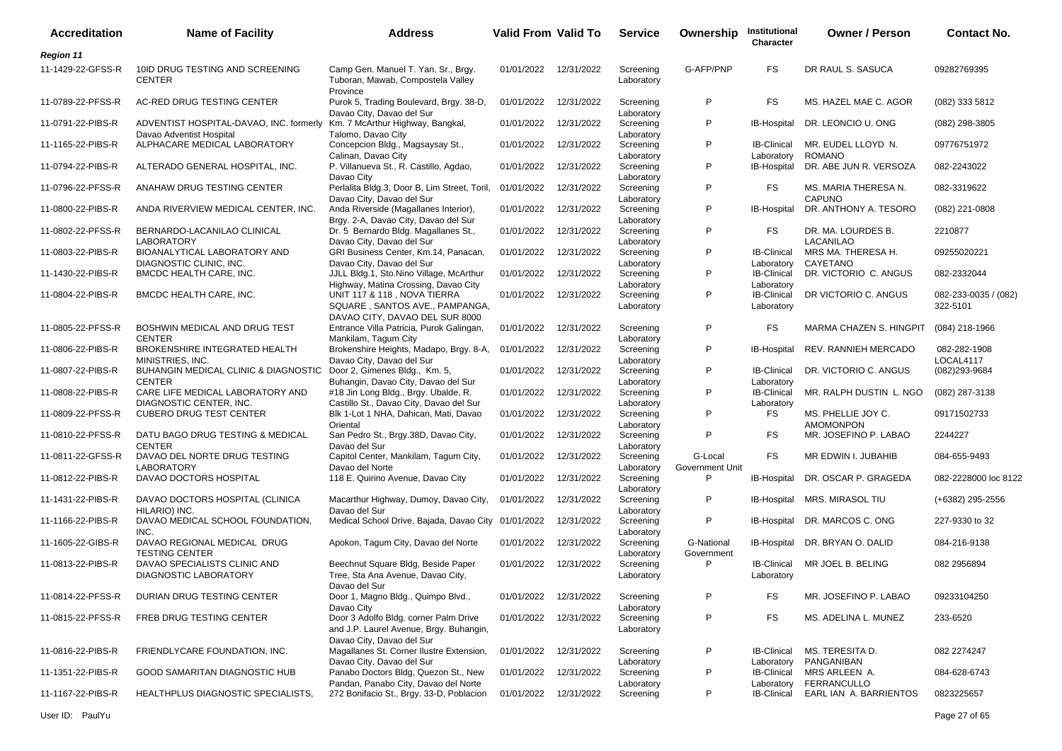| Accreditation | Name of Facility | Address | Valid From | Valid To | Service | Ownership | Institutional Character | Owner / Person | Contact No. |
|---|---|---|---|---|---|---|---|---|---|
| **Region 11** | | | | | | | | | |
| 11-1429-22-GFSS-R | 10ID DRUG TESTING AND SCREENING CENTER | Camp Gen. Manuel T. Yan, Sr., Brgy. Tuboran, Mawab, Compostela Valley Province | 01/01/2022 | 12/31/2022 | Screening Laboratory | G-AFP/PNP | FS | DR RAUL S. SASUCA | 09282769395 |
| 11-0789-22-PFSS-R | AC-RED DRUG TESTING CENTER | Purok 5, Trading Boulevard, Brgy. 38-D, Davao City, Davao del Sur | 01/01/2022 | 12/31/2022 | Screening Laboratory | P | FS | MS. HAZEL MAE C. AGOR | (082) 333 5812 |
| 11-0791-22-PIBS-R | ADVENTIST HOSPITAL-DAVAO, INC. formerly Davao Adventist Hospital | Km. 7 McArthur Highway, Bangkal, Talomo, Davao City | 01/01/2022 | 12/31/2022 | Screening Laboratory | P | IB-Hospital | DR. LEONCIO U. ONG | (082) 298-3805 |
| 11-1165-22-PIBS-R | ALPHACARE MEDICAL LABORATORY | Concepcion Bldg., Magsaysay St., Calinan, Davao City | 01/01/2022 | 12/31/2022 | Screening Laboratory | P | IB-Clinical Laboratory | MR. EUDEL LLOYD N. ROMANO | 09776751972 |
| 11-0794-22-PIBS-R | ALTERADO GENERAL HOSPITAL, INC. | P. Villanueva St., R. Castillo, Agdao, Davao City | 01/01/2022 | 12/31/2022 | Screening Laboratory | P | IB-Hospital | DR. ABE JUN R. VERSOZA | 082-2243022 |
| 11-0796-22-PFSS-R | ANAHAW DRUG TESTING CENTER | Perlalita Bldg.3, Door B, Lim Street, Toril, Davao City, Davao del Sur | 01/01/2022 | 12/31/2022 | Screening Laboratory | P | FS | MS. MARIA THERESA N. CAPUNO | 082-3319622 |
| 11-0800-22-PIBS-R | ANDA RIVERVIEW MEDICAL CENTER, INC. | Anda Riverside (Magallanes Interior), Brgy. 2-A, Davao City, Davao del Sur | 01/01/2022 | 12/31/2022 | Screening Laboratory | P | IB-Hospital | DR. ANTHONY A. TESORO | (082) 221-0808 |
| 11-0802-22-PFSS-R | BERNARDO-LACANILAO CLINICAL LABORATORY | Dr. 5 Bernardo Bldg. Magallanes St., Davao City, Davao del Sur | 01/01/2022 | 12/31/2022 | Screening Laboratory | P | FS | DR. MA. LOURDES B. LACANILAO | 2210877 |
| 11-0803-22-PIBS-R | BIOANALYTICAL LABORATORY AND DIAGNOSTIC CLINIC, INC. | GRI Business Center, Km.14, Panacan, Davao City, Davao del Sur | 01/01/2022 | 12/31/2022 | Screening Laboratory | P | IB-Clinical Laboratory | MRS MA. THERESA H. CAYETANO | 09255020221 |
| 11-1430-22-PIBS-R | BMCDC HEALTH CARE, INC. | JJLL Bldg.1, Sto.Nino Village, McArthur Highway, Matina Crossing, Davao City | 01/01/2022 | 12/31/2022 | Screening Laboratory | P | IB-Clinical Laboratory | DR. VICTORIO C. ANGUS | 082-2332044 |
| 11-0804-22-PIBS-R | BMCDC HEALTH CARE, INC. | UNIT 117 & 118 , NOVA TIERRA SQUARE , SANTOS AVE., PAMPANGA, DAVAO CITY, DAVAO DEL SUR 8000 | 01/01/2022 | 12/31/2022 | Screening Laboratory | P | IB-Clinical Laboratory | DR VICTORIO C. ANGUS | 082-233-0035 / (082) 322-5101 |
| 11-0805-22-PFSS-R | BOSHWIN MEDICAL AND DRUG TEST CENTER | Entrance Villa Patricia, Purok Galingan, Mankilam, Tagum City | 01/01/2022 | 12/31/2022 | Screening Laboratory | P | FS | MARMA CHAZEN S. HINGPIT | (084) 218-1966 |
| 11-0806-22-PIBS-R | BROKENSHIRE INTEGRATED HEALTH MINISTRIES, INC. | Brokenshire Heights, Madapo, Brgy. 8-A, Davao City, Davao del Sur | 01/01/2022 | 12/31/2022 | Screening Laboratory | P | IB-Hospital | REV. RANNIEH MERCADO | 082-282-1908 LOCAL4117 |
| 11-0807-22-PIBS-R | BUHANGIN MEDICAL CLINIC & DIAGNOSTIC CENTER | Door 2, Gimenes Bldg., Km. 5, Buhangin, Davao City, Davao del Sur | 01/01/2022 | 12/31/2022 | Screening Laboratory | P | IB-Clinical Laboratory | DR. VICTORIO C. ANGUS | (082)293-9684 |
| 11-0808-22-PIBS-R | CARE LIFE MEDICAL LABORATORY AND DIAGNOSTIC CENTER, INC. | #18 Jin Long Bldg., Brgy. Ubalde, R. Castillo St., Davao City, Davao del Sur | 01/01/2022 | 12/31/2022 | Screening Laboratory | P | IB-Clinical Laboratory | MR. RALPH DUSTIN L. NGO | (082) 287-3138 |
| 11-0809-22-PFSS-R | CUBERO DRUG TEST CENTER | Blk 1-Lot 1 NHA, Dahican, Mati, Davao Oriental | 01/01/2022 | 12/31/2022 | Screening Laboratory | P | FS | MS. PHELLIE JOY C. AMOMONPON | 09171502733 |
| 11-0810-22-PFSS-R | DATU BAGO DRUG TESTING & MEDICAL CENTER | San Pedro St., Brgy.38D, Davao City, Davao del Sur | 01/01/2022 | 12/31/2022 | Screening Laboratory | P | FS | MR. JOSEFINO P. LABAO | 2244227 |
| 11-0811-22-GFSS-R | DAVAO DEL NORTE DRUG TESTING LABORATORY | Capitol Center, Mankilam, Tagum City, Davao del Norte | 01/01/2022 | 12/31/2022 | Screening Laboratory | G-Local Government Unit | FS | MR EDWIN I. JUBAHIB | 084-655-9493 |
| 11-0812-22-PIBS-R | DAVAO DOCTORS HOSPITAL | 118 E. Quirino Avenue, Davao City | 01/01/2022 | 12/31/2022 | Screening Laboratory | P | IB-Hospital | DR. OSCAR P. GRAGEDA | 082-2228000 loc 8122 |
| 11-1431-22-PIBS-R | DAVAO DOCTORS HOSPITAL (CLINICA HILARIO) INC. | Macarthur Highway, Dumoy, Davao City, Davao del Sur | 01/01/2022 | 12/31/2022 | Screening Laboratory | P | IB-Hospital | MRS. MIRASOL TIU | (+6382) 295-2556 |
| 11-1166-22-PIBS-R | DAVAO MEDICAL SCHOOL FOUNDATION, INC. | Medical School Drive, Bajada, Davao City | 01/01/2022 | 12/31/2022 | Screening Laboratory | P | IB-Hospital | DR. MARCOS C. ONG | 227-9330 to 32 |
| 11-1605-22-GIBS-R | DAVAO REGIONAL MEDICAL DRUG TESTING CENTER | Apokon, Tagum City, Davao del Norte | 01/01/2022 | 12/31/2022 | Screening Laboratory | G-National Government | IB-Hospital | DR. BRYAN O. DALID | 084-216-9138 |
| 11-0813-22-PIBS-R | DAVAO SPECIALISTS CLINIC AND DIAGNOSTIC LABORATORY | Beechnut Square Bldg, Beside Paper Tree, Sta Ana Avenue, Davao City, Davao del Sur | 01/01/2022 | 12/31/2022 | Screening Laboratory | P | IB-Clinical Laboratory | MR JOEL B. BELING | 082 2956894 |
| 11-0814-22-PFSS-R | DURIAN DRUG TESTING CENTER | Door 1, Magno Bldg., Quimpo Blvd., Davao City | 01/01/2022 | 12/31/2022 | Screening Laboratory | P | FS | MR. JOSEFINO P. LABAO | 09233104250 |
| 11-0815-22-PFSS-R | FREB DRUG TESTING CENTER | Door 3 Adolfo Bldg. corner Palm Drive and J.P. Laurel Avenue, Brgy. Buhangin, Davao City, Davao del Sur | 01/01/2022 | 12/31/2022 | Screening Laboratory | P | FS | MS. ADELINA L. MUNEZ | 233-6520 |
| 11-0816-22-PIBS-R | FRIENDLYCARE FOUNDATION, INC. | Magallanes St. Corner Ilustre Extension, Davao City, Davao del Sur | 01/01/2022 | 12/31/2022 | Screening Laboratory | P | IB-Clinical Laboratory | MS. TERESITA D. PANGANIBAN | 082 2274247 |
| 11-1351-22-PIBS-R | GOOD SAMARITAN DIAGNOSTIC HUB | Panabo Doctors Bldg, Quezon St., New Pandan, Panabo City, Davao del Norte | 01/01/2022 | 12/31/2022 | Screening Laboratory | P | IB-Clinical Laboratory | MRS ARLEEN A. FERRANCULLO | 084-628-6743 |
| 11-1167-22-PIBS-R | HEALTHPLUS DIAGNOSTIC SPECIALISTS, | 272 Bonifacio St., Brgy. 33-D, Poblacion | 01/01/2022 | 12/31/2022 | Screening | P | IB-Clinical | EARL IAN A. BARRIENTOS | 0823225657 |

User ID: PaulYu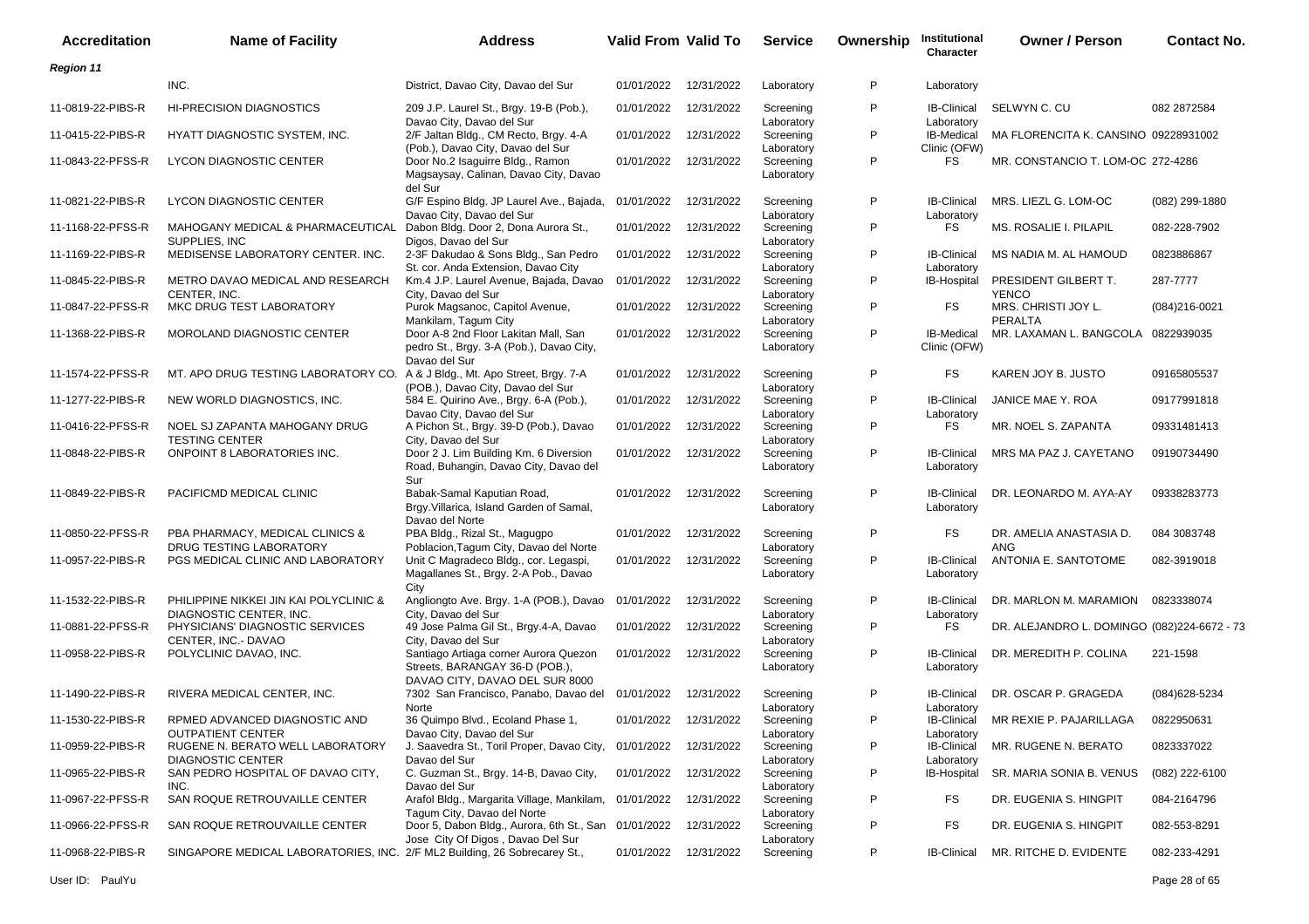| Accreditation | Name of Facility | Address | Valid From | Valid To | Service | Ownership | Institutional Character | Owner / Person | Contact No. |
|---|---|---|---|---|---|---|---|---|---|
| ***Region 11*** | | | | | | | | | |
| | INC. | District, Davao City, Davao del Sur | 01/01/2022 | 12/31/2022 | Laboratory | P | Laboratory | | |
| 11-0819-22-PIBS-R | HI-PRECISION DIAGNOSTICS | 209 J.P. Laurel St., Brgy. 19-B (Pob.), Davao City, Davao del Sur | 01/01/2022 | 12/31/2022 | Screening Laboratory | P | IB-Clinical Laboratory | SELWYN C. CU | 082 2872584 |
| 11-0415-22-PIBS-R | HYATT DIAGNOSTIC SYSTEM, INC. | 2/F Jaltan Bldg., CM Recto, Brgy. 4-A (Pob.), Davao City, Davao del Sur | 01/01/2022 | 12/31/2022 | Screening Laboratory | P | IB-Medical Clinic (OFW) | MA FLORENCITA K. CANSINO | 09228931002 |
| 11-0843-22-PFSS-R | LYCON DIAGNOSTIC CENTER | Door No.2 Isaguirre Bldg., Ramon Magsaysay, Calinan, Davao City, Davao del Sur | 01/01/2022 | 12/31/2022 | Screening Laboratory | P | FS | MR. CONSTANCIO T. LOM-OC | 272-4286 |
| 11-0821-22-PIBS-R | LYCON DIAGNOSTIC CENTER | G/F Espino Bldg. JP Laurel Ave., Bajada, Davao City, Davao del Sur | 01/01/2022 | 12/31/2022 | Screening Laboratory | P | IB-Clinical Laboratory | MRS. LIEZL G. LOM-OC | (082) 299-1880 |
| 11-1168-22-PFSS-R | MAHOGANY MEDICAL & PHARMACEUTICAL SUPPLIES, INC | Dabon Bldg. Door 2, Dona Aurora St., Digos, Davao del Sur | 01/01/2022 | 12/31/2022 | Screening Laboratory | P | FS | MS. ROSALIE I. PILAPIL | 082-228-7902 |
| 11-1169-22-PIBS-R | MEDISENSE LABORATORY CENTER. INC. | 2-3F Dakudao & Sons Bldg., San Pedro St. cor. Anda Extension, Davao City | 01/01/2022 | 12/31/2022 | Screening Laboratory | P | IB-Clinical Laboratory | MS NADIA M. AL HAMOUD | 0823886867 |
| 11-0845-22-PIBS-R | METRO DAVAO MEDICAL AND RESEARCH CENTER, INC. | Km.4 J.P. Laurel Avenue, Bajada, Davao City, Davao del Sur | 01/01/2022 | 12/31/2022 | Screening Laboratory | P | IB-Hospital | PRESIDENT GILBERT T. YENCO | 287-7777 |
| 11-0847-22-PFSS-R | MKC DRUG TEST LABORATORY | Purok Magsanoc, Capitol Avenue, Mankilam, Tagum City | 01/01/2022 | 12/31/2022 | Screening Laboratory | P | FS | MRS. CHRISTI JOY L. PERALTA | (084)216-0021 |
| 11-1368-22-PIBS-R | MOROLAND DIAGNOSTIC CENTER | Door A-8 2nd Floor Lakitan Mall, San pedro St., Brgy. 3-A (Pob.), Davao City, Davao del Sur | 01/01/2022 | 12/31/2022 | Screening Laboratory | P | IB-Medical Clinic (OFW) | MR. LAXAMAN L. BANGCOLA | 0822939035 |
| 11-1574-22-PFSS-R | MT. APO DRUG TESTING LABORATORY CO. | A & J Bldg., Mt. Apo Street, Brgy. 7-A (POB.), Davao City, Davao del Sur | 01/01/2022 | 12/31/2022 | Screening Laboratory | P | FS | KAREN JOY B. JUSTO | 09165805537 |
| 11-1277-22-PIBS-R | NEW WORLD DIAGNOSTICS, INC. | 584 E. Quirino Ave., Brgy. 6-A (Pob.), Davao City, Davao del Sur | 01/01/2022 | 12/31/2022 | Screening Laboratory | P | IB-Clinical Laboratory | JANICE MAE Y. ROA | 09177991818 |
| 11-0416-22-PFSS-R | NOEL SJ ZAPANTA MAHOGANY DRUG TESTING CENTER | A Pichon St., Brgy. 39-D (Pob.), Davao City, Davao del Sur | 01/01/2022 | 12/31/2022 | Screening Laboratory | P | FS | MR. NOEL S. ZAPANTA | 09331481413 |
| 11-0848-22-PIBS-R | ONPOINT 8 LABORATORIES INC. | Door 2 J. Lim Building Km. 6 Diversion Road, Buhangin, Davao City, Davao del Sur | 01/01/2022 | 12/31/2022 | Screening Laboratory | P | IB-Clinical Laboratory | MRS MA PAZ J. CAYETANO | 09190734490 |
| 11-0849-22-PIBS-R | PACIFICMD MEDICAL CLINIC | Babak-Samal Kaputian Road, Brgy.Villarica, Island Garden of Samal, Davao del Norte | 01/01/2022 | 12/31/2022 | Screening Laboratory | P | IB-Clinical Laboratory | DR. LEONARDO M. AYA-AY | 09338283773 |
| 11-0850-22-PFSS-R | PBA PHARMACY, MEDICAL CLINICS & DRUG TESTING LABORATORY | PBA Bldg., Rizal St., Magugpo Poblacion,Tagum City, Davao del Norte | 01/01/2022 | 12/31/2022 | Screening Laboratory | P | FS | DR. AMELIA ANASTASIA D. ANG | 084 3083748 |
| 11-0957-22-PIBS-R | PGS MEDICAL CLINIC AND LABORATORY | Unit C Magradeco Bldg., cor. Legaspi, Magallanes St., Brgy. 2-A Pob., Davao City | 01/01/2022 | 12/31/2022 | Screening Laboratory | P | IB-Clinical Laboratory | ANTONIA E. SANTOTOME | 082-3919018 |
| 11-1532-22-PIBS-R | PHILIPPINE NIKKEI JIN KAI POLYCLINIC & DIAGNOSTIC CENTER, INC. | Angliongto Ave. Brgy. 1-A (POB.), Davao City, Davao del Sur | 01/01/2022 | 12/31/2022 | Screening Laboratory | P | IB-Clinical Laboratory | DR. MARLON M. MARAMION | 0823338074 |
| 11-0881-22-PFSS-R | PHYSICIANS' DIAGNOSTIC SERVICES CENTER, INC.- DAVAO | 49 Jose Palma Gil St., Brgy.4-A, Davao City, Davao del Sur | 01/01/2022 | 12/31/2022 | Screening Laboratory | P | FS | DR. ALEJANDRO L. DOMINGO | (082)224-6672 - 73 |
| 11-0958-22-PIBS-R | POLYCLINIC DAVAO, INC. | Santiago Artiaga corner Aurora Quezon Streets, BARANGAY 36-D (POB.), DAVAO CITY, DAVAO DEL SUR 8000 | 01/01/2022 | 12/31/2022 | Screening Laboratory | P | IB-Clinical Laboratory | DR. MEREDITH P. COLINA | 221-1598 |
| 11-1490-22-PIBS-R | RIVERA MEDICAL CENTER, INC. | 7302 San Francisco, Panabo, Davao del Norte | 01/01/2022 | 12/31/2022 | Screening Laboratory | P | IB-Clinical Laboratory | DR. OSCAR P. GRAGEDA | (084)628-5234 |
| 11-1530-22-PIBS-R | RPMED ADVANCED DIAGNOSTIC AND OUTPATIENT CENTER | 36 Quimpo Blvd., Ecoland Phase 1, Davao City, Davao del Sur | 01/01/2022 | 12/31/2022 | Screening Laboratory | P | IB-Clinical Laboratory | MR REXIE P. PAJARILLAGA | 0822950631 |
| 11-0959-22-PIBS-R | RUGENE N. BERATO WELL LABORATORY DIAGNOSTIC CENTER | J. Saavedra St., Toril Proper, Davao City, Davao del Sur | 01/01/2022 | 12/31/2022 | Screening Laboratory | P | IB-Clinical Laboratory | MR. RUGENE N. BERATO | 0823337022 |
| 11-0965-22-PIBS-R | SAN PEDRO HOSPITAL OF DAVAO CITY, INC. | C. Guzman St., Brgy. 14-B, Davao City, Davao del Sur | 01/01/2022 | 12/31/2022 | Screening Laboratory | P | IB-Hospital | SR. MARIA SONIA B. VENUS | (082) 222-6100 |
| 11-0967-22-PFSS-R | SAN ROQUE RETROUVAILLE CENTER | Arafol Bldg., Margarita Village, Mankilam, Tagum City, Davao del Norte | 01/01/2022 | 12/31/2022 | Screening Laboratory | P | FS | DR. EUGENIA S. HINGPIT | 084-2164796 |
| 11-0966-22-PFSS-R | SAN ROQUE RETROUVAILLE CENTER | Door 5, Dabon Bldg., Aurora, 6th St., San Jose City Of Digos , Davao Del Sur | 01/01/2022 | 12/31/2022 | Screening Laboratory | P | FS | DR. EUGENIA S. HINGPIT | 082-553-8291 |
| 11-0968-22-PIBS-R | SINGAPORE MEDICAL LABORATORIES, INC. | 2/F ML2 Building, 26 Sobrecarey St., | 01/01/2022 | 12/31/2022 | Screening | P | IB-Clinical | MR. RITCHE D. EVIDENTE | 082-233-4291 |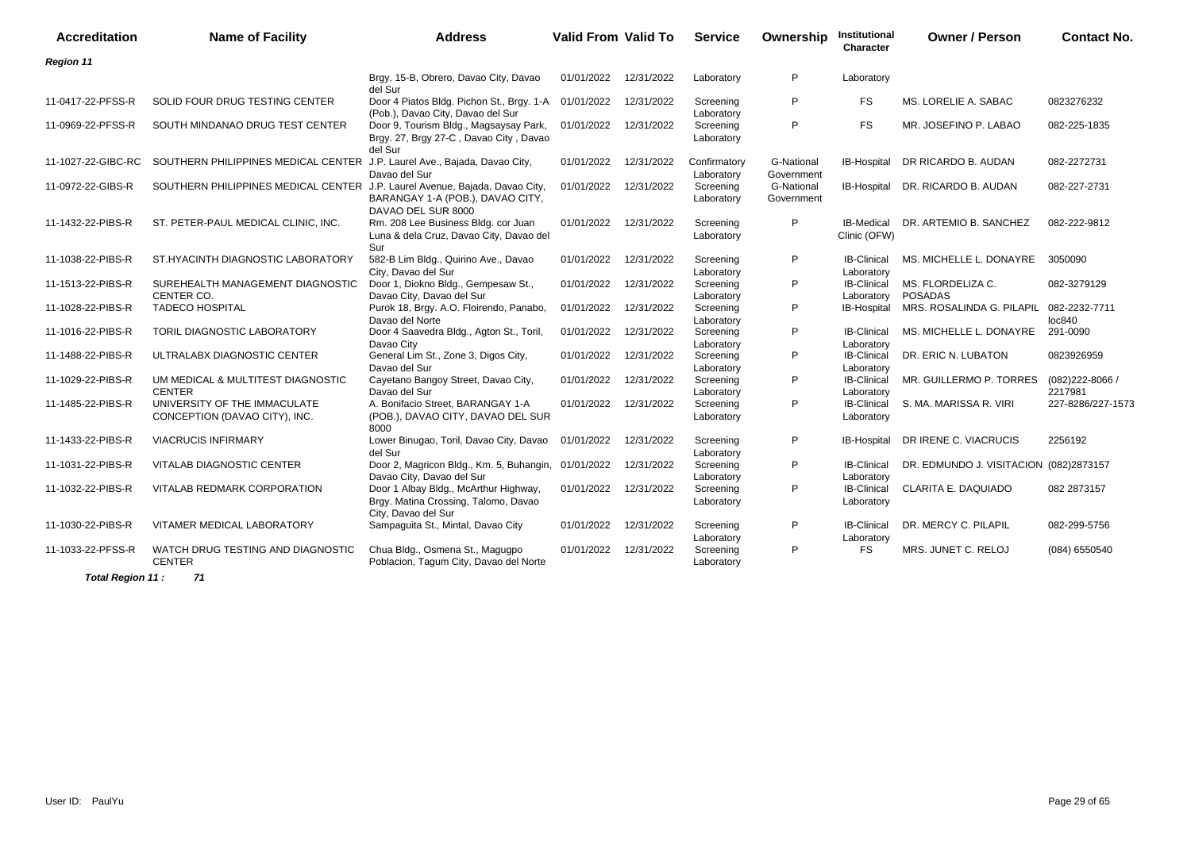| Accreditation | Name of Facility | Address | Valid From | Valid To | Service | Ownership | Institutional Character | Owner / Person | Contact No. |
|---|---|---|---|---|---|---|---|---|---|
| ***Region 11*** | | | | | | | | | |
| | | Brgy. 15-B, Obrero, Davao City, Davao del Sur | 01/01/2022 | 12/31/2022 | Laboratory | P | Laboratory | | |
| 11-0417-22-PFSS-R | SOLID FOUR DRUG TESTING CENTER | Door 4 Piatos Bldg. Pichon St., Brgy. 1-A (Pob.), Davao City, Davao del Sur | 01/01/2022 | 12/31/2022 | Screening Laboratory | P | FS | MS. LORELIE A. SABAC | 0823276232 |
| 11-0969-22-PFSS-R | SOUTH MINDANAO DRUG TEST CENTER | Door 9, Tourism Bldg., Magsaysay Park, Brgy. 27, Brgy 27-C , Davao City , Davao del Sur | 01/01/2022 | 12/31/2022 | Screening Laboratory | P | FS | MR. JOSEFINO P. LABAO | 082-225-1835 |
| 11-1027-22-GIBC-RC | SOUTHERN PHILIPPINES MEDICAL CENTER | J.P. Laurel Ave., Bajada, Davao City, Davao del Sur | 01/01/2022 | 12/31/2022 | Confirmatory Laboratory | G-National Government | IB-Hospital | DR RICARDO B. AUDAN | 082-2272731 |
| 11-0972-22-GIBS-R | SOUTHERN PHILIPPINES MEDICAL CENTER | J.P. Laurel Avenue, Bajada, Davao City, BARANGAY 1-A (POB.), DAVAO CITY, DAVAO DEL SUR 8000 | 01/01/2022 | 12/31/2022 | Screening Laboratory | G-National Government | IB-Hospital | DR. RICARDO B. AUDAN | 082-227-2731 |
| 11-1432-22-PIBS-R | ST. PETER-PAUL MEDICAL CLINIC, INC. | Rm. 208 Lee Business Bldg. cor Juan Luna & dela Cruz, Davao City, Davao del Sur | 01/01/2022 | 12/31/2022 | Screening Laboratory | P | IB-Medical Clinic (OFW) | DR. ARTEMIO B. SANCHEZ | 082-222-9812 |
| 11-1038-22-PIBS-R | ST.HYACINTH DIAGNOSTIC LABORATORY | 582-B Lim Bldg., Quirino Ave., Davao City, Davao del Sur | 01/01/2022 | 12/31/2022 | Screening Laboratory | P | IB-Clinical Laboratory | MS. MICHELLE L. DONAYRE | 3050090 |
| 11-1513-22-PIBS-R | SUREHEALTH MANAGEMENT DIAGNOSTIC CENTER CO. | Door 1, Diokno Bldg., Gempesaw St., Davao City, Davao del Sur | 01/01/2022 | 12/31/2022 | Screening Laboratory | P | IB-Clinical Laboratory | MS. FLORDELIZA C. POSADAS | 082-3279129 |
| 11-1028-22-PIBS-R | TADECO HOSPITAL | Purok 18, Brgy. A.O. Floirendo, Panabo, Davao del Norte | 01/01/2022 | 12/31/2022 | Screening Laboratory | P | IB-Hospital | MRS. ROSALINDA G. PILAPIL | 082-2232-7711 loc840 |
| 11-1016-22-PIBS-R | TORIL DIAGNOSTIC LABORATORY | Door 4 Saavedra Bldg., Agton St., Toril, Davao City | 01/01/2022 | 12/31/2022 | Screening Laboratory | P | IB-Clinical Laboratory | MS. MICHELLE L. DONAYRE | 291-0090 |
| 11-1488-22-PIBS-R | ULTRALABX DIAGNOSTIC CENTER | General Lim St., Zone 3, Digos City, Davao del Sur | 01/01/2022 | 12/31/2022 | Screening Laboratory | P | IB-Clinical Laboratory | DR. ERIC N. LUBATON | 0823926959 |
| 11-1029-22-PIBS-R | UM MEDICAL & MULTITEST DIAGNOSTIC CENTER | Cayetano Bangoy Street, Davao City, Davao del Sur | 01/01/2022 | 12/31/2022 | Screening Laboratory | P | IB-Clinical Laboratory | MR. GUILLERMO P. TORRES | (082)222-8066 / 2217981 |
| 11-1485-22-PIBS-R | UNIVERSITY OF THE IMMACULATE CONCEPTION (DAVAO CITY), INC. | A. Bonifacio Street, BARANGAY 1-A (POB.), DAVAO CITY, DAVAO DEL SUR 8000 | 01/01/2022 | 12/31/2022 | Screening Laboratory | P | IB-Clinical Laboratory | S. MA. MARISSA R. VIRI | 227-8286/227-1573 |
| 11-1433-22-PIBS-R | VIACRUCIS INFIRMARY | Lower Binugao, Toril, Davao City, Davao del Sur | 01/01/2022 | 12/31/2022 | Screening Laboratory | P | IB-Hospital | DR IRENE C. VIACRUCIS | 2256192 |
| 11-1031-22-PIBS-R | VITALAB DIAGNOSTIC CENTER | Door 2, Magricon Bldg., Km. 5, Buhangin, Davao City, Davao del Sur | 01/01/2022 | 12/31/2022 | Screening Laboratory | P | IB-Clinical Laboratory | DR. EDMUNDO J. VISITACION | (082)2873157 |
| 11-1032-22-PIBS-R | VITALAB REDMARK CORPORATION | Door 1 Albay Bldg., McArthur Highway, Brgy. Matina Crossing, Talomo, Davao City, Davao del Sur | 01/01/2022 | 12/31/2022 | Screening Laboratory | P | IB-Clinical Laboratory | CLARITA E. DAQUIADO | 082 2873157 |
| 11-1030-22-PIBS-R | VITAMER MEDICAL LABORATORY | Sampaguita St., Mintal, Davao City | 01/01/2022 | 12/31/2022 | Screening Laboratory | P | IB-Clinical Laboratory | DR. MERCY C. PILAPIL | 082-299-5756 |
| 11-1033-22-PFSS-R | WATCH DRUG TESTING AND DIAGNOSTIC CENTER | Chua Bldg., Osmena St., Magugpo Poblacion, Tagum City, Davao del Norte | 01/01/2022 | 12/31/2022 | Screening Laboratory | P | FS | MRS. JUNET C. RELOJ | (084) 6550540 |

***Total Region 11 : 71***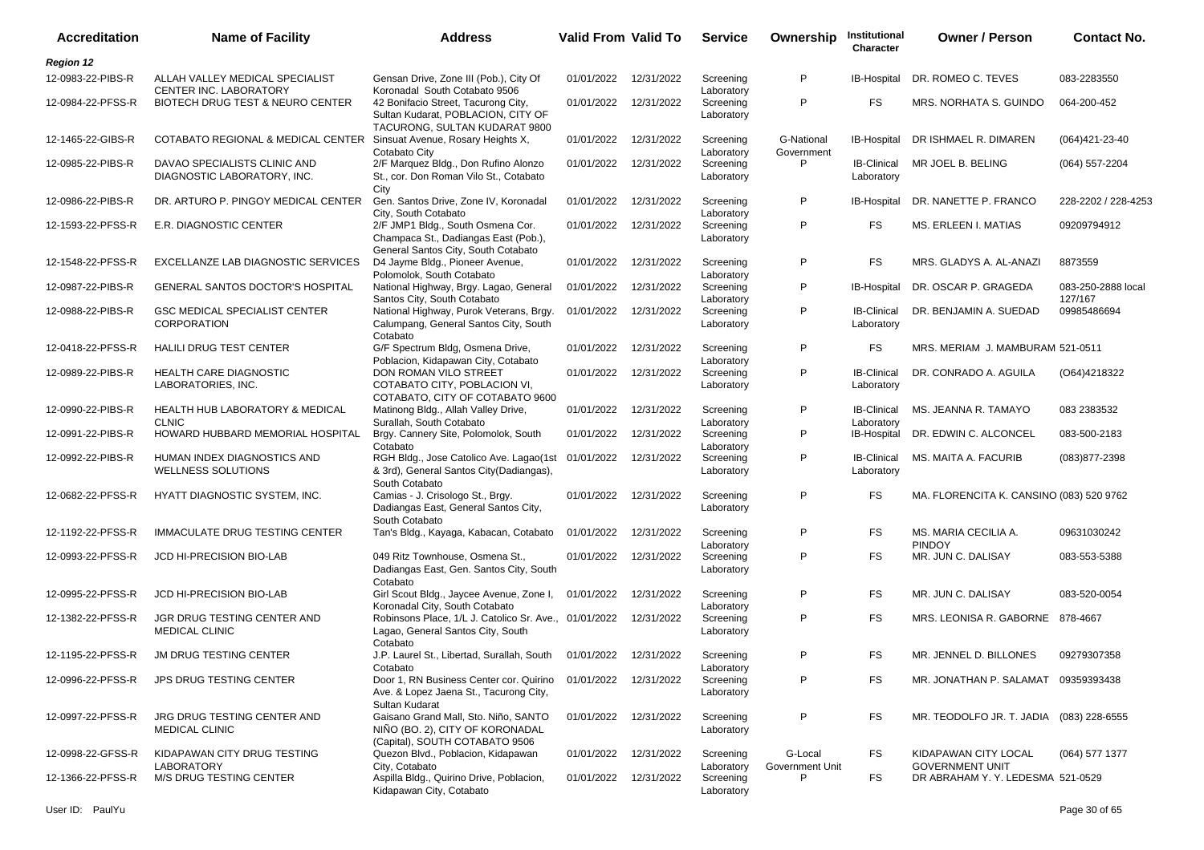| Accreditation | Name of Facility | Address | Valid From | Valid To | Service | Ownership | Institutional Character | Owner / Person | Contact No. |
|---|---|---|---|---|---|---|---|---|---|
| **Region 12** | | | | | | | | | |
| 12-0983-22-PIBS-R | ALLAH VALLEY MEDICAL SPECIALIST CENTER INC. LABORATORY | Gensan Drive, Zone III (Pob.), City Of Koronadal South Cotabato 9506 | 01/01/2022 | 12/31/2022 | Screening Laboratory | P | IB-Hospital | DR. ROMEO C. TEVES | 083-2283550 |
| 12-0984-22-PFSS-R | BIOTECH DRUG TEST & NEURO CENTER | 42 Bonifacio Street, Tacurong City, Sultan Kudarat, POBLACION, CITY OF TACURONG, SULTAN KUDARAT 9800 | 01/01/2022 | 12/31/2022 | Screening Laboratory | P | FS | MRS. NORHATA S. GUINDO | 064-200-452 |
| 12-1465-22-GIBS-R | COTABATO REGIONAL & MEDICAL CENTER | Sinsuat Avenue, Rosary Heights X, Cotabato City | 01/01/2022 | 12/31/2022 | Screening Laboratory | G-National Government | IB-Hospital | DR ISHMAEL R. DIMAREN | (064)421-23-40 |
| 12-0985-22-PIBS-R | DAVAO SPECIALISTS CLINIC AND DIAGNOSTIC LABORATORY, INC. | 2/F Marquez Bldg., Don Rufino Alonzo St., cor. Don Roman Vilo St., Cotabato City | 01/01/2022 | 12/31/2022 | Screening Laboratory | P | IB-Clinical Laboratory | MR JOEL B. BELING | (064) 557-2204 |
| 12-0986-22-PIBS-R | DR. ARTURO P. PINGOY MEDICAL CENTER | Gen. Santos Drive, Zone IV, Koronadal City, South Cotabato | 01/01/2022 | 12/31/2022 | Screening Laboratory | P | IB-Hospital | DR. NANETTE P. FRANCO | 228-2202 / 228-4253 |
| 12-1593-22-PFSS-R | E.R. DIAGNOSTIC CENTER | 2/F JMP1 Bldg., South Osmena Cor. Champaca St., Dadiangas East (Pob.), General Santos City, South Cotabato | 01/01/2022 | 12/31/2022 | Screening Laboratory | P | FS | MS. ERLEEN I. MATIAS | 09209794912 |
| 12-1548-22-PFSS-R | EXCELLANZE LAB DIAGNOSTIC SERVICES | D4 Jayme Bldg., Pioneer Avenue, Polomolok, South Cotabato | 01/01/2022 | 12/31/2022 | Screening Laboratory | P | FS | MRS. GLADYS A. AL-ANAZI | 8873559 |
| 12-0987-22-PIBS-R | GENERAL SANTOS DOCTOR'S HOSPITAL | National Highway, Brgy. Lagao, General Santos City, South Cotabato | 01/01/2022 | 12/31/2022 | Screening Laboratory | P | IB-Hospital | DR. OSCAR P. GRAGEDA | 083-250-2888 local 127/167 |
| 12-0988-22-PIBS-R | GSC MEDICAL SPECIALIST CENTER CORPORATION | National Highway, Purok Veterans, Brgy. Calumpang, General Santos City, South Cotabato | 01/01/2022 | 12/31/2022 | Screening Laboratory | P | IB-Clinical Laboratory | DR. BENJAMIN A. SUEDAD | 09985486694 |
| 12-0418-22-PFSS-R | HALILI DRUG TEST CENTER | G/F Spectrum Bldg, Osmena Drive, Poblacion, Kidapawan City, Cotabato | 01/01/2022 | 12/31/2022 | Screening Laboratory | P | FS | MRS. MERIAM J. MAMBURAM | 521-0511 |
| 12-0989-22-PIBS-R | HEALTH CARE DIAGNOSTIC LABORATORIES, INC. | DON ROMAN VILO STREET COTABATO CITY, POBLACION VI, COTABATO, CITY OF COTABATO 9600 | 01/01/2022 | 12/31/2022 | Screening Laboratory | P | IB-Clinical Laboratory | DR. CONRADO A. AGUILA | (O64)4218322 |
| 12-0990-22-PIBS-R | HEALTH HUB LABORATORY & MEDICAL CLNIC | Matinong Bldg., Allah Valley Drive, Surallah, South Cotabato | 01/01/2022 | 12/31/2022 | Screening Laboratory | P | IB-Clinical Laboratory | MS. JEANNA R. TAMAYO | 083 2383532 |
| 12-0991-22-PIBS-R | HOWARD HUBBARD MEMORIAL HOSPITAL | Brgy. Cannery Site, Polomolok, South Cotabato | 01/01/2022 | 12/31/2022 | Screening Laboratory | P | IB-Hospital | DR. EDWIN C. ALCONCEL | 083-500-2183 |
| 12-0992-22-PIBS-R | HUMAN INDEX DIAGNOSTICS AND WELLNESS SOLUTIONS | RGH Bldg., Jose Catolico Ave. Lagao(1st & 3rd), General Santos City(Dadiangas), South Cotabato | 01/01/2022 | 12/31/2022 | Screening Laboratory | P | IB-Clinical Laboratory | MS. MAITA A. FACURIB | (083)877-2398 |
| 12-0682-22-PFSS-R | HYATT DIAGNOSTIC SYSTEM, INC. | Camias - J. Crisologo St., Brgy. Dadiangas East, General Santos City, South Cotabato | 01/01/2022 | 12/31/2022 | Screening Laboratory | P | FS | MA. FLORENCITA K. CANSINO | (083) 520 9762 |
| 12-1192-22-PFSS-R | IMMACULATE DRUG TESTING CENTER | Tan's Bldg., Kayaga, Kabacan, Cotabato | 01/01/2022 | 12/31/2022 | Screening Laboratory | P | FS | MS. MARIA CECILIA A. PINDOY | 09631030242 |
| 12-0993-22-PFSS-R | JCD HI-PRECISION BIO-LAB | 049 Ritz Townhouse, Osmena St., Dadiangas East, Gen. Santos City, South Cotabato | 01/01/2022 | 12/31/2022 | Screening Laboratory | P | FS | MR. JUN C. DALISAY | 083-553-5388 |
| 12-0995-22-PFSS-R | JCD HI-PRECISION BIO-LAB | Girl Scout Bldg., Jaycee Avenue, Zone I, Koronadal City, South Cotabato | 01/01/2022 | 12/31/2022 | Screening Laboratory | P | FS | MR. JUN C. DALISAY | 083-520-0054 |
| 12-1382-22-PFSS-R | JGR DRUG TESTING CENTER AND MEDICAL CLINIC | Robinsons Place, 1/L J. Catolico Sr. Ave., Lagao, General Santos City, South Cotabato | 01/01/2022 | 12/31/2022 | Screening Laboratory | P | FS | MRS. LEONISA R. GABORNE | 878-4667 |
| 12-1195-22-PFSS-R | JM DRUG TESTING CENTER | J.P. Laurel St., Libertad, Surallah, South Cotabato | 01/01/2022 | 12/31/2022 | Screening Laboratory | P | FS | MR. JENNEL D. BILLONES | 09279307358 |
| 12-0996-22-PFSS-R | JPS DRUG TESTING CENTER | Door 1, RN Business Center cor. Quirino Ave. & Lopez Jaena St., Tacurong City, Sultan Kudarat | 01/01/2022 | 12/31/2022 | Screening Laboratory | P | FS | MR. JONATHAN P. SALAMAT | 09359393438 |
| 12-0997-22-PFSS-R | JRG DRUG TESTING CENTER AND MEDICAL CLINIC | Gaisano Grand Mall, Sto. Niño, SANTO NIÑO (BO. 2), CITY OF KORONADAL (Capital), SOUTH COTABATO 9506 | 01/01/2022 | 12/31/2022 | Screening Laboratory | P | FS | MR. TEODOLFO JR. T. JADIA | (083) 228-6555 |
| 12-0998-22-GFSS-R | KIDAPAWAN CITY DRUG TESTING LABORATORY | Quezon Blvd., Poblacion, Kidapawan City, Cotabato | 01/01/2022 | 12/31/2022 | Screening Laboratory | G-Local Government Unit | FS | KIDAPAWAN CITY LOCAL GOVERNMENT UNIT | (064) 577 1377 |
| 12-1366-22-PFSS-R | M/S DRUG TESTING CENTER | Aspilla Bldg., Quirino Drive, Poblacion, Kidapawan City, Cotabato | 01/01/2022 | 12/31/2022 | Screening Laboratory | P | FS | DR ABRAHAM Y. Y. LEDESMA | 521-0529 |

User ID: PaulYu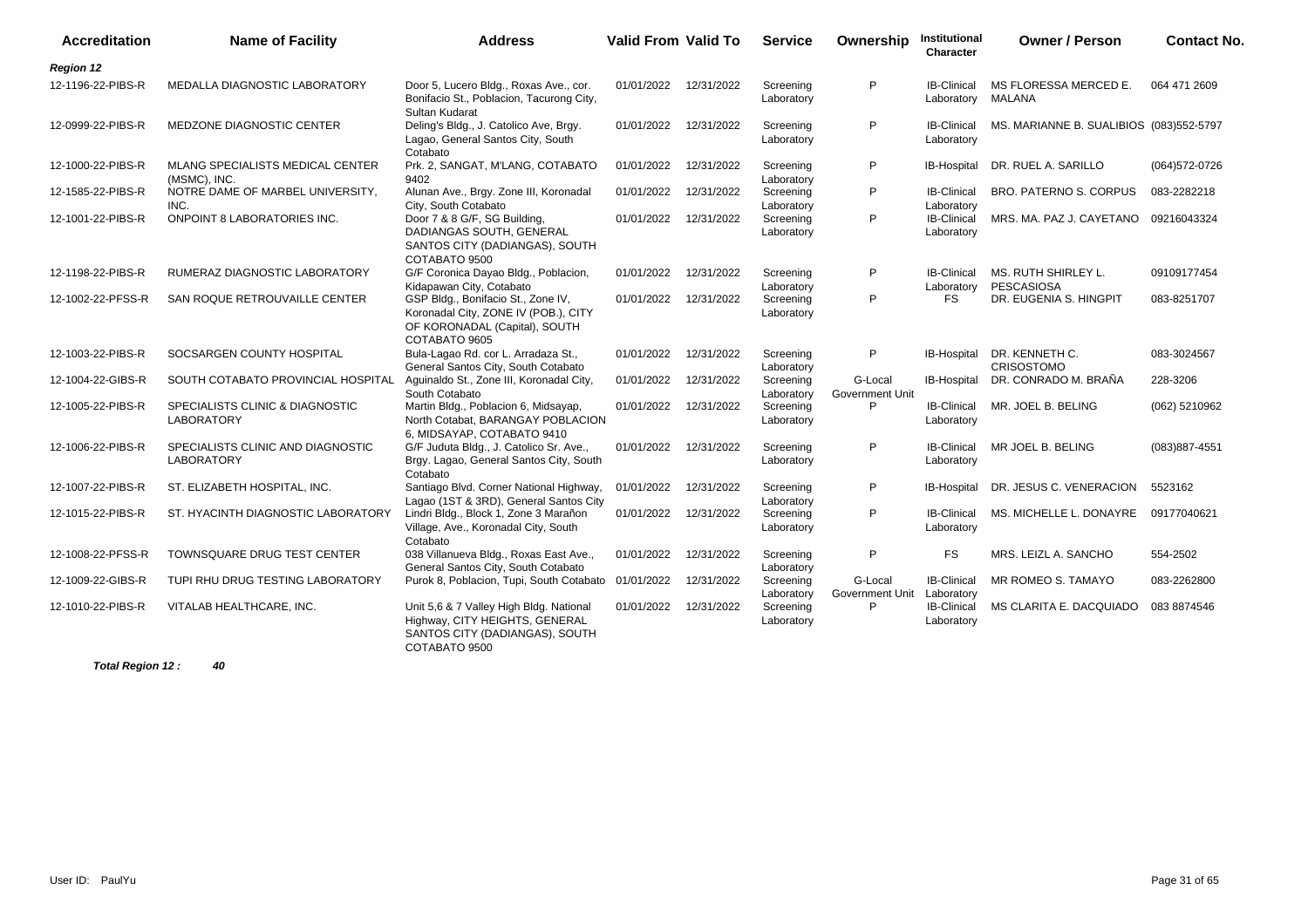| Accreditation | Name of Facility | Address | Valid From | Valid To | Service | Ownership | Institutional Character | Owner / Person | Contact No. |
|---|---|---|---|---|---|---|---|---|---|
| ***Region 12*** | | | | | | | | | |
| 12-1196-22-PIBS-R | MEDALLA DIAGNOSTIC LABORATORY | Door 5, Lucero Bldg., Roxas Ave., cor. Bonifacio St., Poblacion, Tacurong City, Sultan Kudarat | 01/01/2022 | 12/31/2022 | Screening Laboratory | P | IB-Clinical Laboratory | MS FLORESSA MERCED E. MALANA | 064 471 2609 |
| 12-0999-22-PIBS-R | MEDZONE DIAGNOSTIC CENTER | Deling's Bldg., J. Catolico Ave, Brgy. Lagao, General Santos City, South Cotabato | 01/01/2022 | 12/31/2022 | Screening Laboratory | P | IB-Clinical Laboratory | MS. MARIANNE B. SUALIBIOS | (083)552-5797 |
| 12-1000-22-PIBS-R | MLANG SPECIALISTS MEDICAL CENTER (MSMC), INC. | Prk. 2, SANGAT, M'LANG, COTABATO 9402 | 01/01/2022 | 12/31/2022 | Screening Laboratory | P | IB-Hospital | DR. RUEL A. SARILLO | (064)572-0726 |
| 12-1585-22-PIBS-R | NOTRE DAME OF MARBEL UNIVERSITY, INC. | Alunan Ave., Brgy. Zone III, Koronadal City, South Cotabato | 01/01/2022 | 12/31/2022 | Screening Laboratory | P | IB-Clinical Laboratory | BRO. PATERNO S. CORPUS | 083-2282218 |
| 12-1001-22-PIBS-R | ONPOINT 8 LABORATORIES INC. | Door 7 & 8 G/F, SG Building, DADIANGAS SOUTH, GENERAL SANTOS CITY (DADIANGAS), SOUTH COTABATO 9500 | 01/01/2022 | 12/31/2022 | Screening Laboratory | P | IB-Clinical Laboratory | MRS. MA. PAZ J. CAYETANO | 09216043324 |
| 12-1198-22-PIBS-R | RUMERAZ DIAGNOSTIC LABORATORY | G/F Coronica Dayao Bldg., Poblacion, Kidapawan City, Cotabato | 01/01/2022 | 12/31/2022 | Screening Laboratory | P | IB-Clinical Laboratory | MS. RUTH SHIRLEY L. PESCASIOSA | 09109177454 |
| 12-1002-22-PFSS-R | SAN ROQUE RETROUVAILLE CENTER | GSP Bldg., Bonifacio St., Zone IV, Koronadal City, ZONE IV (POB.), CITY OF KORONADAL (Capital), SOUTH COTABATO 9605 | 01/01/2022 | 12/31/2022 | Screening Laboratory | P | FS | DR. EUGENIA S. HINGPIT | 083-8251707 |
| 12-1003-22-PIBS-R | SOCSARGEN COUNTY HOSPITAL | Bula-Lagao Rd. cor L. Arradaza St., General Santos City, South Cotabato | 01/01/2022 | 12/31/2022 | Screening Laboratory | P | IB-Hospital | DR. KENNETH C. CRISOSTOMO | 083-3024567 |
| 12-1004-22-GIBS-R | SOUTH COTABATO PROVINCIAL HOSPITAL | Aguinaldo St., Zone III, Koronadal City, South Cotabato | 01/01/2022 | 12/31/2022 | Screening Laboratory | G-Local Government Unit | IB-Hospital | DR. CONRADO M. BRAÑA | 228-3206 |
| 12-1005-22-PIBS-R | SPECIALISTS CLINIC & DIAGNOSTIC LABORATORY | Martin Bldg., Poblacion 6, Midsayap, North Cotabat, BARANGAY POBLACION 6, MIDSAYAP, COTABATO 9410 | 01/01/2022 | 12/31/2022 | Screening Laboratory | P | IB-Clinical Laboratory | MR. JOEL B. BELING | (062) 5210962 |
| 12-1006-22-PIBS-R | SPECIALISTS CLINIC AND DIAGNOSTIC LABORATORY | G/F Juduta Bldg., J. Catolico Sr. Ave., Brgy. Lagao, General Santos City, South Cotabato | 01/01/2022 | 12/31/2022 | Screening Laboratory | P | IB-Clinical Laboratory | MR JOEL B. BELING | (083)887-4551 |
| 12-1007-22-PIBS-R | ST. ELIZABETH HOSPITAL, INC. | Santiago Blvd. Corner National Highway, Lagao (1ST & 3RD), General Santos City | 01/01/2022 | 12/31/2022 | Screening Laboratory | P | IB-Hospital | DR. JESUS C. VENERACION | 5523162 |
| 12-1015-22-PIBS-R | ST. HYACINTH DIAGNOSTIC LABORATORY | Lindri Bldg., Block 1, Zone 3 Marañon Village, Ave., Koronadal City, South Cotabato | 01/01/2022 | 12/31/2022 | Screening Laboratory | P | IB-Clinical Laboratory | MS. MICHELLE L. DONAYRE | 09177040621 |
| 12-1008-22-PFSS-R | TOWNSQUARE DRUG TEST CENTER | 038 Villanueva Bldg., Roxas East Ave., General Santos City, South Cotabato | 01/01/2022 | 12/31/2022 | Screening Laboratory | P | FS | MRS. LEIZL A. SANCHO | 554-2502 |
| 12-1009-22-GIBS-R | TUPI RHU DRUG TESTING LABORATORY | Purok 8, Poblacion, Tupi, South Cotabato | 01/01/2022 | 12/31/2022 | Screening Laboratory | G-Local Government Unit | IB-Clinical Laboratory | MR ROMEO S. TAMAYO | 083-2262800 |
| 12-1010-22-PIBS-R | VITALAB HEALTHCARE, INC. | Unit 5,6 & 7 Valley High Bldg. National Highway, CITY HEIGHTS, GENERAL SANTOS CITY (DADIANGAS), SOUTH COTABATO 9500 | 01/01/2022 | 12/31/2022 | Screening Laboratory | P | IB-Clinical Laboratory | MS CLARITA E. DACQUIADO | 083 8874546 |

***Total Region 12 :*** ***40***

User ID: PaulYu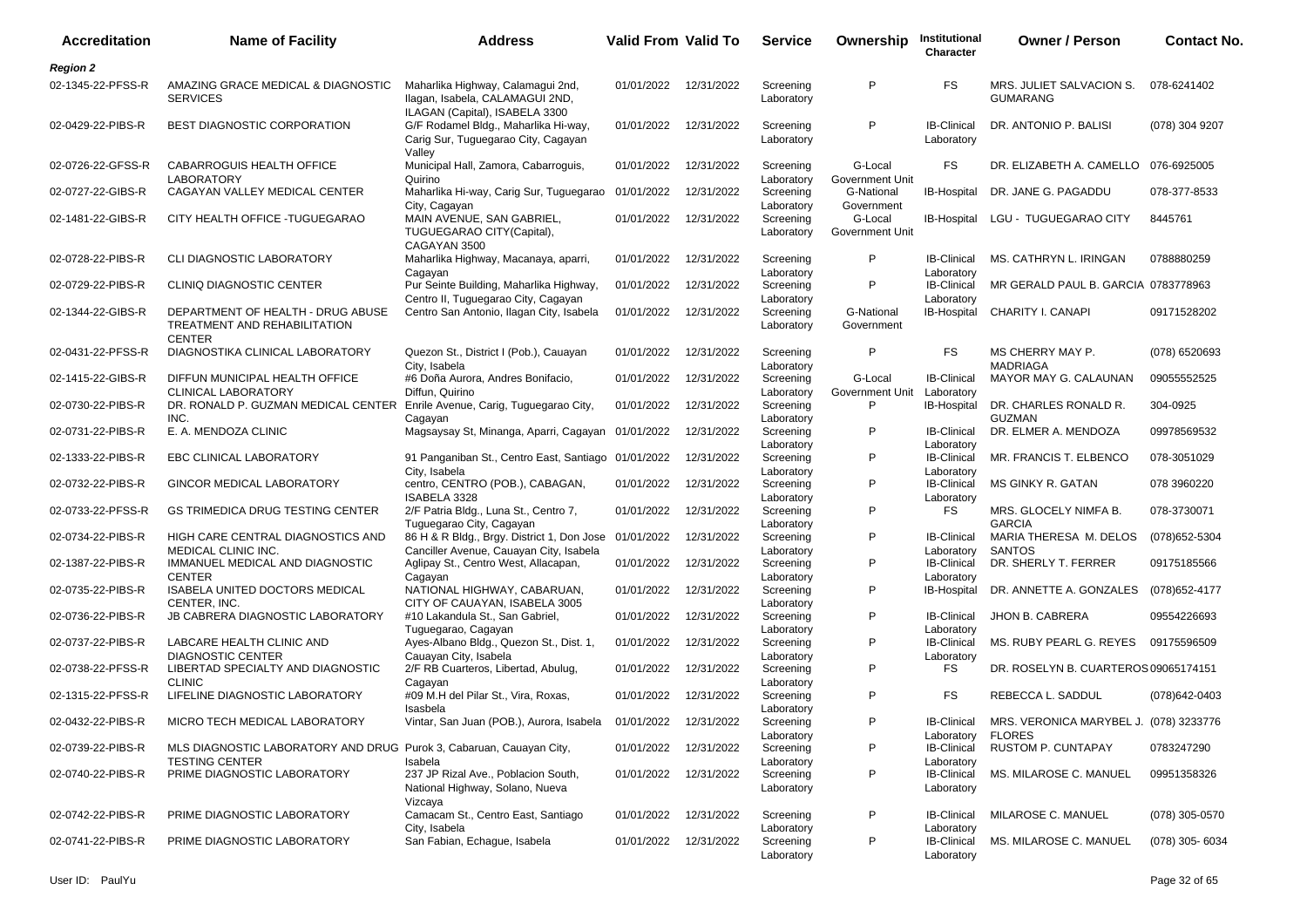| Accreditation | Name of Facility | Address | Valid From | Valid To | Service | Ownership | Institutional Character | Owner / Person | Contact No. |
|---|---|---|---|---|---|---|---|---|---|
| ***Region 2*** | | | | | | | | | |
| 02-1345-22-PFSS-R | AMAZING GRACE MEDICAL & DIAGNOSTIC SERVICES | Maharlika Highway, Calamagui 2nd, Ilagan, Isabela, CALAMAGUI 2ND, ILAGAN (Capital), ISABELA 3300 | 01/01/2022 | 12/31/2022 | Screening Laboratory | P | FS | MRS. JULIET SALVACION S. GUMARANG | 078-6241402 |
| 02-0429-22-PIBS-R | BEST DIAGNOSTIC CORPORATION | G/F Rodamel Bldg., Maharlika Hi-way, Carig Sur, Tuguegarao City, Cagayan Valley | 01/01/2022 | 12/31/2022 | Screening Laboratory | P | IB-Clinical Laboratory | DR. ANTONIO P. BALISI | (078) 304 9207 |
| 02-0726-22-GFSS-R | CABARROGUIS HEALTH OFFICE LABORATORY | Municipal Hall, Zamora, Cabarroguis, Quirino | 01/01/2022 | 12/31/2022 | Screening Laboratory | G-Local Government Unit | FS | DR. ELIZABETH A. CAMELLO | 076-6925005 |
| 02-0727-22-GIBS-R | CAGAYAN VALLEY MEDICAL CENTER | Maharlika Hi-way, Carig Sur, Tuguegarao City, Cagayan | 01/01/2022 | 12/31/2022 | Screening Laboratory | G-National Government | IB-Hospital | DR. JANE G. PAGADDU | 078-377-8533 |
| 02-1481-22-GIBS-R | CITY HEALTH OFFICE -TUGUEGARAO | MAIN AVENUE, SAN GABRIEL, TUGUEGARAO CITY(Capital), CAGAYAN 3500 | 01/01/2022 | 12/31/2022 | Screening Laboratory | G-Local Government Unit | IB-Hospital | LGU - TUGUEGARAO CITY | 8445761 |
| 02-0728-22-PIBS-R | CLI DIAGNOSTIC LABORATORY | Maharlika Highway, Macanaya, aparri, Cagayan | 01/01/2022 | 12/31/2022 | Screening Laboratory | P | IB-Clinical Laboratory | MS. CATHRYN L. IRINGAN | 0788880259 |
| 02-0729-22-PIBS-R | CLINIQ DIAGNOSTIC CENTER | Pur Seinte Building, Maharlika Highway, Centro II, Tuguegarao City, Cagayan | 01/01/2022 | 12/31/2022 | Screening Laboratory | P | IB-Clinical Laboratory | MR GERALD PAUL B. GARCIA | 0783778963 |
| 02-1344-22-GIBS-R | DEPARTMENT OF HEALTH - DRUG ABUSE TREATMENT AND REHABILITATION CENTER | Centro San Antonio, Ilagan City, Isabela | 01/01/2022 | 12/31/2022 | Screening Laboratory | G-National Government | IB-Hospital | CHARITY I. CANAPI | 09171528202 |
| 02-0431-22-PFSS-R | DIAGNOSTIKA CLINICAL LABORATORY | Quezon St., District I (Pob.), Cauayan City, Isabela | 01/01/2022 | 12/31/2022 | Screening Laboratory | P | FS | MS CHERRY MAY P. MADRIAGA | (078) 6520693 |
| 02-1415-22-GIBS-R | DIFFUN MUNICIPAL HEALTH OFFICE CLINICAL LABORATORY | #6 Doña Aurora, Andres Bonifacio, Diffun, Quirino | 01/01/2022 | 12/31/2022 | Screening Laboratory | G-Local Government Unit | IB-Clinical Laboratory | MAYOR MAY G. CALAUNAN | 09055552525 |
| 02-0730-22-PIBS-R | DR. RONALD P. GUZMAN MEDICAL CENTER INC. | Enrile Avenue, Carig, Tuguegarao City, Cagayan | 01/01/2022 | 12/31/2022 | Screening Laboratory | P | IB-Hospital | DR. CHARLES RONALD R. GUZMAN | 304-0925 |
| 02-0731-22-PIBS-R | E. A. MENDOZA CLINIC | Magsaysay St, Minanga, Aparri, Cagayan | 01/01/2022 | 12/31/2022 | Screening Laboratory | P | IB-Clinical Laboratory | DR. ELMER A. MENDOZA | 09978569532 |
| 02-1333-22-PIBS-R | EBC CLINICAL LABORATORY | 91 Panganiban St., Centro East, Santiago City, Isabela | 01/01/2022 | 12/31/2022 | Screening Laboratory | P | IB-Clinical Laboratory | MR. FRANCIS T. ELBENCO | 078-3051029 |
| 02-0732-22-PIBS-R | GINCOR MEDICAL LABORATORY | centro, CENTRO (POB.), CABAGAN, ISABELA 3328 | 01/01/2022 | 12/31/2022 | Screening Laboratory | P | IB-Clinical Laboratory | MS GINKY R. GATAN | 078 3960220 |
| 02-0733-22-PFSS-R | GS TRIMEDICA DRUG TESTING CENTER | 2/F Patria Bldg., Luna St., Centro 7, Tuguegarao City, Cagayan | 01/01/2022 | 12/31/2022 | Screening Laboratory | P | FS | MRS. GLOCELY NIMFA B. GARCIA | 078-3730071 |
| 02-0734-22-PIBS-R | HIGH CARE CENTRAL DIAGNOSTICS AND MEDICAL CLINIC INC. | 86 H & R Bldg., Brgy. District 1, Don Jose Canciller Avenue, Cauayan City, Isabela | 01/01/2022 | 12/31/2022 | Screening Laboratory | P | IB-Clinical Laboratory | MARIA THERESA M. DELOS SANTOS | (078)652-5304 |
| 02-1387-22-PIBS-R | IMMANUEL MEDICAL AND DIAGNOSTIC CENTER | Aglipay St., Centro West, Allacapan, Cagayan | 01/01/2022 | 12/31/2022 | Screening Laboratory | P | IB-Clinical Laboratory | DR. SHERLY T. FERRER | 09175185566 |
| 02-0735-22-PIBS-R | ISABELA UNITED DOCTORS MEDICAL CENTER, INC. | NATIONAL HIGHWAY, CABARUAN, CITY OF CAUAYAN, ISABELA 3005 | 01/01/2022 | 12/31/2022 | Screening Laboratory | P | IB-Hospital | DR. ANNETTE A. GONZALES | (078)652-4177 |
| 02-0736-22-PIBS-R | JB CABRERA DIAGNOSTIC LABORATORY | #10 Lakandula St., San Gabriel, Tuguegarao, Cagayan | 01/01/2022 | 12/31/2022 | Screening Laboratory | P | IB-Clinical Laboratory | JHON B. CABRERA | 09554226693 |
| 02-0737-22-PIBS-R | LABCARE HEALTH CLINIC AND DIAGNOSTIC CENTER | Ayes-Albano Bldg., Quezon St., Dist. 1, Cauayan City, Isabela | 01/01/2022 | 12/31/2022 | Screening Laboratory | P | IB-Clinical Laboratory | MS. RUBY PEARL G. REYES | 09175596509 |
| 02-0738-22-PFSS-R | LIBERTAD SPECIALTY AND DIAGNOSTIC CLINIC | 2/F RB Cuarteros, Libertad, Abulug, Cagayan | 01/01/2022 | 12/31/2022 | Screening Laboratory | P | FS | DR. ROSELYN B. CUARTEROS | 09065174151 |
| 02-1315-22-PFSS-R | LIFELINE DIAGNOSTIC LABORATORY | #09 M.H del Pilar St., Vira, Roxas, Isasbela | 01/01/2022 | 12/31/2022 | Screening Laboratory | P | FS | REBECCA L. SADDUL | (078)642-0403 |
| 02-0432-22-PIBS-R | MICRO TECH MEDICAL LABORATORY | Vintar, San Juan (POB.), Aurora, Isabela | 01/01/2022 | 12/31/2022 | Screening Laboratory | P | IB-Clinical Laboratory | MRS. VERONICA MARYBEL J. FLORES | (078) 3233776 |
| 02-0739-22-PIBS-R | MLS DIAGNOSTIC LABORATORY AND DRUG TESTING CENTER | Purok 3, Cabaruan, Cauayan City, Isabela | 01/01/2022 | 12/31/2022 | Screening Laboratory | P | IB-Clinical Laboratory | RUSTOM P. CUNTAPAY | 0783247290 |
| 02-0740-22-PIBS-R | PRIME DIAGNOSTIC LABORATORY | 237 JP Rizal Ave., Poblacion South, National Highway, Solano, Nueva Vizcaya | 01/01/2022 | 12/31/2022 | Screening Laboratory | P | IB-Clinical Laboratory | MS. MILAROSE C. MANUEL | 09951358326 |
| 02-0742-22-PIBS-R | PRIME DIAGNOSTIC LABORATORY | Camacam St., Centro East, Santiago City, Isabela | 01/01/2022 | 12/31/2022 | Screening Laboratory | P | IB-Clinical Laboratory | MILAROSE C. MANUEL | (078) 305-0570 |
| 02-0741-22-PIBS-R | PRIME DIAGNOSTIC LABORATORY | San Fabian, Echague, Isabela | 01/01/2022 | 12/31/2022 | Screening Laboratory | P | IB-Clinical Laboratory | MS. MILAROSE C. MANUEL | (078) 305- 6034 |

User ID: PaulYu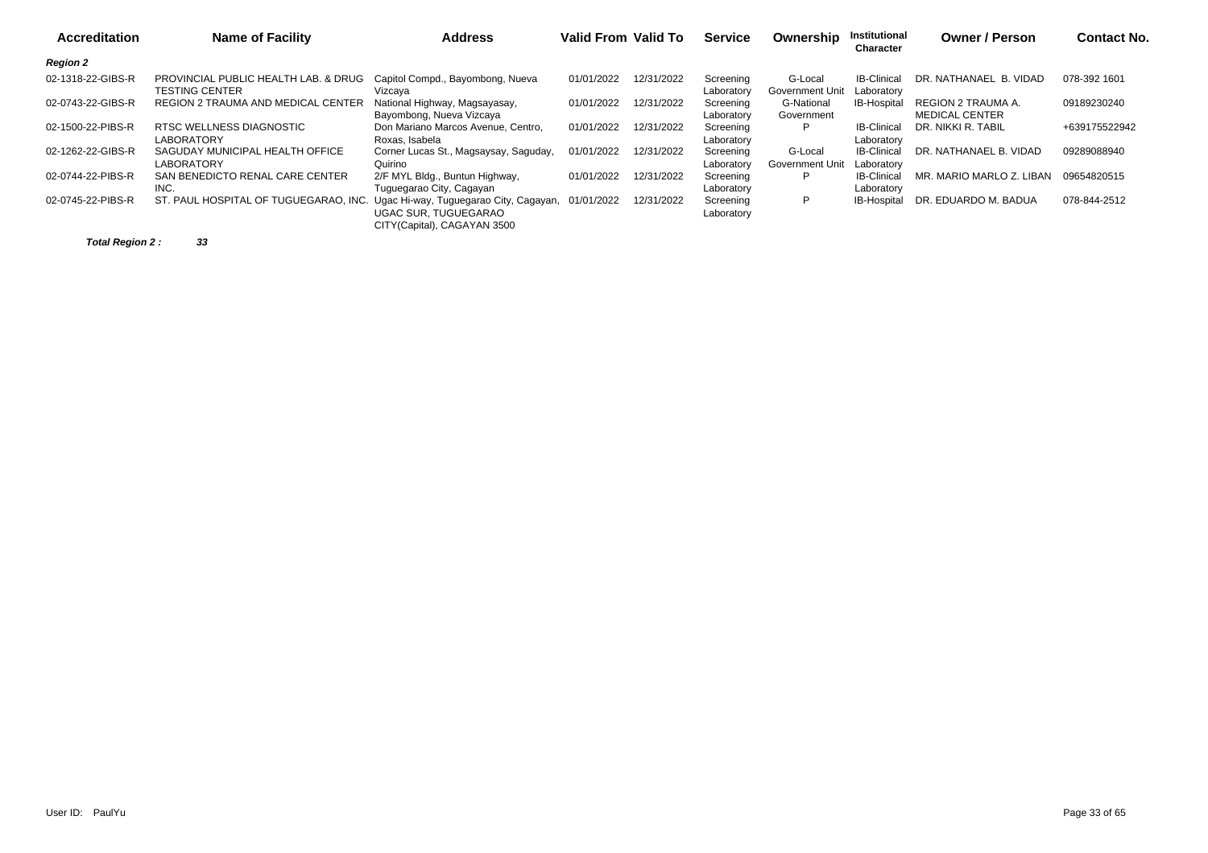| Accreditation | Name of Facility | Address | Valid From | Valid To | Service | Ownership | Institutional Character | Owner / Person | Contact No. |
|---|---|---|---|---|---|---|---|---|---|
| ***Region 2*** | | | | | | | | | |
| 02-1318-22-GIBS-R | PROVINCIAL PUBLIC HEALTH LAB. & DRUG TESTING CENTER | Capitol Compd., Bayombong, Nueva Vizcaya | 01/01/2022 | 12/31/2022 | Screening Laboratory | G-Local Government Unit | IB-Clinical Laboratory | DR. NATHANAEL B. VIDAD | 078-392 1601 |
| 02-0743-22-GIBS-R | REGION 2 TRAUMA AND MEDICAL CENTER | National Highway, Magsayasay, Bayombong, Nueva Vizcaya | 01/01/2022 | 12/31/2022 | Screening Laboratory | G-National Government | IB-Hospital | REGION 2 TRAUMA A. MEDICAL CENTER | 09189230240 |
| 02-1500-22-PIBS-R | RTSC WELLNESS DIAGNOSTIC LABORATORY | Don Mariano Marcos Avenue, Centro, Roxas, Isabela | 01/01/2022 | 12/31/2022 | Screening Laboratory | P | IB-Clinical Laboratory | DR. NIKKI R. TABIL | +639175522942 |
| 02-1262-22-GIBS-R | SAGUDAY MUNICIPAL HEALTH OFFICE LABORATORY | Corner Lucas St., Magsaysay, Saguday, Quirino | 01/01/2022 | 12/31/2022 | Screening Laboratory | G-Local Government Unit | IB-Clinical Laboratory | DR. NATHANAEL B. VIDAD | 09289088940 |
| 02-0744-22-PIBS-R | SAN BENEDICTO RENAL CARE CENTER INC. | 2/F MYL Bldg., Buntun Highway, Tuguegarao City, Cagayan | 01/01/2022 | 12/31/2022 | Screening Laboratory | P | IB-Clinical Laboratory | MR. MARIO MARLO Z. LIBAN | 09654820515 |
| 02-0745-22-PIBS-R | ST. PAUL HOSPITAL OF TUGUEGARAO, INC. | Ugac Hi-way, Tuguegarao City, Cagayan, UGAC SUR, TUGUEGARAO CITY(Capital), CAGAYAN 3500 | 01/01/2022 | 12/31/2022 | Screening Laboratory | P | IB-Hospital | DR. EDUARDO M. BADUA | 078-844-2512 |

***Total Region 2 :*** ***33***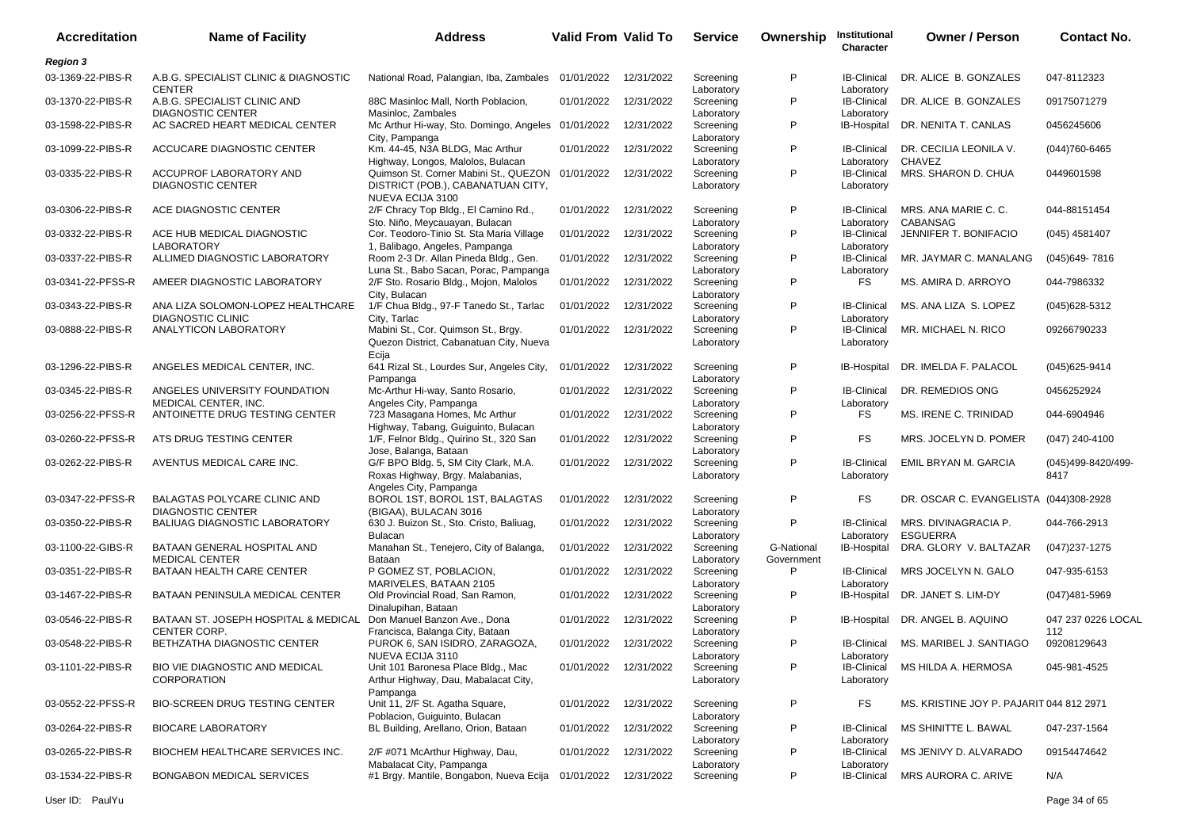| Accreditation | Name of Facility | Address | Valid From | Valid To | Service | Ownership | Institutional Character | Owner / Person | Contact No. |
|---|---|---|---|---|---|---|---|---|---|
| ***Region 3*** | | | | | | | | | |
| 03-1369-22-PIBS-R | A.B.G. SPECIALIST CLINIC & DIAGNOSTIC CENTER | National Road, Palangian, Iba, Zambales | 01/01/2022 | 12/31/2022 | Screening Laboratory | P | IB-Clinical Laboratory | DR. ALICE B. GONZALES | 047-8112323 |
| 03-1370-22-PIBS-R | A.B.G. SPECIALIST CLINIC AND DIAGNOSTIC CENTER | 88C Masinloc Mall, North Poblacion, Masinloc, Zambales | 01/01/2022 | 12/31/2022 | Screening Laboratory | P | IB-Clinical Laboratory | DR. ALICE B. GONZALES | 09175071279 |
| 03-1598-22-PIBS-R | AC SACRED HEART MEDICAL CENTER | Mc Arthur Hi-way, Sto. Domingo, Angeles City, Pampanga | 01/01/2022 | 12/31/2022 | Screening Laboratory | P | IB-Hospital | DR. NENITA T. CANLAS | 0456245606 |
| 03-1099-22-PIBS-R | ACCUCARE DIAGNOSTIC CENTER | Km. 44-45, N3A BLDG, Mac Arthur Highway, Longos, Malolos, Bulacan | 01/01/2022 | 12/31/2022 | Screening Laboratory | P | IB-Clinical Laboratory | DR. CECILIA LEONILA V. CHAVEZ | (044)760-6465 |
| 03-0335-22-PIBS-R | ACCUPROF LABORATORY AND DIAGNOSTIC CENTER | Quimson St. Corner Mabini St., QUEZON DISTRICT (POB.), CABANATUAN CITY, NUEVA ECIJA 3100 | 01/01/2022 | 12/31/2022 | Screening Laboratory | P | IB-Clinical Laboratory | MRS. SHARON D. CHUA | 0449601598 |
| 03-0306-22-PIBS-R | ACE DIAGNOSTIC CENTER | 2/F Chracy Top Bldg., El Camino Rd., Sto. Niño, Meycauayan, Bulacan | 01/01/2022 | 12/31/2022 | Screening Laboratory | P | IB-Clinical Laboratory | MRS. ANA MARIE C. C. CABANSAG | 044-88151454 |
| 03-0332-22-PIBS-R | ACE HUB MEDICAL DIAGNOSTIC LABORATORY | Cor. Teodoro-Tinio St. Sta Maria Village 1, Balibago, Angeles, Pampanga | 01/01/2022 | 12/31/2022 | Screening Laboratory | P | IB-Clinical Laboratory | JENNIFER T. BONIFACIO | (045) 4581407 |
| 03-0337-22-PIBS-R | ALLIMED DIAGNOSTIC LABORATORY | Room 2-3 Dr. Allan Pineda Bldg., Gen. Luna St., Babo Sacan, Porac, Pampanga | 01/01/2022 | 12/31/2022 | Screening Laboratory | P | IB-Clinical Laboratory | MR. JAYMAR C. MANALANG | (045)649- 7816 |
| 03-0341-22-PFSS-R | AMEER DIAGNOSTIC LABORATORY | 2/F Sto. Rosario Bldg., Mojon, Malolos City, Bulacan | 01/01/2022 | 12/31/2022 | Screening Laboratory | P | FS | MS. AMIRA D. ARROYO | 044-7986332 |
| 03-0343-22-PIBS-R | ANA LIZA SOLOMON-LOPEZ HEALTHCARE DIAGNOSTIC CLINIC | 1/F Chua Bldg., 97-F Tanedo St., Tarlac City, Tarlac | 01/01/2022 | 12/31/2022 | Screening Laboratory | P | IB-Clinical Laboratory | MS. ANA LIZA S. LOPEZ | (045)628-5312 |
| 03-0888-22-PIBS-R | ANALYTICON LABORATORY | Mabini St., Cor. Quimson St., Brgy. Quezon District, Cabanatuan City, Nueva Ecija | 01/01/2022 | 12/31/2022 | Screening Laboratory | P | IB-Clinical Laboratory | MR. MICHAEL N. RICO | 09266790233 |
| 03-1296-22-PIBS-R | ANGELES MEDICAL CENTER, INC. | 641 Rizal St., Lourdes Sur, Angeles City, Pampanga | 01/01/2022 | 12/31/2022 | Screening Laboratory | P | IB-Hospital | DR. IMELDA F. PALACOL | (045)625-9414 |
| 03-0345-22-PIBS-R | ANGELES UNIVERSITY FOUNDATION MEDICAL CENTER, INC. | Mc-Arthur Hi-way, Santo Rosario, Angeles City, Pampanga | 01/01/2022 | 12/31/2022 | Screening Laboratory | P | IB-Clinical Laboratory | DR. REMEDIOS ONG | 0456252924 |
| 03-0256-22-PFSS-R | ANTOINETTE DRUG TESTING CENTER | 723 Masagana Homes, Mc Arthur Highway, Tabang, Guiguinto, Bulacan | 01/01/2022 | 12/31/2022 | Screening Laboratory | P | FS | MS. IRENE C. TRINIDAD | 044-6904946 |
| 03-0260-22-PFSS-R | ATS DRUG TESTING CENTER | 1/F, Felnor Bldg., Quirino St., 320 San Jose, Balanga, Bataan | 01/01/2022 | 12/31/2022 | Screening Laboratory | P | FS | MRS. JOCELYN D. POMER | (047) 240-4100 |
| 03-0262-22-PIBS-R | AVENTUS MEDICAL CARE INC. | G/F BPO Bldg. 5, SM City Clark, M.A. Roxas Highway, Brgy. Malabanias, Angeles City, Pampanga | 01/01/2022 | 12/31/2022 | Screening Laboratory | P | IB-Clinical Laboratory | EMIL BRYAN M. GARCIA | (045)499-8420/499-8417 |
| 03-0347-22-PFSS-R | BALAGTAS POLYCARE CLINIC AND DIAGNOSTIC CENTER | BOROL 1ST, BOROL 1ST, BALAGTAS (BIGAA), BULACAN 3016 | 01/01/2022 | 12/31/2022 | Screening Laboratory | P | FS | DR. OSCAR C. EVANGELISTA | (044)308-2928 |
| 03-0350-22-PIBS-R | BALIUAG DIAGNOSTIC LABORATORY | 630 J. Buizon St., Sto. Cristo, Baliuag, Bulacan | 01/01/2022 | 12/31/2022 | Screening Laboratory | P | IB-Clinical Laboratory | MRS. DIVINAGRACIA P. ESGUERRA | 044-766-2913 |
| 03-1100-22-GIBS-R | BATAAN GENERAL HOSPITAL AND MEDICAL CENTER | Manahan St., Tenejero, City of Balanga, Bataan | 01/01/2022 | 12/31/2022 | Screening Laboratory | G-National Government | IB-Hospital | DRA. GLORY V. BALTAZAR | (047)237-1275 |
| 03-0351-22-PIBS-R | BATAAN HEALTH CARE CENTER | P GOMEZ ST, POBLACION, MARIVELES, BATAAN 2105 | 01/01/2022 | 12/31/2022 | Screening Laboratory | P | IB-Clinical Laboratory | MRS JOCELYN N. GALO | 047-935-6153 |
| 03-1467-22-PIBS-R | BATAAN PENINSULA MEDICAL CENTER | Old Provincial Road, San Ramon, Dinalupihan, Bataan | 01/01/2022 | 12/31/2022 | Screening Laboratory | P | IB-Hospital | DR. JANET S. LIM-DY | (047)481-5969 |
| 03-0546-22-PIBS-R | BATAAN ST. JOSEPH HOSPITAL & MEDICAL CENTER CORP. | Don Manuel Banzon Ave., Dona Francisca, Balanga City, Bataan | 01/01/2022 | 12/31/2022 | Screening Laboratory | P | IB-Hospital | DR. ANGEL B. AQUINO | 047 237 0226 LOCAL 112 |
| 03-0548-22-PIBS-R | BETHZATHA DIAGNOSTIC CENTER | PUROK 6, SAN ISIDRO, ZARAGOZA, NUEVA ECIJA 3110 | 01/01/2022 | 12/31/2022 | Screening Laboratory | P | IB-Clinical Laboratory | MS. MARIBEL J. SANTIAGO | 09208129643 |
| 03-1101-22-PIBS-R | BIO VIE DIAGNOSTIC AND MEDICAL CORPORATION | Unit 101 Baronesa Place Bldg., Mac Arthur Highway, Dau, Mabalacat City, Pampanga | 01/01/2022 | 12/31/2022 | Screening Laboratory | P | IB-Clinical Laboratory | MS HILDA A. HERMOSA | 045-981-4525 |
| 03-0552-22-PFSS-R | BIO-SCREEN DRUG TESTING CENTER | Unit 11, 2/F St. Agatha Square, Poblacion, Guiguinto, Bulacan | 01/01/2022 | 12/31/2022 | Screening Laboratory | P | FS | MS. KRISTINE JOY P. PAJARIT | 044 812 2971 |
| 03-0264-22-PIBS-R | BIOCARE LABORATORY | BL Building, Arellano, Orion, Bataan | 01/01/2022 | 12/31/2022 | Screening Laboratory | P | IB-Clinical Laboratory | MS SHINITTE L. BAWAL | 047-237-1564 |
| 03-0265-22-PIBS-R | BIOCHEM HEALTHCARE SERVICES INC. | 2/F #071 McArthur Highway, Dau, Mabalacat City, Pampanga | 01/01/2022 | 12/31/2022 | Screening Laboratory | P | IB-Clinical Laboratory | MS JENIVY D. ALVARADO | 09154474462 |
| 03-1534-22-PIBS-R | BONGABON MEDICAL SERVICES | #1 Brgy. Mantile, Bongabon, Nueva Ecija | 01/01/2022 | 12/31/2022 | Screening | P | IB-Clinical | MRS AURORA C. ARIVE | N/A |

User ID: PaulYu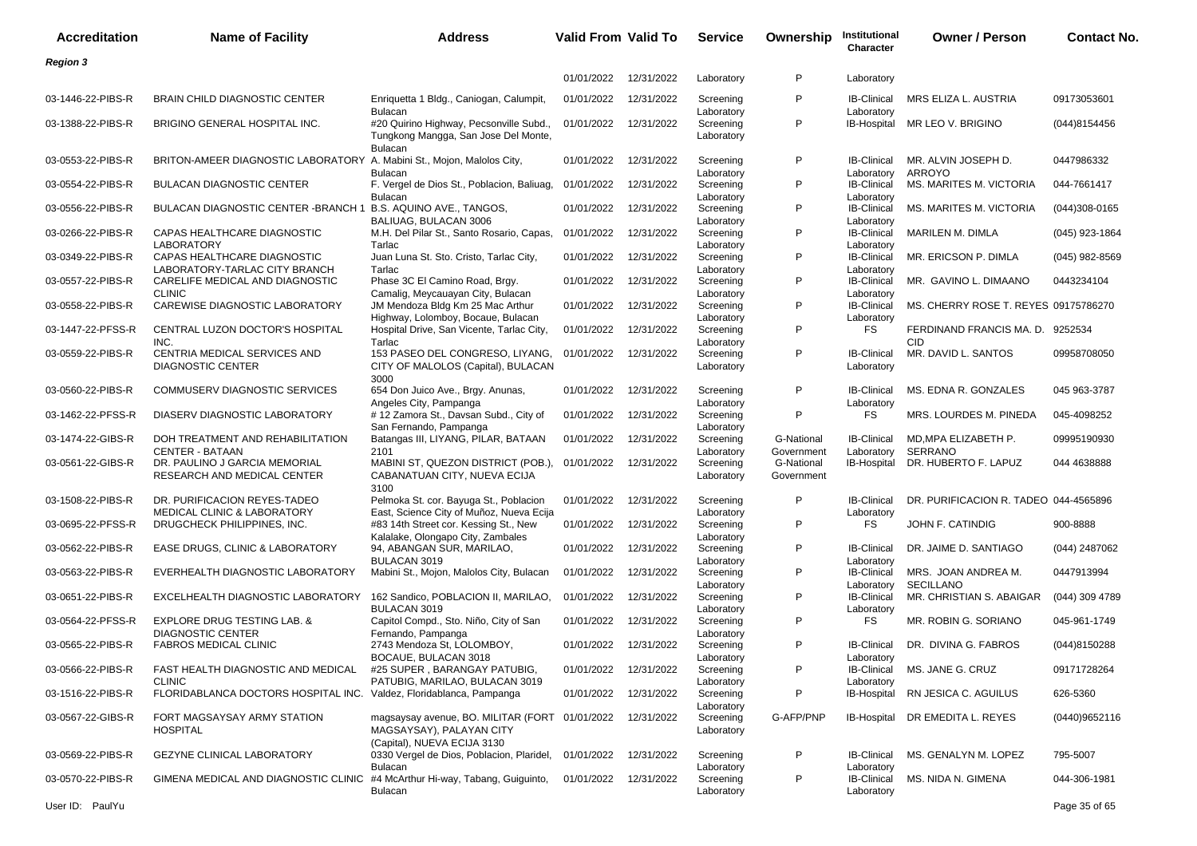| Accreditation | Name of Facility | Address | Valid From | Valid To | Service | Ownership | Institutional Character | Owner / Person | Contact No. |
|---|---|---|---|---|---|---|---|---|---|
| ***Region 3*** | | | | | | | | | |
| | | | 01/01/2022 | 12/31/2022 | Laboratory | P | Laboratory | | |
| 03-1446-22-PIBS-R | BRAIN CHILD DIAGNOSTIC CENTER | Enriquetta 1 Bldg., Caniogan, Calumpit, Bulacan | 01/01/2022 | 12/31/2022 | Screening Laboratory | P | IB-Clinical Laboratory | MRS ELIZA L. AUSTRIA | 09173053601 |
| 03-1388-22-PIBS-R | BRIGINO GENERAL HOSPITAL INC. | #20 Quirino Highway, Pecsonville Subd., Tungkong Mangga, San Jose Del Monte, Bulacan | 01/01/2022 | 12/31/2022 | Screening Laboratory | P | IB-Hospital | MR LEO V. BRIGINO | (044)8154456 |
| 03-0553-22-PIBS-R | BRITON-AMEER DIAGNOSTIC LABORATORY | A. Mabini St., Mojon, Malolos City, Bulacan | 01/01/2022 | 12/31/2022 | Screening Laboratory | P | IB-Clinical Laboratory | MR. ALVIN JOSEPH D. ARROYO | 0447986332 |
| 03-0554-22-PIBS-R | BULACAN DIAGNOSTIC CENTER | F. Vergel de Dios St., Poblacion, Baliuag, Bulacan | 01/01/2022 | 12/31/2022 | Screening Laboratory | P | IB-Clinical Laboratory | MS. MARITES M. VICTORIA | 044-7661417 |
| 03-0556-22-PIBS-R | BULACAN DIAGNOSTIC CENTER -BRANCH 1 | B.S. AQUINO AVE., TANGOS, BALIUAG, BULACAN 3006 | 01/01/2022 | 12/31/2022 | Screening Laboratory | P | IB-Clinical Laboratory | MS. MARITES M. VICTORIA | (044)308-0165 |
| 03-0266-22-PIBS-R | CAPAS HEALTHCARE DIAGNOSTIC LABORATORY | M.H. Del Pilar St., Santo Rosario, Capas, Tarlac | 01/01/2022 | 12/31/2022 | Screening Laboratory | P | IB-Clinical Laboratory | MARILEN M. DIMLA | (045) 923-1864 |
| 03-0349-22-PIBS-R | CAPAS HEALTHCARE DIAGNOSTIC LABORATORY-TARLAC CITY BRANCH | Juan Luna St. Sto. Cristo, Tarlac City, Tarlac | 01/01/2022 | 12/31/2022 | Screening Laboratory | P | IB-Clinical Laboratory | MR. ERICSON P. DIMLA | (045) 982-8569 |
| 03-0557-22-PIBS-R | CARELIFE MEDICAL AND DIAGNOSTIC CLINIC | Phase 3C El Camino Road, Brgy. Camalig, Meycauayan City, Bulacan | 01/01/2022 | 12/31/2022 | Screening Laboratory | P | IB-Clinical Laboratory | MR. GAVINO L. DIMAANO | 0443234104 |
| 03-0558-22-PIBS-R | CAREWISE DIAGNOSTIC LABORATORY | JM Mendoza Bldg Km 25 Mac Arthur Highway, Lolomboy, Bocaue, Bulacan | 01/01/2022 | 12/31/2022 | Screening Laboratory | P | IB-Clinical Laboratory | MS. CHERRY ROSE T. REYES | 09175786270 |
| 03-1447-22-PFSS-R | CENTRAL LUZON DOCTOR'S HOSPITAL INC. | Hospital Drive, San Vicente, Tarlac City, Tarlac | 01/01/2022 | 12/31/2022 | Screening Laboratory | P | FS | FERDINAND FRANCIS MA. D. CID | 9252534 |
| 03-0559-22-PIBS-R | CENTRIA MEDICAL SERVICES AND DIAGNOSTIC CENTER | 153 PASEO DEL CONGRESO, LIYANG, CITY OF MALOLOS (Capital), BULACAN 3000 | 01/01/2022 | 12/31/2022 | Screening Laboratory | P | IB-Clinical Laboratory | MR. DAVID L. SANTOS | 09958708050 |
| 03-0560-22-PIBS-R | COMMUSERV DIAGNOSTIC SERVICES | 654 Don Juico Ave., Brgy. Anunas, Angeles City, Pampanga | 01/01/2022 | 12/31/2022 | Screening Laboratory | P | IB-Clinical Laboratory | MS. EDNA R. GONZALES | 045 963-3787 |
| 03-1462-22-PFSS-R | DIASERV DIAGNOSTIC LABORATORY | # 12 Zamora St., Davsan Subd., City of San Fernando, Pampanga | 01/01/2022 | 12/31/2022 | Screening Laboratory | P | FS | MRS. LOURDES M. PINEDA | 045-4098252 |
| 03-1474-22-GIBS-R | DOH TREATMENT AND REHABILITATION CENTER - BATAAN | Batangas III, LIYANG, PILAR, BATAAN 2101 | 01/01/2022 | 12/31/2022 | Screening Laboratory | G-National Government | IB-Clinical Laboratory | MD,MPA ELIZABETH P. SERRANO | 09995190930 |
| 03-0561-22-GIBS-R | DR. PAULINO J GARCIA MEMORIAL RESEARCH AND MEDICAL CENTER | MABINI ST, QUEZON DISTRICT (POB.), CABANATUAN CITY, NUEVA ECIJA 3100 | 01/01/2022 | 12/31/2022 | Screening Laboratory | G-National Government | IB-Hospital | DR. HUBERTO F. LAPUZ | 044 4638888 |
| 03-1508-22-PIBS-R | DR. PURIFICACION REYES-TADEO MEDICAL CLINIC & LABORATORY | Pelmoka St. cor. Bayuga St., Poblacion East, Science City of Muñoz, Nueva Ecija | 01/01/2022 | 12/31/2022 | Screening Laboratory | P | IB-Clinical Laboratory | DR. PURIFICACION R. TADEO | 044-4565896 |
| 03-0695-22-PFSS-R | DRUGCHECK PHILIPPINES, INC. | #83 14th Street cor. Kessing St., New Kalalake, Olongapo City, Zambales | 01/01/2022 | 12/31/2022 | Screening Laboratory | P | FS | JOHN F. CATINDIG | 900-8888 |
| 03-0562-22-PIBS-R | EASE DRUGS, CLINIC & LABORATORY | 94, ABANGAN SUR, MARILAO, BULACAN 3019 | 01/01/2022 | 12/31/2022 | Screening Laboratory | P | IB-Clinical Laboratory | DR. JAIME D. SANTIAGO | (044) 2487062 |
| 03-0563-22-PIBS-R | EVERHEALTH DIAGNOSTIC LABORATORY | Mabini St., Mojon, Malolos City, Bulacan | 01/01/2022 | 12/31/2022 | Screening Laboratory | P | IB-Clinical Laboratory | MRS. JOAN ANDREA M. SECILLANO | 0447913994 |
| 03-0651-22-PIBS-R | EXCELHEALTH DIAGNOSTIC LABORATORY | 162 Sandico, POBLACION II, MARILAO, BULACAN 3019 | 01/01/2022 | 12/31/2022 | Screening Laboratory | P | IB-Clinical Laboratory | MR. CHRISTIAN S. ABAIGAR | (044) 309 4789 |
| 03-0564-22-PFSS-R | EXPLORE DRUG TESTING LAB. & DIAGNOSTIC CENTER | Capitol Compd., Sto. Niño, City of San Fernando, Pampanga | 01/01/2022 | 12/31/2022 | Screening Laboratory | P | FS | MR. ROBIN G. SORIANO | 045-961-1749 |
| 03-0565-22-PIBS-R | FABROS MEDICAL CLINIC | 2743 Mendoza St, LOLOMBOY, BOCAUE, BULACAN 3018 | 01/01/2022 | 12/31/2022 | Screening Laboratory | P | IB-Clinical Laboratory | DR. DIVINA G. FABROS | (044)8150288 |
| 03-0566-22-PIBS-R | FAST HEALTH DIAGNOSTIC AND MEDICAL CLINIC | #25 SUPER , BARANGAY PATUBIG, PATUBIG, MARILAO, BULACAN 3019 | 01/01/2022 | 12/31/2022 | Screening Laboratory | P | IB-Clinical Laboratory | MS. JANE G. CRUZ | 09171728264 |
| 03-1516-22-PIBS-R | FLORIDABLANCA DOCTORS HOSPITAL INC. | Valdez, Floridablanca, Pampanga | 01/01/2022 | 12/31/2022 | Screening Laboratory | P | IB-Hospital | RN JESICA C. AGUILUS | 626-5360 |
| 03-0567-22-GIBS-R | FORT MAGSAYSAY ARMY STATION HOSPITAL | magsaysay avenue, BO. MILITAR (FORT MAGSAYSAY), PALAYAN CITY (Capital), NUEVA ECIJA 3130 | 01/01/2022 | 12/31/2022 | Screening Laboratory | G-AFP/PNP | IB-Hospital | DR EMEDITA L. REYES | (0440)9652116 |
| 03-0569-22-PIBS-R | GEZYNE CLINICAL LABORATORY | 0330 Vergel de Dios, Poblacion, Plaridel, Bulacan | 01/01/2022 | 12/31/2022 | Screening Laboratory | P | IB-Clinical Laboratory | MS. GENALYN M. LOPEZ | 795-5007 |
| 03-0570-22-PIBS-R | GIMENA MEDICAL AND DIAGNOSTIC CLINIC | #4 McArthur Hi-way, Tabang, Guiguinto, Bulacan | 01/01/2022 | 12/31/2022 | Screening Laboratory | P | IB-Clinical Laboratory | MS. NIDA N. GIMENA | 044-306-1981 |

User ID: PaulYu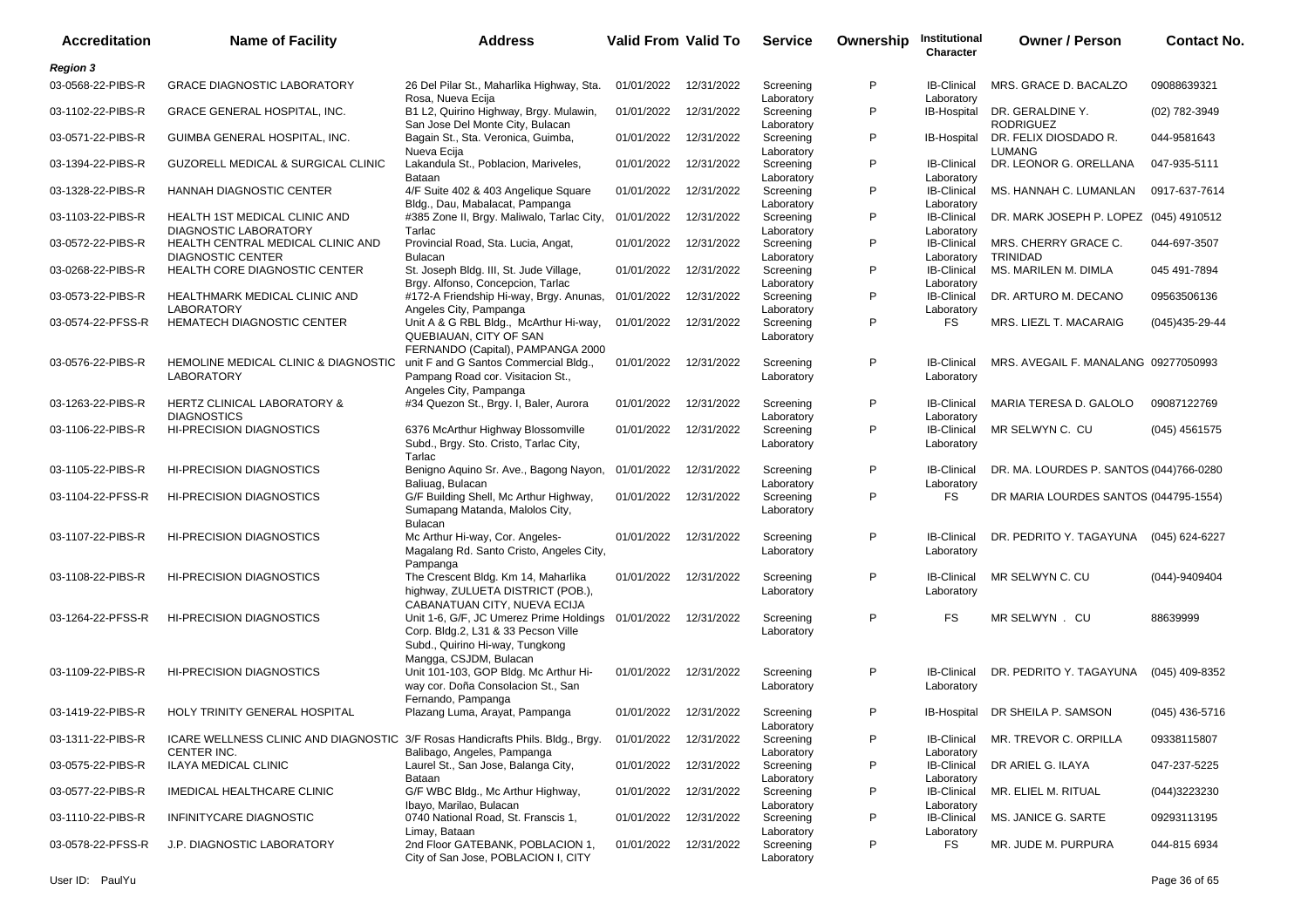| Accreditation | Name of Facility | Address | Valid From | Valid To | Service | Ownership | Institutional Character | Owner / Person | Contact No. |
|---|---|---|---|---|---|---|---|---|---|
| ***Region 3*** | | | | | | | | | |
| 03-0568-22-PIBS-R | GRACE DIAGNOSTIC LABORATORY | 26 Del Pilar St., Maharlika Highway, Sta. Rosa, Nueva Ecija | 01/01/2022 | 12/31/2022 | Screening Laboratory | P | IB-Clinical Laboratory | MRS. GRACE D. BACALZO | 09088639321 |
| 03-1102-22-PIBS-R | GRACE GENERAL HOSPITAL, INC. | B1 L2, Quirino Highway, Brgy. Mulawin, San Jose Del Monte City, Bulacan | 01/01/2022 | 12/31/2022 | Screening Laboratory | P | IB-Hospital | DR. GERALDINE Y. RODRIGUEZ | (02) 782-3949 |
| 03-0571-22-PIBS-R | GUIMBA GENERAL HOSPITAL, INC. | Bagain St., Sta. Veronica, Guimba, Nueva Ecija | 01/01/2022 | 12/31/2022 | Screening Laboratory | P | IB-Hospital | DR. FELIX DIOSDADO R. LUMANG | 044-9581643 |
| 03-1394-22-PIBS-R | GUZORELL MEDICAL & SURGICAL CLINIC | Lakandula St., Poblacion, Mariveles, Bataan | 01/01/2022 | 12/31/2022 | Screening Laboratory | P | IB-Clinical Laboratory | DR. LEONOR G. ORELLANA | 047-935-5111 |
| 03-1328-22-PIBS-R | HANNAH DIAGNOSTIC CENTER | 4/F Suite 402 & 403 Angelique Square Bldg., Dau, Mabalacat, Pampanga | 01/01/2022 | 12/31/2022 | Screening Laboratory | P | IB-Clinical Laboratory | MS. HANNAH C. LUMANLAN | 0917-637-7614 |
| 03-1103-22-PIBS-R | HEALTH 1ST MEDICAL CLINIC AND DIAGNOSTIC LABORATORY | #385 Zone II, Brgy. Maliwalo, Tarlac City, Tarlac | 01/01/2022 | 12/31/2022 | Screening Laboratory | P | IB-Clinical Laboratory | DR. MARK JOSEPH P. LOPEZ | (045) 4910512 |
| 03-0572-22-PIBS-R | HEALTH CENTRAL MEDICAL CLINIC AND DIAGNOSTIC CENTER | Provincial Road, Sta. Lucia, Angat, Bulacan | 01/01/2022 | 12/31/2022 | Screening Laboratory | P | IB-Clinical Laboratory | MRS. CHERRY GRACE C. TRINIDAD | 044-697-3507 |
| 03-0268-22-PIBS-R | HEALTH CORE DIAGNOSTIC CENTER | St. Joseph Bldg. III, St. Jude Village, Brgy. Alfonso, Concepcion, Tarlac | 01/01/2022 | 12/31/2022 | Screening Laboratory | P | IB-Clinical Laboratory | MS. MARILEN M. DIMLA | 045 491-7894 |
| 03-0573-22-PIBS-R | HEALTHMARK MEDICAL CLINIC AND LABORATORY | #172-A Friendship Hi-way, Brgy. Anunas, Angeles City, Pampanga | 01/01/2022 | 12/31/2022 | Screening Laboratory | P | IB-Clinical Laboratory | DR. ARTURO M. DECANO | 09563506136 |
| 03-0574-22-PFSS-R | HEMATECH DIAGNOSTIC CENTER | Unit A & G RBL Bldg., McArthur Hi-way, QUEBIAUAN, CITY OF SAN FERNANDO (Capital), PAMPANGA 2000 | 01/01/2022 | 12/31/2022 | Screening Laboratory | P | FS | MRS. LIEZL T. MACARAIG | (045)435-29-44 |
| 03-0576-22-PIBS-R | HEMOLINE MEDICAL CLINIC & DIAGNOSTIC LABORATORY | unit F and G Santos Commercial Bldg., Pampang Road cor. Visitacion St., Angeles City, Pampanga | 01/01/2022 | 12/31/2022 | Screening Laboratory | P | IB-Clinical Laboratory | MRS. AVEGAIL F. MANALANG | 09277050993 |
| 03-1263-22-PIBS-R | HERTZ CLINICAL LABORATORY & DIAGNOSTICS | #34 Quezon St., Brgy. I, Baler, Aurora | 01/01/2022 | 12/31/2022 | Screening Laboratory | P | IB-Clinical Laboratory | MARIA TERESA D. GALOLO | 09087122769 |
| 03-1106-22-PIBS-R | HI-PRECISION DIAGNOSTICS | 6376 McArthur Highway Blossomville Subd., Brgy. Sto. Cristo, Tarlac City, Tarlac | 01/01/2022 | 12/31/2022 | Screening Laboratory | P | IB-Clinical Laboratory | MR SELWYN C. CU | (045) 4561575 |
| 03-1105-22-PIBS-R | HI-PRECISION DIAGNOSTICS | Benigno Aquino Sr. Ave., Bagong Nayon, Baliuag, Bulacan | 01/01/2022 | 12/31/2022 | Screening Laboratory | P | IB-Clinical Laboratory | DR. MA. LOURDES P. SANTOS | (044)766-0280 |
| 03-1104-22-PFSS-R | HI-PRECISION DIAGNOSTICS | G/F Building Shell, Mc Arthur Highway, Sumapang Matanda, Malolos City, Bulacan | 01/01/2022 | 12/31/2022 | Screening Laboratory | P | FS | DR MARIA LOURDES SANTOS | (044)795-1554) |
| 03-1107-22-PIBS-R | HI-PRECISION DIAGNOSTICS | Mc Arthur Hi-way, Cor. Angeles-Magalang Rd. Santo Cristo, Angeles City, Pampanga | 01/01/2022 | 12/31/2022 | Screening Laboratory | P | IB-Clinical Laboratory | DR. PEDRITO Y. TAGAYUNA | (045) 624-6227 |
| 03-1108-22-PIBS-R | HI-PRECISION DIAGNOSTICS | The Crescent Bldg. Km 14, Maharlika highway, ZULUETA DISTRICT (POB.), CABANATUAN CITY, NUEVA ECIJA | 01/01/2022 | 12/31/2022 | Screening Laboratory | P | IB-Clinical Laboratory | MR SELWYN C. CU | (044)-9409404 |
| 03-1264-22-PFSS-R | HI-PRECISION DIAGNOSTICS | Unit 1-6, G/F, JC Umerez Prime Holdings Corp. Bldg.2, L31 & 33 Pecson Ville Subd., Quirino Hi-way, Tungkong Mangga, CSJDM, Bulacan | 01/01/2022 | 12/31/2022 | Screening Laboratory | P | FS | MR SELWYN . CU | 88639999 |
| 03-1109-22-PIBS-R | HI-PRECISION DIAGNOSTICS | Unit 101-103, GOP Bldg. Mc Arthur Hi-way cor. Doña Consolacion St., San Fernando, Pampanga | 01/01/2022 | 12/31/2022 | Screening Laboratory | P | IB-Clinical Laboratory | DR. PEDRITO Y. TAGAYUNA | (045) 409-8352 |
| 03-1419-22-PIBS-R | HOLY TRINITY GENERAL HOSPITAL | Plazang Luma, Arayat, Pampanga | 01/01/2022 | 12/31/2022 | Screening Laboratory | P | IB-Hospital | DR SHEILA P. SAMSON | (045) 436-5716 |
| 03-1311-22-PIBS-R | ICARE WELLNESS CLINIC AND DIAGNOSTIC CENTER INC. | 3/F Rosas Handicrafts Phils. Bldg., Brgy. Balibago, Angeles, Pampanga | 01/01/2022 | 12/31/2022 | Screening Laboratory | P | IB-Clinical Laboratory | MR. TREVOR C. ORPILLA | 09338115807 |
| 03-0575-22-PIBS-R | ILAYA MEDICAL CLINIC | Laurel St., San Jose, Balanga City, Bataan | 01/01/2022 | 12/31/2022 | Screening Laboratory | P | IB-Clinical Laboratory | DR ARIEL G. ILAYA | 047-237-5225 |
| 03-0577-22-PIBS-R | IMEDICAL HEALTHCARE CLINIC | G/F WBC Bldg., Mc Arthur Highway, Ibayo, Marilao, Bulacan | 01/01/2022 | 12/31/2022 | Screening Laboratory | P | IB-Clinical Laboratory | MR. ELIEL M. RITUAL | (044)3223230 |
| 03-1110-22-PIBS-R | INFINITYCARE DIAGNOSTIC | 0740 National Road, St. Franscis 1, Limay, Bataan | 01/01/2022 | 12/31/2022 | Screening Laboratory | P | IB-Clinical Laboratory | MS. JANICE G. SARTE | 09293113195 |
| 03-0578-22-PFSS-R | J.P. DIAGNOSTIC LABORATORY | 2nd Floor GATEBANK, POBLACION 1, City of San Jose, POBLACION I, CITY | 01/01/2022 | 12/31/2022 | Screening Laboratory | P | FS | MR. JUDE M. PURPURA | 044-815 6934 |

User ID: PaulYu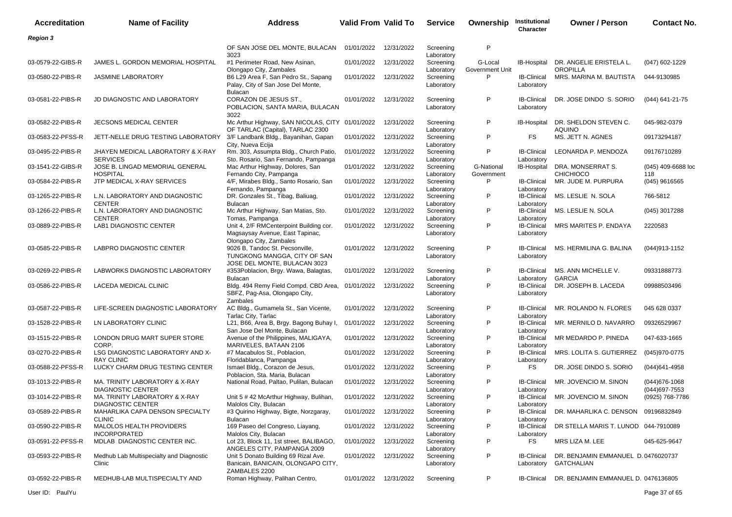| Accreditation | Name of Facility | Address | Valid From | Valid To | Service | Ownership | Institutional Character | Owner / Person | Contact No. |
|---|---|---|---|---|---|---|---|---|---|
| ***Region 3*** | | | | | | | | | |
| | | OF SAN JOSE DEL MONTE, BULACAN 3023 | 01/01/2022 | 12/31/2022 | Screening Laboratory | P | | | |
| 03-0579-22-GIBS-R | JAMES L. GORDON MEMORIAL HOSPITAL | #1 Perimeter Road, New Asinan, Olongapo City, Zambales | 01/01/2022 | 12/31/2022 | Screening Laboratory | G-Local Government Unit | IB-Hospital | DR. ANGELIE ERISTELA L. OROPILLA | (047) 602-1229 |
| 03-0580-22-PIBS-R | JASMINE LABORATORY | B6 L29 Area F, San Pedro St., Sapang Palay, City of San Jose Del Monte, Bulacan | 01/01/2022 | 12/31/2022 | Screening Laboratory | P | IB-Clinical Laboratory | MRS. MARINA M. BAUTISTA | 044-9130985 |
| 03-0581-22-PIBS-R | JD DIAGNOSTIC AND LABORATORY | CORAZON DE JESUS ST., POBLACION, SANTA MARIA, BULACAN 3022 | 01/01/2022 | 12/31/2022 | Screening Laboratory | P | IB-Clinical Laboratory | DR. JOSE DINDO S. SORIO | (044) 641-21-75 |
| 03-0582-22-PIBS-R | JECSONS MEDICAL CENTER | Mc Arthur Highway, SAN NICOLAS, CITY OF TARLAC (Capital), TARLAC 2300 | 01/01/2022 | 12/31/2022 | Screening Laboratory | P | IB-Hospital | DR. SHELDON STEVEN C. AQUINO | 045-982-0379 |
| 03-0583-22-PFSS-R | JETT-NELLE DRUG TESTING LABORATORY | 3/F Landbank Bldg., Bayanihan, Gapan City, Nueva Ecija | 01/01/2022 | 12/31/2022 | Screening Laboratory | P | FS | MS. JETT N. AGNES | 09173294187 |
| 03-0495-22-PIBS-R | JHAYEN MEDICAL LABORATORY & X-RAY SERVICES | Rm. 303, Assumpta Bldg., Church Patio, Sto. Rosario, San Fernando, Pampanga | 01/01/2022 | 12/31/2022 | Screening Laboratory | P | IB-Clinical Laboratory | LEONARDA P. MENDOZA | 09176710289 |
| 03-1541-22-GIBS-R | JOSE B. LINGAD MEMORIAL GENERAL HOSPITAL | Mac Arthur Highway, Dolores, San Fernando City, Pampanga | 01/01/2022 | 12/31/2022 | Screening Laboratory | G-National Government | IB-Hospital | DRA. MONSERRAT S. CHICHIOCO | (045) 409-6688 loc 118 |
| 03-0584-22-PIBS-R | JTP MEDICAL X-RAY SERVICES | 4/F, Mirabes Bldg., Santo Rosario, San Fernando, Pampanga | 01/01/2022 | 12/31/2022 | Screening Laboratory | P | IB-Clinical Laboratory | MR. JUDE M. PURPURA | (045) 9616565 |
| 03-1265-22-PIBS-R | L.N. LABORATORY AND DIAGNOSTIC CENTER | DR. Gonzales St., Tibag, Baliuag, Bulacan | 01/01/2022 | 12/31/2022 | Screening Laboratory | P | IB-Clinical Laboratory | MS. LESLIE N. SOLA | 766-5812 |
| 03-1266-22-PIBS-R | L.N. LABORATORY AND DIAGNOSTIC CENTER | Mc Arthur Highway, San Matias, Sto. Tomas, Pampanga | 01/01/2022 | 12/31/2022 | Screening Laboratory | P | IB-Clinical Laboratory | MS. LESLIE N. SOLA | (045) 3017288 |
| 03-0889-22-PIBS-R | LAB1 DIAGNOSTIC CENTER | Unit 4, 2/F RMCenterpoint Building cor. Magsaysay Avenue, East Tapinac, Olongapo City, Zambales | 01/01/2022 | 12/31/2022 | Screening Laboratory | P | IB-Clinical Laboratory | MRS MARITES P. ENDAYA | 2220583 |
| 03-0585-22-PIBS-R | LABPRO DIAGNOSTIC CENTER | 9026 B, Tandoc St. Pecsonville, TUNGKONG MANGGA, CITY OF SAN JOSE DEL MONTE, BULACAN 3023 | 01/01/2022 | 12/31/2022 | Screening Laboratory | P | IB-Clinical Laboratory | MS. HERMILINA G. BALINA | (044)913-1152 |
| 03-0269-22-PIBS-R | LABWORKS DIAGNOSTIC LABORATORY | #353Poblacion, Brgy. Wawa, Balagtas, Bulacan | 01/01/2022 | 12/31/2022 | Screening Laboratory | P | IB-Clinical Laboratory | MS. ANN MICHELLE V. GARCIA | 09331888773 |
| 03-0586-22-PIBS-R | LACEDA MEDICAL CLINIC | Bldg. 494 Remy Field Compd. CBD Area, SBFZ, Pag-Asa, Olongapo City, Zambales | 01/01/2022 | 12/31/2022 | Screening Laboratory | P | IB-Clinical Laboratory | DR. JOSEPH B. LACEDA | 09988503496 |
| 03-0587-22-PIBS-R | LIFE-SCREEN DIAGNOSTIC LABORATORY | AC Bldg., Gumamela St., San Vicente, Tarlac City, Tarlac | 01/01/2022 | 12/31/2022 | Screening Laboratory | P | IB-Clinical Laboratory | MR. ROLANDO N. FLORES | 045 628 0337 |
| 03-1528-22-PIBS-R | LN LABORATORY CLINIC | L21, B66, Area B, Brgy. Bagong Buhay I, San Jose Del Monte, Bulacan | 01/01/2022 | 12/31/2022 | Screening Laboratory | P | IB-Clinical Laboratory | MR. MERNILO D. NAVARRO | 09326529967 |
| 03-1515-22-PIBS-R | LONDON DRUG MART SUPER STORE CORP. | Avenue of the Philippines, MALIGAYA, MARIVELES, BATAAN 2106 | 01/01/2022 | 12/31/2022 | Screening Laboratory | P | IB-Clinical Laboratory | MR MEDARDO P. PINEDA | 047-633-1665 |
| 03-0270-22-PIBS-R | LSG DIAGNOSTIC LABORATORY AND X-RAY CLINIC | #7 Macabulos St., Poblacion, Floridablanca, Pampanga | 01/01/2022 | 12/31/2022 | Screening Laboratory | P | IB-Clinical Laboratory | MRS. LOLITA S. GUTIERREZ | (045)970-0775 |
| 03-0588-22-PFSS-R | LUCKY CHARM DRUG TESTING CENTER | Ismael Bldg., Corazon de Jesus, Poblacion, Sta. Maria, Bulacan | 01/01/2022 | 12/31/2022 | Screening Laboratory | P | FS | DR. JOSE DINDO S. SORIO | (044)641-4958 |
| 03-1013-22-PIBS-R | MA. TRINITY LABORATORY & X-RAY DIAGNOSTIC CENTER | National Road, Paltao, Pulilan, Bulacan | 01/01/2022 | 12/31/2022 | Screening Laboratory | P | IB-Clinical Laboratory | MR. JOVENCIO M. SINON | (044)676-1068 (044)697-7553 |
| 03-1014-22-PIBS-R | MA. TRINITY LABORATORY & X-RAY DIAGNOSTIC CENTER | Unit 5 # 42 McArthur Highway, Bulihan, Malolos City, Bulacan | 01/01/2022 | 12/31/2022 | Screening Laboratory | P | IB-Clinical Laboratory | MR. JOVENCIO M. SINON | (0925) 768-7786 |
| 03-0589-22-PIBS-R | MAHARLIKA CAPA DENSON SPECIALTY CLINIC | #3 Quirino Highway, Bigte, Norzgaray, Bulacan | 01/01/2022 | 12/31/2022 | Screening Laboratory | P | IB-Clinical Laboratory | DR. MAHARLIKA C. DENSON | 09196832849 |
| 03-0590-22-PIBS-R | MALOLOS HEALTH PROVIDERS INCORPORATED | 169 Paseo del Congreso, Liayang, Malolos City, Bulacan | 01/01/2022 | 12/31/2022 | Screening Laboratory | P | IB-Clinical Laboratory | DR STELLA MARIS T. LUNOD | 044-7910089 |
| 03-0591-22-PFSS-R | MDLAB DIAGNOSTIC CENTER INC. | Lot 23, Block 11, 1st street, BALIBAGO, ANGELES CITY, PAMPANGA 2009 | 01/01/2022 | 12/31/2022 | Screening Laboratory | P | FS | MRS LIZA M. LEE | 045-625-9647 |
| 03-0593-22-PIBS-R | Medhub Lab Multispecialty and Diagnostic Clinic | Unit 5 Donato Building 69 Rizal Ave. Banicain, BANICAIN, OLONGAPO CITY, ZAMBALES 2200 | 01/01/2022 | 12/31/2022 | Screening Laboratory | P | IB-Clinical Laboratory | DR. BENJAMIN EMMANUEL D. GATCHALIAN | 0476020737 |
| 03-0592-22-PIBS-R | MEDHUB-LAB MULTISPECIALTY AND | Roman Highway, Palihan Centro, | 01/01/2022 | 12/31/2022 | Screening | P | IB-Clinical | DR. BENJAMIN EMMANUEL D. | 0476136805 |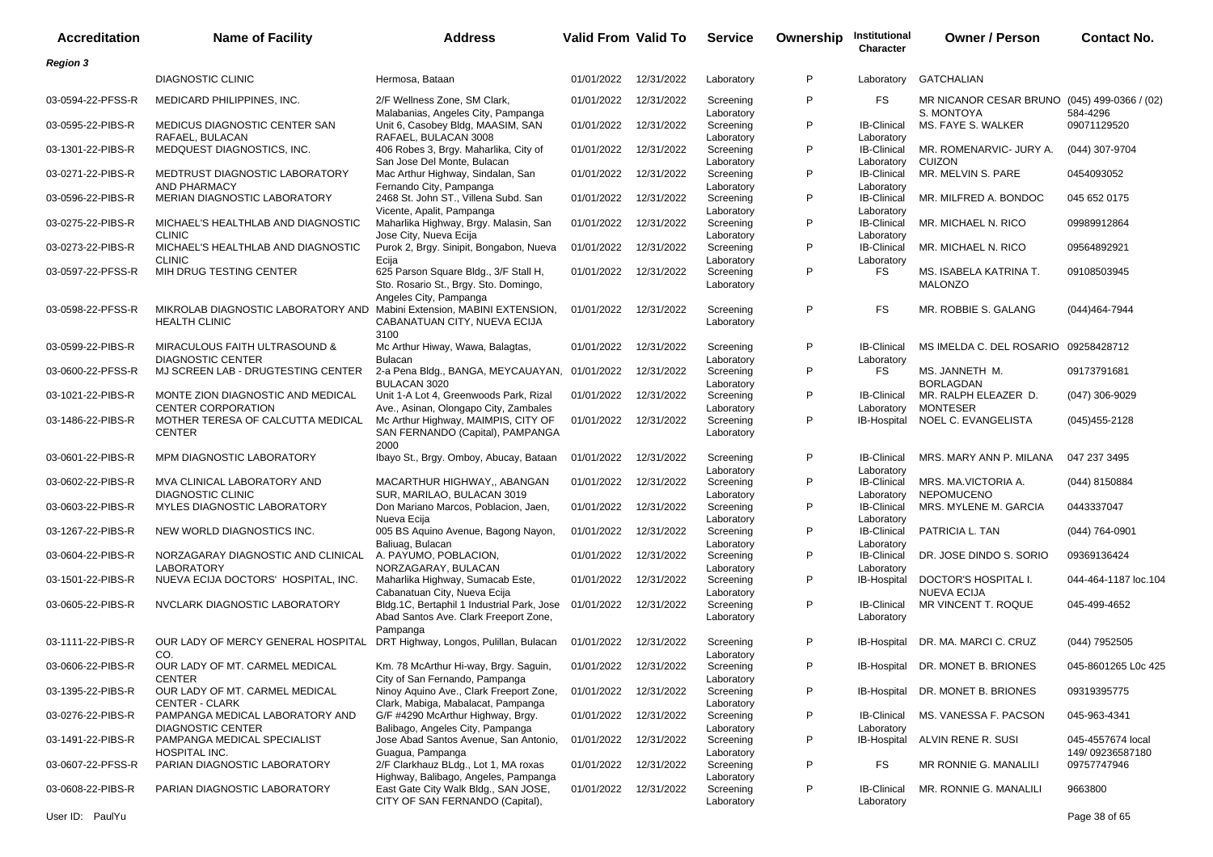| Accreditation | Name of Facility | Address | Valid From | Valid To | Service | Ownership | Institutional Character | Owner / Person | Contact No. |
|---|---|---|---|---|---|---|---|---|---|
| ***Region 3*** | | | | | | | | | |
| | DIAGNOSTIC CLINIC | Hermosa, Bataan | 01/01/2022 | 12/31/2022 | Laboratory | P | Laboratory | GATCHALIAN | |
| 03-0594-22-PFSS-R | MEDICARD PHILIPPINES, INC. | 2/F Wellness Zone, SM Clark, Malabanias, Angeles City, Pampanga | 01/01/2022 | 12/31/2022 | Screening Laboratory | P | FS | MR NICANOR CESAR BRUNO S. MONTOYA | (045) 499-0366 / (02) 584-4296 |
| 03-0595-22-PIBS-R | MEDICUS DIAGNOSTIC CENTER SAN RAFAEL, BULACAN | Unit 6, Casobey Bldg, MAASIM, SAN RAFAEL, BULACAN 3008 | 01/01/2022 | 12/31/2022 | Screening Laboratory | P | IB-Clinical Laboratory | MS. FAYE S. WALKER | 09071129520 |
| 03-1301-22-PIBS-R | MEDQUEST DIAGNOSTICS, INC. | 406 Robes 3, Brgy. Maharlika, City of San Jose Del Monte, Bulacan | 01/01/2022 | 12/31/2022 | Screening Laboratory | P | IB-Clinical Laboratory | MR. ROMENARVIC- JURY A. CUIZON | (044) 307-9704 |
| 03-0271-22-PIBS-R | MEDTRUST DIAGNOSTIC LABORATORY AND PHARMACY | Mac Arthur Highway, Sindalan, San Fernando City, Pampanga | 01/01/2022 | 12/31/2022 | Screening Laboratory | P | IB-Clinical Laboratory | MR. MELVIN S. PARE | 0454093052 |
| 03-0596-22-PIBS-R | MERIAN DIAGNOSTIC LABORATORY | 2468 St. John ST., Villena Subd. San Vicente, Apalit, Pampanga | 01/01/2022 | 12/31/2022 | Screening Laboratory | P | IB-Clinical Laboratory | MR. MILFRED A. BONDOC | 045 652 0175 |
| 03-0275-22-PIBS-R | MICHAEL'S HEALTHLAB AND DIAGNOSTIC CLINIC | Maharlika Highway, Brgy. Malasin, San Jose City, Nueva Ecija | 01/01/2022 | 12/31/2022 | Screening Laboratory | P | IB-Clinical Laboratory | MR. MICHAEL N. RICO | 09989912864 |
| 03-0273-22-PIBS-R | MICHAEL'S HEALTHLAB AND DIAGNOSTIC CLINIC | Purok 2, Brgy. Sinipit, Bongabon, Nueva Ecija | 01/01/2022 | 12/31/2022 | Screening Laboratory | P | IB-Clinical Laboratory | MR. MICHAEL N. RICO | 09564892921 |
| 03-0597-22-PFSS-R | MIH DRUG TESTING CENTER | 625 Parson Square Bldg., 3/F Stall H, Sto. Rosario St., Brgy. Sto. Domingo, Angeles City, Pampanga | 01/01/2022 | 12/31/2022 | Screening Laboratory | P | FS | MS. ISABELA KATRINA T. MALONZO | 09108503945 |
| 03-0598-22-PFSS-R | MIKROLAB DIAGNOSTIC LABORATORY AND HEALTH CLINIC | Mabini Extension, MABINI EXTENSION, CABANATUAN CITY, NUEVA ECIJA 3100 | 01/01/2022 | 12/31/2022 | Screening Laboratory | P | FS | MR. ROBBIE S. GALANG | (044)464-7944 |
| 03-0599-22-PIBS-R | MIRACULOUS FAITH ULTRASOUND & DIAGNOSTIC CENTER | Mc Arthur Hiway, Wawa, Balagtas, Bulacan | 01/01/2022 | 12/31/2022 | Screening Laboratory | P | IB-Clinical Laboratory | MS IMELDA C. DEL ROSARIO | 09258428712 |
| 03-0600-22-PFSS-R | MJ SCREEN LAB - DRUGTESTING CENTER | 2-a Pena Bldg., BANGA, MEYCAUAYAN, BULACAN 3020 | 01/01/2022 | 12/31/2022 | Screening Laboratory | P | FS | MS. JANNETH M. BORLAGDAN | 09173791681 |
| 03-1021-22-PIBS-R | MONTE ZION DIAGNOSTIC AND MEDICAL CENTER CORPORATION | Unit 1-A Lot 4, Greenwoods Park, Rizal Ave., Asinan, Olongapo City, Zambales | 01/01/2022 | 12/31/2022 | Screening Laboratory | P | IB-Clinical Laboratory | MR. RALPH ELEAZER D. MONTESER | (047) 306-9029 |
| 03-1486-22-PIBS-R | MOTHER TERESA OF CALCUTTA MEDICAL CENTER | Mc Arthur Highway, MAIMPIS, CITY OF SAN FERNANDO (Capital), PAMPANGA 2000 | 01/01/2022 | 12/31/2022 | Screening Laboratory | P | IB-Hospital | NOEL C. EVANGELISTA | (045)455-2128 |
| 03-0601-22-PIBS-R | MPM DIAGNOSTIC LABORATORY | Ibayo St., Brgy. Omboy, Abucay, Bataan | 01/01/2022 | 12/31/2022 | Screening Laboratory | P | IB-Clinical Laboratory | MRS. MARY ANN P. MILANA | 047 237 3495 |
| 03-0602-22-PIBS-R | MVA CLINICAL LABORATORY AND DIAGNOSTIC CLINIC | MACARTHUR HIGHWAY,, ABANGAN SUR, MARILAO, BULACAN 3019 | 01/01/2022 | 12/31/2022 | Screening Laboratory | P | IB-Clinical Laboratory | MRS. MA.VICTORIA A. NEPOMUCENO | (044) 8150884 |
| 03-0603-22-PIBS-R | MYLES DIAGNOSTIC LABORATORY | Don Mariano Marcos, Poblacion, Jaen, Nueva Ecija | 01/01/2022 | 12/31/2022 | Screening Laboratory | P | IB-Clinical Laboratory | MRS. MYLENE M. GARCIA | 0443337047 |
| 03-1267-22-PIBS-R | NEW WORLD DIAGNOSTICS INC. | 005 BS Aquino Avenue, Bagong Nayon, Baliuag, Bulacan | 01/01/2022 | 12/31/2022 | Screening Laboratory | P | IB-Clinical Laboratory | PATRICIA L. TAN | (044) 764-0901 |
| 03-0604-22-PIBS-R | NORZAGARAY DIAGNOSTIC AND CLINICAL LABORATORY | A. PAYUMO, POBLACION, NORZAGARAY, BULACAN | 01/01/2022 | 12/31/2022 | Screening Laboratory | P | IB-Clinical Laboratory | DR. JOSE DINDO S. SORIO | 09369136424 |
| 03-1501-22-PIBS-R | NUEVA ECIJA DOCTORS' HOSPITAL, INC. | Maharlika Highway, Sumacab Este, Cabanatuan City, Nueva Ecija | 01/01/2022 | 12/31/2022 | Screening Laboratory | P | IB-Hospital | DOCTOR'S HOSPITAL I. NUEVA ECIJA | 044-464-1187 loc.104 |
| 03-0605-22-PIBS-R | NVCLARK DIAGNOSTIC LABORATORY | Bldg.1C, Bertaphil 1 Industrial Park, Jose Abad Santos Ave. Clark Freeport Zone, Pampanga | 01/01/2022 | 12/31/2022 | Screening Laboratory | P | IB-Clinical Laboratory | MR VINCENT T. ROQUE | 045-499-4652 |
| 03-1111-22-PIBS-R | OUR LADY OF MERCY GENERAL HOSPITAL CO. | DRT Highway, Longos, Pulillan, Bulacan | 01/01/2022 | 12/31/2022 | Screening Laboratory | P | IB-Hospital | DR. MA. MARCI C. CRUZ | (044) 7952505 |
| 03-0606-22-PIBS-R | OUR LADY OF MT. CARMEL MEDICAL CENTER | Km. 78 McArthur Hi-way, Brgy. Saguin, City of San Fernando, Pampanga | 01/01/2022 | 12/31/2022 | Screening Laboratory | P | IB-Hospital | DR. MONET B. BRIONES | 045-8601265 L0c 425 |
| 03-1395-22-PIBS-R | OUR LADY OF MT. CARMEL MEDICAL CENTER - CLARK | Ninoy Aquino Ave., Clark Freeport Zone, Clark, Mabiga, Mabalacat, Pampanga | 01/01/2022 | 12/31/2022 | Screening Laboratory | P | IB-Hospital | DR. MONET B. BRIONES | 09319395775 |
| 03-0276-22-PIBS-R | PAMPANGA MEDICAL LABORATORY AND DIAGNOSTIC CENTER | G/F #4290 McArthur Highway, Brgy. Balibago, Angeles City, Pampanga | 01/01/2022 | 12/31/2022 | Screening Laboratory | P | IB-Clinical Laboratory | MS. VANESSA F. PACSON | 045-963-4341 |
| 03-1491-22-PIBS-R | PAMPANGA MEDICAL SPECIALIST HOSPITAL INC. | Jose Abad Santos Avenue, San Antonio, Guagua, Pampanga | 01/01/2022 | 12/31/2022 | Screening Laboratory | P | IB-Hospital | ALVIN RENE R. SUSI | 045-4557674 local 149/ 09236587180 |
| 03-0607-22-PFSS-R | PARIAN DIAGNOSTIC LABORATORY | 2/F Clarkhauz BLdg., Lot 1, MA roxas Highway, Balibago, Angeles, Pampanga | 01/01/2022 | 12/31/2022 | Screening Laboratory | P | FS | MR RONNIE G. MANALILI | 09757747946 |
| 03-0608-22-PIBS-R | PARIAN DIAGNOSTIC LABORATORY | East Gate City Walk Bldg., SAN JOSE, CITY OF SAN FERNANDO (Capital), | 01/01/2022 | 12/31/2022 | Screening Laboratory | P | IB-Clinical Laboratory | MR. RONNIE G. MANALILI | 9663800 |

User ID: PaulYu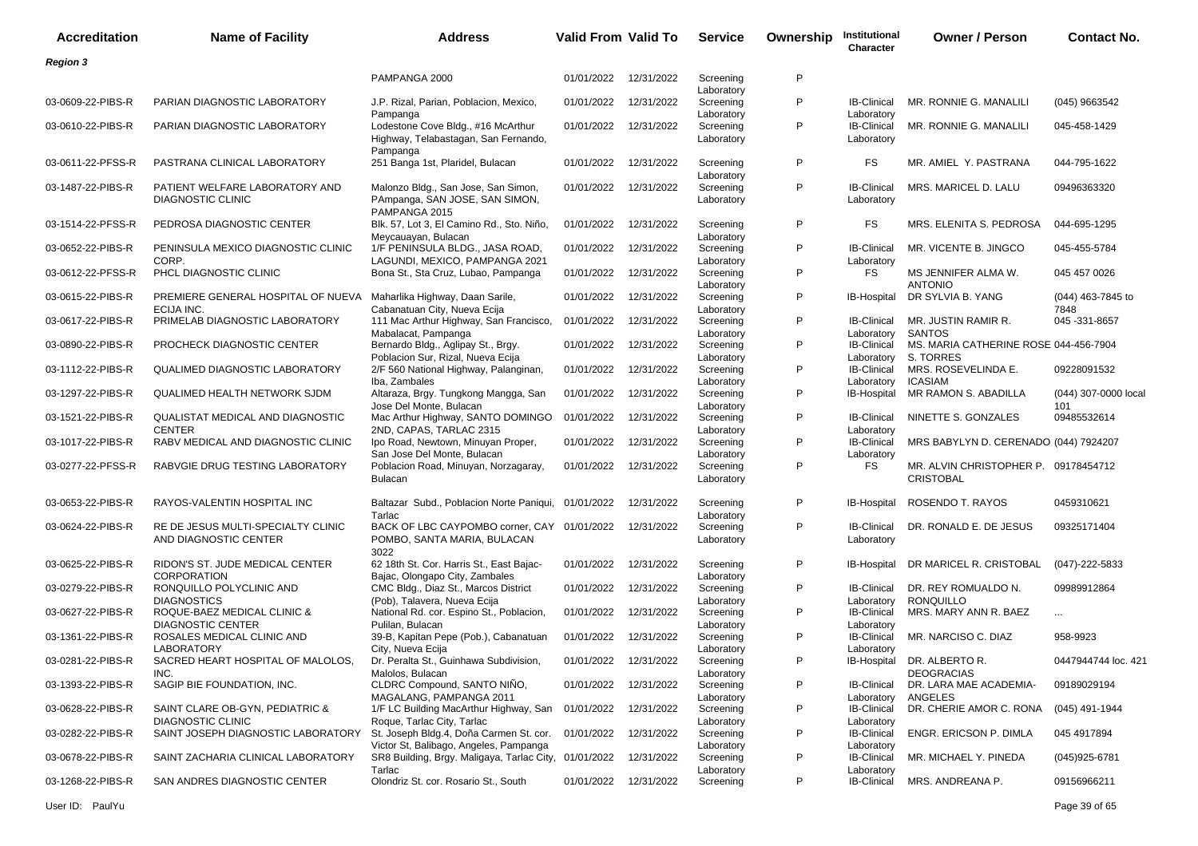| Accreditation | Name of Facility | Address | Valid From | Valid To | Service | Ownership | Institutional Character | Owner / Person | Contact No. |
|---|---|---|---|---|---|---|---|---|---|
| ***Region 3*** | | | | | | | | | |
| | | PAMPANGA 2000 | 01/01/2022 | 12/31/2022 | Screening Laboratory | P | | | |
| 03-0609-22-PIBS-R | PARIAN DIAGNOSTIC LABORATORY | J.P. Rizal, Parian, Poblacion, Mexico, Pampanga | 01/01/2022 | 12/31/2022 | Screening Laboratory | P | IB-Clinical Laboratory | MR. RONNIE G. MANALILI | (045) 9663542 |
| 03-0610-22-PIBS-R | PARIAN DIAGNOSTIC LABORATORY | Lodestone Cove Bldg., #16 McArthur Highway, Telabastagan, San Fernando, Pampanga | 01/01/2022 | 12/31/2022 | Screening Laboratory | P | IB-Clinical Laboratory | MR. RONNIE G. MANALILI | 045-458-1429 |
| 03-0611-22-PFSS-R | PASTRANA CLINICAL LABORATORY | 251 Banga 1st, Plaridel, Bulacan | 01/01/2022 | 12/31/2022 | Screening Laboratory | P | FS | MR. AMIEL Y. PASTRANA | 044-795-1622 |
| 03-1487-22-PIBS-R | PATIENT WELFARE LABORATORY AND DIAGNOSTIC CLINIC | Malonzo Bldg., San Jose, San Simon, PAmpanga, SAN JOSE, SAN SIMON, PAMPANGA 2015 | 01/01/2022 | 12/31/2022 | Screening Laboratory | P | IB-Clinical Laboratory | MRS. MARICEL D. LALU | 09496363320 |
| 03-1514-22-PFSS-R | PEDROSA DIAGNOSTIC CENTER | Blk. 57, Lot 3, El Camino Rd., Sto. Niño, Meycauayan, Bulacan | 01/01/2022 | 12/31/2022 | Screening Laboratory | P | FS | MRS. ELENITA S. PEDROSA | 044-695-1295 |
| 03-0652-22-PIBS-R | PENINSULA MEXICO DIAGNOSTIC CLINIC CORP. | 1/F PENINSULA BLDG., JASA ROAD, LAGUNDI, MEXICO, PAMPANGA 2021 | 01/01/2022 | 12/31/2022 | Screening Laboratory | P | IB-Clinical Laboratory | MR. VICENTE B. JINGCO | 045-455-5784 |
| 03-0612-22-PFSS-R | PHCL DIAGNOSTIC CLINIC | Bona St., Sta Cruz, Lubao, Pampanga | 01/01/2022 | 12/31/2022 | Screening Laboratory | P | FS | MS JENNIFER ALMA W. ANTONIO | 045 457 0026 |
| 03-0615-22-PIBS-R | PREMIERE GENERAL HOSPITAL OF NUEVA ECIJA INC. | Maharlika Highway, Daan Sarile, Cabanatuan City, Nueva Ecija | 01/01/2022 | 12/31/2022 | Screening Laboratory | P | IB-Hospital | DR SYLVIA B. YANG | (044) 463-7845 to 7848 |
| 03-0617-22-PIBS-R | PRIMELAB DIAGNOSTIC LABORATORY | 111 Mac Arthur Highway, San Francisco, Mabalacat, Pampanga | 01/01/2022 | 12/31/2022 | Screening Laboratory | P | IB-Clinical Laboratory | MR. JUSTIN RAMIR R. SANTOS | 045 -331-8657 |
| 03-0890-22-PIBS-R | PROCHECK DIAGNOSTIC CENTER | Bernardo Bldg., Aglipay St., Brgy. Poblacion Sur, Rizal, Nueva Ecija | 01/01/2022 | 12/31/2022 | Screening Laboratory | P | IB-Clinical Laboratory | MS. MARIA CATHERINE ROSE S. TORRES | 044-456-7904 |
| 03-1112-22-PIBS-R | QUALIMED DIAGNOSTIC LABORATORY | 2/F 560 National Highway, Palanginan, Iba, Zambales | 01/01/2022 | 12/31/2022 | Screening Laboratory | P | IB-Clinical Laboratory | MRS. ROSEVELINDA E. ICASIAM | 09228091532 |
| 03-1297-22-PIBS-R | QUALIMED HEALTH NETWORK SJDM | Altaraza, Brgy. Tungkong Mangga, San Jose Del Monte, Bulacan | 01/01/2022 | 12/31/2022 | Screening Laboratory | P | IB-Hospital | MR RAMON S. ABADILLA | (044) 307-0000 local 101 |
| 03-1521-22-PIBS-R | QUALISTAT MEDICAL AND DIAGNOSTIC CENTER | Mac Arthur Highway, SANTO DOMINGO 2ND, CAPAS, TARLAC 2315 | 01/01/2022 | 12/31/2022 | Screening Laboratory | P | IB-Clinical Laboratory | NINETTE S. GONZALES | 09485532614 |
| 03-1017-22-PIBS-R | RABV MEDICAL AND DIAGNOSTIC CLINIC | Ipo Road, Newtown, Minuyan Proper, San Jose Del Monte, Bulacan | 01/01/2022 | 12/31/2022 | Screening Laboratory | P | IB-Clinical Laboratory | MRS BABYLYN D. CERENADO | (044) 7924207 |
| 03-0277-22-PFSS-R | RABVGIE DRUG TESTING LABORATORY | Poblacion Road, Minuyan, Norzagaray, Bulacan | 01/01/2022 | 12/31/2022 | Screening Laboratory | P | FS | MR. ALVIN CHRISTOPHER P. CRISTOBAL | 09178454712 |
| 03-0653-22-PIBS-R | RAYOS-VALENTIN HOSPITAL INC | Baltazar Subd., Poblacion Norte Paniqui, Tarlac | 01/01/2022 | 12/31/2022 | Screening Laboratory | P | IB-Hospital | ROSENDO T. RAYOS | 0459310621 |
| 03-0624-22-PIBS-R | RE DE JESUS MULTI-SPECIALTY CLINIC AND DIAGNOSTIC CENTER | BACK OF LBC CAYPOMBO corner, CAY POMBO, SANTA MARIA, BULACAN 3022 | 01/01/2022 | 12/31/2022 | Screening Laboratory | P | IB-Clinical Laboratory | DR. RONALD E. DE JESUS | 09325171404 |
| 03-0625-22-PIBS-R | RIDON'S ST. JUDE MEDICAL CENTER CORPORATION | 62 18th St. Cor. Harris St., East Bajac-Bajac, Olongapo City, Zambales | 01/01/2022 | 12/31/2022 | Screening Laboratory | P | IB-Hospital | DR MARICEL R. CRISTOBAL | (047)-222-5833 |
| 03-0279-22-PIBS-R | RONQUILLO POLYCLINIC AND DIAGNOSTICS | CMC Bldg., Diaz St., Marcos District (Pob), Talavera, Nueva Ecija | 01/01/2022 | 12/31/2022 | Screening Laboratory | P | IB-Clinical Laboratory | DR. REY ROMUALDO N. RONQUILLO | 09989912864 |
| 03-0627-22-PIBS-R | ROQUE-BAEZ MEDICAL CLINIC & DIAGNOSTIC CENTER | National Rd. cor. Espino St., Poblacion, Pulilan, Bulacan | 01/01/2022 | 12/31/2022 | Screening Laboratory | P | IB-Clinical Laboratory | MRS. MARY ANN R. BAEZ | ... |
| 03-1361-22-PIBS-R | ROSALES MEDICAL CLINIC AND LABORATORY | 39-B, Kapitan Pepe (Pob.), Cabanatuan City, Nueva Ecija | 01/01/2022 | 12/31/2022 | Screening Laboratory | P | IB-Clinical Laboratory | MR. NARCISO C. DIAZ | 958-9923 |
| 03-0281-22-PIBS-R | SACRED HEART HOSPITAL OF MALOLOS, INC. | Dr. Peralta St., Guinhawa Subdivision, Malolos, Bulacan | 01/01/2022 | 12/31/2022 | Screening Laboratory | P | IB-Hospital | DR. ALBERTO R. DEOGRACIAS | 0447944744 loc. 421 |
| 03-1393-22-PIBS-R | SAGIP BIE FOUNDATION, INC. | CLDRC Compound, SANTO NIÑO, MAGALANG, PAMPANGA 2011 | 01/01/2022 | 12/31/2022 | Screening Laboratory | P | IB-Clinical Laboratory | DR. LARA MAE ACADEMIA-ANGELES | 09189029194 |
| 03-0628-22-PIBS-R | SAINT CLARE OB-GYN, PEDIATRIC & DIAGNOSTIC CLINIC | 1/F LC Building MacArthur Highway, San Roque, Tarlac City, Tarlac | 01/01/2022 | 12/31/2022 | Screening Laboratory | P | IB-Clinical Laboratory | DR. CHERIE AMOR C. RONA | (045) 491-1944 |
| 03-0282-22-PIBS-R | SAINT JOSEPH DIAGNOSTIC LABORATORY | St. Joseph Bldg.4, Doña Carmen St. cor. Victor St, Balibago, Angeles, Pampanga | 01/01/2022 | 12/31/2022 | Screening Laboratory | P | IB-Clinical Laboratory | ENGR. ERICSON P. DIMLA | 045 4917894 |
| 03-0678-22-PIBS-R | SAINT ZACHARIA CLINICAL LABORATORY | SR8 Building, Brgy. Maligaya, Tarlac City, Tarlac | 01/01/2022 | 12/31/2022 | Screening Laboratory | P | IB-Clinical Laboratory | MR. MICHAEL Y. PINEDA | (045)925-6781 |
| 03-1268-22-PIBS-R | SAN ANDRES DIAGNOSTIC CENTER | Olondriz St. cor. Rosario St., South | 01/01/2022 | 12/31/2022 | Screening | P | IB-Clinical | MRS. ANDREANA P. | 09156966211 |

User ID: PaulYu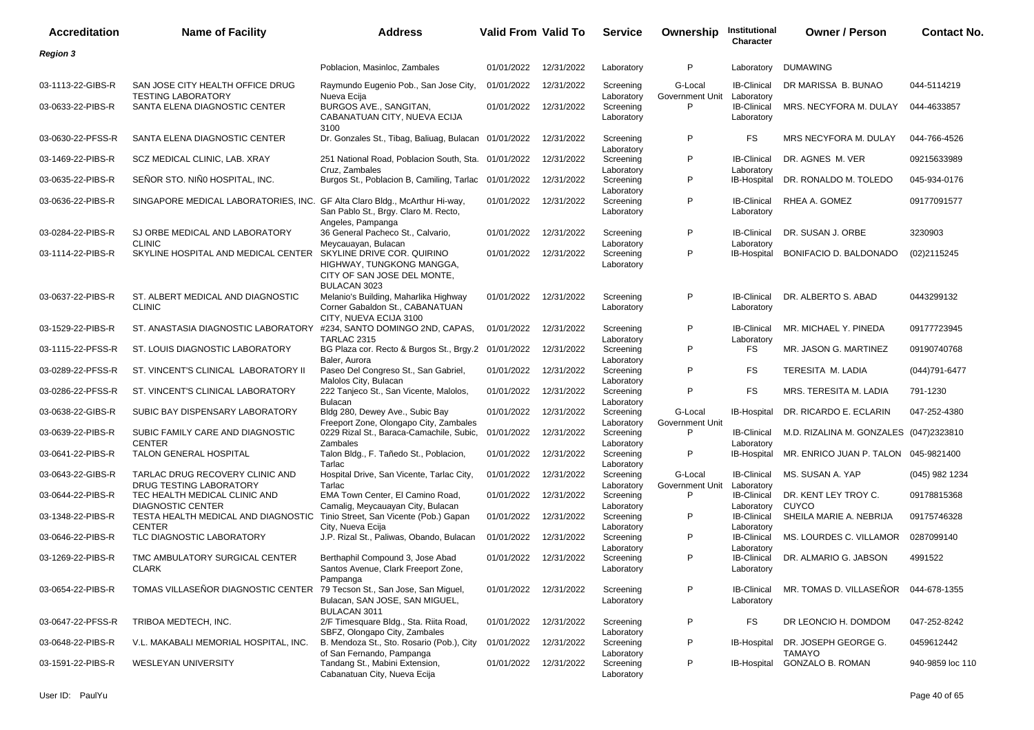| Accreditation | Name of Facility | Address | Valid From | Valid To | Service | Ownership | Institutional Character | Owner / Person | Contact No. |
|---|---|---|---|---|---|---|---|---|---|
| ***Region 3*** | | | | | | | | | |
| | | Poblacion, Masinloc, Zambales | 01/01/2022 | 12/31/2022 | Laboratory | P | Laboratory | DUMAWING | |
| 03-1113-22-GIBS-R | SAN JOSE CITY HEALTH OFFICE DRUG TESTING LABORATORY | Raymundo Eugenio Pob., San Jose City, Nueva Ecija | 01/01/2022 | 12/31/2022 | Screening Laboratory | G-Local Government Unit | IB-Clinical Laboratory | DR MARISSA B. BUNAO | 044-5114219 |
| 03-0633-22-PIBS-R | SANTA ELENA DIAGNOSTIC CENTER | BURGOS AVE., SANGITAN, CABANATUAN CITY, NUEVA ECIJA 3100 | 01/01/2022 | 12/31/2022 | Screening Laboratory | P | IB-Clinical Laboratory | MRS. NECYFORA M. DULAY | 044-4633857 |
| 03-0630-22-PFSS-R | SANTA ELENA DIAGNOSTIC CENTER | Dr. Gonzales St., Tibag, Baliuag, Bulacan | 01/01/2022 | 12/31/2022 | Screening Laboratory | P | FS | MRS NECYFORA M. DULAY | 044-766-4526 |
| 03-1469-22-PIBS-R | SCZ MEDICAL CLINIC, LAB. XRAY | 251 National Road, Poblacion South, Sta. Cruz, Zambales | 01/01/2022 | 12/31/2022 | Screening Laboratory | P | IB-Clinical Laboratory | DR. AGNES M. VER | 09215633989 |
| 03-0635-22-PIBS-R | SEÑOR STO. NIÑ0 HOSPITAL, INC. | Burgos St., Poblacion B, Camiling, Tarlac | 01/01/2022 | 12/31/2022 | Screening Laboratory | P | IB-Hospital | DR. RONALDO M. TOLEDO | 045-934-0176 |
| 03-0636-22-PIBS-R | SINGAPORE MEDICAL LABORATORIES, INC. | GF Alta Claro Bldg., McArthur Hi-way, San Pablo St., Brgy. Claro M. Recto, Angeles, Pampanga | 01/01/2022 | 12/31/2022 | Screening Laboratory | P | IB-Clinical Laboratory | RHEA A. GOMEZ | 09177091577 |
| 03-0284-22-PIBS-R | SJ ORBE MEDICAL AND LABORATORY CLINIC | 36 General Pacheco St., Calvario, Meycauayan, Bulacan | 01/01/2022 | 12/31/2022 | Screening Laboratory | P | IB-Clinical Laboratory | DR. SUSAN J. ORBE | 3230903 |
| 03-1114-22-PIBS-R | SKYLINE HOSPITAL AND MEDICAL CENTER | SKYLINE DRIVE COR. QUIRINO HIGHWAY, TUNGKONG MANGGA, CITY OF SAN JOSE DEL MONTE, BULACAN 3023 | 01/01/2022 | 12/31/2022 | Screening Laboratory | P | IB-Hospital | BONIFACIO D. BALDONADO | (02)2115245 |
| 03-0637-22-PIBS-R | ST. ALBERT MEDICAL AND DIAGNOSTIC CLINIC | Melanio's Building, Maharlika Highway Corner Gabaldon St., CABANATUAN CITY, NUEVA ECIJA 3100 | 01/01/2022 | 12/31/2022 | Screening Laboratory | P | IB-Clinical Laboratory | DR. ALBERTO S. ABAD | 0443299132 |
| 03-1529-22-PIBS-R | ST. ANASTASIA DIAGNOSTIC LABORATORY | #234, SANTO DOMINGO 2ND, CAPAS, TARLAC 2315 | 01/01/2022 | 12/31/2022 | Screening Laboratory | P | IB-Clinical Laboratory | MR. MICHAEL Y. PINEDA | 09177723945 |
| 03-1115-22-PFSS-R | ST. LOUIS DIAGNOSTIC LABORATORY | BG Plaza cor. Recto & Burgos St., Brgy.2 Baler, Aurora | 01/01/2022 | 12/31/2022 | Screening Laboratory | P | FS | MR. JASON G. MARTINEZ | 09190740768 |
| 03-0289-22-PFSS-R | ST. VINCENT'S CLINICAL LABORATORY II | Paseo Del Congreso St., San Gabriel, Malolos City, Bulacan | 01/01/2022 | 12/31/2022 | Screening Laboratory | P | FS | TERESITA M. LADIA | (044)791-6477 |
| 03-0286-22-PFSS-R | ST. VINCENT'S CLINICAL LABORATORY | 222 Tanjeco St., San Vicente, Malolos, Bulacan | 01/01/2022 | 12/31/2022 | Screening Laboratory | P | FS | MRS. TERESITA M. LADIA | 791-1230 |
| 03-0638-22-GIBS-R | SUBIC BAY DISPENSARY LABORATORY | Bldg 280, Dewey Ave., Subic Bay Freeport Zone, Olongapo City, Zambales | 01/01/2022 | 12/31/2022 | Screening Laboratory | G-Local Government Unit | IB-Hospital | DR. RICARDO E. ECLARIN | 047-252-4380 |
| 03-0639-22-PIBS-R | SUBIC FAMILY CARE AND DIAGNOSTIC CENTER | 0229 Rizal St., Baraca-Camachile, Subic, Zambales | 01/01/2022 | 12/31/2022 | Screening Laboratory | P | IB-Clinical Laboratory | M.D. RIZALINA M. GONZALES | (047)2323810 |
| 03-0641-22-PIBS-R | TALON GENERAL HOSPITAL | Talon Bldg., F. Tañedo St., Poblacion, Tarlac | 01/01/2022 | 12/31/2022 | Screening Laboratory | P | IB-Hospital | MR. ENRICO JUAN P. TALON | 045-9821400 |
| 03-0643-22-GIBS-R | TARLAC DRUG RECOVERY CLINIC AND DRUG TESTING LABORATORY | Hospital Drive, San Vicente, Tarlac City, Tarlac | 01/01/2022 | 12/31/2022 | Screening Laboratory | G-Local Government Unit | IB-Clinical Laboratory | MS. SUSAN A. YAP | (045) 982 1234 |
| 03-0644-22-PIBS-R | TEC HEALTH MEDICAL CLINIC AND DIAGNOSTIC CENTER | EMA Town Center, El Camino Road, Camalig, Meycauayan City, Bulacan | 01/01/2022 | 12/31/2022 | Screening Laboratory | P | IB-Clinical Laboratory | DR. KENT LEY TROY C. CUYCO | 09178815368 |
| 03-1348-22-PIBS-R | TESTA HEALTH MEDICAL AND DIAGNOSTIC CENTER | Tinio Street, San Vicente (Pob.) Gapan City, Nueva Ecija | 01/01/2022 | 12/31/2022 | Screening Laboratory | P | IB-Clinical Laboratory | SHEILA MARIE A. NEBRIJA | 09175746328 |
| 03-0646-22-PIBS-R | TLC DIAGNOSTIC LABORATORY | J.P. Rizal St., Paliwas, Obando, Bulacan | 01/01/2022 | 12/31/2022 | Screening Laboratory | P | IB-Clinical Laboratory | MS. LOURDES C. VILLAMOR | 0287099140 |
| 03-1269-22-PIBS-R | TMC AMBULATORY SURGICAL CENTER CLARK | Berthaphil Compound 3, Jose Abad Santos Avenue, Clark Freeport Zone, Pampanga | 01/01/2022 | 12/31/2022 | Screening Laboratory | P | IB-Clinical Laboratory | DR. ALMARIO G. JABSON | 4991522 |
| 03-0654-22-PIBS-R | TOMAS VILLASEÑOR DIAGNOSTIC CENTER | 79 Tecson St., San Jose, San Miguel, Bulacan, SAN JOSE, SAN MIGUEL, BULACAN 3011 | 01/01/2022 | 12/31/2022 | Screening Laboratory | P | IB-Clinical Laboratory | MR. TOMAS D. VILLASEÑOR | 044-678-1355 |
| 03-0647-22-PFSS-R | TRIBOA MEDTECH, INC. | 2/F Timesquare Bldg., Sta. Riita Road, SBFZ, Olongapo City, Zambales | 01/01/2022 | 12/31/2022 | Screening Laboratory | P | FS | DR LEONCIO H. DOMDOM | 047-252-8242 |
| 03-0648-22-PIBS-R | V.L. MAKABALI MEMORIAL HOSPITAL, INC. | B. Mendoza St., Sto. Rosario (Pob.), City of San Fernando, Pampanga | 01/01/2022 | 12/31/2022 | Screening Laboratory | P | IB-Hospital | DR. JOSEPH GEORGE G. TAMAYO | 0459612442 |
| 03-1591-22-PIBS-R | WESLEYAN UNIVERSITY | Tandang St., Mabini Extension, Cabanatuan City, Nueva Ecija | 01/01/2022 | 12/31/2022 | Screening Laboratory | P | IB-Hospital | GONZALO B. ROMAN | 940-9859 loc 110 |

User ID: PaulYu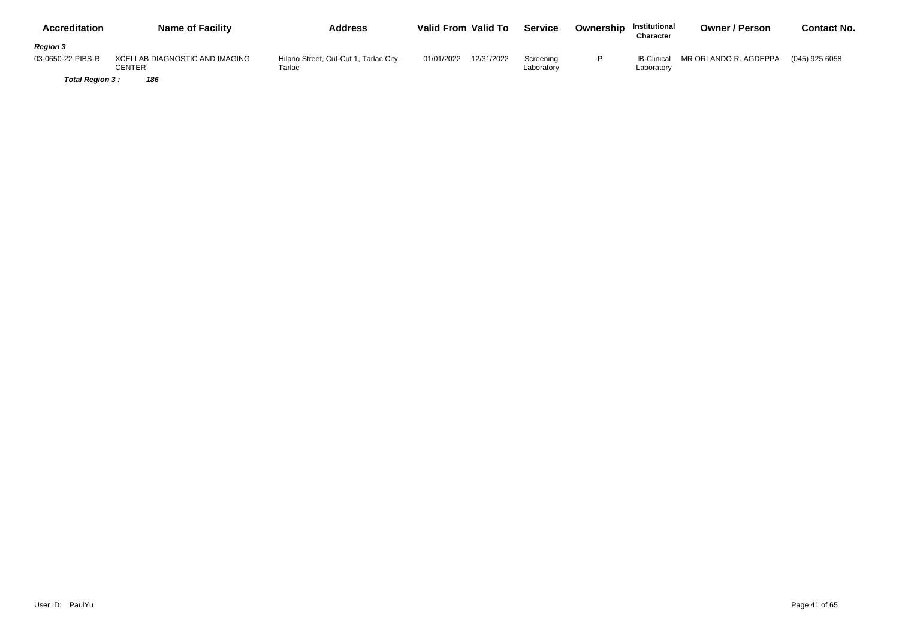| Accreditation | Name of Facility | Address | Valid From | Valid To | Service | Ownership | Institutional Character | Owner / Person | Contact No. |
|---|---|---|---|---|---|---|---|---|---|
| ***Region 3*** | | | | | | | | | |
| 03-0650-22-PIBS-R | XCELLAB DIAGNOSTIC AND IMAGING CENTER | Hilario Street, Cut-Cut 1, Tarlac City, Tarlac | 01/01/2022 | 12/31/2022 | Screening Laboratory | P | IB-Clinical Laboratory | MR ORLANDO R. AGDEPPA | (045) 925 6058 |
| ***Total Region 3 :*** | ***186*** | | | | | | | | |

User ID: PaulYu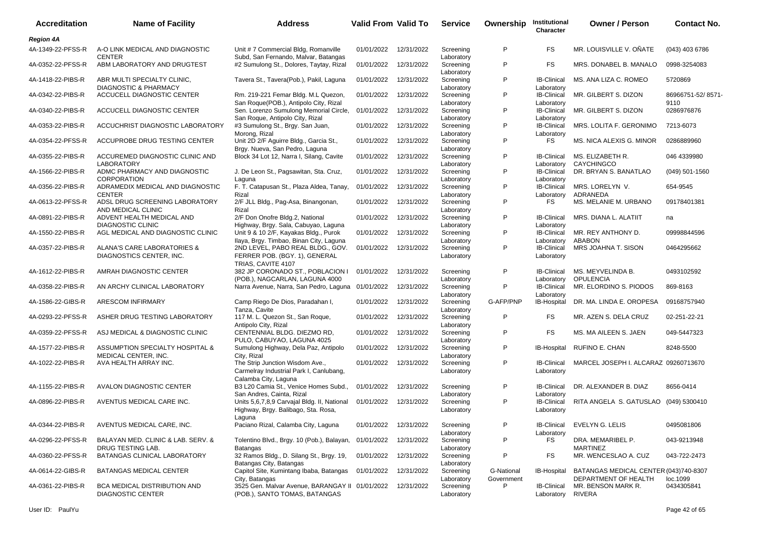| Accreditation | Name of Facility | Address | Valid From | Valid To | Service | Ownership | Institutional Character | Owner / Person | Contact No. |
|---|---|---|---|---|---|---|---|---|---|
| ***Region 4A*** | | | | | | | | | |
| 4A-1349-22-PFSS-R | A-O LINK MEDICAL AND DIAGNOSTIC CENTER | Unit # 7 Commercial Bldg, Romanville Subd, San Fernando, Malvar, Batangas | 01/01/2022 | 12/31/2022 | Screening Laboratory | P | FS | MR. LOUISVILLE V. OÑATE | (043) 403 6786 |
| 4A-0352-22-PFSS-R | ABM LABORATORY AND DRUGTEST | #2 Sumulong St., Dolores, Taytay, Rizal | 01/01/2022 | 12/31/2022 | Screening Laboratory | P | FS | MRS. DONABEL B. MANALO | 0998-3254083 |
| 4A-1418-22-PIBS-R | ABR MULTI SPECIALTY CLINIC, DIAGNOSTIC & PHARMACY | Tavera St., Tavera(Pob.), Pakil, Laguna | 01/01/2022 | 12/31/2022 | Screening Laboratory | P | IB-Clinical Laboratory | MS. ANA LIZA C. ROMEO | 5720869 |
| 4A-0342-22-PIBS-R | ACCUCELL DIAGNOSTIC CENTER | Rm. 219-221 Femar Bldg. M.L Quezon, San Roque(POB.), Antipolo City, Rizal | 01/01/2022 | 12/31/2022 | Screening Laboratory | P | IB-Clinical Laboratory | MR. GILBERT S. DIZON | 86966751-52/ 8571-9110 |
| 4A-0340-22-PIBS-R | ACCUCELL DIAGNOSTIC CENTER | Sen. Lorenzo Sumulong Memorial Circle, San Roque, Antipolo City, Rizal | 01/01/2022 | 12/31/2022 | Screening Laboratory | P | IB-Clinical Laboratory | MR. GILBERT S. DIZON | 0286976876 |
| 4A-0353-22-PIBS-R | ACCUCHRIST DIAGNOSTIC LABORATORY | #3 Sumulong St., Brgy. San Juan, Morong, Rizal | 01/01/2022 | 12/31/2022 | Screening Laboratory | P | IB-Clinical Laboratory | MRS. LOLITA F. GERONIMO | 7213-6073 |
| 4A-0354-22-PFSS-R | ACCUPROBE DRUG TESTING CENTER | Unit 2D 2/F Aguirre Bldg., Garcia St., Brgy. Nueva, San Pedro, Laguna | 01/01/2022 | 12/31/2022 | Screening Laboratory | P | FS | MS. NICA ALEXIS G. MINOR | 0286889960 |
| 4A-0355-22-PIBS-R | ACCUREMED DIAGNOSTIC CLINIC AND LABORATORY | Block 34 Lot 12, Narra I, Silang, Cavite | 01/01/2022 | 12/31/2022 | Screening Laboratory | P | IB-Clinical Laboratory | MS. ELIZABETH R. CAYCHINGCO | 046 4339980 |
| 4A-1566-22-PIBS-R | ADMC PHARMACY AND DIAGNOSTIC CORPORATION | J. De Leon St., Pagsawitan, Sta. Cruz, Laguna | 01/01/2022 | 12/31/2022 | Screening Laboratory | P | IB-Clinical Laboratory | DR. BRYAN S. BANATLAO | (049) 501-1560 |
| 4A-0356-22-PIBS-R | ADRAMEDIX MEDICAL AND DIAGNOSTIC CENTER | F. T. Catapusan St., Plaza Aldea, Tanay, Rizal | 01/01/2022 | 12/31/2022 | Screening Laboratory | P | IB-Clinical Laboratory | MRS. LORELYN V. ADRANEDA | 654-9545 |
| 4A-0613-22-PFSS-R | ADSL DRUG SCREENING LABORATORY AND MEDICAL CLINIC | 2/F JLL Bldg., Pag-Asa, Binangonan, Rizal | 01/01/2022 | 12/31/2022 | Screening Laboratory | P | FS | MS. MELANIE M. URBANO | 09178401381 |
| 4A-0891-22-PIBS-R | ADVENT HEALTH MEDICAL AND DIAGNOSTIC CLINIC | 2/F Don Onofre Bldg.2, National Highway, Brgy. Sala, Cabuyao, Laguna | 01/01/2022 | 12/31/2022 | Screening Laboratory | P | IB-Clinical Laboratory | MRS. DIANA L. ALATIIT | na |
| 4A-1550-22-PIBS-R | AGL MEDICAL AND DIAGNOSTIC CLINIC | Unit 9 & 10 2/F, Kayakas Bldg., Purok Ilaya, Brgy. Timbao, Binan City, Laguna | 01/01/2022 | 12/31/2022 | Screening Laboratory | P | IB-Clinical Laboratory | MR. REY ANTHONY D. ABABON | 09998844596 |
| 4A-0357-22-PIBS-R | ALANA'S CARE LABORATORIES & DIAGNOSTICS CENTER, INC. | 2ND LEVEL, PABO REAL BLDG., GOV. FERRER POB. (BGY. 1), GENERAL TRIAS, CAVITE 4107 | 01/01/2022 | 12/31/2022 | Screening Laboratory | P | IB-Clinical Laboratory | MRS JOAHNA T. SISON | 0464295662 |
| 4A-1612-22-PIBS-R | AMRAH DIAGNOSTIC CENTER | 382 JP CORONADO ST., POBLACION I (POB.), NAGCARLAN, LAGUNA 4000 | 01/01/2022 | 12/31/2022 | Screening Laboratory | P | IB-Clinical Laboratory | MS. MEYVELINDA B. OPULENCIA | 0493102592 |
| 4A-0358-22-PIBS-R | AN ARCHY CLINICAL LABORATORY | Narra Avenue, Narra, San Pedro, Laguna | 01/01/2022 | 12/31/2022 | Screening Laboratory | P | IB-Clinical Laboratory | MR. ELORDINO S. PIODOS | 869-8163 |
| 4A-1586-22-GIBS-R | ARESCOM INFIRMARY | Camp Riego De Dios, Paradahan I, Tanza, Cavite | 01/01/2022 | 12/31/2022 | Screening Laboratory | G-AFP/PNP | IB-Hospital | DR. MA. LINDA E. OROPESA | 09168757940 |
| 4A-0293-22-PFSS-R | ASHER DRUG TESTING LABORATORY | 117 M. L. Quezon St., San Roque, Antipolo City, Rizal | 01/01/2022 | 12/31/2022 | Screening Laboratory | P | FS | MR. AZEN S. DELA CRUZ | 02-251-22-21 |
| 4A-0359-22-PFSS-R | ASJ MEDICAL & DIAGNOSTIC CLINIC | CENTENNIAL BLDG. DIEZMO RD, PULO, CABUYAO, LAGUNA 4025 | 01/01/2022 | 12/31/2022 | Screening Laboratory | P | FS | MS. MA AILEEN S. JAEN | 049-5447323 |
| 4A-1577-22-PIBS-R | ASSUMPTION SPECIALTY HOSPITAL & MEDICAL CENTER, INC. | Sumulong Highway, Dela Paz, Antipolo City, Rizal | 01/01/2022 | 12/31/2022 | Screening Laboratory | P | IB-Hospital | RUFINO E. CHAN | 8248-5500 |
| 4A-1022-22-PIBS-R | AVA HEALTH ARRAY INC. | The Strip Junction Wisdom Ave., Carmelray Industrial Park I, Canlubang, Calamba City, Laguna | 01/01/2022 | 12/31/2022 | Screening Laboratory | P | IB-Clinical Laboratory | MARCEL JOSEPH I. ALCARAZ | 09260713670 |
| 4A-1155-22-PIBS-R | AVALON DIAGNOSTIC CENTER | B3 L20 Camia St., Venice Homes Subd., San Andres, Cainta, Rizal | 01/01/2022 | 12/31/2022 | Screening Laboratory | P | IB-Clinical Laboratory | DR. ALEXANDER B. DIAZ | 8656-0414 |
| 4A-0896-22-PIBS-R | AVENTUS MEDICAL CARE INC. | Units 5,6,7,8,9 Carvajal Bldg. II, National Highway, Brgy. Balibago, Sta. Rosa, Laguna | 01/01/2022 | 12/31/2022 | Screening Laboratory | P | IB-Clinical Laboratory | RITA ANGELA S. GATUSLAO | (049) 5300410 |
| 4A-0344-22-PIBS-R | AVENTUS MEDICAL CARE, INC. | Paciano Rizal, Calamba City, Laguna | 01/01/2022 | 12/31/2022 | Screening Laboratory | P | IB-Clinical Laboratory | EVELYN G. LELIS | 0495081806 |
| 4A-0296-22-PFSS-R | BALAYAN MED. CLINIC & LAB. SERV. & DRUG TESTING LAB. | Tolentino Blvd., Brgy. 10 (Pob.), Balayan, Batangas | 01/01/2022 | 12/31/2022 | Screening Laboratory | P | FS | DRA. MEMARIBEL P. MARTINEZ | 043-9213948 |
| 4A-0360-22-PFSS-R | BATANGAS CLINICAL LABORATORY | 32 Ramos Bldg., D. Silang St., Brgy. 19, Batangas City, Batangas | 01/01/2022 | 12/31/2022 | Screening Laboratory | P | FS | MR. WENCESLAO A. CUZ | 043-722-2473 |
| 4A-0614-22-GIBS-R | BATANGAS MEDICAL CENTER | Capitol Site, Kumintang Ibaba, Batangas City, Batangas | 01/01/2022 | 12/31/2022 | Screening Laboratory | G-National Government | IB-Hospital | BATANGAS MEDICAL CENTER DEPARTMENT OF HEALTH | (043)740-8307 loc.1099 |
| 4A-0361-22-PIBS-R | BCA MEDICAL DISTRIBUTION AND DIAGNOSTIC CENTER | 3525 Gen. Malvar Avenue, BARANGAY II (POB.), SANTO TOMAS, BATANGAS | 01/01/2022 | 12/31/2022 | Screening Laboratory | P | IB-Clinical Laboratory | MR. BENSON MARK R. RIVERA | 0434305841 |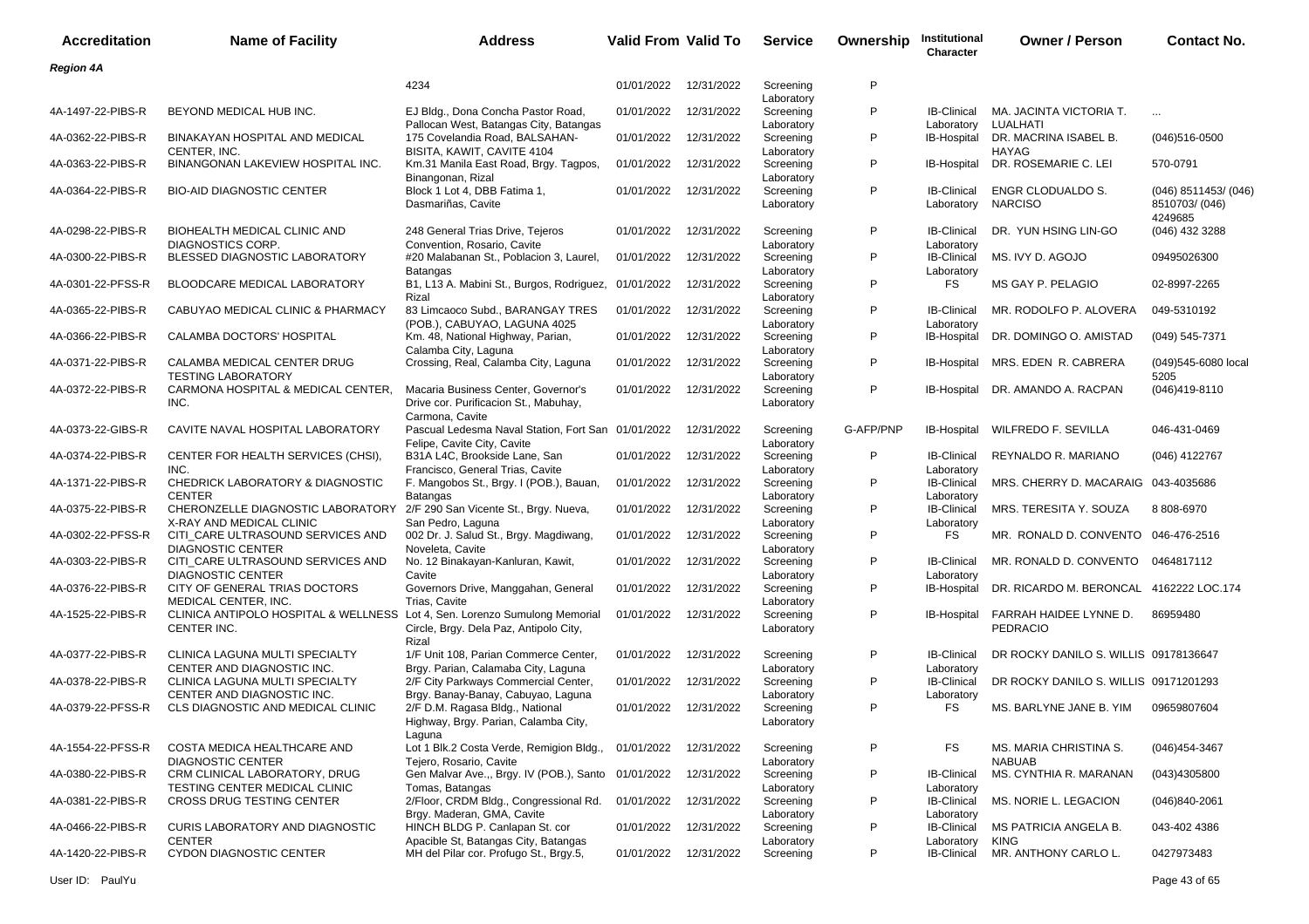| Accreditation | Name of Facility | Address | Valid From | Valid To | Service | Ownership | Institutional Character | Owner / Person | Contact No. |
|---|---|---|---|---|---|---|---|---|---|
| ***Region 4A*** | | | | | | | | | |
| | | 4234 | 01/01/2022 | 12/31/2022 | Screening Laboratory | P | | | |
| 4A-1497-22-PIBS-R | BEYOND MEDICAL HUB INC. | EJ Bldg., Dona Concha Pastor Road, Pallocan West, Batangas City, Batangas | 01/01/2022 | 12/31/2022 | Screening Laboratory | P | IB-Clinical Laboratory | MA. JACINTA VICTORIA T. LUALHATI | ... |
| 4A-0362-22-PIBS-R | BINAKAYAN HOSPITAL AND MEDICAL CENTER, INC. | 175 Covelandia Road, BALSAHAN-BISITA, KAWIT, CAVITE 4104 | 01/01/2022 | 12/31/2022 | Screening Laboratory | P | IB-Hospital | DR. MACRINA ISABEL B. HAYAG | (046)516-0500 |
| 4A-0363-22-PIBS-R | BINANGONAN LAKEVIEW HOSPITAL INC. | Km.31 Manila East Road, Brgy. Tagpos, Binangonan, Rizal | 01/01/2022 | 12/31/2022 | Screening Laboratory | P | IB-Hospital | DR. ROSEMARIE C. LEI | 570-0791 |
| 4A-0364-22-PIBS-R | BIO-AID DIAGNOSTIC CENTER | Block 1 Lot 4, DBB Fatima 1, Dasmariñas, Cavite | 01/01/2022 | 12/31/2022 | Screening Laboratory | P | IB-Clinical Laboratory | ENGR CLODUALDO S. NARCISO | (046) 8511453/ (046) 8510703/ (046) 4249685 |
| 4A-0298-22-PIBS-R | BIOHEALTH MEDICAL CLINIC AND DIAGNOSTICS CORP. | 248 General Trias Drive, Tejeros Convention, Rosario, Cavite | 01/01/2022 | 12/31/2022 | Screening Laboratory | P | IB-Clinical Laboratory | DR. YUN HSING LIN-GO | (046) 432 3288 |
| 4A-0300-22-PIBS-R | BLESSED DIAGNOSTIC LABORATORY | #20 Malabanan St., Poblacion 3, Laurel, Batangas | 01/01/2022 | 12/31/2022 | Screening Laboratory | P | IB-Clinical Laboratory | MS. IVY D. AGOJO | 09495026300 |
| 4A-0301-22-PFSS-R | BLOODCARE MEDICAL LABORATORY | B1, L13 A. Mabini St., Burgos, Rodriguez, Rizal | 01/01/2022 | 12/31/2022 | Screening Laboratory | P | FS | MS GAY P. PELAGIO | 02-8997-2265 |
| 4A-0365-22-PIBS-R | CABUYAO MEDICAL CLINIC & PHARMACY | 83 Limcaoco Subd., BARANGAY TRES (POB.), CABUYAO, LAGUNA 4025 | 01/01/2022 | 12/31/2022 | Screening Laboratory | P | IB-Clinical Laboratory | MR. RODOLFO P. ALOVERA | 049-5310192 |
| 4A-0366-22-PIBS-R | CALAMBA DOCTORS' HOSPITAL | Km. 48, National Highway, Parian, Calamba City, Laguna | 01/01/2022 | 12/31/2022 | Screening Laboratory | P | IB-Hospital | DR. DOMINGO O. AMISTAD | (049) 545-7371 |
| 4A-0371-22-PIBS-R | CALAMBA MEDICAL CENTER DRUG TESTING LABORATORY | Crossing, Real, Calamba City, Laguna | 01/01/2022 | 12/31/2022 | Screening Laboratory | P | IB-Hospital | MRS. EDEN R. CABRERA | (049)545-6080 local 5205 |
| 4A-0372-22-PIBS-R | CARMONA HOSPITAL & MEDICAL CENTER, INC. | Macaria Business Center, Governor's Drive cor. Purificacion St., Mabuhay, Carmona, Cavite | 01/01/2022 | 12/31/2022 | Screening Laboratory | P | IB-Hospital | DR. AMANDO A. RACPAN | (046)419-8110 |
| 4A-0373-22-GIBS-R | CAVITE NAVAL HOSPITAL LABORATORY | Pascual Ledesma Naval Station, Fort San Felipe, Cavite City, Cavite | 01/01/2022 | 12/31/2022 | Screening Laboratory | G-AFP/PNP | IB-Hospital | WILFREDO F. SEVILLA | 046-431-0469 |
| 4A-0374-22-PIBS-R | CENTER FOR HEALTH SERVICES (CHSI), INC. | B31A L4C, Brookside Lane, San Francisco, General Trias, Cavite | 01/01/2022 | 12/31/2022 | Screening Laboratory | P | IB-Clinical Laboratory | REYNALDO R. MARIANO | (046) 4122767 |
| 4A-1371-22-PIBS-R | CHEDRICK LABORATORY & DIAGNOSTIC CENTER | F. Mangobos St., Brgy. I (POB.), Bauan, Batangas | 01/01/2022 | 12/31/2022 | Screening Laboratory | P | IB-Clinical Laboratory | MRS. CHERRY D. MACARAIG | 043-4035686 |
| 4A-0375-22-PIBS-R | CHERONZELLE DIAGNOSTIC LABORATORY X-RAY AND MEDICAL CLINIC | 2/F 290 San Vicente St., Brgy. Nueva, San Pedro, Laguna | 01/01/2022 | 12/31/2022 | Screening Laboratory | P | IB-Clinical Laboratory | MRS. TERESITA Y. SOUZA | 8 808-6970 |
| 4A-0302-22-PFSS-R | CITI_CARE ULTRASOUND SERVICES AND DIAGNOSTIC CENTER | 002 Dr. J. Salud St., Brgy. Magdiwang, Noveleta, Cavite | 01/01/2022 | 12/31/2022 | Screening Laboratory | P | FS | MR. RONALD D. CONVENTO | 046-476-2516 |
| 4A-0303-22-PIBS-R | CITI_CARE ULTRASOUND SERVICES AND DIAGNOSTIC CENTER | No. 12 Binakayan-Kanluran, Kawit, Cavite | 01/01/2022 | 12/31/2022 | Screening Laboratory | P | IB-Clinical Laboratory | MR. RONALD D. CONVENTO | 0464817112 |
| 4A-0376-22-PIBS-R | CITY OF GENERAL TRIAS DOCTORS MEDICAL CENTER, INC. | Governors Drive, Manggahan, General Trias, Cavite | 01/01/2022 | 12/31/2022 | Screening Laboratory | P | IB-Hospital | DR. RICARDO M. BERONCAL | 4162222 LOC.174 |
| 4A-1525-22-PIBS-R | CLINICA ANTIPOLO HOSPITAL & WELLNESS CENTER INC. | Lot 4, Sen. Lorenzo Sumulong Memorial Circle, Brgy. Dela Paz, Antipolo City, Rizal | 01/01/2022 | 12/31/2022 | Screening Laboratory | P | IB-Hospital | FARRAH HAIDEE LYNNE D. PEDRACIO | 86959480 |
| 4A-0377-22-PIBS-R | CLINICA LAGUNA MULTI SPECIALTY CENTER AND DIAGNOSTIC INC. | 1/F Unit 108, Parian Commerce Center, Brgy. Parian, Calamaba City, Laguna | 01/01/2022 | 12/31/2022 | Screening Laboratory | P | IB-Clinical Laboratory | DR ROCKY DANILO S. WILLIS | 09178136647 |
| 4A-0378-22-PIBS-R | CLINICA LAGUNA MULTI SPECIALTY CENTER AND DIAGNOSTIC INC. | 2/F City Parkways Commercial Center, Brgy. Banay-Banay, Cabuyao, Laguna | 01/01/2022 | 12/31/2022 | Screening Laboratory | P | IB-Clinical Laboratory | DR ROCKY DANILO S. WILLIS | 09171201293 |
| 4A-0379-22-PFSS-R | CLS DIAGNOSTIC AND MEDICAL CLINIC | 2/F D.M. Ragasa Bldg., National Highway, Brgy. Parian, Calamba City, Laguna | 01/01/2022 | 12/31/2022 | Screening Laboratory | P | FS | MS. BARLYNE JANE B. YIM | 09659807604 |
| 4A-1554-22-PFSS-R | COSTA MEDICA HEALTHCARE AND DIAGNOSTIC CENTER | Lot 1 Blk.2 Costa Verde, Remigion Bldg., Tejero, Rosario, Cavite | 01/01/2022 | 12/31/2022 | Screening Laboratory | P | FS | MS. MARIA CHRISTINA S. NABUAB | (046)454-3467 |
| 4A-0380-22-PIBS-R | CRM CLINICAL LABORATORY, DRUG TESTING CENTER MEDICAL CLINIC | Gen Malvar Ave.,, Brgy. IV (POB.), Santo Tomas, Batangas | 01/01/2022 | 12/31/2022 | Screening Laboratory | P | IB-Clinical Laboratory | MS. CYNTHIA R. MARANAN | (043)4305800 |
| 4A-0381-22-PIBS-R | CROSS DRUG TESTING CENTER | 2/Floor, CRDM Bldg., Congressional Rd. Brgy. Maderan, GMA, Cavite | 01/01/2022 | 12/31/2022 | Screening Laboratory | P | IB-Clinical Laboratory | MS. NORIE L. LEGACION | (046)840-2061 |
| 4A-0466-22-PIBS-R | CURIS LABORATORY AND DIAGNOSTIC CENTER | HINCH BLDG P. Canlapan St. cor Apacible St, Batangas City, Batangas | 01/01/2022 | 12/31/2022 | Screening Laboratory | P | IB-Clinical Laboratory | MS PATRICIA ANGELA B. KING | 043-402 4386 |
| 4A-1420-22-PIBS-R | CYDON DIAGNOSTIC CENTER | MH del Pilar cor. Profugo St., Brgy.5, | 01/01/2022 | 12/31/2022 | Screening | P | IB-Clinical | MR. ANTHONY CARLO L. | 0427973483 |

User ID: PaulYu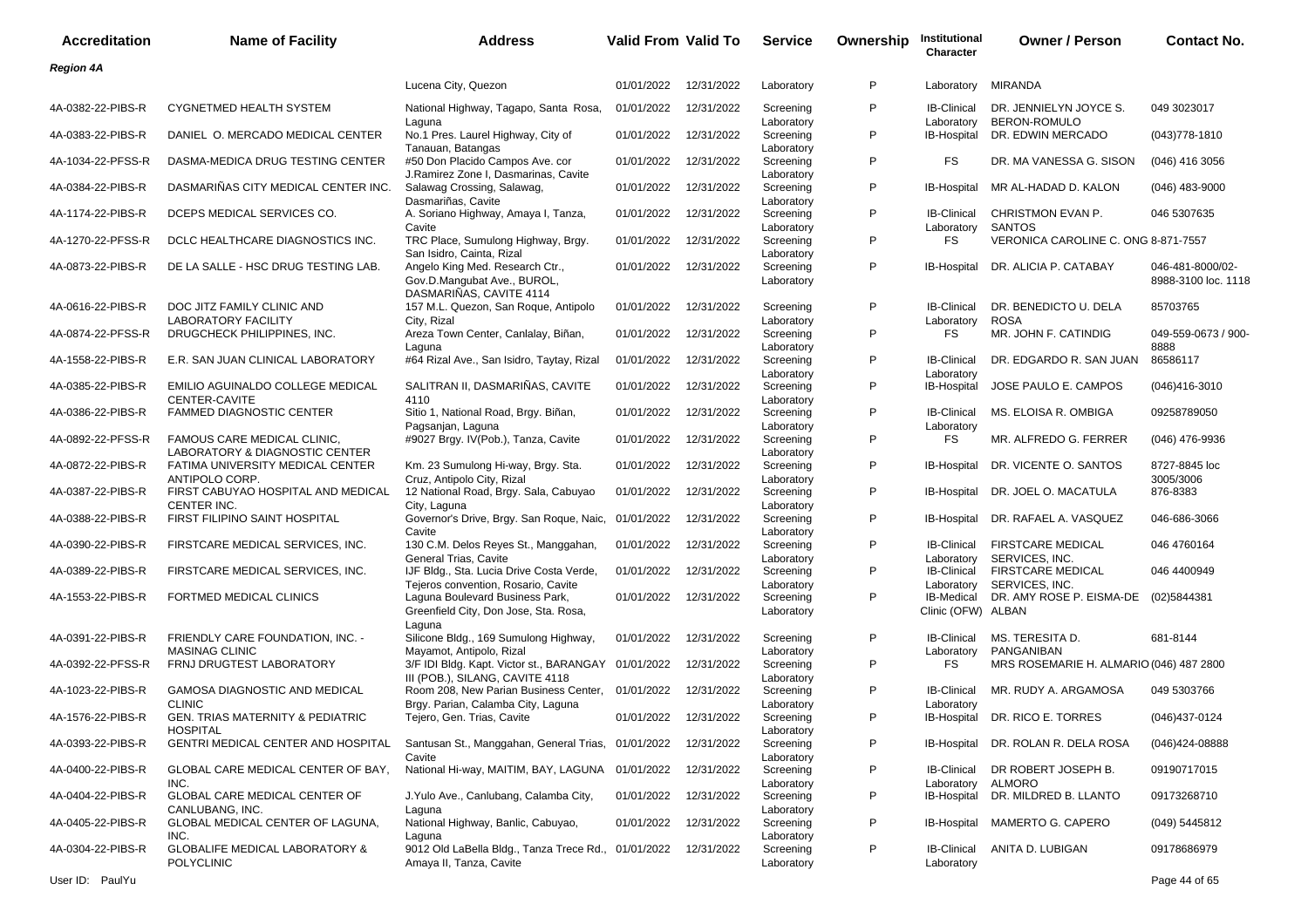| Accreditation | Name of Facility | Address | Valid From | Valid To | Service | Ownership | Institutional Character | Owner / Person | Contact No. |
|---|---|---|---|---|---|---|---|---|---|
| ***Region 4A*** | | | | | | | | | |
| | | Lucena City, Quezon | 01/01/2022 | 12/31/2022 | Laboratory | P | Laboratory | MIRANDA | |
| 4A-0382-22-PIBS-R | CYGNETMED HEALTH SYSTEM | National Highway, Tagapo, Santa Rosa, Laguna | 01/01/2022 | 12/31/2022 | Screening Laboratory | P | IB-Clinical Laboratory | DR. JENNIELYN JOYCE S. BERON-ROMULO | 049 3023017 |
| 4A-0383-22-PIBS-R | DANIEL O. MERCADO MEDICAL CENTER | No.1 Pres. Laurel Highway, City of Tanauan, Batangas | 01/01/2022 | 12/31/2022 | Screening Laboratory | P | IB-Hospital | DR. EDWIN MERCADO | (043)778-1810 |
| 4A-1034-22-PFSS-R | DASMA-MEDICA DRUG TESTING CENTER | #50 Don Placido Campos Ave. cor J.Ramirez Zone I, Dasmarinas, Cavite | 01/01/2022 | 12/31/2022 | Screening Laboratory | P | FS | DR. MA VANESSA G. SISON | (046) 416 3056 |
| 4A-0384-22-PIBS-R | DASMARIÑAS CITY MEDICAL CENTER INC. | Salawag Crossing, Salawag, Dasmariñas, Cavite | 01/01/2022 | 12/31/2022 | Screening Laboratory | P | IB-Hospital | MR AL-HADAD D. KALON | (046) 483-9000 |
| 4A-1174-22-PIBS-R | DCEPS MEDICAL SERVICES CO. | A. Soriano Highway, Amaya I, Tanza, Cavite | 01/01/2022 | 12/31/2022 | Screening Laboratory | P | IB-Clinical Laboratory | CHRISTMON EVAN P. SANTOS | 046 5307635 |
| 4A-1270-22-PFSS-R | DCLC HEALTHCARE DIAGNOSTICS INC. | TRC Place, Sumulong Highway, Brgy. San Isidro, Cainta, Rizal | 01/01/2022 | 12/31/2022 | Screening Laboratory | P | FS | VERONICA CAROLINE C. ONG | 8-871-7557 |
| 4A-0873-22-PIBS-R | DE LA SALLE - HSC DRUG TESTING LAB. | Angelo King Med. Research Ctr., Gov.D.Mangubat Ave., BUROL, DASMARIÑAS, CAVITE 4114 | 01/01/2022 | 12/31/2022 | Screening Laboratory | P | IB-Hospital | DR. ALICIA P. CATABAY | 046-481-8000/02-8988-3100 loc. 1118 |
| 4A-0616-22-PIBS-R | DOC JITZ FAMILY CLINIC AND LABORATORY FACILITY | 157 M.L. Quezon, San Roque, Antipolo City, Rizal | 01/01/2022 | 12/31/2022 | Screening Laboratory | P | IB-Clinical Laboratory | DR. BENEDICTO U. DELA ROSA | 85703765 |
| 4A-0874-22-PFSS-R | DRUGCHECK PHILIPPINES, INC. | Areza Town Center, Canlalay, Biñan, Laguna | 01/01/2022 | 12/31/2022 | Screening Laboratory | P | FS | MR. JOHN F. CATINDIG | 049-559-0673 / 900-8888 |
| 4A-1558-22-PIBS-R | E.R. SAN JUAN CLINICAL LABORATORY | #64 Rizal Ave., San Isidro, Taytay, Rizal | 01/01/2022 | 12/31/2022 | Screening Laboratory | P | IB-Clinical Laboratory | DR. EDGARDO R. SAN JUAN | 86586117 |
| 4A-0385-22-PIBS-R | EMILIO AGUINALDO COLLEGE MEDICAL CENTER-CAVITE | SALITRAN II, DASMARIÑAS, CAVITE 4110 | 01/01/2022 | 12/31/2022 | Screening Laboratory | P | IB-Hospital | JOSE PAULO E. CAMPOS | (046)416-3010 |
| 4A-0386-22-PIBS-R | FAMMED DIAGNOSTIC CENTER | Sitio 1, National Road, Brgy. Biñan, Pagsanjan, Laguna | 01/01/2022 | 12/31/2022 | Screening Laboratory | P | IB-Clinical Laboratory | MS. ELOISA R. OMBIGA | 09258789050 |
| 4A-0892-22-PFSS-R | FAMOUS CARE MEDICAL CLINIC, LABORATORY & DIAGNOSTIC CENTER | #9027 Brgy. IV(Pob.), Tanza, Cavite | 01/01/2022 | 12/31/2022 | Screening Laboratory | P | FS | MR. ALFREDO G. FERRER | (046) 476-9936 |
| 4A-0872-22-PIBS-R | FATIMA UNIVERSITY MEDICAL CENTER ANTIPOLO CORP. | Km. 23 Sumulong Hi-way, Brgy. Sta. Cruz, Antipolo City, Rizal | 01/01/2022 | 12/31/2022 | Screening Laboratory | P | IB-Hospital | DR. VICENTE O. SANTOS | 8727-8845 loc 3005/3006 |
| 4A-0387-22-PIBS-R | FIRST CABUYAO HOSPITAL AND MEDICAL CENTER INC. | 12 National Road, Brgy. Sala, Cabuyao City, Laguna | 01/01/2022 | 12/31/2022 | Screening Laboratory | P | IB-Hospital | DR. JOEL O. MACATULA | 876-8383 |
| 4A-0388-22-PIBS-R | FIRST FILIPINO SAINT HOSPITAL | Governor's Drive, Brgy. San Roque, Naic, Cavite | 01/01/2022 | 12/31/2022 | Screening Laboratory | P | IB-Hospital | DR. RAFAEL A. VASQUEZ | 046-686-3066 |
| 4A-0390-22-PIBS-R | FIRSTCARE MEDICAL SERVICES, INC. | 130 C.M. Delos Reyes St., Manggahan, General Trias, Cavite | 01/01/2022 | 12/31/2022 | Screening Laboratory | P | IB-Clinical Laboratory | FIRSTCARE MEDICAL SERVICES, INC. | 046 4760164 |
| 4A-0389-22-PIBS-R | FIRSTCARE MEDICAL SERVICES, INC. | IJF Bldg., Sta. Lucia Drive Costa Verde, Tejeros convention, Rosario, Cavite | 01/01/2022 | 12/31/2022 | Screening Laboratory | P | IB-Clinical Laboratory | FIRSTCARE MEDICAL SERVICES, INC. | 046 4400949 |
| 4A-1553-22-PIBS-R | FORTMED MEDICAL CLINICS | Laguna Boulevard Business Park, Greenfield City, Don Jose, Sta. Rosa, Laguna | 01/01/2022 | 12/31/2022 | Screening Laboratory | P | IB-Medical Clinic (OFW) | DR. AMY ROSE P. EISMA-DE ALBAN | (02)5844381 |
| 4A-0391-22-PIBS-R | FRIENDLY CARE FOUNDATION, INC. - MASINAG CLINIC | Silicone Bldg., 169 Sumulong Highway, Mayamot, Antipolo, Rizal | 01/01/2022 | 12/31/2022 | Screening Laboratory | P | IB-Clinical Laboratory | MS. TERESITA D. PANGANIBAN | 681-8144 |
| 4A-0392-22-PFSS-R | FRNJ DRUGTEST LABORATORY | 3/F IDI Bldg. Kapt. Victor st., BARANGAY III (POB.), SILANG, CAVITE 4118 | 01/01/2022 | 12/31/2022 | Screening Laboratory | P | FS | MRS ROSEMARIE H. ALMARIO | (046) 487 2800 |
| 4A-1023-22-PIBS-R | GAMOSA DIAGNOSTIC AND MEDICAL CLINIC | Room 208, New Parian Business Center, Brgy. Parian, Calamba City, Laguna | 01/01/2022 | 12/31/2022 | Screening Laboratory | P | IB-Clinical Laboratory | MR. RUDY A. ARGAMOSA | 049 5303766 |
| 4A-1576-22-PIBS-R | GEN. TRIAS MATERNITY & PEDIATRIC HOSPITAL | Tejero, Gen. Trias, Cavite | 01/01/2022 | 12/31/2022 | Screening Laboratory | P | IB-Hospital | DR. RICO E. TORRES | (046)437-0124 |
| 4A-0393-22-PIBS-R | GENTRI MEDICAL CENTER AND HOSPITAL | Santusan St., Manggahan, General Trias, Cavite | 01/01/2022 | 12/31/2022 | Screening Laboratory | P | IB-Hospital | DR. ROLAN R. DELA ROSA | (046)424-08888 |
| 4A-0400-22-PIBS-R | GLOBAL CARE MEDICAL CENTER OF BAY, INC. | National Hi-way, MAITIM, BAY, LAGUNA | 01/01/2022 | 12/31/2022 | Screening Laboratory | P | IB-Clinical Laboratory | DR ROBERT JOSEPH B. ALMORO | 09190717015 |
| 4A-0404-22-PIBS-R | GLOBAL CARE MEDICAL CENTER OF CANLUBANG, INC. | J.Yulo Ave., Canlubang, Calamba City, Laguna | 01/01/2022 | 12/31/2022 | Screening Laboratory | P | IB-Hospital | DR. MILDRED B. LLANTO | 09173268710 |
| 4A-0405-22-PIBS-R | GLOBAL MEDICAL CENTER OF LAGUNA, INC. | National Highway, Banlic, Cabuyao, Laguna | 01/01/2022 | 12/31/2022 | Screening Laboratory | P | IB-Hospital | MAMERTO G. CAPERO | (049) 5445812 |
| 4A-0304-22-PIBS-R | GLOBALIFE MEDICAL LABORATORY & POLYCLINIC | 9012 Old LaBella Bldg., Tanza Trece Rd., Amaya II, Tanza, Cavite | 01/01/2022 | 12/31/2022 | Screening Laboratory | P | IB-Clinical Laboratory | ANITA D. LUBIGAN | 09178686979 |

User ID: PaulYu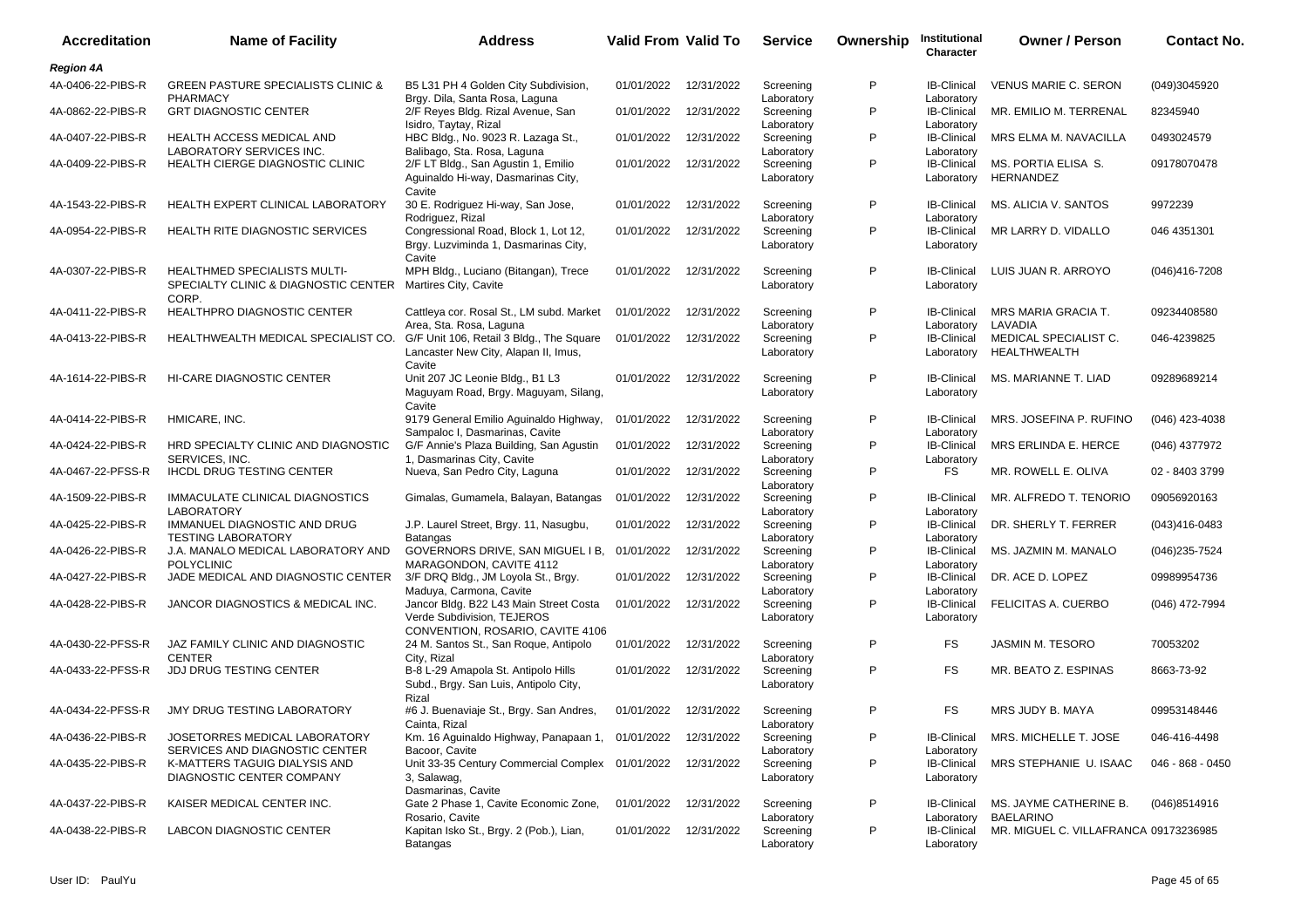| Accreditation | Name of Facility | Address | Valid From | Valid To | Service | Ownership | Institutional Character | Owner / Person | Contact No. |
|---|---|---|---|---|---|---|---|---|---|
| ***Region 4A*** | | | | | | | | | |
| 4A-0406-22-PIBS-R | GREEN PASTURE SPECIALISTS CLINIC & PHARMACY | B5 L31 PH 4 Golden City Subdivision, Brgy. Dila, Santa Rosa, Laguna | 01/01/2022 | 12/31/2022 | Screening Laboratory | P | IB-Clinical Laboratory | VENUS MARIE C. SERON | (049)3045920 |
| 4A-0862-22-PIBS-R | GRT DIAGNOSTIC CENTER | 2/F Reyes Bldg. Rizal Avenue, San Isidro, Taytay, Rizal | 01/01/2022 | 12/31/2022 | Screening Laboratory | P | IB-Clinical Laboratory | MR. EMILIO M. TERRENAL | 82345940 |
| 4A-0407-22-PIBS-R | HEALTH ACCESS MEDICAL AND LABORATORY SERVICES INC. | HBC Bldg., No. 9023 R. Lazaga St., Balibago, Sta. Rosa, Laguna | 01/01/2022 | 12/31/2022 | Screening Laboratory | P | IB-Clinical Laboratory | MRS ELMA M. NAVACILLA | 0493024579 |
| 4A-0409-22-PIBS-R | HEALTH CIERGE DIAGNOSTIC CLINIC | 2/F LT Bldg., San Agustin 1, Emilio Aguinaldo Hi-way, Dasmarinas City, Cavite | 01/01/2022 | 12/31/2022 | Screening Laboratory | P | IB-Clinical Laboratory | MS. PORTIA ELISA S. HERNANDEZ | 09178070478 |
| 4A-1543-22-PIBS-R | HEALTH EXPERT CLINICAL LABORATORY | 30 E. Rodriguez Hi-way, San Jose, Rodriguez, Rizal | 01/01/2022 | 12/31/2022 | Screening Laboratory | P | IB-Clinical Laboratory | MS. ALICIA V. SANTOS | 9972239 |
| 4A-0954-22-PIBS-R | HEALTH RITE DIAGNOSTIC SERVICES | Congressional Road, Block 1, Lot 12, Brgy. Luzviminda 1, Dasmarinas City, Cavite | 01/01/2022 | 12/31/2022 | Screening Laboratory | P | IB-Clinical Laboratory | MR LARRY D. VIDALLO | 046 4351301 |
| 4A-0307-22-PIBS-R | HEALTHMED SPECIALISTS MULTI-SPECIALTY CLINIC & DIAGNOSTIC CENTER CORP. | MPH Bldg., Luciano (Bitangan), Trece Martires City, Cavite | 01/01/2022 | 12/31/2022 | Screening Laboratory | P | IB-Clinical Laboratory | LUIS JUAN R. ARROYO | (046)416-7208 |
| 4A-0411-22-PIBS-R | HEALTHPRO DIAGNOSTIC CENTER | Cattleya cor. Rosal St., LM subd. Market Area, Sta. Rosa, Laguna | 01/01/2022 | 12/31/2022 | Screening Laboratory | P | IB-Clinical Laboratory | MRS MARIA GRACIA T. LAVADIA | 09234408580 |
| 4A-0413-22-PIBS-R | HEALTHWEALTH MEDICAL SPECIALIST CO. | G/F Unit 106, Retail 3 Bldg., The Square Lancaster New City, Alapan II, Imus, Cavite | 01/01/2022 | 12/31/2022 | Screening Laboratory | P | IB-Clinical Laboratory | MEDICAL SPECIALIST C. HEALTHWEALTH | 046-4239825 |
| 4A-1614-22-PIBS-R | HI-CARE DIAGNOSTIC CENTER | Unit 207 JC Leonie Bldg., B1 L3 Maguyam Road, Brgy. Maguyam, Silang, Cavite | 01/01/2022 | 12/31/2022 | Screening Laboratory | P | IB-Clinical Laboratory | MS. MARIANNE T. LIAD | 09289689214 |
| 4A-0414-22-PIBS-R | HMICARE, INC. | 9179 General Emilio Aguinaldo Highway, Sampaloc I, Dasmarinas, Cavite | 01/01/2022 | 12/31/2022 | Screening Laboratory | P | IB-Clinical Laboratory | MRS. JOSEFINA P. RUFINO | (046) 423-4038 |
| 4A-0424-22-PIBS-R | HRD SPECIALTY CLINIC AND DIAGNOSTIC SERVICES, INC. | G/F Annie's Plaza Building, San Agustin 1, Dasmarinas City, Cavite | 01/01/2022 | 12/31/2022 | Screening Laboratory | P | IB-Clinical Laboratory | MRS ERLINDA E. HERCE | (046) 4377972 |
| 4A-0467-22-PFSS-R | IHCDL DRUG TESTING CENTER | Nueva, San Pedro City, Laguna | 01/01/2022 | 12/31/2022 | Screening Laboratory | P | FS | MR. ROWELL E. OLIVA | 02 - 8403 3799 |
| 4A-1509-22-PIBS-R | IMMACULATE CLINICAL DIAGNOSTICS LABORATORY | Gimalas, Gumamela, Balayan, Batangas | 01/01/2022 | 12/31/2022 | Screening Laboratory | P | IB-Clinical Laboratory | MR. ALFREDO T. TENORIO | 09056920163 |
| 4A-0425-22-PIBS-R | IMMANUEL DIAGNOSTIC AND DRUG TESTING LABORATORY | J.P. Laurel Street, Brgy. 11, Nasugbu, Batangas | 01/01/2022 | 12/31/2022 | Screening Laboratory | P | IB-Clinical Laboratory | DR. SHERLY T. FERRER | (043)416-0483 |
| 4A-0426-22-PIBS-R | J.A. MANALO MEDICAL LABORATORY AND POLYCLINIC | GOVERNORS DRIVE, SAN MIGUEL I B, MARAGONDON, CAVITE 4112 | 01/01/2022 | 12/31/2022 | Screening Laboratory | P | IB-Clinical Laboratory | MS. JAZMIN M. MANALO | (046)235-7524 |
| 4A-0427-22-PIBS-R | JADE MEDICAL AND DIAGNOSTIC CENTER | 3/F DRQ Bldg., JM Loyola St., Brgy. Maduya, Carmona, Cavite | 01/01/2022 | 12/31/2022 | Screening Laboratory | P | IB-Clinical Laboratory | DR. ACE D. LOPEZ | 09989954736 |
| 4A-0428-22-PIBS-R | JANCOR DIAGNOSTICS & MEDICAL INC. | Jancor Bldg. B22 L43 Main Street Costa Verde Subdivision, TEJEROS CONVENTION, ROSARIO, CAVITE 4106 | 01/01/2022 | 12/31/2022 | Screening Laboratory | P | IB-Clinical Laboratory | FELICITAS A. CUERBO | (046) 472-7994 |
| 4A-0430-22-PFSS-R | JAZ FAMILY CLINIC AND DIAGNOSTIC CENTER | 24 M. Santos St., San Roque, Antipolo City, Rizal | 01/01/2022 | 12/31/2022 | Screening Laboratory | P | FS | JASMIN M. TESORO | 70053202 |
| 4A-0433-22-PFSS-R | JDJ DRUG TESTING CENTER | B-8 L-29 Amapola St. Antipolo Hills Subd., Brgy. San Luis, Antipolo City, Rizal | 01/01/2022 | 12/31/2022 | Screening Laboratory | P | FS | MR. BEATO Z. ESPINAS | 8663-73-92 |
| 4A-0434-22-PFSS-R | JMY DRUG TESTING LABORATORY | #6 J. Buenaviaje St., Brgy. San Andres, Cainta, Rizal | 01/01/2022 | 12/31/2022 | Screening Laboratory | P | FS | MRS JUDY B. MAYA | 09953148446 |
| 4A-0436-22-PIBS-R | JOSETORRES MEDICAL LABORATORY SERVICES AND DIAGNOSTIC CENTER | Km. 16 Aguinaldo Highway, Panapaan 1, Bacoor, Cavite | 01/01/2022 | 12/31/2022 | Screening Laboratory | P | IB-Clinical Laboratory | MRS. MICHELLE T. JOSE | 046-416-4498 |
| 4A-0435-22-PIBS-R | K-MATTERS TAGUIG DIALYSIS AND DIAGNOSTIC CENTER COMPANY | Unit 33-35 Century Commercial Complex 3, Salawag, Dasmarinas, Cavite | 01/01/2022 | 12/31/2022 | Screening Laboratory | P | IB-Clinical Laboratory | MRS STEPHANIE U. ISAAC | 046 - 868 - 0450 |
| 4A-0437-22-PIBS-R | KAISER MEDICAL CENTER INC. | Gate 2 Phase 1, Cavite Economic Zone, Rosario, Cavite | 01/01/2022 | 12/31/2022 | Screening Laboratory | P | IB-Clinical Laboratory | MS. JAYME CATHERINE B. BAELARINO | (046)8514916 |
| 4A-0438-22-PIBS-R | LABCON DIAGNOSTIC CENTER | Kapitan Isko St., Brgy. 2 (Pob.), Lian, Batangas | 01/01/2022 | 12/31/2022 | Screening Laboratory | P | IB-Clinical Laboratory | MR. MIGUEL C. VILLAFRANCA | 09173236985 |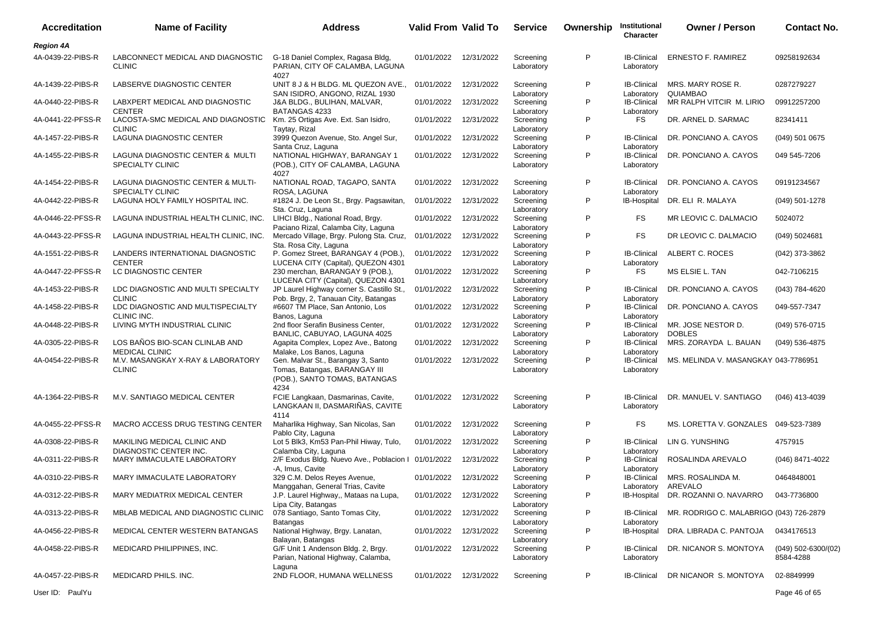| Accreditation | Name of Facility | Address | Valid From | Valid To | Service | Ownership | Institutional Character | Owner / Person | Contact No. |
|---|---|---|---|---|---|---|---|---|---|
| ***Region 4A*** | | | | | | | | | |
| 4A-0439-22-PIBS-R | LABCONNECT MEDICAL AND DIAGNOSTIC CLINIC | G-18 Daniel Complex, Ragasa Bldg, PARIAN, CITY OF CALAMBA, LAGUNA 4027 | 01/01/2022 | 12/31/2022 | Screening Laboratory | P | IB-Clinical Laboratory | ERNESTO F. RAMIREZ | 09258192634 |
| 4A-1439-22-PIBS-R | LABSERVE DIAGNOSTIC CENTER | UNIT 8 J & H BLDG. ML QUEZON AVE., SAN ISIDRO, ANGONO, RIZAL 1930 | 01/01/2022 | 12/31/2022 | Screening Laboratory | P | IB-Clinical Laboratory | MRS. MARY ROSE R. QUIAMBAO | 0287279227 |
| 4A-0440-22-PIBS-R | LABXPERT MEDICAL AND DIAGNOSTIC CENTER | J&A BLDG., BULIHAN, MALVAR, BATANGAS 4233 | 01/01/2022 | 12/31/2022 | Screening Laboratory | P | IB-Clinical Laboratory | MR RALPH VITCIR M. LIRIO | 09912257200 |
| 4A-0441-22-PFSS-R | LACOSTA-SMC MEDICAL AND DIAGNOSTIC CLINIC | Km. 25 Ortigas Ave. Ext. San Isidro, Taytay, Rizal | 01/01/2022 | 12/31/2022 | Screening Laboratory | P | FS | DR. ARNEL D. SARMAC | 82341411 |
| 4A-1457-22-PIBS-R | LAGUNA DIAGNOSTIC CENTER | 3999 Quezon Avenue, Sto. Angel Sur, Santa Cruz, Laguna | 01/01/2022 | 12/31/2022 | Screening Laboratory | P | IB-Clinical Laboratory | DR. PONCIANO A. CAYOS | (049) 501 0675 |
| 4A-1455-22-PIBS-R | LAGUNA DIAGNOSTIC CENTER & MULTI SPECIALTY CLINIC | NATIONAL HIGHWAY, BARANGAY 1 (POB.), CITY OF CALAMBA, LAGUNA 4027 | 01/01/2022 | 12/31/2022 | Screening Laboratory | P | IB-Clinical Laboratory | DR. PONCIANO A. CAYOS | 049 545-7206 |
| 4A-1454-22-PIBS-R | LAGUNA DIAGNOSTIC CENTER & MULTI-SPECIALTY CLINIC | NATIONAL ROAD, TAGAPO, SANTA ROSA, LAGUNA | 01/01/2022 | 12/31/2022 | Screening Laboratory | P | IB-Clinical Laboratory | DR. PONCIANO A. CAYOS | 09191234567 |
| 4A-0442-22-PIBS-R | LAGUNA HOLY FAMILY HOSPITAL INC. | #1824 J. De Leon St., Brgy. Pagsawitan, Sta. Cruz, Laguna | 01/01/2022 | 12/31/2022 | Screening Laboratory | P | IB-Hospital | DR. ELI R. MALAYA | (049) 501-1278 |
| 4A-0446-22-PFSS-R | LAGUNA INDUSTRIAL HEALTH CLINIC, INC. | LIHCI Bldg., National Road, Brgy. Paciano Rizal, Calamba City, Laguna | 01/01/2022 | 12/31/2022 | Screening Laboratory | P | FS | MR LEOVIC C. DALMACIO | 5024072 |
| 4A-0443-22-PFSS-R | LAGUNA INDUSTRIAL HEALTH CLINIC, INC. | Mercado Village, Brgy. Pulong Sta. Cruz, Sta. Rosa City, Laguna | 01/01/2022 | 12/31/2022 | Screening Laboratory | P | FS | DR LEOVIC C. DALMACIO | (049) 5024681 |
| 4A-1551-22-PIBS-R | LANDERS INTERNATIONAL DIAGNOSTIC CENTER | P. Gomez Street, BARANGAY 4 (POB.), LUCENA CITY (Capital), QUEZON 4301 | 01/01/2022 | 12/31/2022 | Screening Laboratory | P | IB-Clinical Laboratory | ALBERT C. ROCES | (042) 373-3862 |
| 4A-0447-22-PFSS-R | LC DIAGNOSTIC CENTER | 230 merchan, BARANGAY 9 (POB.), LUCENA CITY (Capital), QUEZON 4301 | 01/01/2022 | 12/31/2022 | Screening Laboratory | P | FS | MS ELSIE L. TAN | 042-7106215 |
| 4A-1453-22-PIBS-R | LDC DIAGNOSTIC AND MULTI SPECIALTY CLINIC | JP Laurel Highway corner S. Castillo St., Pob. Brgy, 2, Tanauan City, Batangas | 01/01/2022 | 12/31/2022 | Screening Laboratory | P | IB-Clinical Laboratory | DR. PONCIANO A. CAYOS | (043) 784-4620 |
| 4A-1458-22-PIBS-R | LDC DIAGNOSTIC AND MULTISPECIALTY CLINIC INC. | #6607 TM Place, San Antonio, Los Banos, Laguna | 01/01/2022 | 12/31/2022 | Screening Laboratory | P | IB-Clinical Laboratory | DR. PONCIANO A. CAYOS | 049-557-7347 |
| 4A-0448-22-PIBS-R | LIVING MYTH INDUSTRIAL CLINIC | 2nd floor Serafin Business Center, BANLIC, CABUYAO, LAGUNA 4025 | 01/01/2022 | 12/31/2022 | Screening Laboratory | P | IB-Clinical Laboratory | MR. JOSE NESTOR D. DOBLES | (049) 576-0715 |
| 4A-0305-22-PIBS-R | LOS BAÑOS BIO-SCAN CLINLAB AND MEDICAL CLINIC | Agapita Complex, Lopez Ave., Batong Malake, Los Banos, Laguna | 01/01/2022 | 12/31/2022 | Screening Laboratory | P | IB-Clinical Laboratory | MRS. ZORAYDA L. BAUAN | (049) 536-4875 |
| 4A-0454-22-PIBS-R | M.V. MASANGKAY X-RAY & LABORATORY CLINIC | Gen. Malvar St., Barangay 3, Santo Tomas, Batangas, BARANGAY III (POB.), SANTO TOMAS, BATANGAS 4234 | 01/01/2022 | 12/31/2022 | Screening Laboratory | P | IB-Clinical Laboratory | MS. MELINDA V. MASANGKAY | 043-7786951 |
| 4A-1364-22-PIBS-R | M.V. SANTIAGO MEDICAL CENTER | FCIE Langkaan, Dasmarinas, Cavite, LANGKAAN II, DASMARIÑAS, CAVITE 4114 | 01/01/2022 | 12/31/2022 | Screening Laboratory | P | IB-Clinical Laboratory | DR. MANUEL V. SANTIAGO | (046) 413-4039 |
| 4A-0455-22-PFSS-R | MACRO ACCESS DRUG TESTING CENTER | Maharlika Highway, San Nicolas, San Pablo City, Laguna | 01/01/2022 | 12/31/2022 | Screening Laboratory | P | FS | MS. LORETTA V. GONZALES | 049-523-7389 |
| 4A-0308-22-PIBS-R | MAKILING MEDICAL CLINIC AND DIAGNOSTIC CENTER INC. | Lot 5 Blk3, Km53 Pan-Phil Hiway, Tulo, Calamba City, Laguna | 01/01/2022 | 12/31/2022 | Screening Laboratory | P | IB-Clinical Laboratory | LIN G. YUNSHING | 4757915 |
| 4A-0311-22-PIBS-R | MARY IMMACULATE LABORATORY | 2/F Exodus Bldg. Nuevo Ave., Poblacion I -A, Imus, Cavite | 01/01/2022 | 12/31/2022 | Screening Laboratory | P | IB-Clinical Laboratory | ROSALINDA AREVALO | (046) 8471-4022 |
| 4A-0310-22-PIBS-R | MARY IMMACULATE LABORATORY | 329 C.M. Delos Reyes Avenue, Manggahan, General Trias, Cavite | 01/01/2022 | 12/31/2022 | Screening Laboratory | P | IB-Clinical Laboratory | MRS. ROSALINDA M. AREVALO | 0464848001 |
| 4A-0312-22-PIBS-R | MARY MEDIATRIX MEDICAL CENTER | J.P. Laurel Highway,, Mataas na Lupa, Lipa City, Batangas | 01/01/2022 | 12/31/2022 | Screening Laboratory | P | IB-Hospital | DR. ROZANNI O. NAVARRO | 043-7736800 |
| 4A-0313-22-PIBS-R | MBLAB MEDICAL AND DIAGNOSTIC CLINIC | 078 Santiago, Santo Tomas City, Batangas | 01/01/2022 | 12/31/2022 | Screening Laboratory | P | IB-Clinical Laboratory | MR. RODRIGO C. MALABRIGO | (043) 726-2879 |
| 4A-0456-22-PIBS-R | MEDICAL CENTER WESTERN BATANGAS | National Highway, Brgy. Lanatan, Balayan, Batangas | 01/01/2022 | 12/31/2022 | Screening Laboratory | P | IB-Hospital | DRA. LIBRADA C. PANTOJA | 0434176513 |
| 4A-0458-22-PIBS-R | MEDICARD PHILIPPINES, INC. | G/F Unit 1 Andenson Bldg. 2, Brgy. Parian, National Highway, Calamba, Laguna | 01/01/2022 | 12/31/2022 | Screening Laboratory | P | IB-Clinical Laboratory | DR. NICANOR S. MONTOYA | (049) 502-6300/(02) 8584-4288 |
| 4A-0457-22-PIBS-R | MEDICARD PHILS. INC. | 2ND FLOOR, HUMANA WELLNESS | 01/01/2022 | 12/31/2022 | Screening | P | IB-Clinical | DR NICANOR S. MONTOYA | 02-8849999 |

User ID: PaulYu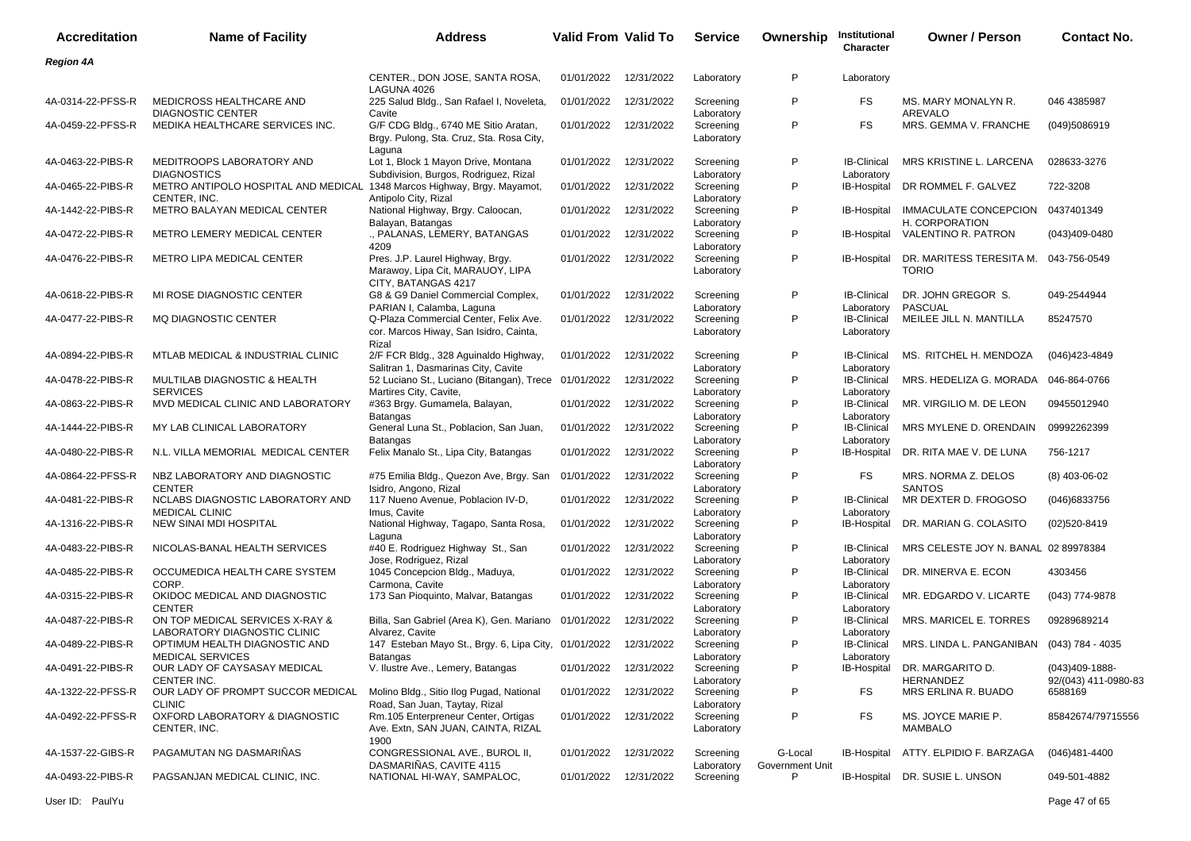| Accreditation | Name of Facility | Address | Valid From | Valid To | Service | Ownership | Institutional Character | Owner / Person | Contact No. |
|---|---|---|---|---|---|---|---|---|---|
| ***Region 4A*** | | | | | | | | | |
| | | CENTER., DON JOSE, SANTA ROSA, LAGUNA 4026 | 01/01/2022 | 12/31/2022 | Laboratory | P | Laboratory | | |
| 4A-0314-22-PFSS-R | MEDICROSS HEALTHCARE AND DIAGNOSTIC CENTER | 225 Salud Bldg., San Rafael I, Noveleta, Cavite | 01/01/2022 | 12/31/2022 | Screening Laboratory | P | FS | MS. MARY MONALYN R. AREVALO | 046 4385987 |
| 4A-0459-22-PFSS-R | MEDIKA HEALTHCARE SERVICES INC. | G/F CDG Bldg., 6740 ME Sitio Aratan, Brgy. Pulong, Sta. Cruz, Sta. Rosa City, Laguna | 01/01/2022 | 12/31/2022 | Screening Laboratory | P | FS | MRS. GEMMA V. FRANCHE | (049)5086919 |
| 4A-0463-22-PIBS-R | MEDITROOPS LABORATORY AND DIAGNOSTICS | Lot 1, Block 1 Mayon Drive, Montana Subdivision, Burgos, Rodriguez, Rizal | 01/01/2022 | 12/31/2022 | Screening Laboratory | P | IB-Clinical Laboratory | MRS KRISTINE L. LARCENA | 028633-3276 |
| 4A-0465-22-PIBS-R | METRO ANTIPOLO HOSPITAL AND MEDICAL CENTER, INC. | 1348 Marcos Highway, Brgy. Mayamot, Antipolo City, Rizal | 01/01/2022 | 12/31/2022 | Screening Laboratory | P | IB-Hospital | DR ROMMEL F. GALVEZ | 722-3208 |
| 4A-1442-22-PIBS-R | METRO BALAYAN MEDICAL CENTER | National Highway, Brgy. Caloocan, Balayan, Batangas | 01/01/2022 | 12/31/2022 | Screening Laboratory | P | IB-Hospital | IMMACULATE CONCEPCION H. CORPORATION | 0437401349 |
| 4A-0472-22-PIBS-R | METRO LEMERY MEDICAL CENTER | ., PALANAS, LEMERY, BATANGAS 4209 | 01/01/2022 | 12/31/2022 | Screening Laboratory | P | IB-Hospital | VALENTINO R. PATRON | (043)409-0480 |
| 4A-0476-22-PIBS-R | METRO LIPA MEDICAL CENTER | Pres. J.P. Laurel Highway, Brgy. Marawoy, Lipa Cit, MARAUOY, LIPA CITY, BATANGAS 4217 | 01/01/2022 | 12/31/2022 | Screening Laboratory | P | IB-Hospital | DR. MARITESS TERESITA M. TORIO | 043-756-0549 |
| 4A-0618-22-PIBS-R | MI ROSE DIAGNOSTIC CENTER | G8 & G9 Daniel Commercial Complex, PARIAN I, Calamba, Laguna | 01/01/2022 | 12/31/2022 | Screening Laboratory | P | IB-Clinical Laboratory | DR. JOHN GREGOR S. PASCUAL | 049-2544944 |
| 4A-0477-22-PIBS-R | MQ DIAGNOSTIC CENTER | Q-Plaza Commercial Center, Felix Ave. cor. Marcos Hiway, San Isidro, Cainta, Rizal | 01/01/2022 | 12/31/2022 | Screening Laboratory | P | IB-Clinical Laboratory | MEILEE JILL N. MANTILLA | 85247570 |
| 4A-0894-22-PIBS-R | MTLAB MEDICAL & INDUSTRIAL CLINIC | 2/F FCR Bldg., 328 Aguinaldo Highway, Salitran 1, Dasmarinas City, Cavite | 01/01/2022 | 12/31/2022 | Screening Laboratory | P | IB-Clinical Laboratory | MS. RITCHEL H. MENDOZA | (046)423-4849 |
| 4A-0478-22-PIBS-R | MULTILAB DIAGNOSTIC & HEALTH SERVICES | 52 Luciano St., Luciano (Bitangan), Trece Martires City, Cavite, | 01/01/2022 | 12/31/2022 | Screening Laboratory | P | IB-Clinical Laboratory | MRS. HEDELIZA G. MORADA | 046-864-0766 |
| 4A-0863-22-PIBS-R | MVD MEDICAL CLINIC AND LABORATORY | #363 Brgy. Gumamela, Balayan, Batangas | 01/01/2022 | 12/31/2022 | Screening Laboratory | P | IB-Clinical Laboratory | MR. VIRGILIO M. DE LEON | 09455012940 |
| 4A-1444-22-PIBS-R | MY LAB CLINICAL LABORATORY | General Luna St., Poblacion, San Juan, Batangas | 01/01/2022 | 12/31/2022 | Screening Laboratory | P | IB-Clinical Laboratory | MRS MYLENE D. ORENDAIN | 09992262399 |
| 4A-0480-22-PIBS-R | N.L. VILLA MEMORIAL MEDICAL CENTER | Felix Manalo St., Lipa City, Batangas | 01/01/2022 | 12/31/2022 | Screening Laboratory | P | IB-Hospital | DR. RITA MAE V. DE LUNA | 756-1217 |
| 4A-0864-22-PFSS-R | NBZ LABORATORY AND DIAGNOSTIC CENTER | #75 Emilia Bldg., Quezon Ave, Brgy. San Isidro, Angono, Rizal | 01/01/2022 | 12/31/2022 | Screening Laboratory | P | FS | MRS. NORMA Z. DELOS SANTOS | (8) 403-06-02 |
| 4A-0481-22-PIBS-R | NCLABS DIAGNOSTIC LABORATORY AND MEDICAL CLINIC | 117 Nueno Avenue, Poblacion IV-D, Imus, Cavite | 01/01/2022 | 12/31/2022 | Screening Laboratory | P | IB-Clinical Laboratory | MR DEXTER D. FROGOSO | (046)6833756 |
| 4A-1316-22-PIBS-R | NEW SINAI MDI HOSPITAL | National Highway, Tagapo, Santa Rosa, Laguna | 01/01/2022 | 12/31/2022 | Screening Laboratory | P | IB-Hospital | DR. MARIAN G. COLASITO | (02)520-8419 |
| 4A-0483-22-PIBS-R | NICOLAS-BANAL HEALTH SERVICES | #40 E. Rodriguez Highway St., San Jose, Rodriguez, Rizal | 01/01/2022 | 12/31/2022 | Screening Laboratory | P | IB-Clinical Laboratory | MRS CELESTE JOY N. BANAL | 02 89978384 |
| 4A-0485-22-PIBS-R | OCCUMEDICA HEALTH CARE SYSTEM CORP. | 1045 Concepcion Bldg., Maduya, Carmona, Cavite | 01/01/2022 | 12/31/2022 | Screening Laboratory | P | IB-Clinical Laboratory | DR. MINERVA E. ECON | 4303456 |
| 4A-0315-22-PIBS-R | OKIDOC MEDICAL AND DIAGNOSTIC CENTER | 173 San Pioquinto, Malvar, Batangas | 01/01/2022 | 12/31/2022 | Screening Laboratory | P | IB-Clinical Laboratory | MR. EDGARDO V. LICARTE | (043) 774-9878 |
| 4A-0487-22-PIBS-R | ON TOP MEDICAL SERVICES X-RAY & LABORATORY DIAGNOSTIC CLINIC | Billa, San Gabriel (Area K), Gen. Mariano Alvarez, Cavite | 01/01/2022 | 12/31/2022 | Screening Laboratory | P | IB-Clinical Laboratory | MRS. MARICEL E. TORRES | 09289689214 |
| 4A-0489-22-PIBS-R | OPTIMUM HEALTH DIAGNOSTIC AND MEDICAL SERVICES | 147 Esteban Mayo St., Brgy. 6, Lipa City, Batangas | 01/01/2022 | 12/31/2022 | Screening Laboratory | P | IB-Clinical Laboratory | MRS. LINDA L. PANGANIBAN | (043) 784 - 4035 |
| 4A-0491-22-PIBS-R | OUR LADY OF CAYSASAY MEDICAL CENTER INC. | V. Ilustre Ave., Lemery, Batangas | 01/01/2022 | 12/31/2022 | Screening Laboratory | P | IB-Hospital | DR. MARGARITO D. HERNANDEZ | (043)409-1888-92/(043) 411-0980-83 |
| 4A-1322-22-PFSS-R | OUR LADY OF PROMPT SUCCOR MEDICAL CLINIC | Molino Bldg., Sitio Ilog Pugad, National Road, San Juan, Taytay, Rizal | 01/01/2022 | 12/31/2022 | Screening Laboratory | P | FS | MRS ERLINA R. BUADO | 6588169 |
| 4A-0492-22-PFSS-R | OXFORD LABORATORY & DIAGNOSTIC CENTER, INC. | Rm.105 Enterpreneur Center, Ortigas Ave. Extn, SAN JUAN, CAINTA, RIZAL 1900 | 01/01/2022 | 12/31/2022 | Screening Laboratory | P | FS | MS. JOYCE MARIE P. MAMBALO | 85842674/79715556 |
| 4A-1537-22-GIBS-R | PAGAMUTAN NG DASMARIÑAS | CONGRESSIONAL AVE., BUROL II, DASMARIÑAS, CAVITE 4115 | 01/01/2022 | 12/31/2022 | Screening Laboratory | G-Local Government Unit | IB-Hospital | ATTY. ELPIDIO F. BARZAGA | (046)481-4400 |
| 4A-0493-22-PIBS-R | PAGSANJAN MEDICAL CLINIC, INC. | NATIONAL HI-WAY, SAMPALOC, | 01/01/2022 | 12/31/2022 | Screening | P | IB-Hospital | DR. SUSIE L. UNSON | 049-501-4882 |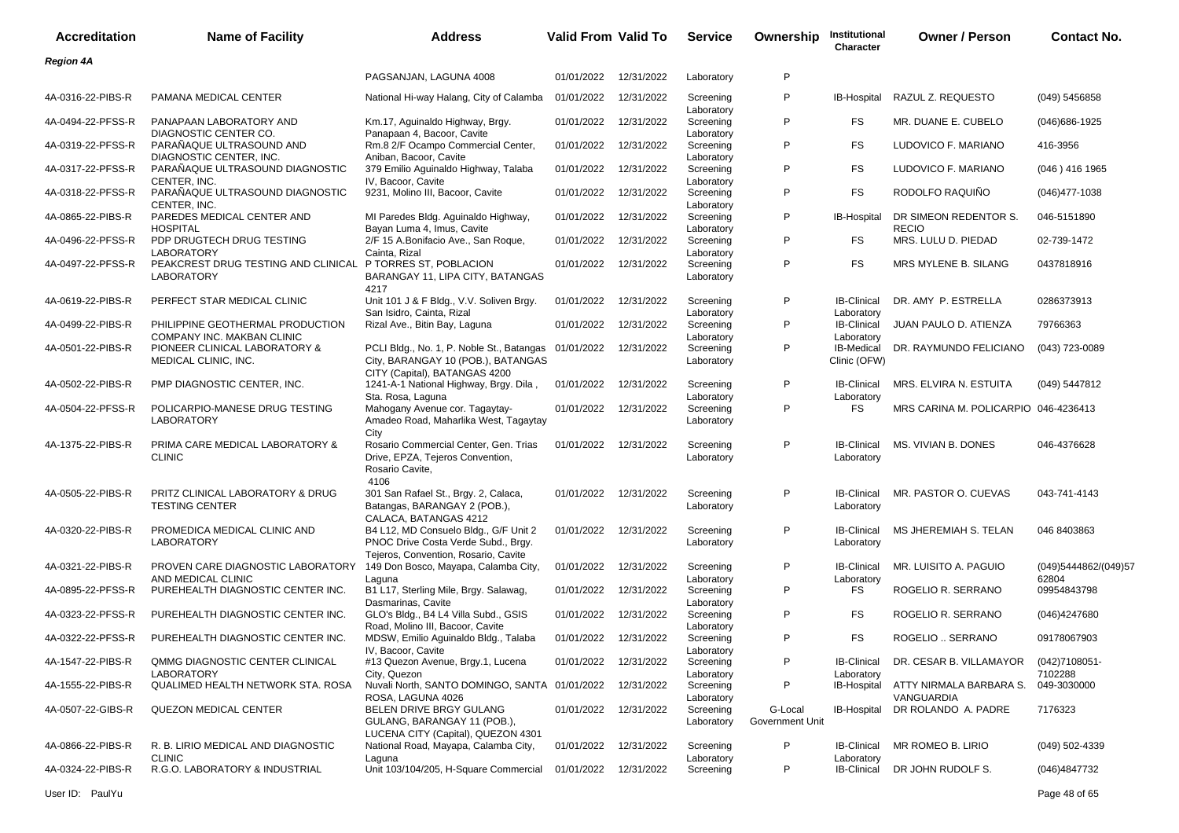| Accreditation | Name of Facility | Address | Valid From | Valid To | Service | Ownership | Institutional Character | Owner / Person | Contact No. |
|---|---|---|---|---|---|---|---|---|---|
| ***Region 4A*** | | | | | | | | | |
| | | PAGSANJAN, LAGUNA 4008 | 01/01/2022 | 12/31/2022 | Laboratory | P | | | |
| 4A-0316-22-PIBS-R | PAMANA MEDICAL CENTER | National Hi-way Halang, City of Calamba | 01/01/2022 | 12/31/2022 | Screening Laboratory | P | IB-Hospital | RAZUL Z. REQUESTO | (049) 5456858 |
| 4A-0494-22-PFSS-R | PANAPAAN LABORATORY AND DIAGNOSTIC CENTER CO. | Km.17, Aguinaldo Highway, Brgy. Panapaan 4, Bacoor, Cavite | 01/01/2022 | 12/31/2022 | Screening Laboratory | P | FS | MR. DUANE E. CUBELO | (046)686-1925 |
| 4A-0319-22-PFSS-R | PARAÑAQUE ULTRASOUND AND DIAGNOSTIC CENTER, INC. | Rm.8 2/F Ocampo Commercial Center, Aniban, Bacoor, Cavite | 01/01/2022 | 12/31/2022 | Screening Laboratory | P | FS | LUDOVICO F. MARIANO | 416-3956 |
| 4A-0317-22-PFSS-R | PARAÑAQUE ULTRASOUND DIAGNOSTIC CENTER, INC. | 379 Emilio Aguinaldo Highway, Talaba IV, Bacoor, Cavite | 01/01/2022 | 12/31/2022 | Screening Laboratory | P | FS | LUDOVICO F. MARIANO | (046 ) 416 1965 |
| 4A-0318-22-PFSS-R | PARAÑAQUE ULTRASOUND DIAGNOSTIC CENTER, INC. | 9231, Molino III, Bacoor, Cavite | 01/01/2022 | 12/31/2022 | Screening Laboratory | P | FS | RODOLFO RAQUIÑO | (046)477-1038 |
| 4A-0865-22-PIBS-R | PAREDES MEDICAL CENTER AND HOSPITAL | MI Paredes Bldg. Aguinaldo Highway, Bayan Luma 4, Imus, Cavite | 01/01/2022 | 12/31/2022 | Screening Laboratory | P | IB-Hospital | DR SIMEON REDENTOR S. RECIO | 046-5151890 |
| 4A-0496-22-PFSS-R | PDP DRUGTECH DRUG TESTING LABORATORY | 2/F 15 A.Bonifacio Ave., San Roque, Cainta, Rizal | 01/01/2022 | 12/31/2022 | Screening Laboratory | P | FS | MRS. LULU D. PIEDAD | 02-739-1472 |
| 4A-0497-22-PFSS-R | PEAKCREST DRUG TESTING AND CLINICAL LABORATORY | P TORRES ST, POBLACION BARANGAY 11, LIPA CITY, BATANGAS 4217 | 01/01/2022 | 12/31/2022 | Screening Laboratory | P | FS | MRS MYLENE B. SILANG | 0437818916 |
| 4A-0619-22-PIBS-R | PERFECT STAR MEDICAL CLINIC | Unit 101 J & F Bldg., V.V. Soliven Brgy. San Isidro, Cainta, Rizal | 01/01/2022 | 12/31/2022 | Screening Laboratory | P | IB-Clinical Laboratory | DR. AMY P. ESTRELLA | 0286373913 |
| 4A-0499-22-PIBS-R | PHILIPPINE GEOTHERMAL PRODUCTION COMPANY INC. MAKBAN CLINIC | Rizal Ave., Bitin Bay, Laguna | 01/01/2022 | 12/31/2022 | Screening Laboratory | P | IB-Clinical Laboratory | JUAN PAULO D. ATIENZA | 79766363 |
| 4A-0501-22-PIBS-R | PIONEER CLINICAL LABORATORY & MEDICAL CLINIC, INC. | PCLI Bldg., No. 1, P. Noble St., Batangas City, BARANGAY 10 (POB.), BATANGAS CITY (Capital), BATANGAS 4200 | 01/01/2022 | 12/31/2022 | Screening Laboratory | P | IB-Medical Clinic (OFW) | DR. RAYMUNDO FELICIANO | (043) 723-0089 |
| 4A-0502-22-PIBS-R | PMP DIAGNOSTIC CENTER, INC. | 1241-A-1 National Highway, Brgy. Dila , Sta. Rosa, Laguna | 01/01/2022 | 12/31/2022 | Screening Laboratory | P | IB-Clinical Laboratory | MRS. ELVIRA N. ESTUITA | (049) 5447812 |
| 4A-0504-22-PFSS-R | POLICARPIO-MANESE DRUG TESTING LABORATORY | Mahogany Avenue cor. Tagaytay-Amadeo Road, Maharlika West, Tagaytay City | 01/01/2022 | 12/31/2022 | Screening Laboratory | P | FS | MRS CARINA M. POLICARPIO | 046-4236413 |
| 4A-1375-22-PIBS-R | PRIMA CARE MEDICAL LABORATORY & CLINIC | Rosario Commercial Center, Gen. Trias Drive, EPZA, Tejeros Convention, Rosario Cavite, 4106 | 01/01/2022 | 12/31/2022 | Screening Laboratory | P | IB-Clinical Laboratory | MS. VIVIAN B. DONES | 046-4376628 |
| 4A-0505-22-PIBS-R | PRITZ CLINICAL LABORATORY & DRUG TESTING CENTER | 301 San Rafael St., Brgy. 2, Calaca, Batangas, BARANGAY 2 (POB.), CALACA, BATANGAS 4212 | 01/01/2022 | 12/31/2022 | Screening Laboratory | P | IB-Clinical Laboratory | MR. PASTOR O. CUEVAS | 043-741-4143 |
| 4A-0320-22-PIBS-R | PROMEDICA MEDICAL CLINIC AND LABORATORY | B4 L12, MD Consuelo Bldg., G/F Unit 2 PNOC Drive Costa Verde Subd., Brgy. Tejeros, Convention, Rosario, Cavite | 01/01/2022 | 12/31/2022 | Screening Laboratory | P | IB-Clinical Laboratory | MS JHEREMIAH S. TELAN | 046 8403863 |
| 4A-0321-22-PIBS-R | PROVEN CARE DIAGNOSTIC LABORATORY AND MEDICAL CLINIC | 149 Don Bosco, Mayapa, Calamba City, Laguna | 01/01/2022 | 12/31/2022 | Screening Laboratory | P | IB-Clinical Laboratory | MR. LUISITO A. PAGUIO | (049)5444862/(049)57 62804 |
| 4A-0895-22-PFSS-R | PUREHEALTH DIAGNOSTIC CENTER INC. | B1 L17, Sterling Mile, Brgy. Salawag, Dasmarinas, Cavite | 01/01/2022 | 12/31/2022 | Screening Laboratory | P | FS | ROGELIO R. SERRANO | 09954843798 |
| 4A-0323-22-PFSS-R | PUREHEALTH DIAGNOSTIC CENTER INC. | GLO's Bldg., B4 L4 Villa Subd., GSIS Road, Molino III, Bacoor, Cavite | 01/01/2022 | 12/31/2022 | Screening Laboratory | P | FS | ROGELIO R. SERRANO | (046)4247680 |
| 4A-0322-22-PFSS-R | PUREHEALTH DIAGNOSTIC CENTER INC. | MDSW, Emilio Aguinaldo Bldg., Talaba IV, Bacoor, Cavite | 01/01/2022 | 12/31/2022 | Screening Laboratory | P | FS | ROGELIO .. SERRANO | 09178067903 |
| 4A-1547-22-PIBS-R | QMMG DIAGNOSTIC CENTER CLINICAL LABORATORY | #13 Quezon Avenue, Brgy.1, Lucena City, Quezon | 01/01/2022 | 12/31/2022 | Screening Laboratory | P | IB-Clinical Laboratory | DR. CESAR B. VILLAMAYOR | (042)7108051-7102288 |
| 4A-1555-22-PIBS-R | QUALIMED HEALTH NETWORK STA. ROSA | Nuvali North, SANTO DOMINGO, SANTA ROSA, LAGUNA 4026 | 01/01/2022 | 12/31/2022 | Screening Laboratory | P | IB-Hospital | ATTY NIRMALA BARBARA S. VANGUARDIA | 049-3030000 |
| 4A-0507-22-GIBS-R | QUEZON MEDICAL CENTER | BELEN DRIVE BRGY GULANG GULANG, BARANGAY 11 (POB.), LUCENA CITY (Capital), QUEZON 4301 | 01/01/2022 | 12/31/2022 | Screening Laboratory | G-Local Government Unit | IB-Hospital | DR ROLANDO A. PADRE | 7176323 |
| 4A-0866-22-PIBS-R | R. B. LIRIO MEDICAL AND DIAGNOSTIC CLINIC | National Road, Mayapa, Calamba City, Laguna | 01/01/2022 | 12/31/2022 | Screening Laboratory | P | IB-Clinical Laboratory | MR ROMEO B. LIRIO | (049) 502-4339 |
| 4A-0324-22-PIBS-R | R.G.O. LABORATORY & INDUSTRIAL | Unit 103/104/205, H-Square Commercial | 01/01/2022 | 12/31/2022 | Screening | P | IB-Clinical | DR JOHN RUDOLF S. | (046)4847732 |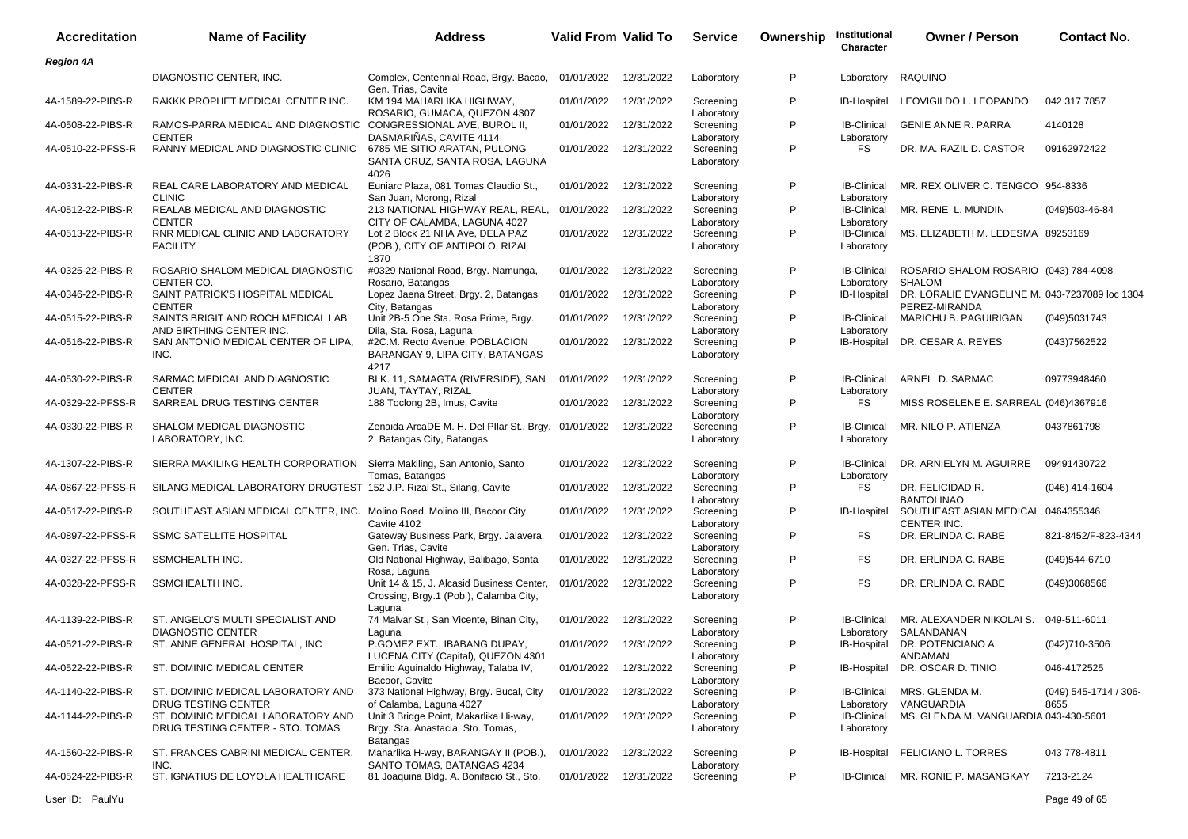| Accreditation | Name of Facility | Address | Valid From | Valid To | Service | Ownership | Institutional Character | Owner / Person | Contact No. |
|---|---|---|---|---|---|---|---|---|---|
| ***Region 4A*** | | | | | | | | | |
| | DIAGNOSTIC CENTER, INC. | Complex, Centennial Road, Brgy. Bacao, Gen. Trias, Cavite | 01/01/2022 | 12/31/2022 | Laboratory | P | Laboratory | RAQUINO | |
| 4A-1589-22-PIBS-R | RAKKK PROPHET MEDICAL CENTER INC. | KM 194 MAHARLIKA HIGHWAY, ROSARIO, GUMACA, QUEZON 4307 | 01/01/2022 | 12/31/2022 | Screening Laboratory | P | IB-Hospital | LEOVIGILDO L. LEOPANDO | 042 317 7857 |
| 4A-0508-22-PIBS-R | RAMOS-PARRA MEDICAL AND DIAGNOSTIC CENTER | CONGRESSIONAL AVE, BUROL II, DASMARIÑAS, CAVITE 4114 | 01/01/2022 | 12/31/2022 | Screening Laboratory | P | IB-Clinical Laboratory | GENIE ANNE R. PARRA | 4140128 |
| 4A-0510-22-PFSS-R | RANNY MEDICAL AND DIAGNOSTIC CLINIC | 6785 ME SITIO ARATAN, PULONG SANTA CRUZ, SANTA ROSA, LAGUNA 4026 | 01/01/2022 | 12/31/2022 | Screening Laboratory | P | FS | DR. MA. RAZIL D. CASTOR | 09162972422 |
| 4A-0331-22-PIBS-R | REAL CARE LABORATORY AND MEDICAL CLINIC | Euniarc Plaza, 081 Tomas Claudio St., San Juan, Morong, Rizal | 01/01/2022 | 12/31/2022 | Screening Laboratory | P | IB-Clinical Laboratory | MR. REX OLIVER C. TENGCO | 954-8336 |
| 4A-0512-22-PIBS-R | REALAB MEDICAL AND DIAGNOSTIC CENTER | 213 NATIONAL HIGHWAY REAL, REAL, CITY OF CALAMBA, LAGUNA 4027 | 01/01/2022 | 12/31/2022 | Screening Laboratory | P | IB-Clinical Laboratory | MR. RENE L. MUNDIN | (049)503-46-84 |
| 4A-0513-22-PIBS-R | RNR MEDICAL CLINIC AND LABORATORY FACILITY | Lot 2 Block 21 NHA Ave, DELA PAZ (POB.), CITY OF ANTIPOLO, RIZAL 1870 | 01/01/2022 | 12/31/2022 | Screening Laboratory | P | IB-Clinical Laboratory | MS. ELIZABETH M. LEDESMA | 89253169 |
| 4A-0325-22-PIBS-R | ROSARIO SHALOM MEDICAL DIAGNOSTIC CENTER CO. | #0329 National Road, Brgy. Namunga, Rosario, Batangas | 01/01/2022 | 12/31/2022 | Screening Laboratory | P | IB-Clinical Laboratory | ROSARIO SHALOM ROSARIO SHALOM | (043) 784-4098 |
| 4A-0346-22-PIBS-R | SAINT PATRICK'S HOSPITAL MEDICAL CENTER | Lopez Jaena Street, Brgy. 2, Batangas City, Batangas | 01/01/2022 | 12/31/2022 | Screening Laboratory | P | IB-Hospital | DR. LORALIE EVANGELINE M. PEREZ-MIRANDA | 043-7237089 loc 1304 |
| 4A-0515-22-PIBS-R | SAINTS BRIGIT AND ROCH MEDICAL LAB AND BIRTHING CENTER INC. | Unit 2B-5 One Sta. Rosa Prime, Brgy. Dila, Sta. Rosa, Laguna | 01/01/2022 | 12/31/2022 | Screening Laboratory | P | IB-Clinical Laboratory | MARICHU B. PAGUIRIGAN | (049)5031743 |
| 4A-0516-22-PIBS-R | SAN ANTONIO MEDICAL CENTER OF LIPA, INC. | #2C.M. Recto Avenue, POBLACION BARANGAY 9, LIPA CITY, BATANGAS 4217 | 01/01/2022 | 12/31/2022 | Screening Laboratory | P | IB-Hospital | DR. CESAR A. REYES | (043)7562522 |
| 4A-0530-22-PIBS-R | SARMAC MEDICAL AND DIAGNOSTIC CENTER | BLK. 11, SAMAGTA (RIVERSIDE), SAN JUAN, TAYTAY, RIZAL | 01/01/2022 | 12/31/2022 | Screening Laboratory | P | IB-Clinical Laboratory | ARNEL D. SARMAC | 09773948460 |
| 4A-0329-22-PFSS-R | SARREAL DRUG TESTING CENTER | 188 Toclong 2B, Imus, Cavite | 01/01/2022 | 12/31/2022 | Screening Laboratory | P | FS | MISS ROSELENE E. SARREAL | (046)4367916 |
| 4A-0330-22-PIBS-R | SHALOM MEDICAL DIAGNOSTIC LABORATORY, INC. | Zenaida ArcaDE M. H. Del PIlar St., Brgy. 2, Batangas City, Batangas | 01/01/2022 | 12/31/2022 | Screening Laboratory | P | IB-Clinical Laboratory | MR. NILO P. ATIENZA | 0437861798 |
| 4A-1307-22-PIBS-R | SIERRA MAKILING HEALTH CORPORATION | Sierra Makiling, San Antonio, Santo Tomas, Batangas | 01/01/2022 | 12/31/2022 | Screening Laboratory | P | IB-Clinical Laboratory | DR. ARNIELYN M. AGUIRRE | 09491430722 |
| 4A-0867-22-PFSS-R | SILANG MEDICAL LABORATORY DRUGTEST | 152 J.P. Rizal St., Silang, Cavite | 01/01/2022 | 12/31/2022 | Screening Laboratory | P | FS | DR. FELICIDAD R. BANTOLINAO | (046) 414-1604 |
| 4A-0517-22-PIBS-R | SOUTHEAST ASIAN MEDICAL CENTER, INC. | Molino Road, Molino III, Bacoor City, Cavite 4102 | 01/01/2022 | 12/31/2022 | Screening Laboratory | P | IB-Hospital | SOUTHEAST ASIAN MEDICAL CENTER,INC. | 0464355346 |
| 4A-0897-22-PFSS-R | SSMC SATELLITE HOSPITAL | Gateway Business Park, Brgy. Jalavera, Gen. Trias, Cavite | 01/01/2022 | 12/31/2022 | Screening Laboratory | P | FS | DR. ERLINDA C. RABE | 821-8452/F-823-4344 |
| 4A-0327-22-PFSS-R | SSMCHEALTH INC. | Old National Highway, Balibago, Santa Rosa, Laguna | 01/01/2022 | 12/31/2022 | Screening Laboratory | P | FS | DR. ERLINDA C. RABE | (049)544-6710 |
| 4A-0328-22-PFSS-R | SSMCHEALTH INC. | Unit 14 & 15, J. Alcasid Business Center, Crossing, Brgy.1 (Pob.), Calamba City, Laguna | 01/01/2022 | 12/31/2022 | Screening Laboratory | P | FS | DR. ERLINDA C. RABE | (049)3068566 |
| 4A-1139-22-PIBS-R | ST. ANGELO'S MULTI SPECIALIST AND DIAGNOSTIC CENTER | 74 Malvar St., San Vicente, Binan City, Laguna | 01/01/2022 | 12/31/2022 | Screening Laboratory | P | IB-Clinical Laboratory | MR. ALEXANDER NIKOLAI S. SALANDANAN | 049-511-6011 |
| 4A-0521-22-PIBS-R | ST. ANNE GENERAL HOSPITAL, INC | P.GOMEZ EXT., IBABANG DUPAY, LUCENA CITY (Capital), QUEZON 4301 | 01/01/2022 | 12/31/2022 | Screening Laboratory | P | IB-Hospital | DR. POTENCIANO A. ANDAMAN | (042)710-3506 |
| 4A-0522-22-PIBS-R | ST. DOMINIC MEDICAL CENTER | Emilio Aguinaldo Highway, Talaba IV, Bacoor, Cavite | 01/01/2022 | 12/31/2022 | Screening Laboratory | P | IB-Hospital | DR. OSCAR D. TINIO | 046-4172525 |
| 4A-1140-22-PIBS-R | ST. DOMINIC MEDICAL LABORATORY AND DRUG TESTING CENTER | 373 National Highway, Brgy. Bucal, City of Calamba, Laguna 4027 | 01/01/2022 | 12/31/2022 | Screening Laboratory | P | IB-Clinical Laboratory | MRS. GLENDA M. VANGUARDIA | (049) 545-1714 / 306-8655 |
| 4A-1144-22-PIBS-R | ST. DOMINIC MEDICAL LABORATORY AND DRUG TESTING CENTER - STO. TOMAS | Unit 3 Bridge Point, Makarlika Hi-way, Brgy. Sta. Anastacia, Sto. Tomas, Batangas | 01/01/2022 | 12/31/2022 | Screening Laboratory | P | IB-Clinical Laboratory | MS. GLENDA M. VANGUARDIA | 043-430-5601 |
| 4A-1560-22-PIBS-R | ST. FRANCES CABRINI MEDICAL CENTER, INC. | Maharlika H-way, BARANGAY II (POB.), SANTO TOMAS, BATANGAS 4234 | 01/01/2022 | 12/31/2022 | Screening Laboratory | P | IB-Hospital | FELICIANO L. TORRES | 043 778-4811 |
| 4A-0524-22-PIBS-R | ST. IGNATIUS DE LOYOLA HEALTHCARE | 81 Joaquina Bldg. A. Bonifacio St., Sto. | 01/01/2022 | 12/31/2022 | Screening | P | IB-Clinical | MR. RONIE P. MASANGKAY | 7213-2124 |

User ID: PaulYu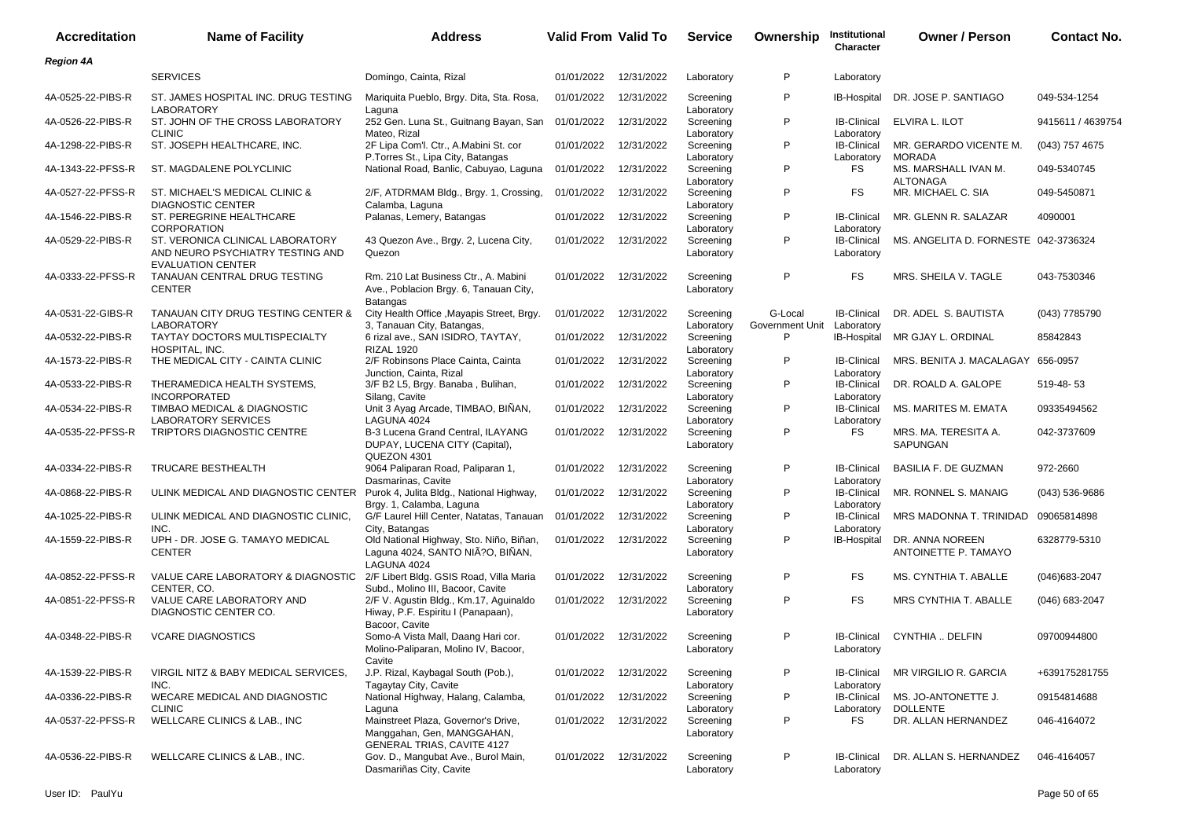| Accreditation | Name of Facility | Address | Valid From | Valid To | Service | Ownership | Institutional Character | Owner / Person | Contact No. |
|---|---|---|---|---|---|---|---|---|---|
| ***Region 4A*** | | | | | | | | | |
| | SERVICES | Domingo, Cainta, Rizal | 01/01/2022 | 12/31/2022 | Laboratory | P | Laboratory | | |
| 4A-0525-22-PIBS-R | ST. JAMES HOSPITAL INC. DRUG TESTING LABORATORY | Mariquita Pueblo, Brgy. Dita, Sta. Rosa, Laguna | 01/01/2022 | 12/31/2022 | Screening Laboratory | P | IB-Hospital | DR. JOSE P. SANTIAGO | 049-534-1254 |
| 4A-0526-22-PIBS-R | ST. JOHN OF THE CROSS LABORATORY CLINIC | 252 Gen. Luna St., Guitnang Bayan, San Mateo, Rizal | 01/01/2022 | 12/31/2022 | Screening Laboratory | P | IB-Clinical Laboratory | ELVIRA L. ILOT | 9415611 / 4639754 |
| 4A-1298-22-PIBS-R | ST. JOSEPH HEALTHCARE, INC. | 2F Lipa Com'l. Ctr., A.Mabini St. cor P.Torres St., Lipa City, Batangas | 01/01/2022 | 12/31/2022 | Screening Laboratory | P | IB-Clinical Laboratory | MR. GERARDO VICENTE M. MORADA | (043) 757 4675 |
| 4A-1343-22-PFSS-R | ST. MAGDALENE POLYCLINIC | National Road, Banlic, Cabuyao, Laguna | 01/01/2022 | 12/31/2022 | Screening Laboratory | P | FS | MS. MARSHALL IVAN M. ALTONAGA | 049-5340745 |
| 4A-0527-22-PFSS-R | ST. MICHAEL'S MEDICAL CLINIC & DIAGNOSTIC CENTER | 2/F, ATDRMAM Bldg., Brgy. 1, Crossing, Calamba, Laguna | 01/01/2022 | 12/31/2022 | Screening Laboratory | P | FS | MR. MICHAEL C. SIA | 049-5450871 |
| 4A-1546-22-PIBS-R | ST. PEREGRINE HEALTHCARE CORPORATION | Palanas, Lemery, Batangas | 01/01/2022 | 12/31/2022 | Screening Laboratory | P | IB-Clinical Laboratory | MR. GLENN R. SALAZAR | 4090001 |
| 4A-0529-22-PIBS-R | ST. VERONICA CLINICAL LABORATORY AND NEURO PSYCHIATRY TESTING AND EVALUATION CENTER | 43 Quezon Ave., Brgy. 2, Lucena City, Quezon | 01/01/2022 | 12/31/2022 | Screening Laboratory | P | IB-Clinical Laboratory | MS. ANGELITA D. FORNESTE | 042-3736324 |
| 4A-0333-22-PFSS-R | TANAUAN CENTRAL DRUG TESTING CENTER | Rm. 210 Lat Business Ctr., A. Mabini Ave., Poblacion Brgy. 6, Tanauan City, Batangas | 01/01/2022 | 12/31/2022 | Screening Laboratory | P | FS | MRS. SHEILA V. TAGLE | 043-7530346 |
| 4A-0531-22-GIBS-R | TANAUAN CITY DRUG TESTING CENTER & LABORATORY | City Health Office ,Mayapis Street, Brgy. 3, Tanauan City, Batangas, | 01/01/2022 | 12/31/2022 | Screening Laboratory | G-Local Government Unit | IB-Clinical Laboratory | DR. ADEL S. BAUTISTA | (043) 7785790 |
| 4A-0532-22-PIBS-R | TAYTAY DOCTORS MULTISPECIALTY HOSPITAL, INC. | 6 rizal ave., SAN ISIDRO, TAYTAY, RIZAL 1920 | 01/01/2022 | 12/31/2022 | Screening Laboratory | P | IB-Hospital | MR GJAY L. ORDINAL | 85842843 |
| 4A-1573-22-PIBS-R | THE MEDICAL CITY - CAINTA CLINIC | 2/F Robinsons Place Cainta, Cainta Junction, Cainta, Rizal | 01/01/2022 | 12/31/2022 | Screening Laboratory | P | IB-Clinical Laboratory | MRS. BENITA J. MACALAGAY | 656-0957 |
| 4A-0533-22-PIBS-R | THERAMEDICA HEALTH SYSTEMS, INCORPORATED | 3/F B2 L5, Brgy. Banaba , Bulihan, Silang, Cavite | 01/01/2022 | 12/31/2022 | Screening Laboratory | P | IB-Clinical Laboratory | DR. ROALD A. GALOPE | 519-48- 53 |
| 4A-0534-22-PIBS-R | TIMBAO MEDICAL & DIAGNOSTIC LABORATORY SERVICES | Unit 3 Ayag Arcade, TIMBAO, BIÑAN, LAGUNA 4024 | 01/01/2022 | 12/31/2022 | Screening Laboratory | P | IB-Clinical Laboratory | MS. MARITES M. EMATA | 09335494562 |
| 4A-0535-22-PFSS-R | TRIPTORS DIAGNOSTIC CENTRE | B-3 Lucena Grand Central, ILAYANG DUPAY, LUCENA CITY (Capital), QUEZON 4301 | 01/01/2022 | 12/31/2022 | Screening Laboratory | P | FS | MRS. MA. TERESITA A. SAPUNGAN | 042-3737609 |
| 4A-0334-22-PIBS-R | TRUCARE BESTHEALTH | 9064 Paliparan Road, Paliparan 1, Dasmarinas, Cavite | 01/01/2022 | 12/31/2022 | Screening Laboratory | P | IB-Clinical Laboratory | BASILIA F. DE GUZMAN | 972-2660 |
| 4A-0868-22-PIBS-R | ULINK MEDICAL AND DIAGNOSTIC CENTER | Purok 4, Julita Bldg., National Highway, Brgy. 1, Calamba, Laguna | 01/01/2022 | 12/31/2022 | Screening Laboratory | P | IB-Clinical Laboratory | MR. RONNEL S. MANAIG | (043) 536-9686 |
| 4A-1025-22-PIBS-R | ULINK MEDICAL AND DIAGNOSTIC CLINIC, INC. | G/F Laurel Hill Center, Natatas, Tanauan City, Batangas | 01/01/2022 | 12/31/2022 | Screening Laboratory | P | IB-Clinical Laboratory | MRS MADONNA T. TRINIDAD | 09065814898 |
| 4A-1559-22-PIBS-R | UPH - DR. JOSE G. TAMAYO MEDICAL CENTER | Old National Highway, Sto. Niño, Biñan, Laguna 4024, SANTO NIÃ?O, BIÑAN, LAGUNA 4024 | 01/01/2022 | 12/31/2022 | Screening Laboratory | P | IB-Hospital | DR. ANNA NOREEN ANTOINETTE P. TAMAYO | 6328779-5310 |
| 4A-0852-22-PFSS-R | VALUE CARE LABORATORY & DIAGNOSTIC CENTER, CO. | 2/F Libert Bldg. GSIS Road, Villa Maria Subd., Molino III, Bacoor, Cavite | 01/01/2022 | 12/31/2022 | Screening Laboratory | P | FS | MS. CYNTHIA T. ABALLE | (046)683-2047 |
| 4A-0851-22-PFSS-R | VALUE CARE LABORATORY AND DIAGNOSTIC CENTER CO. | 2/F V. Agustin Bldg., Km.17, Aguinaldo Hiway, P.F. Espiritu I (Panapaan), Bacoor, Cavite | 01/01/2022 | 12/31/2022 | Screening Laboratory | P | FS | MRS CYNTHIA T. ABALLE | (046) 683-2047 |
| 4A-0348-22-PIBS-R | VCARE DIAGNOSTICS | Somo-A Vista Mall, Daang Hari cor. Molino-Paliparan, Molino IV, Bacoor, Cavite | 01/01/2022 | 12/31/2022 | Screening Laboratory | P | IB-Clinical Laboratory | CYNTHIA .. DELFIN | 09700944800 |
| 4A-1539-22-PIBS-R | VIRGIL NITZ & BABY MEDICAL SERVICES, INC. | J.P. Rizal, Kaybagal South (Pob.), Tagaytay City, Cavite | 01/01/2022 | 12/31/2022 | Screening Laboratory | P | IB-Clinical Laboratory | MR VIRGILIO R. GARCIA | +639175281755 |
| 4A-0336-22-PIBS-R | WECARE MEDICAL AND DIAGNOSTIC CLINIC | National Highway, Halang, Calamba, Laguna | 01/01/2022 | 12/31/2022 | Screening Laboratory | P | IB-Clinical Laboratory | MS. JO-ANTONETTE J. DOLLENTE | 09154814688 |
| 4A-0537-22-PFSS-R | WELLCARE CLINICS & LAB., INC | Mainstreet Plaza, Governor's Drive, Manggahan, Gen. MANGGAHAN, GENERAL TRIAS, CAVITE 4127 | 01/01/2022 | 12/31/2022 | Screening Laboratory | P | FS | DR. ALLAN HERNANDEZ | 046-4164072 |
| 4A-0536-22-PIBS-R | WELLCARE CLINICS & LAB., INC. | Gov. D., Mangubat Ave., Burol Main, Dasmariñas City, Cavite | 01/01/2022 | 12/31/2022 | Screening Laboratory | P | IB-Clinical Laboratory | DR. ALLAN S. HERNANDEZ | 046-4164057 |

User ID: PaulYu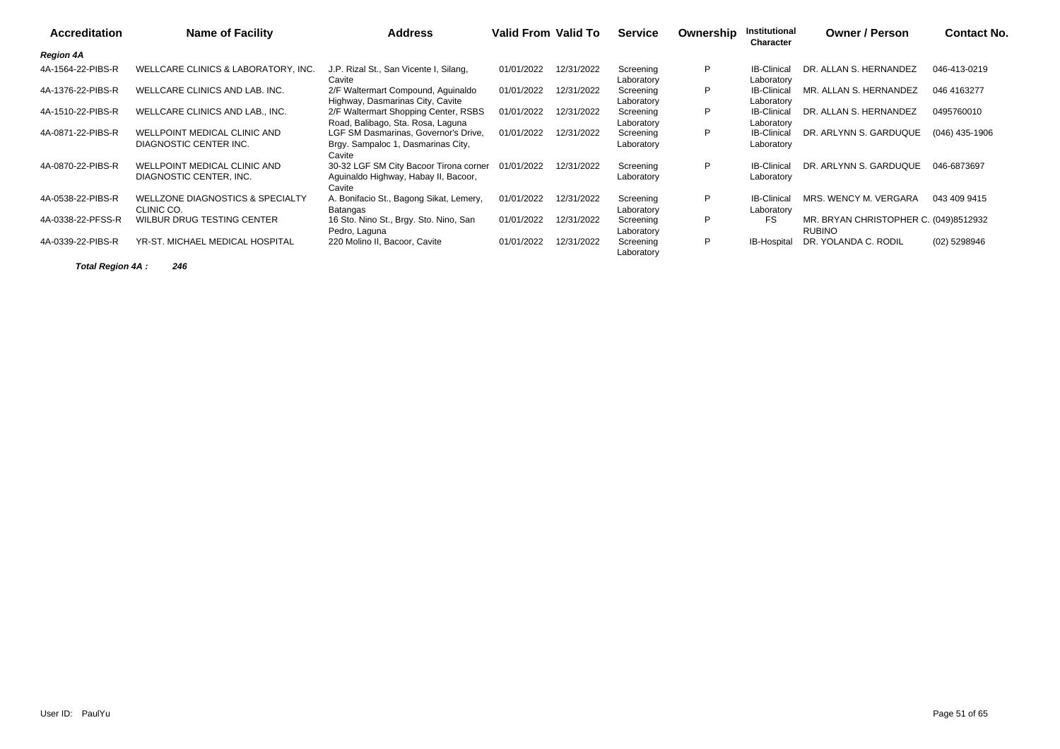| Accreditation | Name of Facility | Address | Valid From | Valid To | Service | Ownership | Institutional Character | Owner / Person | Contact No. |
|---|---|---|---|---|---|---|---|---|---|
| ***Region 4A*** | | | | | | | | | |
| 4A-1564-22-PIBS-R | WELLCARE CLINICS & LABORATORY, INC. | J.P. Rizal St., San Vicente I, Silang, Cavite | 01/01/2022 | 12/31/2022 | Screening Laboratory | P | IB-Clinical Laboratory | DR. ALLAN S. HERNANDEZ | 046-413-0219 |
| 4A-1376-22-PIBS-R | WELLCARE CLINICS AND LAB. INC. | 2/F Waltermart Compound, Aguinaldo Highway, Dasmarinas City, Cavite | 01/01/2022 | 12/31/2022 | Screening Laboratory | P | IB-Clinical Laboratory | MR. ALLAN S. HERNANDEZ | 046 4163277 |
| 4A-1510-22-PIBS-R | WELLCARE CLINICS AND LAB., INC. | 2/F Waltermart Shopping Center, RSBS Road, Balibago, Sta. Rosa, Laguna | 01/01/2022 | 12/31/2022 | Screening Laboratory | P | IB-Clinical Laboratory | DR. ALLAN S. HERNANDEZ | 0495760010 |
| 4A-0871-22-PIBS-R | WELLPOINT MEDICAL CLINIC AND DIAGNOSTIC CENTER INC. | LGF SM Dasmarinas, Governor's Drive, Brgy. Sampaloc 1, Dasmarinas City, Cavite | 01/01/2022 | 12/31/2022 | Screening Laboratory | P | IB-Clinical Laboratory | DR. ARLYNN S. GARDUQUE | (046) 435-1906 |
| 4A-0870-22-PIBS-R | WELLPOINT MEDICAL CLINIC AND DIAGNOSTIC CENTER, INC. | 30-32 LGF SM City Bacoor Tirona corner Aguinaldo Highway, Habay II, Bacoor, Cavite | 01/01/2022 | 12/31/2022 | Screening Laboratory | P | IB-Clinical Laboratory | DR. ARLYNN S. GARDUQUE | 046-6873697 |
| 4A-0538-22-PIBS-R | WELLZONE DIAGNOSTICS & SPECIALTY CLINIC CO. | A. Bonifacio St., Bagong Sikat, Lemery, Batangas | 01/01/2022 | 12/31/2022 | Screening Laboratory | P | IB-Clinical Laboratory | MRS. WENCY M. VERGARA | 043 409 9415 |
| 4A-0338-22-PFSS-R | WILBUR DRUG TESTING CENTER | 16 Sto. Nino St., Brgy. Sto. Nino, San Pedro, Laguna | 01/01/2022 | 12/31/2022 | Screening Laboratory | P | FS | MR. BRYAN CHRISTOPHER C. RUBINO | (049)8512932 |
| 4A-0339-22-PIBS-R | YR-ST. MICHAEL MEDICAL HOSPITAL | 220 Molino II, Bacoor, Cavite | 01/01/2022 | 12/31/2022 | Screening Laboratory | P | IB-Hospital | DR. YOLANDA C. RODIL | (02) 5298946 |

***Total Region 4A :*** ***246***

User ID: PaulYu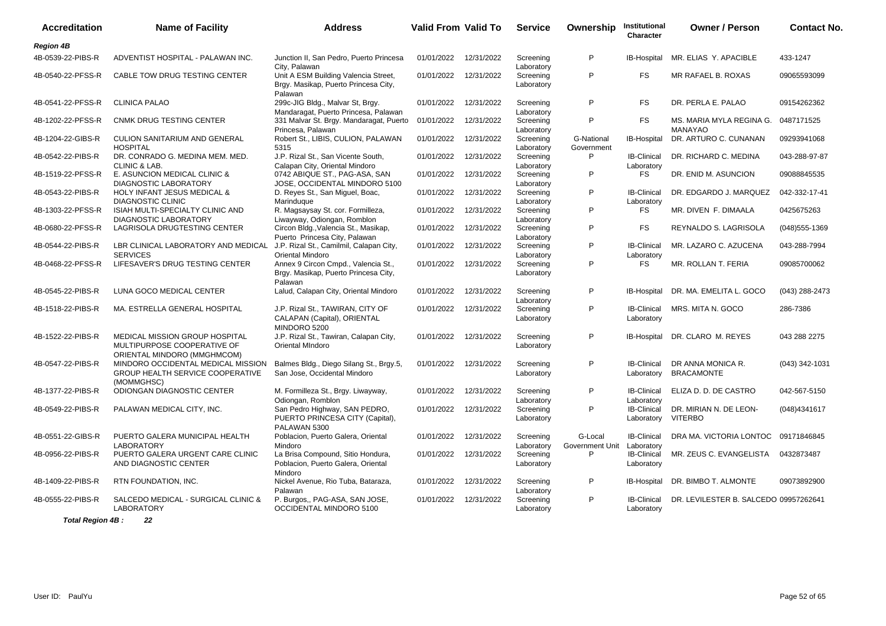| Accreditation | Name of Facility | Address | Valid From | Valid To | Service | Ownership | Institutional Character | Owner / Person | Contact No. |
|---|---|---|---|---|---|---|---|---|---|
| ***Region 4B*** | | | | | | | | | |
| 4B-0539-22-PIBS-R | ADVENTIST HOSPITAL - PALAWAN INC. | Junction II, San Pedro, Puerto Princesa City, Palawan | 01/01/2022 | 12/31/2022 | Screening Laboratory | P | IB-Hospital | MR. ELIAS Y. APACIBLE | 433-1247 |
| 4B-0540-22-PFSS-R | CABLE TOW DRUG TESTING CENTER | Unit A ESM Building Valencia Street, Brgy. Masikap, Puerto Princesa City, Palawan | 01/01/2022 | 12/31/2022 | Screening Laboratory | P | FS | MR RAFAEL B. ROXAS | 09065593099 |
| 4B-0541-22-PFSS-R | CLINICA PALAO | 299c-JIG Bldg., Malvar St, Brgy. Mandaragat, Puerto Princesa, Palawan | 01/01/2022 | 12/31/2022 | Screening Laboratory | P | FS | DR. PERLA E. PALAO | 09154262362 |
| 4B-1202-22-PFSS-R | CNMK DRUG TESTING CENTER | 331 Malvar St. Brgy. Mandaragat, Puerto Princesa, Palawan | 01/01/2022 | 12/31/2022 | Screening Laboratory | P | FS | MS. MARIA MYLA REGINA G. MANAYAO | 0487171525 |
| 4B-1204-22-GIBS-R | CULION SANITARIUM AND GENERAL HOSPITAL | Robert St., LIBIS, CULION, PALAWAN 5315 | 01/01/2022 | 12/31/2022 | Screening Laboratory | G-National Government | IB-Hospital | DR. ARTURO C. CUNANAN | 09293941068 |
| 4B-0542-22-PIBS-R | DR. CONRADO G. MEDINA MEM. MED. CLINIC & LAB. | J.P. Rizal St., San Vicente South, Calapan City, Oriental Mindoro | 01/01/2022 | 12/31/2022 | Screening Laboratory | P | IB-Clinical Laboratory | DR. RICHARD C. MEDINA | 043-288-97-87 |
| 4B-1519-22-PFSS-R | E. ASUNCION MEDICAL CLINIC & DIAGNOSTIC LABORATORY | 0742 ABIQUE ST., PAG-ASA, SAN JOSE, OCCIDENTAL MINDORO 5100 | 01/01/2022 | 12/31/2022 | Screening Laboratory | P | FS | DR. ENID M. ASUNCION | 09088845535 |
| 4B-0543-22-PIBS-R | HOLY INFANT JESUS MEDICAL & DIAGNOSTIC CLINIC | D. Reyes St., San Miguel, Boac, Marinduque | 01/01/2022 | 12/31/2022 | Screening Laboratory | P | IB-Clinical Laboratory | DR. EDGARDO J. MARQUEZ | 042-332-17-41 |
| 4B-1303-22-PFSS-R | ISIAH MULTI-SPECIALTY CLINIC AND DIAGNOSTIC LABORATORY | R. Magsaysay St. cor. Formilleza, Liwayway, Odiongan, Romblon | 01/01/2022 | 12/31/2022 | Screening Laboratory | P | FS | MR. DIVEN F. DIMAALA | 0425675263 |
| 4B-0680-22-PFSS-R | LAGRISOLA DRUGTESTING CENTER | Circon Bldg.,Valencia St., Masikap, Puerto Princesa City, Palawan | 01/01/2022 | 12/31/2022 | Screening Laboratory | P | FS | REYNALDO S. LAGRISOLA | (048)555-1369 |
| 4B-0544-22-PIBS-R | LBR CLINICAL LABORATORY AND MEDICAL SERVICES | J.P. Rizal St., Camilmil, Calapan City, Oriental Mindoro | 01/01/2022 | 12/31/2022 | Screening Laboratory | P | IB-Clinical Laboratory | MR. LAZARO C. AZUCENA | 043-288-7994 |
| 4B-0468-22-PFSS-R | LIFESAVER'S DRUG TESTING CENTER | Annex 9 Circon Cmpd., Valencia St., Brgy. Masikap, Puerto Princesa City, Palawan | 01/01/2022 | 12/31/2022 | Screening Laboratory | P | FS | MR. ROLLAN T. FERIA | 09085700062 |
| 4B-0545-22-PIBS-R | LUNA GOCO MEDICAL CENTER | Lalud, Calapan City, Oriental Mindoro | 01/01/2022 | 12/31/2022 | Screening Laboratory | P | IB-Hospital | DR. MA. EMELITA L. GOCO | (043) 288-2473 |
| 4B-1518-22-PIBS-R | MA. ESTRELLA GENERAL HOSPITAL | J.P. Rizal St., TAWIRAN, CITY OF CALAPAN (Capital), ORIENTAL MINDORO 5200 | 01/01/2022 | 12/31/2022 | Screening Laboratory | P | IB-Clinical Laboratory | MRS. MITA N. GOCO | 286-7386 |
| 4B-1522-22-PIBS-R | MEDICAL MISSION GROUP HOSPITAL MULTIPURPOSE COOPERATIVE OF ORIENTAL MINDORO (MMGHMCOM) | J.P. Rizal St., Tawiran, Calapan City, Oriental MIndoro | 01/01/2022 | 12/31/2022 | Screening Laboratory | P | IB-Hospital | DR. CLARO M. REYES | 043 288 2275 |
| 4B-0547-22-PIBS-R | MINDORO OCCIDENTAL MEDICAL MISSION GROUP HEALTH SERVICE COOPERATIVE (MOMMGHSC) | Balmes Bldg., Diego Silang St., Brgy.5, San Jose, Occidental Mindoro | 01/01/2022 | 12/31/2022 | Screening Laboratory | P | IB-Clinical Laboratory | DR ANNA MONICA R. BRACAMONTE | (043) 342-1031 |
| 4B-1377-22-PIBS-R | ODIONGAN DIAGNOSTIC CENTER | M. Formilleza St., Brgy. Liwayway, Odiongan, Romblon | 01/01/2022 | 12/31/2022 | Screening Laboratory | P | IB-Clinical Laboratory | ELIZA D. D. DE CASTRO | 042-567-5150 |
| 4B-0549-22-PIBS-R | PALAWAN MEDICAL CITY, INC. | San Pedro Highway, SAN PEDRO, PUERTO PRINCESA CITY (Capital), PALAWAN 5300 | 01/01/2022 | 12/31/2022 | Screening Laboratory | P | IB-Clinical Laboratory | DR. MIRIAN N. DE LEON-VITERBO | (048)4341617 |
| 4B-0551-22-GIBS-R | PUERTO GALERA MUNICIPAL HEALTH LABORATORY | Poblacion, Puerto Galera, Oriental Mindoro | 01/01/2022 | 12/31/2022 | Screening Laboratory | G-Local Government Unit | IB-Clinical Laboratory | DRA MA. VICTORIA LONTOC | 09171846845 |
| 4B-0956-22-PIBS-R | PUERTO GALERA URGENT CARE CLINIC AND DIAGNOSTIC CENTER | La Brisa Compound, Sitio Hondura, Poblacion, Puerto Galera, Oriental Mindoro | 01/01/2022 | 12/31/2022 | Screening Laboratory | P | IB-Clinical Laboratory | MR. ZEUS C. EVANGELISTA | 0432873487 |
| 4B-1409-22-PIBS-R | RTN FOUNDATION, INC. | Nickel Avenue, Rio Tuba, Bataraza, Palawan | 01/01/2022 | 12/31/2022 | Screening Laboratory | P | IB-Hospital | DR. BIMBO T. ALMONTE | 09073892900 |
| 4B-0555-22-PIBS-R | SALCEDO MEDICAL - SURGICAL CLINIC & LABORATORY | P. Burgos,, PAG-ASA, SAN JOSE, OCCIDENTAL MINDORO 5100 | 01/01/2022 | 12/31/2022 | Screening Laboratory | P | IB-Clinical Laboratory | DR. LEVILESTER B. SALCEDO | 09957262641 |

***Total Region 4B :*** ***22***

User ID: PaulYu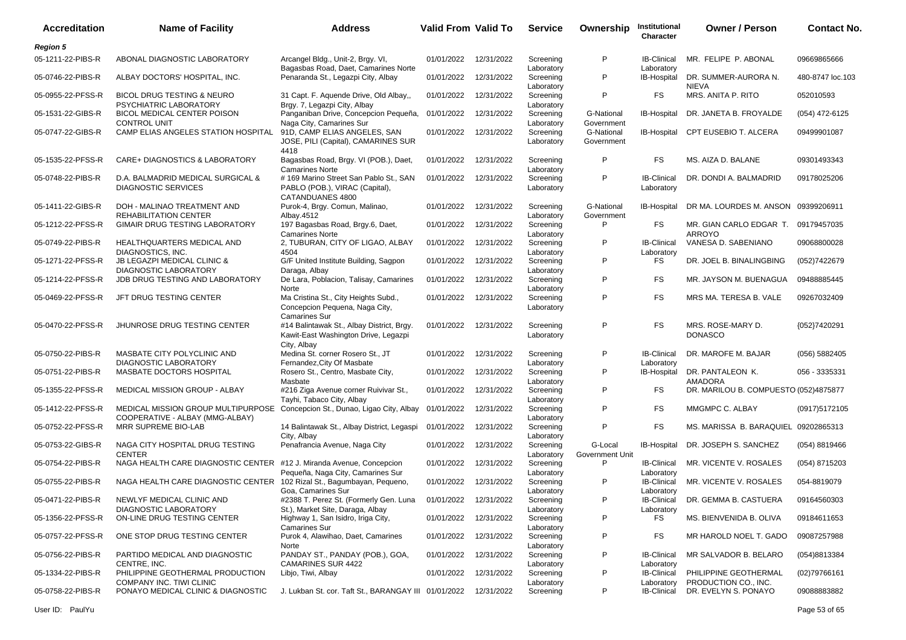| Accreditation | Name of Facility | Address | Valid From | Valid To | Service | Ownership | Institutional Character | Owner / Person | Contact No. |
|---|---|---|---|---|---|---|---|---|---|
| ***Region 5*** | | | | | | | | | |
| 05-1211-22-PIBS-R | ABONAL DIAGNOSTIC LABORATORY | Arcangel Bldg., Unit-2, Brgy. VI, Bagasbas Road, Daet, Camarines Norte | 01/01/2022 | 12/31/2022 | Screening Laboratory | P | IB-Clinical Laboratory | MR. FELIPE P. ABONAL | 09669865666 |
| 05-0746-22-PIBS-R | ALBAY DOCTORS' HOSPITAL, INC. | Penaranda St., Legazpi City, Albay | 01/01/2022 | 12/31/2022 | Screening Laboratory | P | IB-Hospital | DR. SUMMER-AURORA N. NIEVA | 480-8747 loc.103 |
| 05-0955-22-PFSS-R | BICOL DRUG TESTING & NEURO PSYCHIATRIC LABORATORY | 31 Capt. F. Aquende Drive, Old Albay,, Brgy. 7, Legazpi City, Albay | 01/01/2022 | 12/31/2022 | Screening Laboratory | P | FS | MRS. ANITA P. RITO | 052010593 |
| 05-1531-22-GIBS-R | BICOL MEDICAL CENTER POISON CONTROL UNIT | Panganiban Drive, Concepcion Pequeña, Naga City, Camarines Sur | 01/01/2022 | 12/31/2022 | Screening Laboratory | G-National Government | IB-Hospital | DR. JANETA B. FROYALDE | (054) 472-6125 |
| 05-0747-22-GIBS-R | CAMP ELIAS ANGELES STATION HOSPITAL | 91D, CAMP ELIAS ANGELES, SAN JOSE, PILI (Capital), CAMARINES SUR 4418 | 01/01/2022 | 12/31/2022 | Screening Laboratory | G-National Government | IB-Hospital | CPT EUSEBIO T. ALCERA | 09499901087 |
| 05-1535-22-PFSS-R | CARE+ DIAGNOSTICS & LABORATORY | Bagasbas Road, Brgy. VI (POB.), Daet, Camarines Norte | 01/01/2022 | 12/31/2022 | Screening Laboratory | P | FS | MS. AIZA D. BALANE | 09301493343 |
| 05-0748-22-PIBS-R | D.A. BALMADRID MEDICAL SURGICAL & DIAGNOSTIC SERVICES | # 169 Marino Street San Pablo St., SAN PABLO (POB.), VIRAC (Capital), CATANDUANES 4800 | 01/01/2022 | 12/31/2022 | Screening Laboratory | P | IB-Clinical Laboratory | DR. DONDI A. BALMADRID | 09178025206 |
| 05-1411-22-GIBS-R | DOH - MALINAO TREATMENT AND REHABILITATION CENTER | Purok-4, Brgy. Comun, Malinao, Albay.4512 | 01/01/2022 | 12/31/2022 | Screening Laboratory | G-National Government | IB-Hospital | DR MA. LOURDES M. ANSON | 09399206911 |
| 05-1212-22-PFSS-R | GIMAIR DRUG TESTING LABORATORY | 197 Bagasbas Road, Brgy.6, Daet, Camarines Norte | 01/01/2022 | 12/31/2022 | Screening Laboratory | P | FS | MR. GIAN CARLO EDGAR T. ARROYO | 09179457035 |
| 05-0749-22-PIBS-R | HEALTHQUARTERS MEDICAL AND DIAGNOSTICS, INC. | 2, TUBURAN, CITY OF LIGAO, ALBAY 4504 | 01/01/2022 | 12/31/2022 | Screening Laboratory | P | IB-Clinical Laboratory | VANESA D. SABENIANO | 09068800028 |
| 05-1271-22-PFSS-R | JB LEGAZPI MEDICAL CLINIC & DIAGNOSTIC LABORATORY | G/F United Institute Building, Sagpon Daraga, Albay | 01/01/2022 | 12/31/2022 | Screening Laboratory | P | FS | DR. JOEL B. BINALINGBING | (052)7422679 |
| 05-1214-22-PFSS-R | JDB DRUG TESTING AND LABORATORY | De Lara, Poblacion, Talisay, Camarines Norte | 01/01/2022 | 12/31/2022 | Screening Laboratory | P | FS | MR. JAYSON M. BUENAGUA | 09488885445 |
| 05-0469-22-PFSS-R | JFT DRUG TESTING CENTER | Ma Cristina St., City Heights Subd., Concepcion Pequena, Naga City, Camarines Sur | 01/01/2022 | 12/31/2022 | Screening Laboratory | P | FS | MRS MA. TERESA B. VALE | 09267032409 |
| 05-0470-22-PFSS-R | JHUNROSE DRUG TESTING CENTER | #14 Balintawak St., Albay District, Brgy. Kawit-East Washington Drive, Legazpi City, Albay | 01/01/2022 | 12/31/2022 | Screening Laboratory | P | FS | MRS. ROSE-MARY D. DONASCO | {052}7420291 |
| 05-0750-22-PIBS-R | MASBATE CITY POLYCLINIC AND DIAGNOSTIC LABORATORY | Medina St. corner Rosero St., JT Fernandez,City Of Masbate | 01/01/2022 | 12/31/2022 | Screening Laboratory | P | IB-Clinical Laboratory | DR. MAROFE M. BAJAR | (056) 5882405 |
| 05-0751-22-PIBS-R | MASBATE DOCTORS HOSPITAL | Rosero St., Centro, Masbate City, Masbate | 01/01/2022 | 12/31/2022 | Screening Laboratory | P | IB-Hospital | DR. PANTALEON K. AMADORA | 056 - 3335331 |
| 05-1355-22-PFSS-R | MEDICAL MISSION GROUP - ALBAY | #216 Ziga Avenue corner Ruivivar St., Tayhi, Tabaco City, Albay | 01/01/2022 | 12/31/2022 | Screening Laboratory | P | FS | DR. MARILOU B. COMPUESTO | (052)4875877 |
| 05-1412-22-PFSS-R | MEDICAL MISSION GROUP MULTIPURPOSE COOPERATIVE - ALBAY (MMG-ALBAY) | Concepcion St., Dunao, Ligao City, Albay | 01/01/2022 | 12/31/2022 | Screening Laboratory | P | FS | MMGMPC C. ALBAY | (0917)5172105 |
| 05-0752-22-PFSS-R | MRR SUPREME BIO-LAB | 14 Balintawak St., Albay District, Legaspi City, Albay | 01/01/2022 | 12/31/2022 | Screening Laboratory | P | FS | MS. MARISSA B. BARAQUIEL | 09202865313 |
| 05-0753-22-GIBS-R | NAGA CITY HOSPITAL DRUG TESTING CENTER | Penafrancia Avenue, Naga City | 01/01/2022 | 12/31/2022 | Screening Laboratory | G-Local Government Unit | IB-Hospital | DR. JOSEPH S. SANCHEZ | (054) 8819466 |
| 05-0754-22-PIBS-R | NAGA HEALTH CARE DIAGNOSTIC CENTER | #12 J. Miranda Avenue, Concepcion Pequeña, Naga City, Camarines Sur | 01/01/2022 | 12/31/2022 | Screening Laboratory | P | IB-Clinical Laboratory | MR. VICENTE V. ROSALES | (054) 8715203 |
| 05-0755-22-PIBS-R | NAGA HEALTH CARE DIAGNOSTIC CENTER | 102 Rizal St., Bagumbayan, Pequeno, Goa, Camarines Sur | 01/01/2022 | 12/31/2022 | Screening Laboratory | P | IB-Clinical Laboratory | MR. VICENTE V. ROSALES | 054-8819079 |
| 05-0471-22-PIBS-R | NEWLYF MEDICAL CLINIC AND DIAGNOSTIC LABORATORY | #2388 T. Perez St. (Formerly Gen. Luna St.), Market Site, Daraga, Albay | 01/01/2022 | 12/31/2022 | Screening Laboratory | P | IB-Clinical Laboratory | DR. GEMMA B. CASTUERA | 09164560303 |
| 05-1356-22-PFSS-R | ON-LINE DRUG TESTING CENTER | Highway 1, San Isidro, Iriga City, Camarines Sur | 01/01/2022 | 12/31/2022 | Screening Laboratory | P | FS | MS. BIENVENIDA B. OLIVA | 09184611653 |
| 05-0757-22-PFSS-R | ONE STOP DRUG TESTING CENTER | Purok 4, Alawihao, Daet, Camarines Norte | 01/01/2022 | 12/31/2022 | Screening Laboratory | P | FS | MR HAROLD NOEL T. GADO | 09087257988 |
| 05-0756-22-PIBS-R | PARTIDO MEDICAL AND DIAGNOSTIC CENTRE, INC. | PANDAY ST., PANDAY (POB.), GOA, CAMARINES SUR 4422 | 01/01/2022 | 12/31/2022 | Screening Laboratory | P | IB-Clinical Laboratory | MR SALVADOR B. BELARO | (054)8813384 |
| 05-1334-22-PIBS-R | PHILIPPINE GEOTHERMAL PRODUCTION COMPANY INC. TIWI CLINIC | Libjo, Tiwi, Albay | 01/01/2022 | 12/31/2022 | Screening Laboratory | P | IB-Clinical Laboratory | PHILIPPINE GEOTHERMAL PRODUCTION CO., INC. | (02)79766161 |
| 05-0758-22-PIBS-R | PONAYO MEDICAL CLINIC & DIAGNOSTIC | J. Lukban St. cor. Taft St., BARANGAY III | 01/01/2022 | 12/31/2022 | Screening | P | IB-Clinical | DR. EVELYN S. PONAYO | 09088883882 |

User ID: PaulYu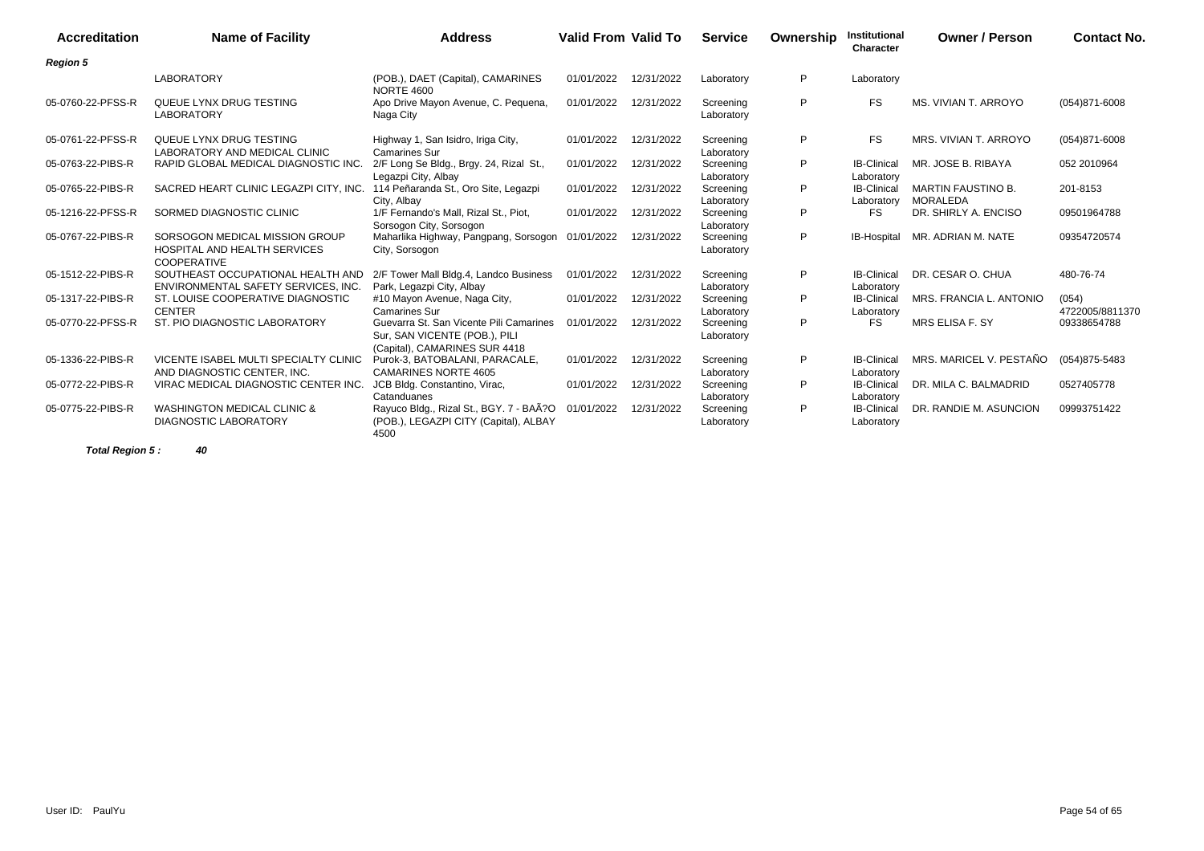| Accreditation | Name of Facility | Address | Valid From | Valid To | Service | Ownership | Institutional Character | Owner / Person | Contact No. |
|---|---|---|---|---|---|---|---|---|---|
| ***Region 5*** | | | | | | | | | |
| | LABORATORY | (POB.), DAET (Capital), CAMARINES NORTE 4600 | 01/01/2022 | 12/31/2022 | Laboratory | P | Laboratory | | |
| 05-0760-22-PFSS-R | QUEUE LYNX DRUG TESTING LABORATORY | Apo Drive Mayon Avenue, C. Pequena, Naga City | 01/01/2022 | 12/31/2022 | Screening Laboratory | P | FS | MS. VIVIAN T. ARROYO | (054)871-6008 |
| 05-0761-22-PFSS-R | QUEUE LYNX DRUG TESTING LABORATORY AND MEDICAL CLINIC | Highway 1, San Isidro, Iriga City, Camarines Sur | 01/01/2022 | 12/31/2022 | Screening Laboratory | P | FS | MRS. VIVIAN T. ARROYO | (054)871-6008 |
| 05-0763-22-PIBS-R | RAPID GLOBAL MEDICAL DIAGNOSTIC INC. | 2/F Long Se Bldg., Brgy. 24, Rizal St., Legazpi City, Albay | 01/01/2022 | 12/31/2022 | Screening Laboratory | P | IB-Clinical Laboratory | MR. JOSE B. RIBAYA | 052 2010964 |
| 05-0765-22-PIBS-R | SACRED HEART CLINIC LEGAZPI CITY, INC. | 114 Peñaranda St., Oro Site, Legazpi City, Albay | 01/01/2022 | 12/31/2022 | Screening Laboratory | P | IB-Clinical Laboratory | MARTIN FAUSTINO B. MORALEDA | 201-8153 |
| 05-1216-22-PFSS-R | SORMED DIAGNOSTIC CLINIC | 1/F Fernando's Mall, Rizal St., Piot, Sorsogon City, Sorsogon | 01/01/2022 | 12/31/2022 | Screening Laboratory | P | FS | DR. SHIRLY A. ENCISO | 09501964788 |
| 05-0767-22-PIBS-R | SORSOGON MEDICAL MISSION GROUP HOSPITAL AND HEALTH SERVICES COOPERATIVE | Maharlika Highway, Pangpang, Sorsogon City, Sorsogon | 01/01/2022 | 12/31/2022 | Screening Laboratory | P | IB-Hospital | MR. ADRIAN M. NATE | 09354720574 |
| 05-1512-22-PIBS-R | SOUTHEAST OCCUPATIONAL HEALTH AND ENVIRONMENTAL SAFETY SERVICES, INC. | 2/F Tower Mall Bldg.4, Landco Business Park, Legazpi City, Albay | 01/01/2022 | 12/31/2022 | Screening Laboratory | P | IB-Clinical Laboratory | DR. CESAR O. CHUA | 480-76-74 |
| 05-1317-22-PIBS-R | ST. LOUISE COOPERATIVE DIAGNOSTIC CENTER | #10 Mayon Avenue, Naga City, Camarines Sur | 01/01/2022 | 12/31/2022 | Screening Laboratory | P | IB-Clinical Laboratory | MRS. FRANCIA L. ANTONIO | (054) 4722005/8811370 |
| 05-0770-22-PFSS-R | ST. PIO DIAGNOSTIC LABORATORY | Guevarra St. San Vicente Pili Camarines Sur, SAN VICENTE (POB.), PILI (Capital), CAMARINES SUR 4418 | 01/01/2022 | 12/31/2022 | Screening Laboratory | P | FS | MRS ELISA F. SY | 09338654788 |
| 05-1336-22-PIBS-R | VICENTE ISABEL MULTI SPECIALTY CLINIC AND DIAGNOSTIC CENTER, INC. | Purok-3, BATOBALANI, PARACALE, CAMARINES NORTE 4605 | 01/01/2022 | 12/31/2022 | Screening Laboratory | P | IB-Clinical Laboratory | MRS. MARICEL V. PESTAÑO | (054)875-5483 |
| 05-0772-22-PIBS-R | VIRAC MEDICAL DIAGNOSTIC CENTER INC. | JCB Bldg. Constantino, Virac, Catanduanes | 01/01/2022 | 12/31/2022 | Screening Laboratory | P | IB-Clinical Laboratory | DR. MILA C. BALMADRID | 0527405778 |
| 05-0775-22-PIBS-R | WASHINGTON MEDICAL CLINIC & DIAGNOSTIC LABORATORY | Rayuco Bldg., Rizal St., BGY. 7 - BAÃ?O (POB.), LEGAZPI CITY (Capital), ALBAY 4500 | 01/01/2022 | 12/31/2022 | Screening Laboratory | P | IB-Clinical Laboratory | DR. RANDIE M. ASUNCION | 09993751422 |

***Total Region 5 :*** ***40***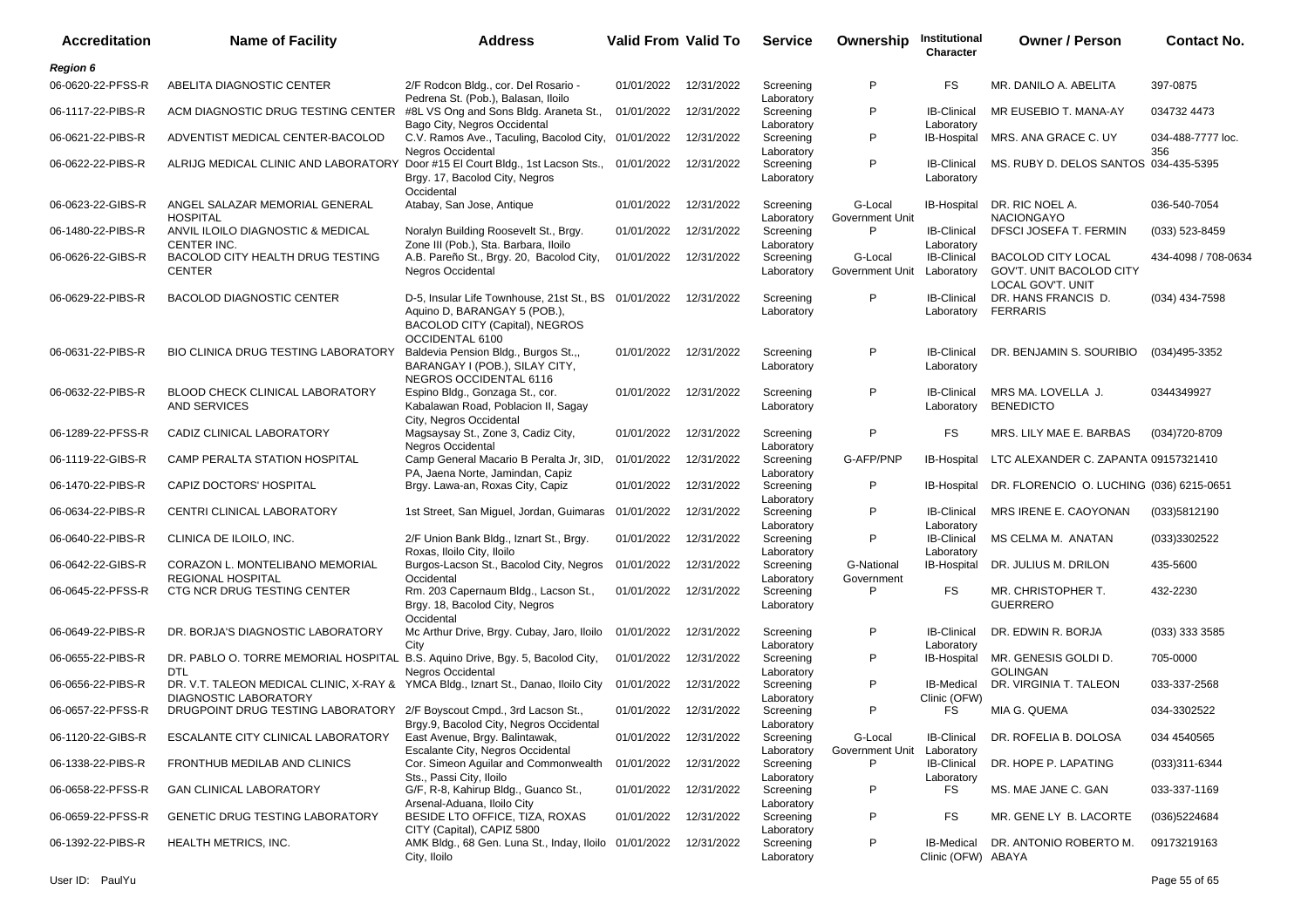| Accreditation | Name of Facility | Address | Valid From | Valid To | Service | Ownership | Institutional Character | Owner / Person | Contact No. |
|---|---|---|---|---|---|---|---|---|---|
| **Region 6** | | | | | | | | | |
| 06-0620-22-PFSS-R | ABELITA DIAGNOSTIC CENTER | 2/F Rodcon Bldg., cor. Del Rosario - Pedrena St. (Pob.), Balasan, Iloilo | 01/01/2022 | 12/31/2022 | Screening Laboratory | P | FS | MR. DANILO A. ABELITA | 397-0875 |
| 06-1117-22-PIBS-R | ACM DIAGNOSTIC DRUG TESTING CENTER | #8L VS Ong and Sons Bldg. Araneta St., Bago City, Negros Occidental | 01/01/2022 | 12/31/2022 | Screening Laboratory | P | IB-Clinical Laboratory | MR EUSEBIO T. MANA-AY | 034732 4473 |
| 06-0621-22-PIBS-R | ADVENTIST MEDICAL CENTER-BACOLOD | C.V. Ramos Ave., Taculing, Bacolod City, Negros Occidental | 01/01/2022 | 12/31/2022 | Screening Laboratory | P | IB-Hospital | MRS. ANA GRACE C. UY | 034-488-7777 loc. 356 |
| 06-0622-22-PIBS-R | ALRIJG MEDICAL CLINIC AND LABORATORY | Door #15 El Court Bldg., 1st Lacson Sts., Brgy. 17, Bacolod City, Negros Occidental | 01/01/2022 | 12/31/2022 | Screening Laboratory | P | IB-Clinical Laboratory | MS. RUBY D. DELOS SANTOS | 034-435-5395 |
| 06-0623-22-GIBS-R | ANGEL SALAZAR MEMORIAL GENERAL HOSPITAL | Atabay, San Jose, Antique | 01/01/2022 | 12/31/2022 | Screening Laboratory | G-Local Government Unit | IB-Hospital | DR. RIC NOEL A. NACIONGAYO | 036-540-7054 |
| 06-1480-22-PIBS-R | ANVIL ILOILO DIAGNOSTIC & MEDICAL CENTER INC. | Noralyn Building Roosevelt St., Brgy. Zone III (Pob.), Sta. Barbara, Iloilo | 01/01/2022 | 12/31/2022 | Screening Laboratory | P | IB-Clinical Laboratory | DFSCI JOSEFA T. FERMIN | (033) 523-8459 |
| 06-0626-22-GIBS-R | BACOLOD CITY HEALTH DRUG TESTING CENTER | A.B. Pareño St., Brgy. 20, Bacolod City, Negros Occidental | 01/01/2022 | 12/31/2022 | Screening Laboratory | G-Local Government Unit | IB-Clinical Laboratory | BACOLOD CITY LOCAL GOV'T. UNIT BACOLOD CITY LOCAL GOV'T. UNIT | 434-4098 / 708-0634 |
| 06-0629-22-PIBS-R | BACOLOD DIAGNOSTIC CENTER | D-5, Insular Life Townhouse, 21st St., BS Aquino D, BARANGAY 5 (POB.), BACOLOD CITY (Capital), NEGROS OCCIDENTAL 6100 | 01/01/2022 | 12/31/2022 | Screening Laboratory | P | IB-Clinical Laboratory | DR. HANS FRANCIS D. FERRARIS | (034) 434-7598 |
| 06-0631-22-PIBS-R | BIO CLINICA DRUG TESTING LABORATORY | Baldevia Pension Bldg., Burgos St.,, BARANGAY I (POB.), SILAY CITY, NEGROS OCCIDENTAL 6116 | 01/01/2022 | 12/31/2022 | Screening Laboratory | P | IB-Clinical Laboratory | DR. BENJAMIN S. SOURIBIO | (034)495-3352 |
| 06-0632-22-PIBS-R | BLOOD CHECK CLINICAL LABORATORY AND SERVICES | Espino Bldg., Gonzaga St., cor. Kabalawan Road, Poblacion II, Sagay City, Negros Occidental | 01/01/2022 | 12/31/2022 | Screening Laboratory | P | IB-Clinical Laboratory | MRS MA. LOVELLA J. BENEDICTO | 0344349927 |
| 06-1289-22-PFSS-R | CADIZ CLINICAL LABORATORY | Magsaysay St., Zone 3, Cadiz City, Negros Occidental | 01/01/2022 | 12/31/2022 | Screening Laboratory | P | FS | MRS. LILY MAE E. BARBAS | (034)720-8709 |
| 06-1119-22-GIBS-R | CAMP PERALTA STATION HOSPITAL | Camp General Macario B Peralta Jr, 3ID, PA, Jaena Norte, Jamindan, Capiz | 01/01/2022 | 12/31/2022 | Screening Laboratory | G-AFP/PNP | IB-Hospital | LTC ALEXANDER C. ZAPANTA | 09157321410 |
| 06-1470-22-PIBS-R | CAPIZ DOCTORS' HOSPITAL | Brgy. Lawa-an, Roxas City, Capiz | 01/01/2022 | 12/31/2022 | Screening Laboratory | P | IB-Hospital | DR. FLORENCIO O. LUCHING | (036) 6215-0651 |
| 06-0634-22-PIBS-R | CENTRI CLINICAL LABORATORY | 1st Street, San Miguel, Jordan, Guimaras | 01/01/2022 | 12/31/2022 | Screening Laboratory | P | IB-Clinical Laboratory | MRS IRENE E. CAOYONAN | (033)5812190 |
| 06-0640-22-PIBS-R | CLINICA DE ILOILO, INC. | 2/F Union Bank Bldg., Iznart St., Brgy. Roxas, Iloilo City, Iloilo | 01/01/2022 | 12/31/2022 | Screening Laboratory | P | IB-Clinical Laboratory | MS CELMA M. ANATAN | (033)3302522 |
| 06-0642-22-GIBS-R | CORAZON L. MONTELIBANO MEMORIAL REGIONAL HOSPITAL | Burgos-Lacson St., Bacolod City, Negros Occidental | 01/01/2022 | 12/31/2022 | Screening Laboratory | G-National Government | IB-Hospital | DR. JULIUS M. DRILON | 435-5600 |
| 06-0645-22-PFSS-R | CTG NCR DRUG TESTING CENTER | Rm. 203 Capernaum Bldg., Lacson St., Brgy. 18, Bacolod City, Negros Occidental | 01/01/2022 | 12/31/2022 | Screening Laboratory | P | FS | MR. CHRISTOPHER T. GUERRERO | 432-2230 |
| 06-0649-22-PIBS-R | DR. BORJA'S DIAGNOSTIC LABORATORY | Mc Arthur Drive, Brgy. Cubay, Jaro, Iloilo City | 01/01/2022 | 12/31/2022 | Screening Laboratory | P | IB-Clinical Laboratory | DR. EDWIN R. BORJA | (033) 333 3585 |
| 06-0655-22-PIBS-R | DR. PABLO O. TORRE MEMORIAL HOSPITAL DTL | B.S. Aquino Drive, Bgy. 5, Bacolod City, Negros Occidental | 01/01/2022 | 12/31/2022 | Screening Laboratory | P | IB-Hospital | MR. GENESIS GOLDI D. GOLINGAN | 705-0000 |
| 06-0656-22-PIBS-R | DR. V.T. TALEON MEDICAL CLINIC, X-RAY & DIAGNOSTIC LABORATORY | YMCA Bldg., Iznart St., Danao, Iloilo City | 01/01/2022 | 12/31/2022 | Screening Laboratory | P | IB-Medical Clinic (OFW) | DR. VIRGINIA T. TALEON | 033-337-2568 |
| 06-0657-22-PFSS-R | DRUGPOINT DRUG TESTING LABORATORY | 2/F Boyscout Cmpd., 3rd Lacson St., Brgy.9, Bacolod City, Negros Occidental | 01/01/2022 | 12/31/2022 | Screening Laboratory | P | FS | MIA G. QUEMA | 034-3302522 |
| 06-1120-22-GIBS-R | ESCALANTE CITY CLINICAL LABORATORY | East Avenue, Brgy. Balintawak, Escalante City, Negros Occidental | 01/01/2022 | 12/31/2022 | Screening Laboratory | G-Local Government Unit | IB-Clinical Laboratory | DR. ROFELIA B. DOLOSA | 034 4540565 |
| 06-1338-22-PIBS-R | FRONTHUB MEDILAB AND CLINICS | Cor. Simeon Aguilar and Commonwealth Sts., Passi City, Iloilo | 01/01/2022 | 12/31/2022 | Screening Laboratory | P | IB-Clinical Laboratory | DR. HOPE P. LAPATING | (033)311-6344 |
| 06-0658-22-PFSS-R | GAN CLINICAL LABORATORY | G/F, R-8, Kahirup Bldg., Guanco St., Arsenal-Aduana, Iloilo City | 01/01/2022 | 12/31/2022 | Screening Laboratory | P | FS | MS. MAE JANE C. GAN | 033-337-1169 |
| 06-0659-22-PFSS-R | GENETIC DRUG TESTING LABORATORY | BESIDE LTO OFFICE, TIZA, ROXAS CITY (Capital), CAPIZ 5800 | 01/01/2022 | 12/31/2022 | Screening Laboratory | P | FS | MR. GENE LY B. LACORTE | (036)5224684 |
| 06-1392-22-PIBS-R | HEALTH METRICS, INC. | AMK Bldg., 68 Gen. Luna St., Inday, Iloilo City, Iloilo | 01/01/2022 | 12/31/2022 | Screening Laboratory | P | IB-Medical Clinic (OFW) | DR. ANTONIO ROBERTO M. ABAYA | 09173219163 |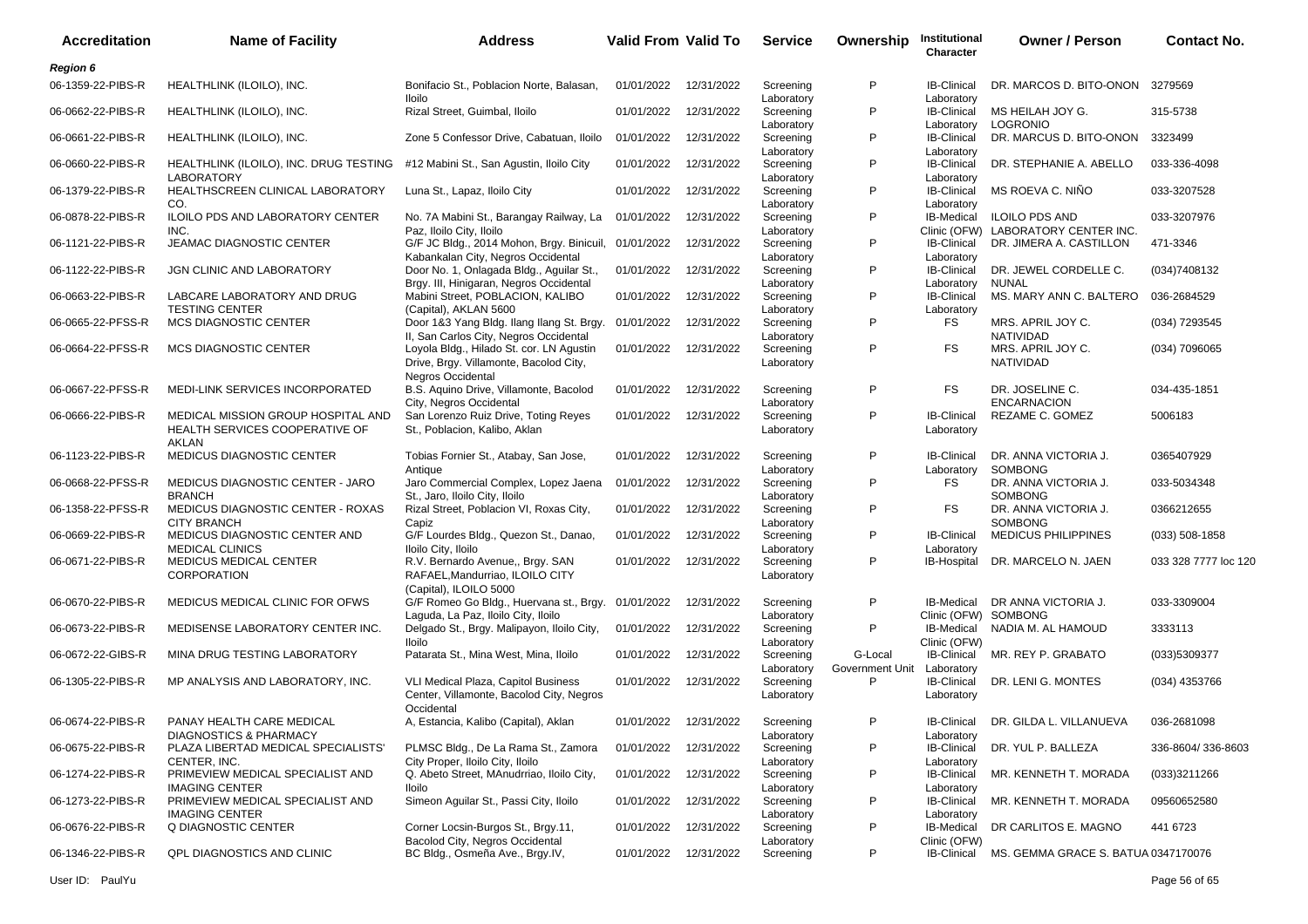| Accreditation | Name of Facility | Address | Valid From | Valid To | Service | Ownership | Institutional Character | Owner / Person | Contact No. |
|---|---|---|---|---|---|---|---|---|---|
| ***Region 6*** | | | | | | | | | |
| 06-1359-22-PIBS-R | HEALTHLINK (ILOILO), INC. | Bonifacio St., Poblacion Norte, Balasan, Iloilo | 01/01/2022 | 12/31/2022 | Screening Laboratory | P | IB-Clinical Laboratory | DR. MARCOS D. BITO-ONON | 3279569 |
| 06-0662-22-PIBS-R | HEALTHLINK (ILOILO), INC. | Rizal Street, Guimbal, Iloilo | 01/01/2022 | 12/31/2022 | Screening Laboratory | P | IB-Clinical Laboratory | MS HEILAH JOY G. LOGRONIO | 315-5738 |
| 06-0661-22-PIBS-R | HEALTHLINK (ILOILO), INC. | Zone 5 Confessor Drive, Cabatuan, Iloilo | 01/01/2022 | 12/31/2022 | Screening Laboratory | P | IB-Clinical Laboratory | DR. MARCUS D. BITO-ONON | 3323499 |
| 06-0660-22-PIBS-R | HEALTHLINK (ILOILO), INC. DRUG TESTING LABORATORY | #12 Mabini St., San Agustin, Iloilo City | 01/01/2022 | 12/31/2022 | Screening Laboratory | P | IB-Clinical Laboratory | DR. STEPHANIE A. ABELLO | 033-336-4098 |
| 06-1379-22-PIBS-R | HEALTHSCREEN CLINICAL LABORATORY CO. | Luna St., Lapaz, Iloilo City | 01/01/2022 | 12/31/2022 | Screening Laboratory | P | IB-Clinical Laboratory | MS ROEVA C. NIÑO | 033-3207528 |
| 06-0878-22-PIBS-R | ILOILO PDS AND LABORATORY CENTER INC. | No. 7A Mabini St., Barangay Railway, La Paz, Iloilo City, Iloilo | 01/01/2022 | 12/31/2022 | Screening Laboratory | P | IB-Medical Clinic (OFW) | ILOILO PDS AND LABORATORY CENTER INC. | 033-3207976 |
| 06-1121-22-PIBS-R | JEAMAC DIAGNOSTIC CENTER | G/F JC Bldg., 2014 Mohon, Brgy. Binicuil, Kabankalan City, Negros Occidental | 01/01/2022 | 12/31/2022 | Screening Laboratory | P | IB-Clinical Laboratory | DR. JIMERA A. CASTILLON | 471-3346 |
| 06-1122-22-PIBS-R | JGN CLINIC AND LABORATORY | Door No. 1, Onlagada Bldg., Aguilar St., Brgy. III, Hinigaran, Negros Occidental | 01/01/2022 | 12/31/2022 | Screening Laboratory | P | IB-Clinical Laboratory | DR. JEWEL CORDELLE C. NUNAL | (034)7408132 |
| 06-0663-22-PIBS-R | LABCARE LABORATORY AND DRUG TESTING CENTER | Mabini Street, POBLACION, KALIBO (Capital), AKLAN 5600 | 01/01/2022 | 12/31/2022 | Screening Laboratory | P | IB-Clinical Laboratory | MS. MARY ANN C. BALTERO | 036-2684529 |
| 06-0665-22-PFSS-R | MCS DIAGNOSTIC CENTER | Door 1&3 Yang Bldg. Ilang Ilang St. Brgy. II, San Carlos City, Negros Occidental | 01/01/2022 | 12/31/2022 | Screening Laboratory | P | FS | MRS. APRIL JOY C. NATIVIDAD | (034) 7293545 |
| 06-0664-22-PFSS-R | MCS DIAGNOSTIC CENTER | Loyola Bldg., Hilado St. cor. LN Agustin Drive, Brgy. Villamonte, Bacolod City, Negros Occidental | 01/01/2022 | 12/31/2022 | Screening Laboratory | P | FS | MRS. APRIL JOY C. NATIVIDAD | (034) 7096065 |
| 06-0667-22-PFSS-R | MEDI-LINK SERVICES INCORPORATED | B.S. Aquino Drive, Villamonte, Bacolod City, Negros Occidental | 01/01/2022 | 12/31/2022 | Screening Laboratory | P | FS | DR. JOSELINE C. ENCARNACION | 034-435-1851 |
| 06-0666-22-PIBS-R | MEDICAL MISSION GROUP HOSPITAL AND HEALTH SERVICES COOPERATIVE OF AKLAN | San Lorenzo Ruiz Drive, Toting Reyes St., Poblacion, Kalibo, Aklan | 01/01/2022 | 12/31/2022 | Screening Laboratory | P | IB-Clinical Laboratory | REZAME C. GOMEZ | 5006183 |
| 06-1123-22-PIBS-R | MEDICUS DIAGNOSTIC CENTER | Tobias Fornier St., Atabay, San Jose, Antique | 01/01/2022 | 12/31/2022 | Screening Laboratory | P | IB-Clinical Laboratory | DR. ANNA VICTORIA J. SOMBONG | 0365407929 |
| 06-0668-22-PFSS-R | MEDICUS DIAGNOSTIC CENTER - JARO BRANCH | Jaro Commercial Complex, Lopez Jaena St., Jaro, Iloilo City, Iloilo | 01/01/2022 | 12/31/2022 | Screening Laboratory | P | FS | DR. ANNA VICTORIA J. SOMBONG | 033-5034348 |
| 06-1358-22-PFSS-R | MEDICUS DIAGNOSTIC CENTER - ROXAS CITY BRANCH | Rizal Street, Poblacion VI, Roxas City, Capiz | 01/01/2022 | 12/31/2022 | Screening Laboratory | P | FS | DR. ANNA VICTORIA J. SOMBONG | 0366212655 |
| 06-0669-22-PIBS-R | MEDICUS DIAGNOSTIC CENTER AND MEDICAL CLINICS | G/F Lourdes Bldg., Quezon St., Danao, Iloilo City, Iloilo | 01/01/2022 | 12/31/2022 | Screening Laboratory | P | IB-Clinical Laboratory | MEDICUS PHILIPPINES | (033) 508-1858 |
| 06-0671-22-PIBS-R | MEDICUS MEDICAL CENTER CORPORATION | R.V. Bernardo Avenue,, Brgy. SAN RAFAEL,Mandurriao, ILOILO CITY (Capital), ILOILO 5000 | 01/01/2022 | 12/31/2022 | Screening Laboratory | P | IB-Hospital | DR. MARCELO N. JAEN | 033 328 7777 loc 120 |
| 06-0670-22-PIBS-R | MEDICUS MEDICAL CLINIC FOR OFWS | G/F Romeo Go Bldg., Huervana st., Brgy. Laguda, La Paz, Iloilo City, Iloilo | 01/01/2022 | 12/31/2022 | Screening Laboratory | P | IB-Medical Clinic (OFW) | DR ANNA VICTORIA J. SOMBONG | 033-3309004 |
| 06-0673-22-PIBS-R | MEDISENSE LABORATORY CENTER INC. | Delgado St., Brgy. Malipayon, Iloilo City, Iloilo | 01/01/2022 | 12/31/2022 | Screening Laboratory | P | IB-Medical Clinic (OFW) | NADIA M. AL HAMOUD | 3333113 |
| 06-0672-22-GIBS-R | MINA DRUG TESTING LABORATORY | Patarata St., Mina West, Mina, Iloilo | 01/01/2022 | 12/31/2022 | Screening Laboratory | G-Local Government Unit | IB-Clinical Laboratory | MR. REY P. GRABATO | (033)5309377 |
| 06-1305-22-PIBS-R | MP ANALYSIS AND LABORATORY, INC. | VLI Medical Plaza, Capitol Business Center, Villamonte, Bacolod City, Negros Occidental | 01/01/2022 | 12/31/2022 | Screening Laboratory | P | IB-Clinical Laboratory | DR. LENI G. MONTES | (034) 4353766 |
| 06-0674-22-PIBS-R | PANAY HEALTH CARE MEDICAL DIAGNOSTICS & PHARMACY | A, Estancia, Kalibo (Capital), Aklan | 01/01/2022 | 12/31/2022 | Screening Laboratory | P | IB-Clinical Laboratory | DR. GILDA L. VILLANUEVA | 036-2681098 |
| 06-0675-22-PIBS-R | PLAZA LIBERTAD MEDICAL SPECIALISTS' CENTER, INC. | PLMSC Bldg., De La Rama St., Zamora City Proper, Iloilo City, Iloilo | 01/01/2022 | 12/31/2022 | Screening Laboratory | P | IB-Clinical Laboratory | DR. YUL P. BALLEZA | 336-8604/ 336-8603 |
| 06-1274-22-PIBS-R | PRIMEVIEW MEDICAL SPECIALIST AND IMAGING CENTER | Q. Abeto Street, MAnudrriao, Iloilo City, Iloilo | 01/01/2022 | 12/31/2022 | Screening Laboratory | P | IB-Clinical Laboratory | MR. KENNETH T. MORADA | (033)3211266 |
| 06-1273-22-PIBS-R | PRIMEVIEW MEDICAL SPECIALIST AND IMAGING CENTER | Simeon Aguilar St., Passi City, Iloilo | 01/01/2022 | 12/31/2022 | Screening Laboratory | P | IB-Clinical Laboratory | MR. KENNETH T. MORADA | 09560652580 |
| 06-0676-22-PIBS-R | Q DIAGNOSTIC CENTER | Corner Locsin-Burgos St., Brgy.11, Bacolod City, Negros Occidental | 01/01/2022 | 12/31/2022 | Screening Laboratory | P | IB-Medical Clinic (OFW) | DR CARLITOS E. MAGNO | 441 6723 |
| 06-1346-22-PIBS-R | QPL DIAGNOSTICS AND CLINIC | BC Bldg., Osmeña Ave., Brgy.IV, | 01/01/2022 | 12/31/2022 | Screening | P | IB-Clinical | MS. GEMMA GRACE S. BATUA | 0347170076 |

User ID: PaulYu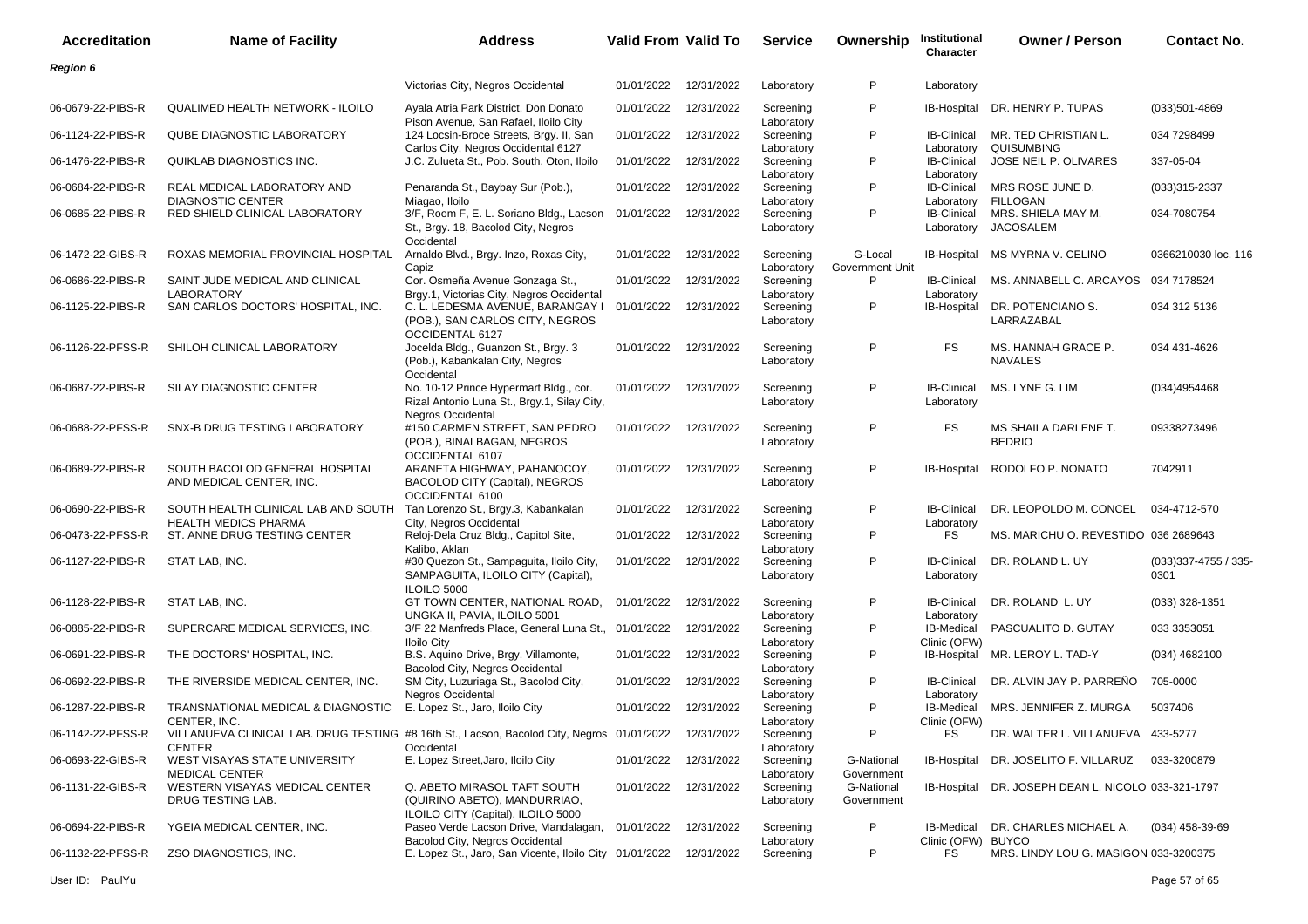| Accreditation | Name of Facility | Address | Valid From | Valid To | Service | Ownership | Institutional Character | Owner / Person | Contact No. |
|---|---|---|---|---|---|---|---|---|---|
| ***Region 6*** | | | | | | | | | |
| | | Victorias City, Negros Occidental | 01/01/2022 | 12/31/2022 | Laboratory | P | Laboratory | | |
| 06-0679-22-PIBS-R | QUALIMED HEALTH NETWORK - ILOILO | Ayala Atria Park District, Don Donato Pison Avenue, San Rafael, Iloilo City | 01/01/2022 | 12/31/2022 | Screening Laboratory | P | IB-Hospital | DR. HENRY P. TUPAS | (033)501-4869 |
| 06-1124-22-PIBS-R | QUBE DIAGNOSTIC LABORATORY | 124 Locsin-Broce Streets, Brgy. II, San Carlos City, Negros Occidental 6127 | 01/01/2022 | 12/31/2022 | Screening Laboratory | P | IB-Clinical Laboratory | MR. TED CHRISTIAN L. QUISUMBING | 034 7298499 |
| 06-1476-22-PIBS-R | QUIKLAB DIAGNOSTICS INC. | J.C. Zulueta St., Pob. South, Oton, Iloilo | 01/01/2022 | 12/31/2022 | Screening Laboratory | P | IB-Clinical Laboratory | JOSE NEIL P. OLIVARES | 337-05-04 |
| 06-0684-22-PIBS-R | REAL MEDICAL LABORATORY AND DIAGNOSTIC CENTER | Penaranda St., Baybay Sur (Pob.), Miagao, Iloilo | 01/01/2022 | 12/31/2022 | Screening Laboratory | P | IB-Clinical Laboratory | MRS ROSE JUNE D. FILLOGAN | (033)315-2337 |
| 06-0685-22-PIBS-R | RED SHIELD CLINICAL LABORATORY | 3/F, Room F, E. L. Soriano Bldg., Lacson St., Brgy. 18, Bacolod City, Negros Occidental | 01/01/2022 | 12/31/2022 | Screening Laboratory | P | IB-Clinical Laboratory | MRS. SHIELA MAY M. JACOSALEM | 034-7080754 |
| 06-1472-22-GIBS-R | ROXAS MEMORIAL PROVINCIAL HOSPITAL | Arnaldo Blvd., Brgy. Inzo, Roxas City, Capiz | 01/01/2022 | 12/31/2022 | Screening Laboratory | G-Local Government Unit | IB-Hospital | MS MYRNA V. CELINO | 0366210030 loc. 116 |
| 06-0686-22-PIBS-R | SAINT JUDE MEDICAL AND CLINICAL LABORATORY | Cor. Osmeña Avenue Gonzaga St., Brgy.1, Victorias City, Negros Occidental | 01/01/2022 | 12/31/2022 | Screening Laboratory | P | IB-Clinical Laboratory | MS. ANNABELL C. ARCAYOS | 034 7178524 |
| 06-1125-22-PIBS-R | SAN CARLOS DOCTORS' HOSPITAL, INC. | C. L. LEDESMA AVENUE, BARANGAY I (POB.), SAN CARLOS CITY, NEGROS OCCIDENTAL 6127 | 01/01/2022 | 12/31/2022 | Screening Laboratory | P | IB-Hospital | DR. POTENCIANO S. LARRAZABAL | 034 312 5136 |
| 06-1126-22-PFSS-R | SHILOH CLINICAL LABORATORY | Jocelda Bldg., Guanzon St., Brgy. 3 (Pob.), Kabankalan City, Negros Occidental | 01/01/2022 | 12/31/2022 | Screening Laboratory | P | FS | MS. HANNAH GRACE P. NAVALES | 034 431-4626 |
| 06-0687-22-PIBS-R | SILAY DIAGNOSTIC CENTER | No. 10-12 Prince Hypermart Bldg., cor. Rizal Antonio Luna St., Brgy.1, Silay City, Negros Occidental | 01/01/2022 | 12/31/2022 | Screening Laboratory | P | IB-Clinical Laboratory | MS. LYNE G. LIM | (034)4954468 |
| 06-0688-22-PFSS-R | SNX-B DRUG TESTING LABORATORY | #150 CARMEN STREET, SAN PEDRO (POB.), BINALBAGAN, NEGROS OCCIDENTAL 6107 | 01/01/2022 | 12/31/2022 | Screening Laboratory | P | FS | MS SHAILA DARLENE T. BEDRIO | 09338273496 |
| 06-0689-22-PIBS-R | SOUTH BACOLOD GENERAL HOSPITAL AND MEDICAL CENTER, INC. | ARANETA HIGHWAY, PAHANOCOY, BACOLOD CITY (Capital), NEGROS OCCIDENTAL 6100 | 01/01/2022 | 12/31/2022 | Screening Laboratory | P | IB-Hospital | RODOLFO P. NONATO | 7042911 |
| 06-0690-22-PIBS-R | SOUTH HEALTH CLINICAL LAB AND SOUTH HEALTH MEDICS PHARMA | Tan Lorenzo St., Brgy.3, Kabankalan City, Negros Occidental | 01/01/2022 | 12/31/2022 | Screening Laboratory | P | IB-Clinical Laboratory | DR. LEOPOLDO M. CONCEL | 034-4712-570 |
| 06-0473-22-PFSS-R | ST. ANNE DRUG TESTING CENTER | Reloj-Dela Cruz Bldg., Capitol Site, Kalibo, Aklan | 01/01/2022 | 12/31/2022 | Screening Laboratory | P | FS | MS. MARICHU O. REVESTIDO | 036 2689643 |
| 06-1127-22-PIBS-R | STAT LAB, INC. | #30 Quezon St., Sampaguita, Iloilo City, SAMPAGUITA, ILOILO CITY (Capital), ILOILO 5000 | 01/01/2022 | 12/31/2022 | Screening Laboratory | P | IB-Clinical Laboratory | DR. ROLAND L. UY | (033)337-4755 / 335-0301 |
| 06-1128-22-PIBS-R | STAT LAB, INC. | GT TOWN CENTER, NATIONAL ROAD, UNGKA II, PAVIA, ILOILO 5001 | 01/01/2022 | 12/31/2022 | Screening Laboratory | P | IB-Clinical Laboratory | DR. ROLAND L. UY | (033) 328-1351 |
| 06-0885-22-PIBS-R | SUPERCARE MEDICAL SERVICES, INC. | 3/F 22 Manfreds Place, General Luna St., Iloilo City | 01/01/2022 | 12/31/2022 | Screening Laboratory | P | IB-Medical Clinic (OFW) | PASCUALITO D. GUTAY | 033 3353051 |
| 06-0691-22-PIBS-R | THE DOCTORS' HOSPITAL, INC. | B.S. Aquino Drive, Brgy. Villamonte, Bacolod City, Negros Occidental | 01/01/2022 | 12/31/2022 | Screening Laboratory | P | IB-Hospital | MR. LEROY L. TAD-Y | (034) 4682100 |
| 06-0692-22-PIBS-R | THE RIVERSIDE MEDICAL CENTER, INC. | SM City, Luzuriaga St., Bacolod City, Negros Occidental | 01/01/2022 | 12/31/2022 | Screening Laboratory | P | IB-Clinical Laboratory | DR. ALVIN JAY P. PARREÑO | 705-0000 |
| 06-1287-22-PIBS-R | TRANSNATIONAL MEDICAL & DIAGNOSTIC CENTER, INC. | E. Lopez St., Jaro, Iloilo City | 01/01/2022 | 12/31/2022 | Screening Laboratory | P | IB-Medical Clinic (OFW) | MRS. JENNIFER Z. MURGA | 5037406 |
| 06-1142-22-PFSS-R | VILLANUEVA CLINICAL LAB. DRUG TESTING CENTER | #8 16th St., Lacson, Bacolod City, Negros Occidental | 01/01/2022 | 12/31/2022 | Screening Laboratory | P | FS | DR. WALTER L. VILLANUEVA | 433-5277 |
| 06-0693-22-GIBS-R | WEST VISAYAS STATE UNIVERSITY MEDICAL CENTER | E. Lopez Street,Jaro, Iloilo City | 01/01/2022 | 12/31/2022 | Screening Laboratory | G-National Government | IB-Hospital | DR. JOSELITO F. VILLARUZ | 033-3200879 |
| 06-1131-22-GIBS-R | WESTERN VISAYAS MEDICAL CENTER DRUG TESTING LAB. | Q. ABETO MIRASOL TAFT SOUTH (QUIRINO ABETO), MANDURRIAO, ILOILO CITY (Capital), ILOILO 5000 | 01/01/2022 | 12/31/2022 | Screening Laboratory | G-National Government | IB-Hospital | DR. JOSEPH DEAN L. NICOLO | 033-321-1797 |
| 06-0694-22-PIBS-R | YGEIA MEDICAL CENTER, INC. | Paseo Verde Lacson Drive, Mandalagan, Bacolod City, Negros Occidental | 01/01/2022 | 12/31/2022 | Screening Laboratory | P | IB-Medical Clinic (OFW) | DR. CHARLES MICHAEL A. BUYCO | (034) 458-39-69 |
| 06-1132-22-PFSS-R | ZSO DIAGNOSTICS, INC. | E. Lopez St., Jaro, San Vicente, Iloilo City | 01/01/2022 | 12/31/2022 | Screening | P | FS | MRS. LINDY LOU G. MASIGON | 033-3200375 |

User ID: PaulYu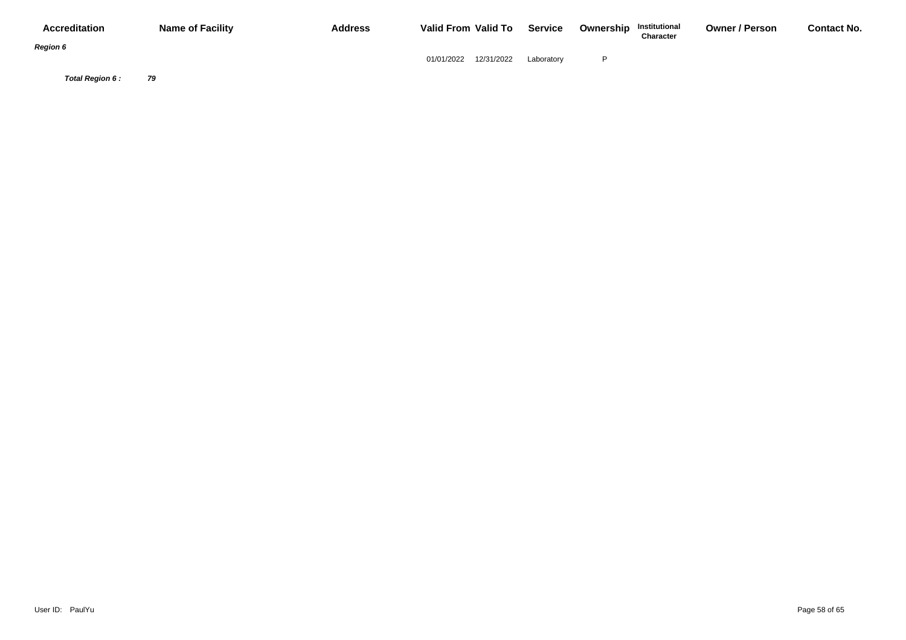| Accreditation | Name of Facility | Address | Valid From | Valid To | Service | Ownership | Institutional Character | Owner / Person | Contact No. |
|---|---|---|---|---|---|---|---|---|---|
| ***Region 6*** | | | | | | | | | |
| | | | 01/01/2022 | 12/31/2022 | Laboratory | P | | | |
| ***Total Region 6 :*** | ***79*** | | | | | | | | |

User ID: PaulYu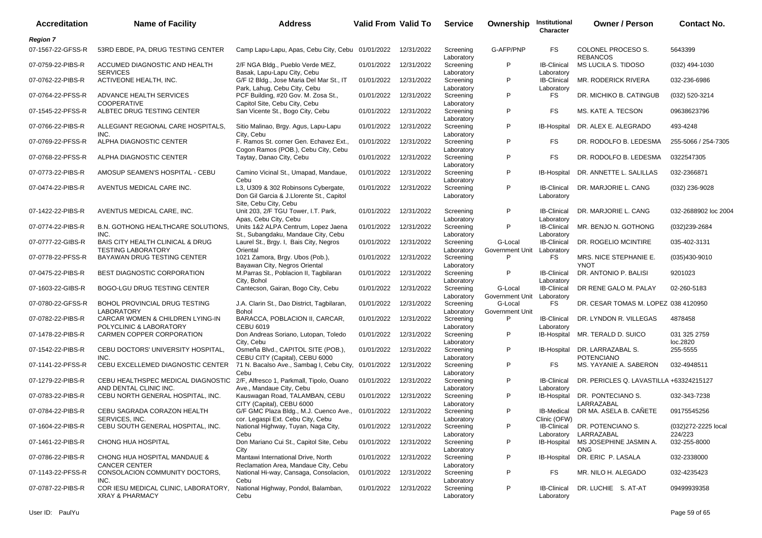| Accreditation | Name of Facility | Address | Valid From | Valid To | Service | Ownership | Institutional Character | Owner / Person | Contact No. |
|---|---|---|---|---|---|---|---|---|---|
| ***Region 7*** | | | | | | | | | |
| 07-1567-22-GFSS-R | 53RD EBDE, PA, DRUG TESTING CENTER | Camp Lapu-Lapu, Apas, Cebu City, Cebu | 01/01/2022 | 12/31/2022 | Screening Laboratory | G-AFP/PNP | FS | COLONEL PROCESO S. REBANCOS | 5643399 |
| 07-0759-22-PIBS-R | ACCUMED DIAGNOSTIC AND HEALTH SERVICES | 2/F NGA Bldg., Pueblo Verde MEZ, Basak, Lapu-Lapu City, Cebu | 01/01/2022 | 12/31/2022 | Screening Laboratory | P | IB-Clinical Laboratory | MS LUCILA S. TIDOSO | (032) 494-1030 |
| 07-0762-22-PIBS-R | ACTIVEONE HEALTH, INC. | G/F I2 Bldg., Jose Maria Del Mar St., IT Park, Lahug, Cebu City, Cebu | 01/01/2022 | 12/31/2022 | Screening Laboratory | P | IB-Clinical Laboratory | MR. RODERICK RIVERA | 032-236-6986 |
| 07-0764-22-PFSS-R | ADVANCE HEALTH SERVICES COOPERATIVE | PCF Building, #20 Gov. M. Zosa St., Capitol Site, Cebu City, Cebu | 01/01/2022 | 12/31/2022 | Screening Laboratory | P | FS | DR. MICHIKO B. CATINGUB | (032) 520-3214 |
| 07-1545-22-PFSS-R | ALBTEC DRUG TESTING CENTER | San Vicente St., Bogo City, Cebu | 01/01/2022 | 12/31/2022 | Screening Laboratory | P | FS | MS. KATE A. TECSON | 09638623796 |
| 07-0766-22-PIBS-R | ALLEGIANT REGIONAL CARE HOSPITALS, INC. | Sitio Malinao, Brgy. Agus, Lapu-Lapu City, Cebu | 01/01/2022 | 12/31/2022 | Screening Laboratory | P | IB-Hospital | DR. ALEX E. ALEGRADO | 493-4248 |
| 07-0769-22-PFSS-R | ALPHA DIAGNOSTIC CENTER | F. Ramos St. corner Gen. Echavez Ext., Cogon Ramos (POB.), Cebu City, Cebu | 01/01/2022 | 12/31/2022 | Screening Laboratory | P | FS | DR. RODOLFO B. LEDESMA | 255-5066 / 254-7305 |
| 07-0768-22-PFSS-R | ALPHA DIAGNOSTIC CENTER | Taytay, Danao City, Cebu | 01/01/2022 | 12/31/2022 | Screening Laboratory | P | FS | DR. RODOLFO B. LEDESMA | 0322547305 |
| 07-0773-22-PIBS-R | AMOSUP SEAMEN'S HOSPITAL - CEBU | Camino Vicinal St., Umapad, Mandaue, Cebu | 01/01/2022 | 12/31/2022 | Screening Laboratory | P | IB-Hospital | DR. ANNETTE L. SALILLAS | 032-2366871 |
| 07-0474-22-PIBS-R | AVENTUS MEDICAL CARE INC. | L3, U309 & 302 Robinsons Cybergate, Don Gil Garcia & J.Llorente St., Capitol Site, Cebu City, Cebu | 01/01/2022 | 12/31/2022 | Screening Laboratory | P | IB-Clinical Laboratory | DR. MARJORIE L. CANG | (032) 236-9028 |
| 07-1422-22-PIBS-R | AVENTUS MEDICAL CARE, INC. | Unit 203, 2/F TGU Tower, I.T. Park, Apas, Cebu City, Cebu | 01/01/2022 | 12/31/2022 | Screening Laboratory | P | IB-Clinical Laboratory | DR. MARJORIE L. CANG | 032-2688902 loc 2004 |
| 07-0774-22-PIBS-R | B.N. GOTHONG HEALTHCARE SOLUTIONS, INC. | Units 1&2 ALPA Centrum, Lopez Jaena St., Subangdaku, Mandaue City, Cebu | 01/01/2022 | 12/31/2022 | Screening Laboratory | P | IB-Clinical Laboratory | MR. BENJO N. GOTHONG | (032)239-2684 |
| 07-0777-22-GIBS-R | BAIS CITY HEALTH CLINICAL & DRUG TESTING LABORATORY | Laurel St., Brgy. I, Bais City, Negros Oriental | 01/01/2022 | 12/31/2022 | Screening Laboratory | G-Local Government Unit | IB-Clinical Laboratory | DR. ROGELIO MCINTIRE | 035-402-3131 |
| 07-0778-22-PFSS-R | BAYAWAN DRUG TESTING CENTER | 1021 Zamora, Brgy. Ubos (Pob.), Bayawan City, Negros Oriental | 01/01/2022 | 12/31/2022 | Screening Laboratory | P | FS | MRS. NICE STEPHANIE E. YNOT | (035)430-9010 |
| 07-0475-22-PIBS-R | BEST DIAGNOSTIC CORPORATION | M.Parras St., Poblacion II, Tagbilaran City, Bohol | 01/01/2022 | 12/31/2022 | Screening Laboratory | P | IB-Clinical Laboratory | DR. ANTONIO P. BALISI | 9201023 |
| 07-1603-22-GIBS-R | BOGO-LGU DRUG TESTING CENTER | Cantecson, Gairan, Bogo City, Cebu | 01/01/2022 | 12/31/2022 | Screening Laboratory | G-Local Government Unit | IB-Clinical Laboratory | DR RENE GALO M. PALAY | 02-260-5183 |
| 07-0780-22-GFSS-R | BOHOL PROVINCIAL DRUG TESTING LABORATORY | J.A. Clarin St., Dao District, Tagbilaran, Bohol | 01/01/2022 | 12/31/2022 | Screening Laboratory | G-Local Government Unit | FS | DR. CESAR TOMAS M. LOPEZ | 038 4120950 |
| 07-0782-22-PIBS-R | CARCAR WOMEN & CHILDREN LYING-IN POLYCLINIC & LABORATORY | BARACCA, POBLACION II, CARCAR, CEBU 6019 | 01/01/2022 | 12/31/2022 | Screening Laboratory | P | IB-Clinical Laboratory | DR. LYNDON R. VILLEGAS | 4878458 |
| 07-1478-22-PIBS-R | CARMEN COPPER CORPORATION | Don Andreas Soriano, Lutopan, Toledo City, Cebu | 01/01/2022 | 12/31/2022 | Screening Laboratory | P | IB-Hospital | MR. TERALD D. SUICO | 031 325 2759 loc.2820 |
| 07-1542-22-PIBS-R | CEBU DOCTORS' UNIVERSITY HOSPITAL, INC. | Osmeña Blvd., CAPITOL SITE (POB.), CEBU CITY (Capital), CEBU 6000 | 01/01/2022 | 12/31/2022 | Screening Laboratory | P | IB-Hospital | DR. LARRAZABAL S. POTENCIANO | 255-5555 |
| 07-1141-22-PFSS-R | CEBU EXCELLEMED DIAGNOSTIC CENTER | 71 N. Bacalso Ave., Sambag I, Cebu City, Cebu | 01/01/2022 | 12/31/2022 | Screening Laboratory | P | FS | MS. YAYANIE A. SABERON | 032-4948511 |
| 07-1279-22-PIBS-R | CEBU HEALTHSPEC MEDICAL DIAGNOSTIC AND DENTAL CLINIC INC. | 2/F, Alfresco 1, Parkmall, Tipolo, Ouano Ave., Mandaue City, Cebu | 01/01/2022 | 12/31/2022 | Screening Laboratory | P | IB-Clinical Laboratory | DR. PERICLES Q. LAVASTILLA | +63324215127 |
| 07-0783-22-PIBS-R | CEBU NORTH GENERAL HOSPITAL, INC. | Kauswagan Road, TALAMBAN, CEBU CITY (Capital), CEBU 6000 | 01/01/2022 | 12/31/2022 | Screening Laboratory | P | IB-Hospital | DR. PONTECIANO S. LARRAZABAL | 032-343-7238 |
| 07-0784-22-PIBS-R | CEBU SAGRADA CORAZON HEALTH SERVICES, INC. | G/F GMC Plaza Bldg., M.J. Cuenco Ave., cor. Legaspi Ext. Cebu City, Cebu | 01/01/2022 | 12/31/2022 | Screening Laboratory | P | IB-Medical Clinic (OFW) | DR MA. ASELA B. CAÑETE | 09175545256 |
| 07-1604-22-PIBS-R | CEBU SOUTH GENERAL HOSPITAL, INC. | National Highway, Tuyan, Naga City, Cebu | 01/01/2022 | 12/31/2022 | Screening Laboratory | P | IB-Clinical Laboratory | DR. POTENCIANO S. LARRAZABAL | (032)272-2225 local 224/223 |
| 07-1461-22-PIBS-R | CHONG HUA HOSPITAL | Don Mariano Cui St., Capitol Site, Cebu City | 01/01/2022 | 12/31/2022 | Screening Laboratory | P | IB-Hospital | MS JOSEPHINE JASMIN A. ONG | 032-255-8000 |
| 07-0786-22-PIBS-R | CHONG HUA HOSPITAL MANDAUE & CANCER CENTER | Mantawi International Drive, North Reclamation Area, Mandaue City, Cebu | 01/01/2022 | 12/31/2022 | Screening Laboratory | P | IB-Hospital | DR. ERIC P. LASALA | 032-2338000 |
| 07-1143-22-PFSS-R | CONSOLACION COMMUNITY DOCTORS, INC. | National Hi-way, Cansaga, Consolacion, Cebu | 01/01/2022 | 12/31/2022 | Screening Laboratory | P | FS | MR. NILO H. ALEGADO | 032-4235423 |
| 07-0787-22-PIBS-R | COR IESU MEDICAL CLINIC, LABORATORY, XRAY & PHARMACY | National Highway, Pondol, Balamban, Cebu | 01/01/2022 | 12/31/2022 | Screening Laboratory | P | IB-Clinical Laboratory | DR. LUCHIE S. AT-AT | 09499939358 |

User ID: PaulYu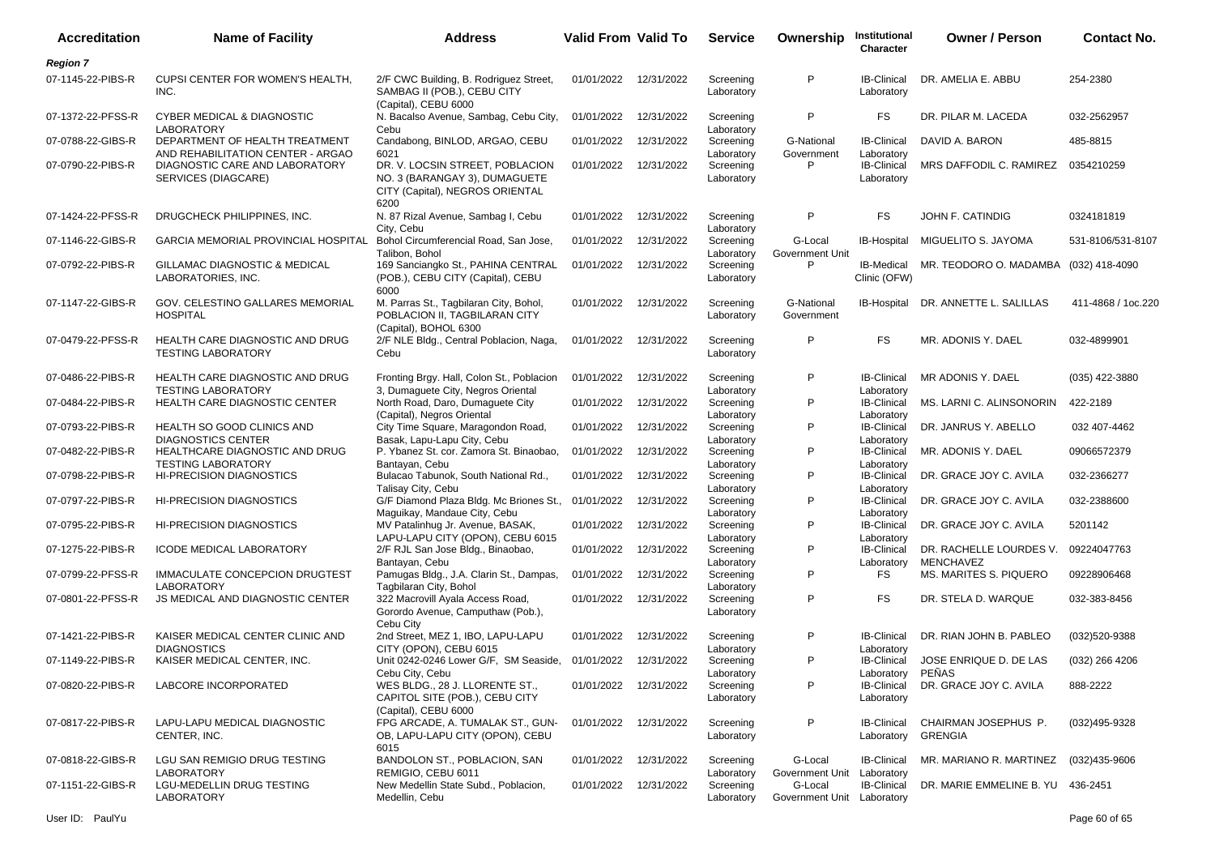| Accreditation | Name of Facility | Address | Valid From | Valid To | Service | Ownership | Institutional Character | Owner / Person | Contact No. |
|---|---|---|---|---|---|---|---|---|---|
| ***Region 7*** | | | | | | | | | |
| 07-1145-22-PIBS-R | CUPSI CENTER FOR WOMEN'S HEALTH, INC. | 2/F CWC Building, B. Rodriguez Street, SAMBAG II (POB.), CEBU CITY (Capital), CEBU 6000 | 01/01/2022 | 12/31/2022 | Screening Laboratory | P | IB-Clinical Laboratory | DR. AMELIA E. ABBU | 254-2380 |
| 07-1372-22-PFSS-R | CYBER MEDICAL & DIAGNOSTIC LABORATORY | N. Bacalso Avenue, Sambag, Cebu City, Cebu | 01/01/2022 | 12/31/2022 | Screening Laboratory | P | FS | DR. PILAR M. LACEDA | 032-2562957 |
| 07-0788-22-GIBS-R | DEPARTMENT OF HEALTH TREATMENT AND REHABILITATION CENTER - ARGAO | Candabong, BINLOD, ARGAO, CEBU 6021 | 01/01/2022 | 12/31/2022 | Screening Laboratory | G-National Government | IB-Clinical Laboratory | DAVID A. BARON | 485-8815 |
| 07-0790-22-PIBS-R | DIAGNOSTIC CARE AND LABORATORY SERVICES (DIAGCARE) | DR. V. LOCSIN STREET, POBLACION NO. 3 (BARANGAY 3), DUMAGUETE CITY (Capital), NEGROS ORIENTAL 6200 | 01/01/2022 | 12/31/2022 | Screening Laboratory | P | IB-Clinical Laboratory | MRS DAFFODIL C. RAMIREZ | 0354210259 |
| 07-1424-22-PFSS-R | DRUGCHECK PHILIPPINES, INC. | N. 87 Rizal Avenue, Sambag I, Cebu City, Cebu | 01/01/2022 | 12/31/2022 | Screening Laboratory | P | FS | JOHN F. CATINDIG | 0324181819 |
| 07-1146-22-GIBS-R | GARCIA MEMORIAL PROVINCIAL HOSPITAL | Bohol Circumferencial Road, San Jose, Talibon, Bohol | 01/01/2022 | 12/31/2022 | Screening Laboratory | G-Local Government Unit | IB-Hospital | MIGUELITO S. JAYOMA | 531-8106/531-8107 |
| 07-0792-22-PIBS-R | GILLAMAC DIAGNOSTIC & MEDICAL LABORATORIES, INC. | 169 Sanciangko St., PAHINA CENTRAL (POB.), CEBU CITY (Capital), CEBU 6000 | 01/01/2022 | 12/31/2022 | Screening Laboratory | P | IB-Medical Clinic (OFW) | MR. TEODORO O. MADAMBA | (032) 418-4090 |
| 07-1147-22-GIBS-R | GOV. CELESTINO GALLARES MEMORIAL HOSPITAL | M. Parras St., Tagbilaran City, Bohol, POBLACION II, TAGBILARAN CITY (Capital), BOHOL 6300 | 01/01/2022 | 12/31/2022 | Screening Laboratory | G-National Government | IB-Hospital | DR. ANNETTE L. SALILLAS | 411-4868 / 1oc.220 |
| 07-0479-22-PFSS-R | HEALTH CARE DIAGNOSTIC AND DRUG TESTING LABORATORY | 2/F NLE Bldg., Central Poblacion, Naga, Cebu | 01/01/2022 | 12/31/2022 | Screening Laboratory | P | FS | MR. ADONIS Y. DAEL | 032-4899901 |
| 07-0486-22-PIBS-R | HEALTH CARE DIAGNOSTIC AND DRUG TESTING LABORATORY | Fronting Brgy. Hall, Colon St., Poblacion 3, Dumaguete City, Negros Oriental | 01/01/2022 | 12/31/2022 | Screening Laboratory | P | IB-Clinical Laboratory | MR ADONIS Y. DAEL | (035) 422-3880 |
| 07-0484-22-PIBS-R | HEALTH CARE DIAGNOSTIC CENTER | North Road, Daro, Dumaguete City (Capital), Negros Oriental | 01/01/2022 | 12/31/2022 | Screening Laboratory | P | IB-Clinical Laboratory | MS. LARNI C. ALINSONORIN | 422-2189 |
| 07-0793-22-PIBS-R | HEALTH SO GOOD CLINICS AND DIAGNOSTICS CENTER | City Time Square, Maragondon Road, Basak, Lapu-Lapu City, Cebu | 01/01/2022 | 12/31/2022 | Screening Laboratory | P | IB-Clinical Laboratory | DR. JANRUS Y. ABELLO | 032 407-4462 |
| 07-0482-22-PIBS-R | HEALTHCARE DIAGNOSTIC AND DRUG TESTING LABORATORY | P. Ybanez St. cor. Zamora St. Binaobao, Bantayan, Cebu | 01/01/2022 | 12/31/2022 | Screening Laboratory | P | IB-Clinical Laboratory | MR. ADONIS Y. DAEL | 09066572379 |
| 07-0798-22-PIBS-R | HI-PRECISION DIAGNOSTICS | Bulacao Tabunok, South National Rd., Talisay City, Cebu | 01/01/2022 | 12/31/2022 | Screening Laboratory | P | IB-Clinical Laboratory | DR. GRACE JOY C. AVILA | 032-2366277 |
| 07-0797-22-PIBS-R | HI-PRECISION DIAGNOSTICS | G/F Diamond Plaza Bldg. Mc Briones St., Maguikay, Mandaue City, Cebu | 01/01/2022 | 12/31/2022 | Screening Laboratory | P | IB-Clinical Laboratory | DR. GRACE JOY C. AVILA | 032-2388600 |
| 07-0795-22-PIBS-R | HI-PRECISION DIAGNOSTICS | MV Patalinhug Jr. Avenue, BASAK, LAPU-LAPU CITY (OPON), CEBU 6015 | 01/01/2022 | 12/31/2022 | Screening Laboratory | P | IB-Clinical Laboratory | DR. GRACE JOY C. AVILA | 5201142 |
| 07-1275-22-PIBS-R | ICODE MEDICAL LABORATORY | 2/F RJL San Jose Bldg., Binaobao, Bantayan, Cebu | 01/01/2022 | 12/31/2022 | Screening Laboratory | P | IB-Clinical Laboratory | DR. RACHELLE LOURDES V. MENCHAVEZ | 09224047763 |
| 07-0799-22-PFSS-R | IMMACULATE CONCEPCION DRUGTEST LABORATORY | Pamugas Bldg., J.A. Clarin St., Dampas, Tagbilaran City, Bohol | 01/01/2022 | 12/31/2022 | Screening Laboratory | P | FS | MS. MARITES S. PIQUERO | 09228906468 |
| 07-0801-22-PFSS-R | JS MEDICAL AND DIAGNOSTIC CENTER | 322 Macrovill Ayala Access Road, Gorordo Avenue, Camputhaw (Pob.), Cebu City | 01/01/2022 | 12/31/2022 | Screening Laboratory | P | FS | DR. STELA D. WARQUE | 032-383-8456 |
| 07-1421-22-PIBS-R | KAISER MEDICAL CENTER CLINIC AND DIAGNOSTICS | 2nd Street, MEZ 1, IBO, LAPU-LAPU CITY (OPON), CEBU 6015 | 01/01/2022 | 12/31/2022 | Screening Laboratory | P | IB-Clinical Laboratory | DR. RIAN JOHN B. PABLEO | (032)520-9388 |
| 07-1149-22-PIBS-R | KAISER MEDICAL CENTER, INC. | Unit 0242-0246 Lower G/F, SM Seaside, Cebu City, Cebu | 01/01/2022 | 12/31/2022 | Screening Laboratory | P | IB-Clinical Laboratory | JOSE ENRIQUE D. DE LAS PEÑAS | (032) 266 4206 |
| 07-0820-22-PIBS-R | LABCORE INCORPORATED | WES BLDG., 28 J. LLORENTE ST., CAPITOL SITE (POB.), CEBU CITY (Capital), CEBU 6000 | 01/01/2022 | 12/31/2022 | Screening Laboratory | P | IB-Clinical Laboratory | DR. GRACE JOY C. AVILA | 888-2222 |
| 07-0817-22-PIBS-R | LAPU-LAPU MEDICAL DIAGNOSTIC CENTER, INC. | FPG ARCADE, A. TUMALAK ST., GUN-OB, LAPU-LAPU CITY (OPON), CEBU 6015 | 01/01/2022 | 12/31/2022 | Screening Laboratory | P | IB-Clinical Laboratory | CHAIRMAN JOSEPHUS P. GRENGIA | (032)495-9328 |
| 07-0818-22-GIBS-R | LGU SAN REMIGIO DRUG TESTING LABORATORY | BANDOLON ST., POBLACION, SAN REMIGIO, CEBU 6011 | 01/01/2022 | 12/31/2022 | Screening Laboratory | G-Local Government Unit | IB-Clinical Laboratory | MR. MARIANO R. MARTINEZ | (032)435-9606 |
| 07-1151-22-GIBS-R | LGU-MEDELLIN DRUG TESTING LABORATORY | New Medellin State Subd., Poblacion, Medellin, Cebu | 01/01/2022 | 12/31/2022 | Screening Laboratory | G-Local Government Unit | IB-Clinical Laboratory | DR. MARIE EMMELINE B. YU | 436-2451 |

User ID: PaulYu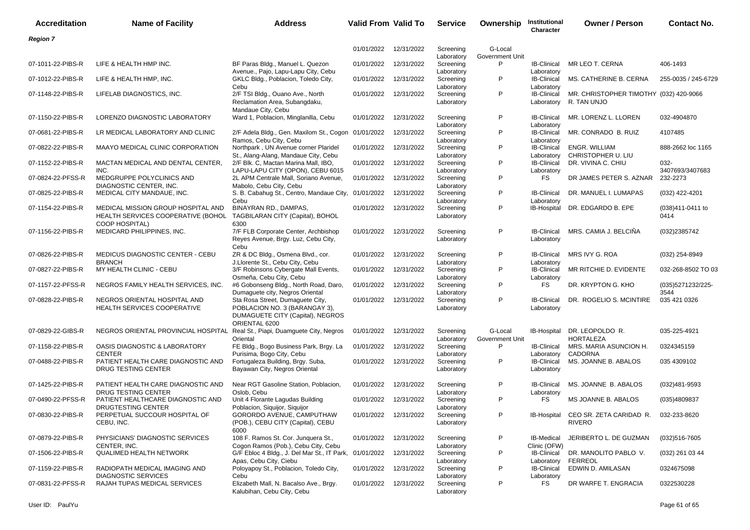| Accreditation | Name of Facility | Address | Valid From | Valid To | Service | Ownership | Institutional Character | Owner / Person | Contact No. |
|---|---|---|---|---|---|---|---|---|---|
| ***Region 7*** | | | | | | | | | |
| | | | 01/01/2022 | 12/31/2022 | Screening Laboratory | G-Local Government Unit | | | |
| 07-1011-22-PIBS-R | LIFE & HEALTH HMP INC. | BF Paras Bldg., Manuel L. Quezon Avenue., Pajo, Lapu-Lapu City, Cebu | 01/01/2022 | 12/31/2022 | Screening Laboratory | P | IB-Clinical Laboratory | MR LEO T. CERNA | 406-1493 |
| 07-1012-22-PIBS-R | LIFE & HEALTH HMP, INC. | GKLC Bldg., Poblacion, Toledo City, Cebu | 01/01/2022 | 12/31/2022 | Screening Laboratory | P | IB-Clinical Laboratory | MS. CATHERINE B. CERNA | 255-0035 / 245-6729 |
| 07-1148-22-PIBS-R | LIFELAB DIAGNOSTICS, INC. | 2/F TSI Bldg., Ouano Ave., North Reclamation Area, Subangdaku, Mandaue City, Cebu | 01/01/2022 | 12/31/2022 | Screening Laboratory | P | IB-Clinical Laboratory | MR. CHRISTOPHER TIMOTHY R. TAN UNJO | (032) 420-9066 |
| 07-1150-22-PIBS-R | LORENZO DIAGNOSTIC LABORATORY | Ward 1, Poblacion, Minglanilla, Cebu | 01/01/2022 | 12/31/2022 | Screening Laboratory | P | IB-Clinical Laboratory | MR. LORENZ L. LLOREN | 032-4904870 |
| 07-0681-22-PIBS-R | LR MEDICAL LABORATORY AND CLINIC | 2/F Adela Bldg., Gen. Maxilom St., Cogon Ramos, Cebu City, Cebu | 01/01/2022 | 12/31/2022 | Screening Laboratory | P | IB-Clinical Laboratory | MR. CONRADO B. RUIZ | 4107485 |
| 07-0822-22-PIBS-R | MAAYO MEDICAL CLINIC CORPORATION | Northpark , UN Avenue corner Plaridel St., Alang-Alang, Mandaue City, Cebu | 01/01/2022 | 12/31/2022 | Screening Laboratory | P | IB-Clinical Laboratory | ENGR. WILLIAM CHRISTOPHER U. LIU | 888-2662 loc 1165 |
| 07-1152-22-PIBS-R | MACTAN MEDICAL AND DENTAL CENTER, INC. | 2/F Blk. C, Mactan Marina Mall, IBO, LAPU-LAPU CITY (OPON), CEBU 6015 | 01/01/2022 | 12/31/2022 | Screening Laboratory | P | IB-Clinical Laboratory | DR. VIVINA C. CHIU | 032-3407693/3407683 |
| 07-0824-22-PFSS-R | MEDGRUPPE POLYCLINICS AND DIAGNOSTIC CENTER, INC. | 2L APM Centrale Mall, Soriano Avenue, Mabolo, Cebu City, Cebu | 01/01/2022 | 12/31/2022 | Screening Laboratory | P | FS | DR JAMES PETER S. AZNAR | 232-2273 |
| 07-0825-22-PIBS-R | MEDICAL CITY MANDAUE, INC. | S. B. Cabahug St., Centro, Mandaue City, Cebu | 01/01/2022 | 12/31/2022 | Screening Laboratory | P | IB-Clinical Laboratory | DR. MANUEL I. LUMAPAS | (032) 422-4201 |
| 07-1154-22-PIBS-R | MEDICAL MISSION GROUP HOSPITAL AND HEALTH SERVICES COOPERATIVE (BOHOL COOP HOSPITAL) | BINAYRAN RD., DAMPAS, TAGBILARAN CITY (Capital), BOHOL 6300 | 01/01/2022 | 12/31/2022 | Screening Laboratory | P | IB-Hospital | DR. EDGARDO B. EPE | (038)411-0411 to 0414 |
| 07-1156-22-PIBS-R | MEDICARD PHILIPPINES, INC. | 7/F FLB Corporate Center, Archbishop Reyes Avenue, Brgy. Luz, Cebu City, Cebu | 01/01/2022 | 12/31/2022 | Screening Laboratory | P | IB-Clinical Laboratory | MRS. CAMIA J. BELCIÑA | (032)2385742 |
| 07-0826-22-PIBS-R | MEDICUS DIAGNOSTIC CENTER - CEBU BRANCH | ZR & DC Bldg., Osmena Blvd., cor. J.Llorente St., Cebu City, Cebu | 01/01/2022 | 12/31/2022 | Screening Laboratory | P | IB-Clinical Laboratory | MRS IVY G. ROA | (032) 254-8949 |
| 07-0827-22-PIBS-R | MY HEALTH CLINIC - CEBU | 3/F Robinsons Cybergate Mall Events, Osmeña, Cebu City, Cebu | 01/01/2022 | 12/31/2022 | Screening Laboratory | P | IB-Clinical Laboratory | MR RITCHIE D. EVIDENTE | 032-268-8502 TO 03 |
| 07-1157-22-PFSS-R | NEGROS FAMILY HEALTH SERVICES, INC. | #6 Gobonseng Bldg., North Road, Daro, Dumaguete city, Negros Oriental | 01/01/2022 | 12/31/2022 | Screening Laboratory | P | FS | DR. KRYPTON G. KHO | (035)5271232/225-3544 |
| 07-0828-22-PIBS-R | NEGROS ORIENTAL HOSPITAL AND HEALTH SERVICES COOPERATIVE | Sta Rosa Street, Dumaguete City, POBLACION NO. 3 (BARANGAY 3), DUMAGUETE CITY (Capital), NEGROS ORIENTAL 6200 | 01/01/2022 | 12/31/2022 | Screening Laboratory | P | IB-Clinical Laboratory | DR. ROGELIO S. MCINTIRE | 035 421 0326 |
| 07-0829-22-GIBS-R | NEGROS ORIENTAL PROVINCIAL HOSPITAL | Real St., Piapi, Duamguete City, Negros Oriental | 01/01/2022 | 12/31/2022 | Screening Laboratory | G-Local Government Unit | IB-Hospital | DR. LEOPOLDO R. HORTALEZA | 035-225-4921 |
| 07-1158-22-PIBS-R | OASIS DIAGNOSTIC & LABORATORY CENTER | FE Bldg., Bogo Business Park, Brgy. La Purisima, Bogo City, Cebu | 01/01/2022 | 12/31/2022 | Screening Laboratory | P | IB-Clinical Laboratory | MRS. MARIA ASUNCION H. CADORNA | 0324345159 |
| 07-0488-22-PIBS-R | PATIENT HEALTH CARE DIAGNOSTIC AND DRUG TESTING CENTER | Fortugaleza Building, Brgy. Suba, Bayawan City, Negros Oriental | 01/01/2022 | 12/31/2022 | Screening Laboratory | P | IB-Clinical Laboratory | MS. JOANNE B. ABALOS | 035 4309102 |
| 07-1425-22-PIBS-R | PATIENT HEALTH CARE DIAGNOSTIC AND DRUG TESTING CENTER | Near RGT Gasoline Station, Poblacion, Oslob, Cebu | 01/01/2022 | 12/31/2022 | Screening Laboratory | P | IB-Clinical Laboratory | MS. JOANNE B. ABALOS | (032)481-9593 |
| 07-0490-22-PFSS-R | PATIENT HEALTHCARE DIAGNOSTIC AND DRUGTESTING CENTER | Unit 4 Florante Lagudas Building Poblacion, Siquijor, Siquijor | 01/01/2022 | 12/31/2022 | Screening Laboratory | P | FS | MS JOANNE B. ABALOS | (035)4809837 |
| 07-0830-22-PIBS-R | PERPETUAL SUCCOUR HOSPITAL OF CEBU, INC. | GORORDO AVENUE, CAMPUTHAW (POB.), CEBU CITY (Capital), CEBU 6000 | 01/01/2022 | 12/31/2022 | Screening Laboratory | P | IB-Hospital | CEO SR. ZETA CARIDAD R. RIVERO | 032-233-8620 |
| 07-0879-22-PIBS-R | PHYSICIANS' DIAGNOSTIC SERVICES CENTER, INC. | 108 F. Ramos St. Cor. Junquera St., Cogon Ramos (Pob.), Cebu City, Cebu | 01/01/2022 | 12/31/2022 | Screening Laboratory | P | IB-Medical Clinic (OFW) | JERIBERTO L. DE GUZMAN | (032)516-7605 |
| 07-1506-22-PIBS-R | QUALIMED HEALTH NETWORK | G/F Ebloc 4 Bldg., J. Del Mar St., IT Park, Apas, Cebu City, Ciebu | 01/01/2022 | 12/31/2022 | Screening Laboratory | P | IB-Clinical Laboratory | DR. MANOLITO PABLO V. FERREOL | (032) 261 03 44 |
| 07-1159-22-PIBS-R | RADIOPATH MEDICAL IMAGING AND DIAGNOSTIC SERVICES | Poloyapoy St., Poblacion, Toledo City, Cebu | 01/01/2022 | 12/31/2022 | Screening Laboratory | P | IB-Clinical Laboratory | EDWIN D. AMILASAN | 0324675098 |
| 07-0831-22-PFSS-R | RAJAH TUPAS MEDICAL SERVICES | Elizabeth Mall, N. Bacalso Ave., Brgy. Kalubihan, Cebu City, Cebu | 01/01/2022 | 12/31/2022 | Screening Laboratory | P | FS | DR WARFE T. ENGRACIA | 0322530228 |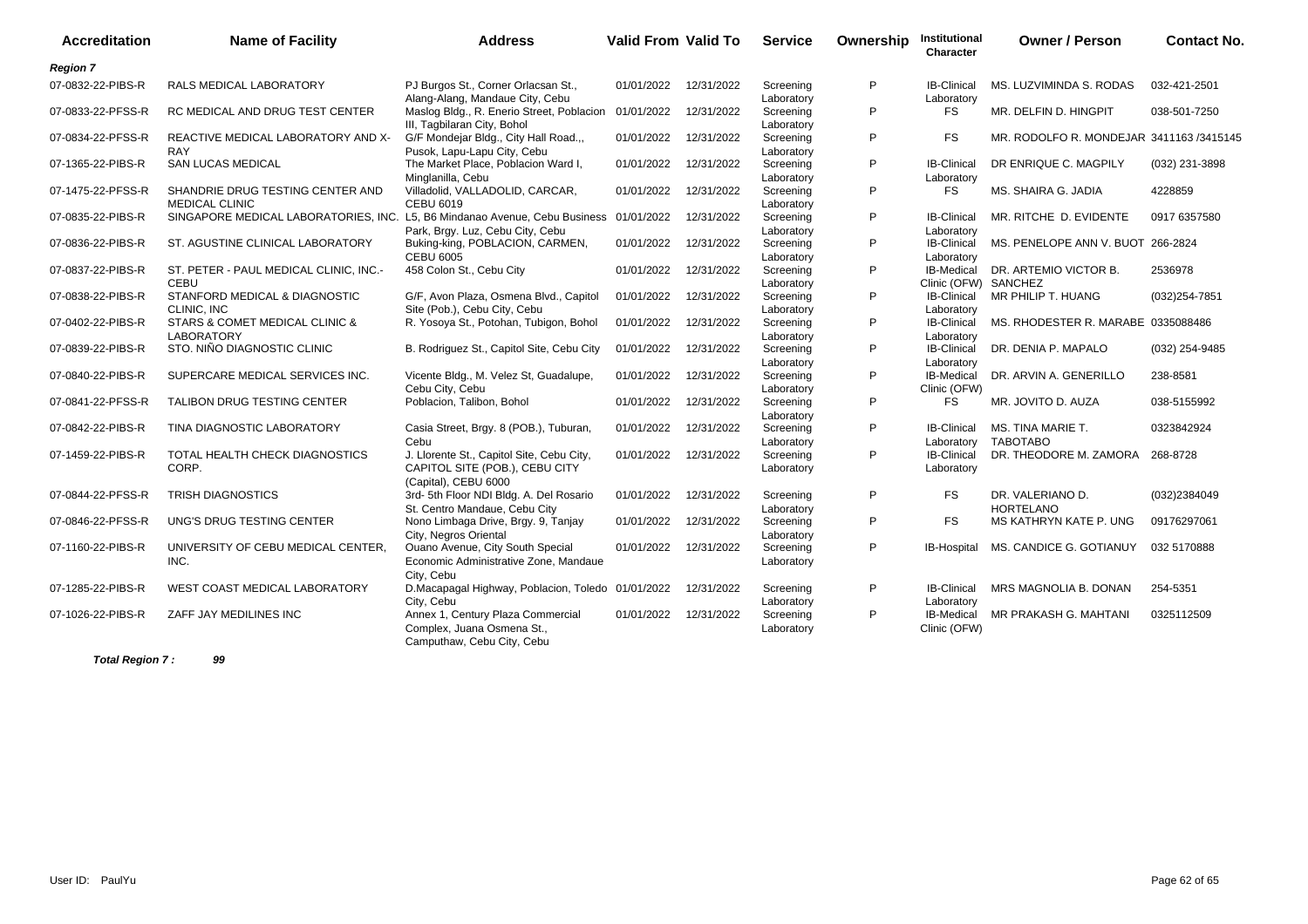| Accreditation | Name of Facility | Address | Valid From | Valid To | Service | Ownership | Institutional Character | Owner / Person | Contact No. |
|---|---|---|---|---|---|---|---|---|---|
| ***Region 7*** | | | | | | | | | |
| 07-0832-22-PIBS-R | RALS MEDICAL LABORATORY | PJ Burgos St., Corner Orlacsan St., Alang-Alang, Mandaue City, Cebu | 01/01/2022 | 12/31/2022 | Screening Laboratory | P | IB-Clinical Laboratory | MS. LUZVIMINDA S. RODAS | 032-421-2501 |
| 07-0833-22-PFSS-R | RC MEDICAL AND DRUG TEST CENTER | Maslog Bldg., R. Enerio Street, Poblacion III, Tagbilaran City, Bohol | 01/01/2022 | 12/31/2022 | Screening Laboratory | P | FS | MR. DELFIN D. HINGPIT | 038-501-7250 |
| 07-0834-22-PFSS-R | REACTIVE MEDICAL LABORATORY AND X-RAY | G/F Mondejar Bldg., City Hall Road.,, Pusok, Lapu-Lapu City, Cebu | 01/01/2022 | 12/31/2022 | Screening Laboratory | P | FS | MR. RODOLFO R. MONDEJAR | 3411163 /3415145 |
| 07-1365-22-PIBS-R | SAN LUCAS MEDICAL | The Market Place, Poblacion Ward I, Minglanilla, Cebu | 01/01/2022 | 12/31/2022 | Screening Laboratory | P | IB-Clinical Laboratory | DR ENRIQUE C. MAGPILY | (032) 231-3898 |
| 07-1475-22-PFSS-R | SHANDRIE DRUG TESTING CENTER AND MEDICAL CLINIC | Villadolid, VALLADOLID, CARCAR, CEBU 6019 | 01/01/2022 | 12/31/2022 | Screening Laboratory | P | FS | MS. SHAIRA G. JADIA | 4228859 |
| 07-0835-22-PIBS-R | SINGAPORE MEDICAL LABORATORIES, INC. | L5, B6 Mindanao Avenue, Cebu Business Park, Brgy. Luz, Cebu City, Cebu | 01/01/2022 | 12/31/2022 | Screening Laboratory | P | IB-Clinical Laboratory | MR. RITCHE D. EVIDENTE | 0917 6357580 |
| 07-0836-22-PIBS-R | ST. AGUSTINE CLINICAL LABORATORY | Buking-king, POBLACION, CARMEN, CEBU 6005 | 01/01/2022 | 12/31/2022 | Screening Laboratory | P | IB-Clinical Laboratory | MS. PENELOPE ANN V. BUOT | 266-2824 |
| 07-0837-22-PIBS-R | ST. PETER - PAUL MEDICAL CLINIC, INC.- CEBU | 458 Colon St., Cebu City | 01/01/2022 | 12/31/2022 | Screening Laboratory | P | IB-Medical Clinic (OFW) | DR. ARTEMIO VICTOR B. SANCHEZ | 2536978 |
| 07-0838-22-PIBS-R | STANFORD MEDICAL & DIAGNOSTIC CLINIC, INC | G/F, Avon Plaza, Osmena Blvd., Capitol Site (Pob.), Cebu City, Cebu | 01/01/2022 | 12/31/2022 | Screening Laboratory | P | IB-Clinical Laboratory | MR PHILIP T. HUANG | (032)254-7851 |
| 07-0402-22-PIBS-R | STARS & COMET MEDICAL CLINIC & LABORATORY | R. Yosoya St., Potohan, Tubigon, Bohol | 01/01/2022 | 12/31/2022 | Screening Laboratory | P | IB-Clinical Laboratory | MS. RHODESTER R. MARABE | 0335088486 |
| 07-0839-22-PIBS-R | STO. NIÑO DIAGNOSTIC CLINIC | B. Rodriguez St., Capitol Site, Cebu City | 01/01/2022 | 12/31/2022 | Screening Laboratory | P | IB-Clinical Laboratory | DR. DENIA P. MAPALO | (032) 254-9485 |
| 07-0840-22-PIBS-R | SUPERCARE MEDICAL SERVICES INC. | Vicente Bldg., M. Velez St, Guadalupe, Cebu City, Cebu | 01/01/2022 | 12/31/2022 | Screening Laboratory | P | IB-Medical Clinic (OFW) | DR. ARVIN A. GENERILLO | 238-8581 |
| 07-0841-22-PFSS-R | TALIBON DRUG TESTING CENTER | Poblacion, Talibon, Bohol | 01/01/2022 | 12/31/2022 | Screening Laboratory | P | FS | MR. JOVITO D. AUZA | 038-5155992 |
| 07-0842-22-PIBS-R | TINA DIAGNOSTIC LABORATORY | Casia Street, Brgy. 8 (POB.), Tuburan, Cebu | 01/01/2022 | 12/31/2022 | Screening Laboratory | P | IB-Clinical Laboratory | MS. TINA MARIE T. TABOTABO | 0323842924 |
| 07-1459-22-PIBS-R | TOTAL HEALTH CHECK DIAGNOSTICS CORP. | J. Llorente St., Capitol Site, Cebu City, CAPITOL SITE (POB.), CEBU CITY (Capital), CEBU 6000 | 01/01/2022 | 12/31/2022 | Screening Laboratory | P | IB-Clinical Laboratory | DR. THEODORE M. ZAMORA | 268-8728 |
| 07-0844-22-PFSS-R | TRISH DIAGNOSTICS | 3rd- 5th Floor NDI Bldg. A. Del Rosario St. Centro Mandaue, Cebu City | 01/01/2022 | 12/31/2022 | Screening Laboratory | P | FS | DR. VALERIANO D. HORTELANO | (032)2384049 |
| 07-0846-22-PFSS-R | UNG'S DRUG TESTING CENTER | Nono Limbaga Drive, Brgy. 9, Tanjay City, Negros Oriental | 01/01/2022 | 12/31/2022 | Screening Laboratory | P | FS | MS KATHRYN KATE P. UNG | 09176297061 |
| 07-1160-22-PIBS-R | UNIVERSITY OF CEBU MEDICAL CENTER, INC. | Ouano Avenue, City South Special Economic Administrative Zone, Mandaue City, Cebu | 01/01/2022 | 12/31/2022 | Screening Laboratory | P | IB-Hospital | MS. CANDICE G. GOTIANUY | 032 5170888 |
| 07-1285-22-PIBS-R | WEST COAST MEDICAL LABORATORY | D.Macapagal Highway, Poblacion, Toledo City, Cebu | 01/01/2022 | 12/31/2022 | Screening Laboratory | P | IB-Clinical Laboratory | MRS MAGNOLIA B. DONAN | 254-5351 |
| 07-1026-22-PIBS-R | ZAFF JAY MEDILINES INC | Annex 1, Century Plaza Commercial Complex, Juana Osmena St., Camputhaw, Cebu City, Cebu | 01/01/2022 | 12/31/2022 | Screening Laboratory | P | IB-Medical Clinic (OFW) | MR PRAKASH G. MAHTANI | 0325112509 |

***Total Region 7 :*** ***99***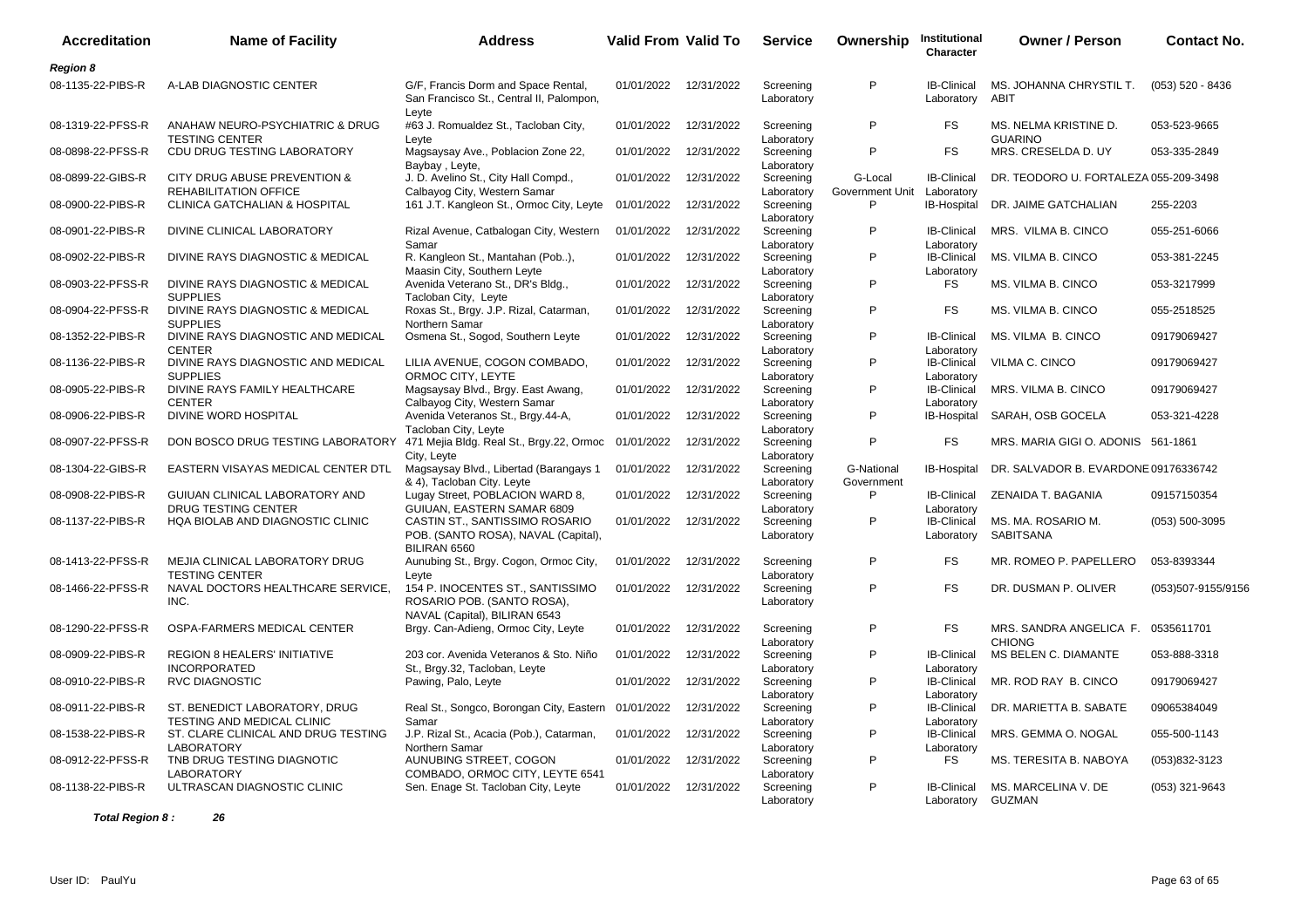| Accreditation | Name of Facility | Address | Valid From | Valid To | Service | Ownership | Institutional Character | Owner / Person | Contact No. |
|---|---|---|---|---|---|---|---|---|---|
| ***Region 8*** | | | | | | | | | |
| 08-1135-22-PIBS-R | A-LAB DIAGNOSTIC CENTER | G/F, Francis Dorm and Space Rental, San Francisco St., Central II, Palompon, Leyte | 01/01/2022 | 12/31/2022 | Screening Laboratory | P | IB-Clinical Laboratory | MS. JOHANNA CHRYSTIL T. ABIT | (053) 520 - 8436 |
| 08-1319-22-PFSS-R | ANAHAW NEURO-PSYCHIATRIC & DRUG TESTING CENTER | #63 J. Romualdez St., Tacloban City, Leyte | 01/01/2022 | 12/31/2022 | Screening Laboratory | P | FS | MS. NELMA KRISTINE D. GUARINO | 053-523-9665 |
| 08-0898-22-PFSS-R | CDU DRUG TESTING LABORATORY | Magsaysay Ave., Poblacion Zone 22, Baybay , Leyte, | 01/01/2022 | 12/31/2022 | Screening Laboratory | P | FS | MRS. CRESELDA D. UY | 053-335-2849 |
| 08-0899-22-GIBS-R | CITY DRUG ABUSE PREVENTION & REHABILITATION OFFICE | J. D. Avelino St., City Hall Compd., Calbayog City, Western Samar | 01/01/2022 | 12/31/2022 | Screening Laboratory | G-Local Government Unit | IB-Clinical Laboratory | DR. TEODORO U. FORTALEZA | 055-209-3498 |
| 08-0900-22-PIBS-R | CLINICA GATCHALIAN & HOSPITAL | 161 J.T. Kangleon St., Ormoc City, Leyte | 01/01/2022 | 12/31/2022 | Screening Laboratory | P | IB-Hospital | DR. JAIME GATCHALIAN | 255-2203 |
| 08-0901-22-PIBS-R | DIVINE CLINICAL LABORATORY | Rizal Avenue, Catbalogan City, Western Samar | 01/01/2022 | 12/31/2022 | Screening Laboratory | P | IB-Clinical Laboratory | MRS. VILMA B. CINCO | 055-251-6066 |
| 08-0902-22-PIBS-R | DIVINE RAYS DIAGNOSTIC & MEDICAL | R. Kangleon St., Mantahan (Pob..), Maasin City, Southern Leyte | 01/01/2022 | 12/31/2022 | Screening Laboratory | P | IB-Clinical Laboratory | MS. VILMA B. CINCO | 053-381-2245 |
| 08-0903-22-PFSS-R | DIVINE RAYS DIAGNOSTIC & MEDICAL SUPPLIES | Avenida Veterano St., DR's Bldg., Tacloban City, Leyte | 01/01/2022 | 12/31/2022 | Screening Laboratory | P | FS | MS. VILMA B. CINCO | 053-3217999 |
| 08-0904-22-PFSS-R | DIVINE RAYS DIAGNOSTIC & MEDICAL SUPPLIES | Roxas St., Brgy. J.P. Rizal, Catarman, Northern Samar | 01/01/2022 | 12/31/2022 | Screening Laboratory | P | FS | MS. VILMA B. CINCO | 055-2518525 |
| 08-1352-22-PIBS-R | DIVINE RAYS DIAGNOSTIC AND MEDICAL CENTER | Osmena St., Sogod, Southern Leyte | 01/01/2022 | 12/31/2022 | Screening Laboratory | P | IB-Clinical Laboratory | MS. VILMA B. CINCO | 09179069427 |
| 08-1136-22-PIBS-R | DIVINE RAYS DIAGNOSTIC AND MEDICAL SUPPLIES | LILIA AVENUE, COGON COMBADO, ORMOC CITY, LEYTE | 01/01/2022 | 12/31/2022 | Screening Laboratory | P | IB-Clinical Laboratory | VILMA C. CINCO | 09179069427 |
| 08-0905-22-PIBS-R | DIVINE RAYS FAMILY HEALTHCARE CENTER | Magsaysay Blvd., Brgy. East Awang, Calbayog City, Western Samar | 01/01/2022 | 12/31/2022 | Screening Laboratory | P | IB-Clinical Laboratory | MRS. VILMA B. CINCO | 09179069427 |
| 08-0906-22-PIBS-R | DIVINE WORD HOSPITAL | Avenida Veteranos St., Brgy.44-A, Tacloban City, Leyte | 01/01/2022 | 12/31/2022 | Screening Laboratory | P | IB-Hospital | SARAH, OSB GOCELA | 053-321-4228 |
| 08-0907-22-PFSS-R | DON BOSCO DRUG TESTING LABORATORY | 471 Mejia Bldg. Real St., Brgy.22, Ormoc City, Leyte | 01/01/2022 | 12/31/2022 | Screening Laboratory | P | FS | MRS. MARIA GIGI O. ADONIS | 561-1861 |
| 08-1304-22-GIBS-R | EASTERN VISAYAS MEDICAL CENTER DTL | Magsaysay Blvd., Libertad (Barangays 1 & 4), Tacloban City. Leyte | 01/01/2022 | 12/31/2022 | Screening Laboratory | G-National Government | IB-Hospital | DR. SALVADOR B. EVARDONE | 09176336742 |
| 08-0908-22-PIBS-R | GUIUAN CLINICAL LABORATORY AND DRUG TESTING CENTER | Lugay Street, POBLACION WARD 8, GUIUAN, EASTERN SAMAR 6809 | 01/01/2022 | 12/31/2022 | Screening Laboratory | P | IB-Clinical Laboratory | ZENAIDA T. BAGANIA | 09157150354 |
| 08-1137-22-PIBS-R | HQA BIOLAB AND DIAGNOSTIC CLINIC | CASTIN ST., SANTISSIMO ROSARIO POB. (SANTO ROSA), NAVAL (Capital), BILIRAN 6560 | 01/01/2022 | 12/31/2022 | Screening Laboratory | P | IB-Clinical Laboratory | MS. MA. ROSARIO M. SABITSANA | (053) 500-3095 |
| 08-1413-22-PFSS-R | MEJIA CLINICAL LABORATORY DRUG TESTING CENTER | Aunubing St., Brgy. Cogon, Ormoc City, Leyte | 01/01/2022 | 12/31/2022 | Screening Laboratory | P | FS | MR. ROMEO P. PAPELLERO | 053-8393344 |
| 08-1466-22-PFSS-R | NAVAL DOCTORS HEALTHCARE SERVICE, INC. | 154 P. INOCENTES ST., SANTISSIMO ROSARIO POB. (SANTO ROSA), NAVAL (Capital), BILIRAN 6543 | 01/01/2022 | 12/31/2022 | Screening Laboratory | P | FS | DR. DUSMAN P. OLIVER | (053)507-9155/9156 |
| 08-1290-22-PFSS-R | OSPA-FARMERS MEDICAL CENTER | Brgy. Can-Adieng, Ormoc City, Leyte | 01/01/2022 | 12/31/2022 | Screening Laboratory | P | FS | MRS. SANDRA ANGELICA F. CHIONG | 0535611701 |
| 08-0909-22-PIBS-R | REGION 8 HEALERS' INITIATIVE INCORPORATED | 203 cor. Avenida Veteranos & Sto. Niño St., Brgy.32, Tacloban, Leyte | 01/01/2022 | 12/31/2022 | Screening Laboratory | P | IB-Clinical Laboratory | MS BELEN C. DIAMANTE | 053-888-3318 |
| 08-0910-22-PIBS-R | RVC DIAGNOSTIC | Pawing, Palo, Leyte | 01/01/2022 | 12/31/2022 | Screening Laboratory | P | IB-Clinical Laboratory | MR. ROD RAY B. CINCO | 09179069427 |
| 08-0911-22-PIBS-R | ST. BENEDICT LABORATORY, DRUG TESTING AND MEDICAL CLINIC | Real St., Songco, Borongan City, Eastern Samar | 01/01/2022 | 12/31/2022 | Screening Laboratory | P | IB-Clinical Laboratory | DR. MARIETTA B. SABATE | 09065384049 |
| 08-1538-22-PIBS-R | ST. CLARE CLINICAL AND DRUG TESTING LABORATORY | J.P. Rizal St., Acacia (Pob.), Catarman, Northern Samar | 01/01/2022 | 12/31/2022 | Screening Laboratory | P | IB-Clinical Laboratory | MRS. GEMMA O. NOGAL | 055-500-1143 |
| 08-0912-22-PFSS-R | TNB DRUG TESTING DIAGNOTIC LABORATORY | AUNUBING STREET, COGON COMBADO, ORMOC CITY, LEYTE 6541 | 01/01/2022 | 12/31/2022 | Screening Laboratory | P | FS | MS. TERESITA B. NABOYA | (053)832-3123 |
| 08-1138-22-PIBS-R | ULTRASCAN DIAGNOSTIC CLINIC | Sen. Enage St. Tacloban City, Leyte | 01/01/2022 | 12/31/2022 | Screening Laboratory | P | IB-Clinical Laboratory | MS. MARCELINA V. DE GUZMAN | (053) 321-9643 |

***Total Region 8 :*** ***26***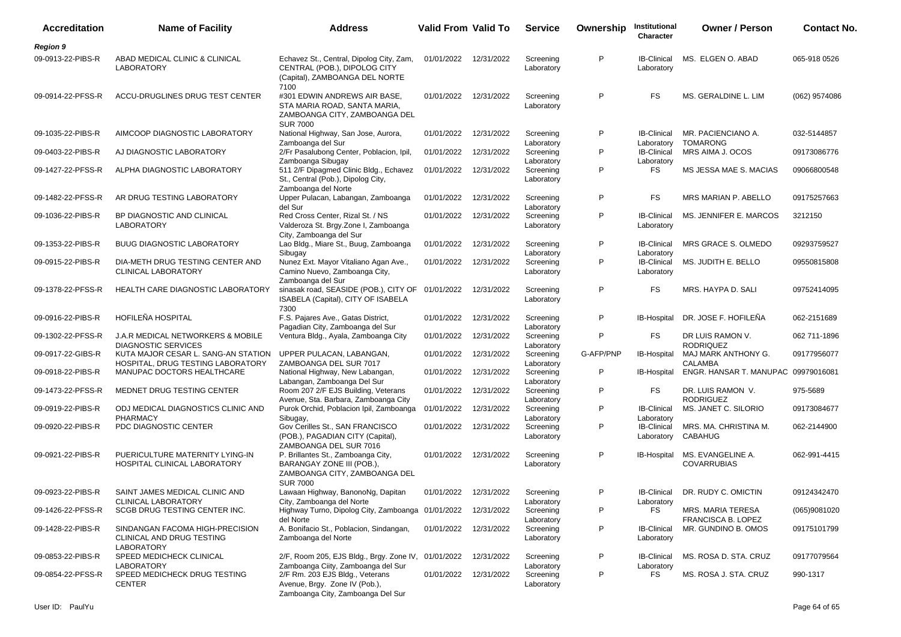| Accreditation | Name of Facility | Address | Valid From | Valid To | Service | Ownership | Institutional Character | Owner / Person | Contact No. |
|---|---|---|---|---|---|---|---|---|---|
| ***Region 9*** | | | | | | | | | |
| 09-0913-22-PIBS-R | ABAD MEDICAL CLINIC & CLINICAL LABORATORY | Echavez St., Central, Dipolog City, Zam, CENTRAL (POB.), DIPOLOG CITY (Capital), ZAMBOANGA DEL NORTE 7100 | 01/01/2022 | 12/31/2022 | Screening Laboratory | P | IB-Clinical Laboratory | MS. ELGEN O. ABAD | 065-918 0526 |
| 09-0914-22-PFSS-R | ACCU-DRUGLINES DRUG TEST CENTER | #301 EDWIN ANDREWS AIR BASE, STA MARIA ROAD, SANTA MARIA, ZAMBOANGA CITY, ZAMBOANGA DEL SUR 7000 | 01/01/2022 | 12/31/2022 | Screening Laboratory | P | FS | MS. GERALDINE L. LIM | (062) 9574086 |
| 09-1035-22-PIBS-R | AIMCOOP DIAGNOSTIC LABORATORY | National Highway, San Jose, Aurora, Zamboanga del Sur | 01/01/2022 | 12/31/2022 | Screening Laboratory | P | IB-Clinical Laboratory | MR. PACIENCIANO A. TOMARONG | 032-5144857 |
| 09-0403-22-PIBS-R | AJ DIAGNOSTIC LABORATORY | 2/Fr Pasalubong Center, Poblacion, Ipil, Zamboanga Sibugay | 01/01/2022 | 12/31/2022 | Screening Laboratory | P | IB-Clinical Laboratory | MRS AIMA J. OCOS | 09173086776 |
| 09-1427-22-PFSS-R | ALPHA DIAGNOSTIC LABORATORY | 511 2/F Dipagmed Clinic Bldg., Echavez St., Central (Pob.), Dipolog City, Zamboanga del Norte | 01/01/2022 | 12/31/2022 | Screening Laboratory | P | FS | MS JESSA MAE S. MACIAS | 09066800548 |
| 09-1482-22-PFSS-R | AR DRUG TESTING LABORATORY | Upper Pulacan, Labangan, Zamboanga del Sur | 01/01/2022 | 12/31/2022 | Screening Laboratory | P | FS | MRS MARIAN P. ABELLO | 09175257663 |
| 09-1036-22-PIBS-R | BP DIAGNOSTIC AND CLINICAL LABORATORY | Red Cross Center, Rizal St. / NS Valderoza St. Brgy.Zone I, Zamboanga City, Zamboanga del Sur | 01/01/2022 | 12/31/2022 | Screening Laboratory | P | IB-Clinical Laboratory | MS. JENNIFER E. MARCOS | 3212150 |
| 09-1353-22-PIBS-R | BUUG DIAGNOSTIC LABORATORY | Lao Bldg., Miare St., Buug, Zamboanga Sibugay | 01/01/2022 | 12/31/2022 | Screening Laboratory | P | IB-Clinical Laboratory | MRS GRACE S. OLMEDO | 09293759527 |
| 09-0915-22-PIBS-R | DIA-METH DRUG TESTING CENTER AND CLINICAL LABORATORY | Nunez Ext. Mayor Vitaliano Agan Ave., Camino Nuevo, Zamboanga City, Zamboanga del Sur | 01/01/2022 | 12/31/2022 | Screening Laboratory | P | IB-Clinical Laboratory | MS. JUDITH E. BELLO | 09550815808 |
| 09-1378-22-PFSS-R | HEALTH CARE DIAGNOSTIC LABORATORY | sinasak road, SEASIDE (POB.), CITY OF ISABELA (Capital), CITY OF ISABELA 7300 | 01/01/2022 | 12/31/2022 | Screening Laboratory | P | FS | MRS. HAYPA D. SALI | 09752414095 |
| 09-0916-22-PIBS-R | HOFILEÑA HOSPITAL | F.S. Pajares Ave., Gatas District, Pagadian City, Zamboanga del Sur | 01/01/2022 | 12/31/2022 | Screening Laboratory | P | IB-Hospital | DR. JOSE F. HOFILEÑA | 062-2151689 |
| 09-1302-22-PFSS-R | J.A.R MEDICAL NETWORKERS & MOBILE DIAGNOSTIC SERVICES | Ventura Bldg., Ayala, Zamboanga City | 01/01/2022 | 12/31/2022 | Screening Laboratory | P | FS | DR LUIS RAMON V. RODRIQUEZ | 062 711-1896 |
| 09-0917-22-GIBS-R | KUTA MAJOR CESAR L. SANG-AN STATION HOSPITAL, DRUG TESTING LABORATORY | UPPER PULACAN, LABANGAN, ZAMBOANGA DEL SUR 7017 | 01/01/2022 | 12/31/2022 | Screening Laboratory | G-AFP/PNP | IB-Hospital | MAJ MARK ANTHONY G. CALAMBA | 09177956077 |
| 09-0918-22-PIBS-R | MANUPAC DOCTORS HEALTHCARE | National Highway, New Labangan, Labangan, Zamboanga Del Sur | 01/01/2022 | 12/31/2022 | Screening Laboratory | P | IB-Hospital | ENGR. HANSAR T. MANUPAC | 09979016081 |
| 09-1473-22-PFSS-R | MEDNET DRUG TESTING CENTER | Room 207 2/F EJS Building, Veterans Avenue, Sta. Barbara, Zamboanga City | 01/01/2022 | 12/31/2022 | Screening Laboratory | P | FS | DR. LUIS RAMON V. RODRIGUEZ | 975-5689 |
| 09-0919-22-PIBS-R | ODJ MEDICAL DIAGNOSTICS CLINIC AND PHARMACY | Purok Orchid, Poblacion Ipil, Zamboanga Sibugay, | 01/01/2022 | 12/31/2022 | Screening Laboratory | P | IB-Clinical Laboratory | MS. JANET C. SILORIO | 09173084677 |
| 09-0920-22-PIBS-R | PDC DIAGNOSTIC CENTER | Gov Cerilles St., SAN FRANCISCO (POB.), PAGADIAN CITY (Capital), ZAMBOANGA DEL SUR 7016 | 01/01/2022 | 12/31/2022 | Screening Laboratory | P | IB-Clinical Laboratory | MRS. MA. CHRISTINA M. CABAHUG | 062-2144900 |
| 09-0921-22-PIBS-R | PUERICULTURE MATERNITY LYING-IN HOSPITAL CLINICAL LABORATORY | P. Brillantes St., Zamboanga City, BARANGAY ZONE III (POB.), ZAMBOANGA CITY, ZAMBOANGA DEL SUR 7000 | 01/01/2022 | 12/31/2022 | Screening Laboratory | P | IB-Hospital | MS. EVANGELINE A. COVARRUBIAS | 062-991-4415 |
| 09-0923-22-PIBS-R | SAINT JAMES MEDICAL CLINIC AND CLINICAL LABORATORY | Lawaan Highway, BanonoNg, Dapitan City, Zamboanga del Norte | 01/01/2022 | 12/31/2022 | Screening Laboratory | P | IB-Clinical Laboratory | DR. RUDY C. OMICTIN | 09124342470 |
| 09-1426-22-PFSS-R | SCGB DRUG TESTING CENTER INC. | Highway Turno, Dipolog City, Zamboanga del Norte | 01/01/2022 | 12/31/2022 | Screening Laboratory | P | FS | MRS. MARIA TERESA FRANCISCA B. LOPEZ | (065)9081020 |
| 09-1428-22-PIBS-R | SINDANGAN FACOMA HIGH-PRECISION CLINICAL AND DRUG TESTING LABORATORY | A. Bonifacio St., Poblacion, Sindangan, Zamboanga del Norte | 01/01/2022 | 12/31/2022 | Screening Laboratory | P | IB-Clinical Laboratory | MR. GUNDINO B. OMOS | 09175101799 |
| 09-0853-22-PIBS-R | SPEED MEDICHECK CLINICAL LABORATORY | 2/F, Room 205, EJS Bldg., Brgy. Zone IV, Zamboanga Ciity, Zamboanga del Sur | 01/01/2022 | 12/31/2022 | Screening Laboratory | P | IB-Clinical Laboratory | MS. ROSA D. STA. CRUZ | 09177079564 |
| 09-0854-22-PFSS-R | SPEED MEDICHECK DRUG TESTING CENTER | 2/F Rm. 203 EJS Bldg., Veterans Avenue, Brgy. Zone IV (Pob.), Zamboanga City, Zamboanga Del Sur | 01/01/2022 | 12/31/2022 | Screening Laboratory | P | FS | MS. ROSA J. STA. CRUZ | 990-1317 |

User ID: PaulYu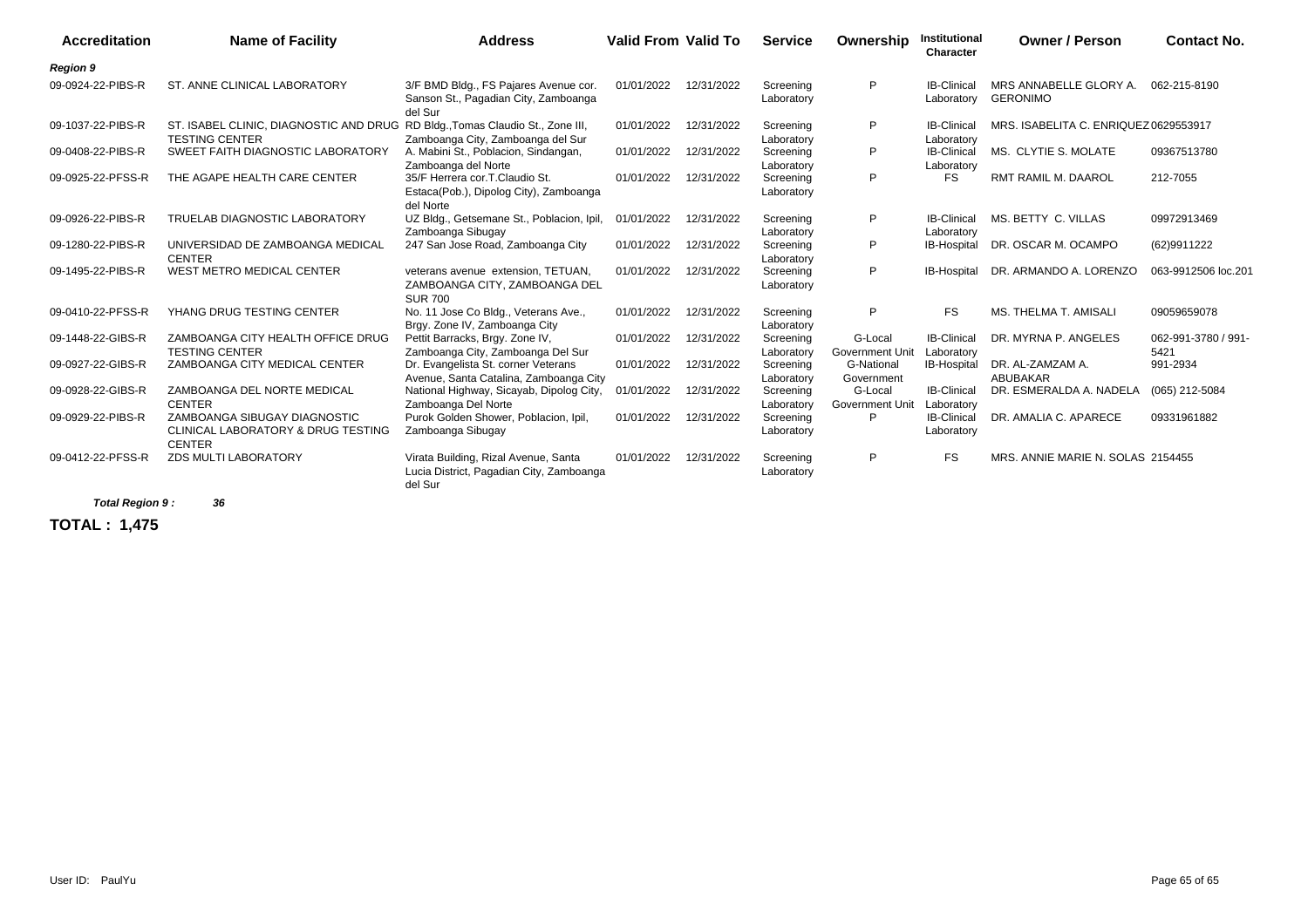| Accreditation | Name of Facility | Address | Valid From | Valid To | Service | Ownership | Institutional Character | Owner / Person | Contact No. |
|---|---|---|---|---|---|---|---|---|---|
| ***Region 9*** | | | | | | | | | |
| 09-0924-22-PIBS-R | ST. ANNE CLINICAL LABORATORY | 3/F BMD Bldg., FS Pajares Avenue cor. Sanson St., Pagadian City, Zamboanga del Sur | 01/01/2022 | 12/31/2022 | Screening Laboratory | P | IB-Clinical Laboratory | MRS ANNABELLE GLORY A. GERONIMO | 062-215-8190 |
| 09-1037-22-PIBS-R | ST. ISABEL CLINIC, DIAGNOSTIC AND DRUG TESTING CENTER | RD Bldg.,Tomas Claudio St., Zone III, Zamboanga City, Zamboanga del Sur | 01/01/2022 | 12/31/2022 | Screening Laboratory | P | IB-Clinical Laboratory | MRS. ISABELITA C. ENRIQUEZ | 0629553917 |
| 09-0408-22-PIBS-R | SWEET FAITH DIAGNOSTIC LABORATORY | A. Mabini St., Poblacion, Sindangan, Zamboanga del Norte | 01/01/2022 | 12/31/2022 | Screening Laboratory | P | IB-Clinical Laboratory | MS. CLYTIE S. MOLATE | 09367513780 |
| 09-0925-22-PFSS-R | THE AGAPE HEALTH CARE CENTER | 35/F Herrera cor.T.Claudio St. Estaca(Pob.), Dipolog City), Zamboanga del Norte | 01/01/2022 | 12/31/2022 | Screening Laboratory | P | FS | RMT RAMIL M. DAAROL | 212-7055 |
| 09-0926-22-PIBS-R | TRUELAB DIAGNOSTIC LABORATORY | UZ Bldg., Getsemane St., Poblacion, Ipil, Zamboanga Sibugay | 01/01/2022 | 12/31/2022 | Screening Laboratory | P | IB-Clinical Laboratory | MS. BETTY C. VILLAS | 09972913469 |
| 09-1280-22-PIBS-R | UNIVERSIDAD DE ZAMBOANGA MEDICAL CENTER | 247 San Jose Road, Zamboanga City | 01/01/2022 | 12/31/2022 | Screening Laboratory | P | IB-Hospital | DR. OSCAR M. OCAMPO | (62)9911222 |
| 09-1495-22-PIBS-R | WEST METRO MEDICAL CENTER | veterans avenue extension, TETUAN, ZAMBOANGA CITY, ZAMBOANGA DEL SUR 700 | 01/01/2022 | 12/31/2022 | Screening Laboratory | P | IB-Hospital | DR. ARMANDO A. LORENZO | 063-9912506 loc.201 |
| 09-0410-22-PFSS-R | YHANG DRUG TESTING CENTER | No. 11 Jose Co Bldg., Veterans Ave., Brgy. Zone IV, Zamboanga City | 01/01/2022 | 12/31/2022 | Screening Laboratory | P | FS | MS. THELMA T. AMISALI | 09059659078 |
| 09-1448-22-GIBS-R | ZAMBOANGA CITY HEALTH OFFICE DRUG TESTING CENTER | Pettit Barracks, Brgy. Zone IV, Zamboanga City, Zamboanga Del Sur | 01/01/2022 | 12/31/2022 | Screening Laboratory | G-Local Government Unit | IB-Clinical Laboratory | DR. MYRNA P. ANGELES | 062-991-3780 / 991-5421 |
| 09-0927-22-GIBS-R | ZAMBOANGA CITY MEDICAL CENTER | Dr. Evangelista St. corner Veterans Avenue, Santa Catalina, Zamboanga City | 01/01/2022 | 12/31/2022 | Screening Laboratory | G-National Government | IB-Hospital | DR. AL-ZAMZAM A. ABUBAKAR | 991-2934 |
| 09-0928-22-GIBS-R | ZAMBOANGA DEL NORTE MEDICAL CENTER | National Highway, Sicayab, Dipolog City, Zamboanga Del Norte | 01/01/2022 | 12/31/2022 | Screening Laboratory | G-Local Government Unit | IB-Clinical Laboratory | DR. ESMERALDA A. NADELA | (065) 212-5084 |
| 09-0929-22-PIBS-R | ZAMBOANGA SIBUGAY DIAGNOSTIC CLINICAL LABORATORY & DRUG TESTING CENTER | Purok Golden Shower, Poblacion, Ipil, Zamboanga Sibugay | 01/01/2022 | 12/31/2022 | Screening Laboratory | P | IB-Clinical Laboratory | DR. AMALIA C. APARECE | 09331961882 |
| 09-0412-22-PFSS-R | ZDS MULTI LABORATORY | Virata Building, Rizal Avenue, Santa Lucia District, Pagadian City, Zamboanga del Sur | 01/01/2022 | 12/31/2022 | Screening Laboratory | P | FS | MRS. ANNIE MARIE N. SOLAS | 2154455 |

***Total Region 9 :*** ***36***

**TOTAL : 1,475**

User ID: PaulYu